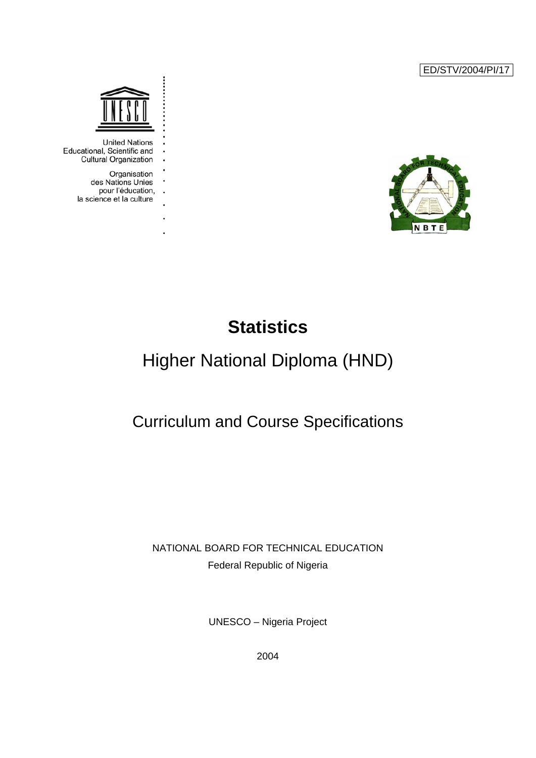ED/STV/2004/PI/17

United Nations
Educational, Scientific and
Cultural Organization

Organisation
des Nations Unies
pour l'éducation,
la science et la culture

# Statistics

## Higher National Diploma (HND)

## Curriculum and Course Specifications

NATIONAL BOARD FOR TECHNICAL EDUCATION

Federal Republic of Nigeria

UNESCO – Nigeria Project

2004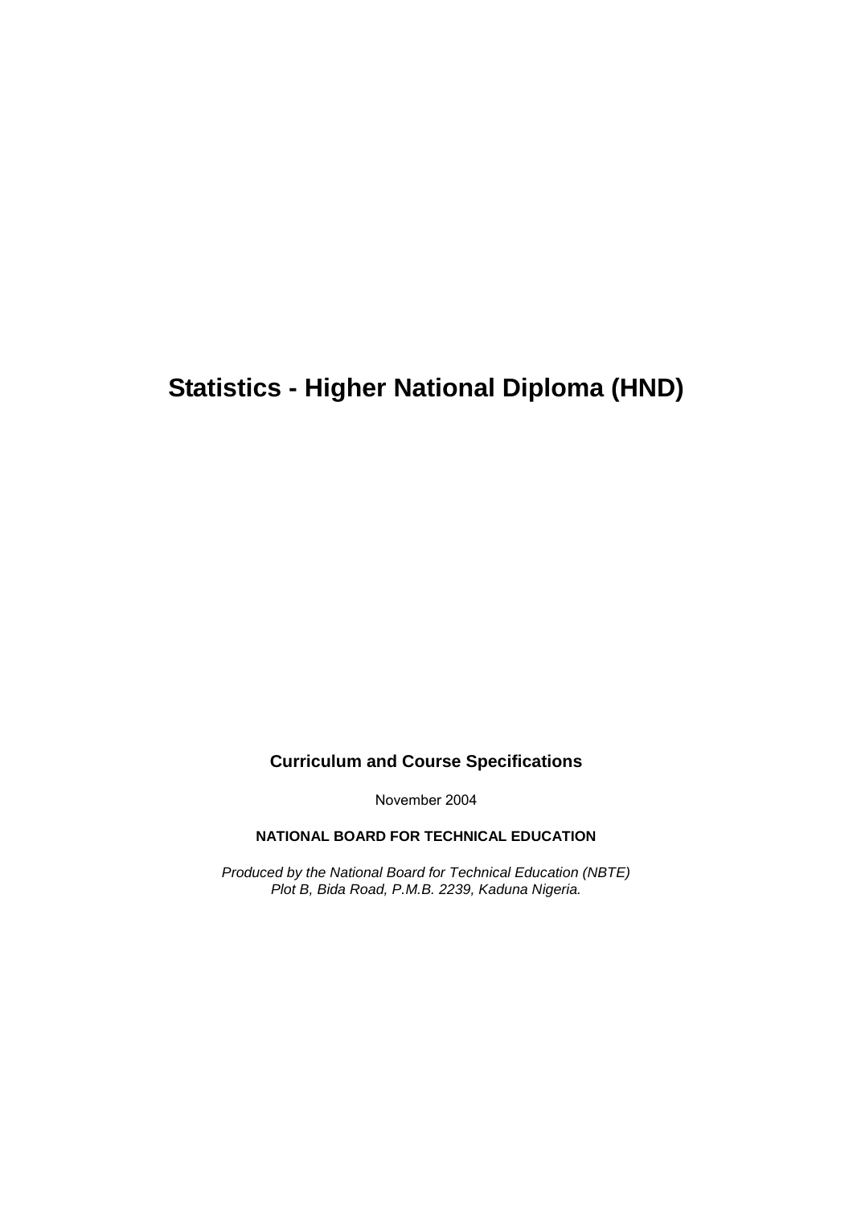# Statistics - Higher National Diploma (HND)

**Curriculum and Course Specifications**

November 2004

**NATIONAL BOARD FOR TECHNICAL EDUCATION**

*Produced by the National Board for Technical Education (NBTE)*
*Plot B, Bida Road, P.M.B. 2239, Kaduna Nigeria.*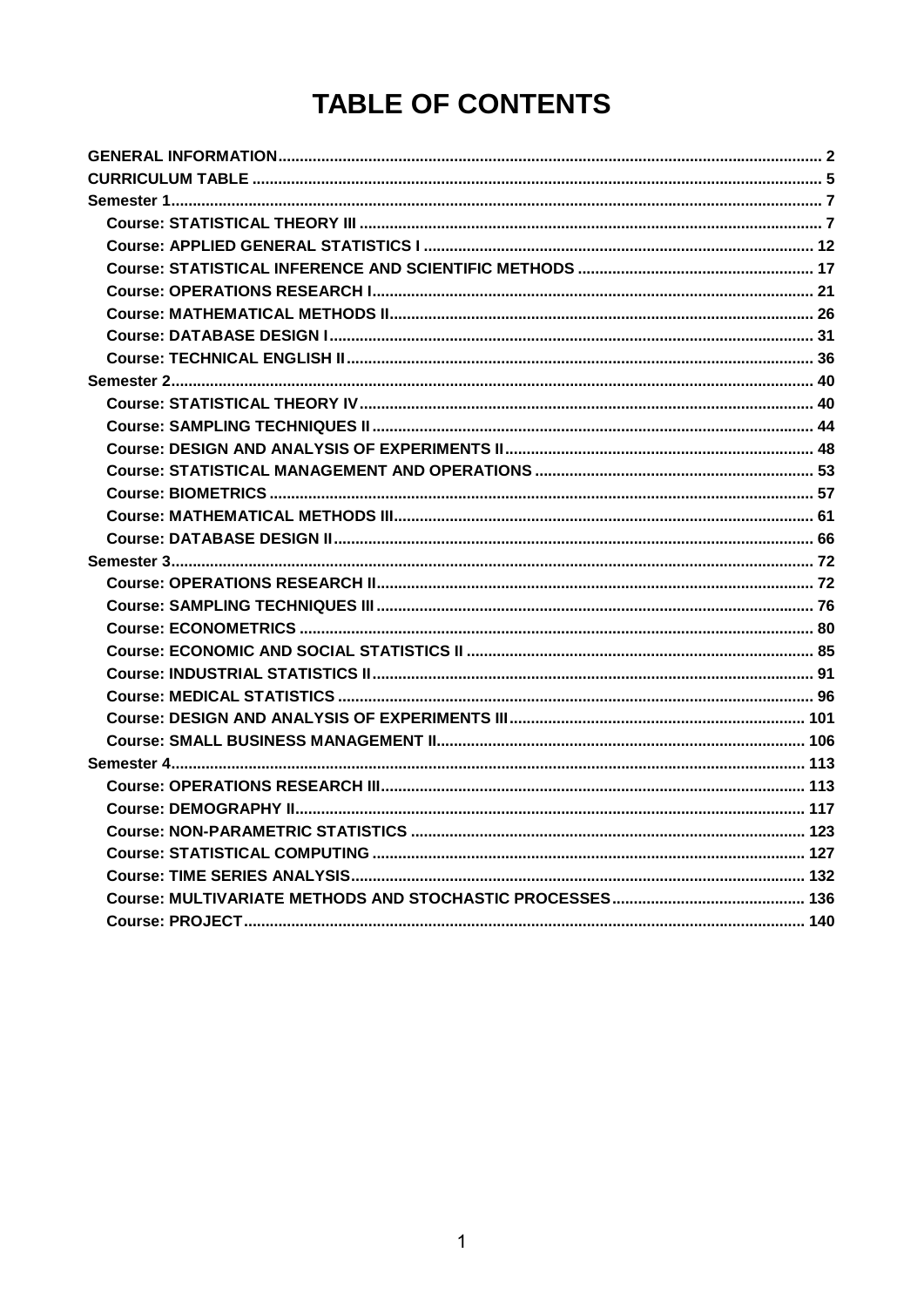# TABLE OF CONTENTS

- **GENERAL INFORMATION** ..... 2
- **CURRICULUM TABLE** ..... 5
- **Semester 1** ..... 7
  - **Course: STATISTICAL THEORY III** ..... 7
  - **Course: APPLIED GENERAL STATISTICS I** ..... 12
  - **Course: STATISTICAL INFERENCE AND SCIENTIFIC METHODS** ..... 17
  - **Course: OPERATIONS RESEARCH I** ..... 21
  - **Course: MATHEMATICAL METHODS II** ..... 26
  - **Course: DATABASE DESIGN I** ..... 31
  - **Course: TECHNICAL ENGLISH II** ..... 36
- **Semester 2** ..... 40
  - **Course: STATISTICAL THEORY IV** ..... 40
  - **Course: SAMPLING TECHNIQUES II** ..... 44
  - **Course: DESIGN AND ANALYSIS OF EXPERIMENTS II** ..... 48
  - **Course: STATISTICAL MANAGEMENT AND OPERATIONS** ..... 53
  - **Course: BIOMETRICS** ..... 57
  - **Course: MATHEMATICAL METHODS III** ..... 61
  - **Course: DATABASE DESIGN II** ..... 66
- **Semester 3** ..... 72
  - **Course: OPERATIONS RESEARCH II** ..... 72
  - **Course: SAMPLING TECHNIQUES III** ..... 76
  - **Course: ECONOMETRICS** ..... 80
  - **Course: ECONOMIC AND SOCIAL STATISTICS II** ..... 85
  - **Course: INDUSTRIAL STATISTICS II** ..... 91
  - **Course: MEDICAL STATISTICS** ..... 96
  - **Course: DESIGN AND ANALYSIS OF EXPERIMENTS III** ..... 101
  - **Course: SMALL BUSINESS MANAGEMENT II** ..... 106
- **Semester 4** ..... 113
  - **Course: OPERATIONS RESEARCH III** ..... 113
  - **Course: DEMOGRAPHY II** ..... 117
  - **Course: NON-PARAMETRIC STATISTICS** ..... 123
  - **Course: STATISTICAL COMPUTING** ..... 127
  - **Course: TIME SERIES ANALYSIS** ..... 132
  - **Course: MULTIVARIATE METHODS AND STOCHASTIC PROCESSES** ..... 136
  - **Course: PROJECT** ..... 140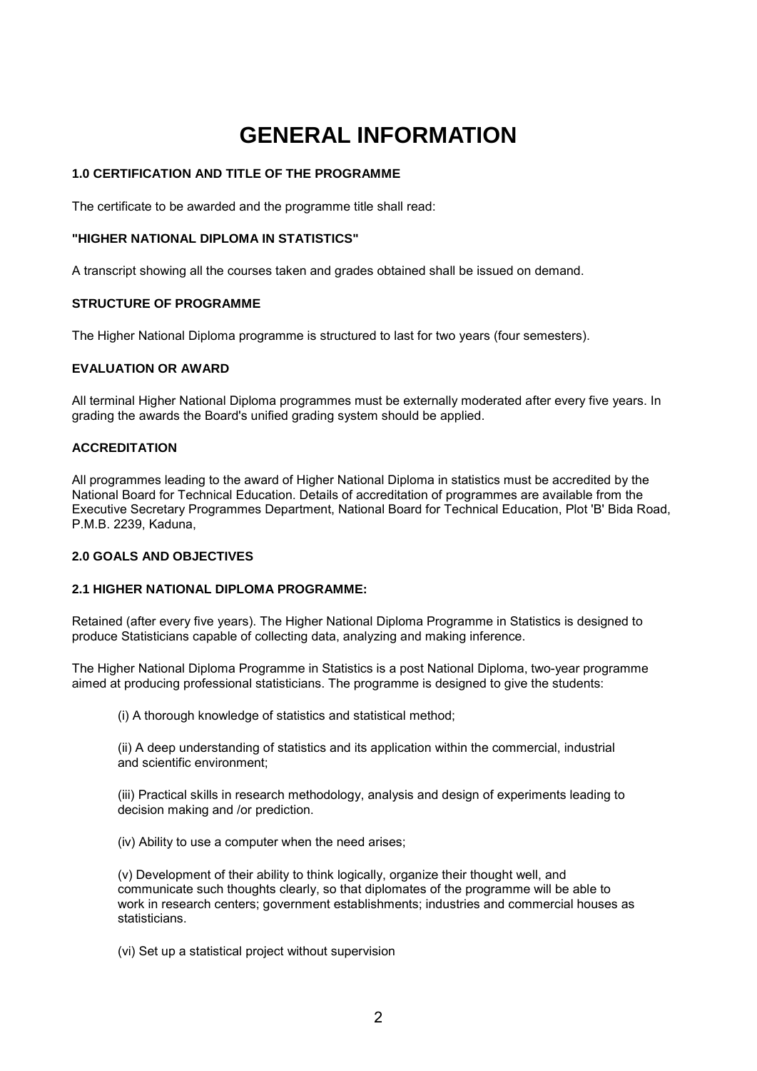# GENERAL INFORMATION

### 1.0 CERTIFICATION AND TITLE OF THE PROGRAMME

The certificate to be awarded and the programme title shall read:

**"HIGHER NATIONAL DIPLOMA IN STATISTICS"**

A transcript showing all the courses taken and grades obtained shall be issued on demand.

### STRUCTURE OF PROGRAMME

The Higher National Diploma programme is structured to last for two years (four semesters).

### EVALUATION OR AWARD

All terminal Higher National Diploma programmes must be externally moderated after every five years. In grading the awards the Board's unified grading system should be applied.

### ACCREDITATION

All programmes leading to the award of Higher National Diploma in statistics must be accredited by the National Board for Technical Education. Details of accreditation of programmes are available from the Executive Secretary Programmes Department, National Board for Technical Education, Plot 'B' Bida Road, P.M.B. 2239, Kaduna,

### 2.0 GOALS AND OBJECTIVES

### 2.1 HIGHER NATIONAL DIPLOMA PROGRAMME:

Retained (after every five years). The Higher National Diploma Programme in Statistics is designed to produce Statisticians capable of collecting data, analyzing and making inference.

The Higher National Diploma Programme in Statistics is a post National Diploma, two-year programme aimed at producing professional statisticians. The programme is designed to give the students:

(i) A thorough knowledge of statistics and statistical method;

(ii) A deep understanding of statistics and its application within the commercial, industrial and scientific environment;

(iii) Practical skills in research methodology, analysis and design of experiments leading to decision making and /or prediction.

(iv) Ability to use a computer when the need arises;

(v) Development of their ability to think logically, organize their thought well, and communicate such thoughts clearly, so that diplomates of the programme will be able to work in research centers; government establishments; industries and commercial houses as statisticians.

(vi) Set up a statistical project without supervision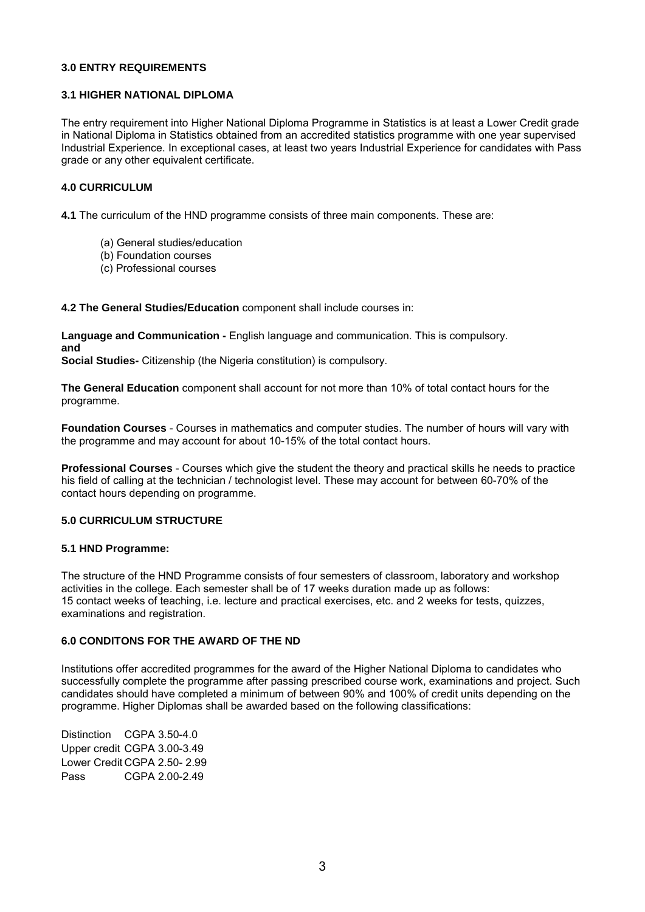## 3.0 ENTRY REQUIREMENTS

### 3.1 HIGHER NATIONAL DIPLOMA

The entry requirement into Higher National Diploma Programme in Statistics is at least a Lower Credit grade in National Diploma in Statistics obtained from an accredited statistics programme with one year supervised Industrial Experience. In exceptional cases, at least two years Industrial Experience for candidates with Pass grade or any other equivalent certificate.

## 4.0 CURRICULUM

**4.1** The curriculum of the HND programme consists of three main components. These are:

(a) General studies/education
(b) Foundation courses
(c) Professional courses

**4.2 The General Studies/Education** component shall include courses in:

**Language and Communication -** English language and communication. This is compulsory.
**and**
**Social Studies-** Citizenship (the Nigeria constitution) is compulsory.

**The General Education** component shall account for not more than 10% of total contact hours for the programme.

**Foundation Courses** - Courses in mathematics and computer studies. The number of hours will vary with the programme and may account for about 10-15% of the total contact hours.

**Professional Courses** - Courses which give the student the theory and practical skills he needs to practice his field of calling at the technician / technologist level. These may account for between 60-70% of the contact hours depending on programme.

## 5.0 CURRICULUM STRUCTURE

### 5.1 HND Programme:

The structure of the HND Programme consists of four semesters of classroom, laboratory and workshop activities in the college. Each semester shall be of 17 weeks duration made up as follows:
15 contact weeks of teaching, i.e. lecture and practical exercises, etc. and 2 weeks for tests, quizzes, examinations and registration.

## 6.0 CONDITONS FOR THE AWARD OF THE ND

Institutions offer accredited programmes for the award of the Higher National Diploma to candidates who successfully complete the programme after passing prescribed course work, examinations and project. Such candidates should have completed a minimum of between 90% and 100% of credit units depending on the programme. Higher Diplomas shall be awarded based on the following classifications:

Distinction CGPA 3.50-4.0
Upper credit CGPA 3.00-3.49
Lower Credit CGPA 2.50- 2.99
Pass CGPA 2.00-2.49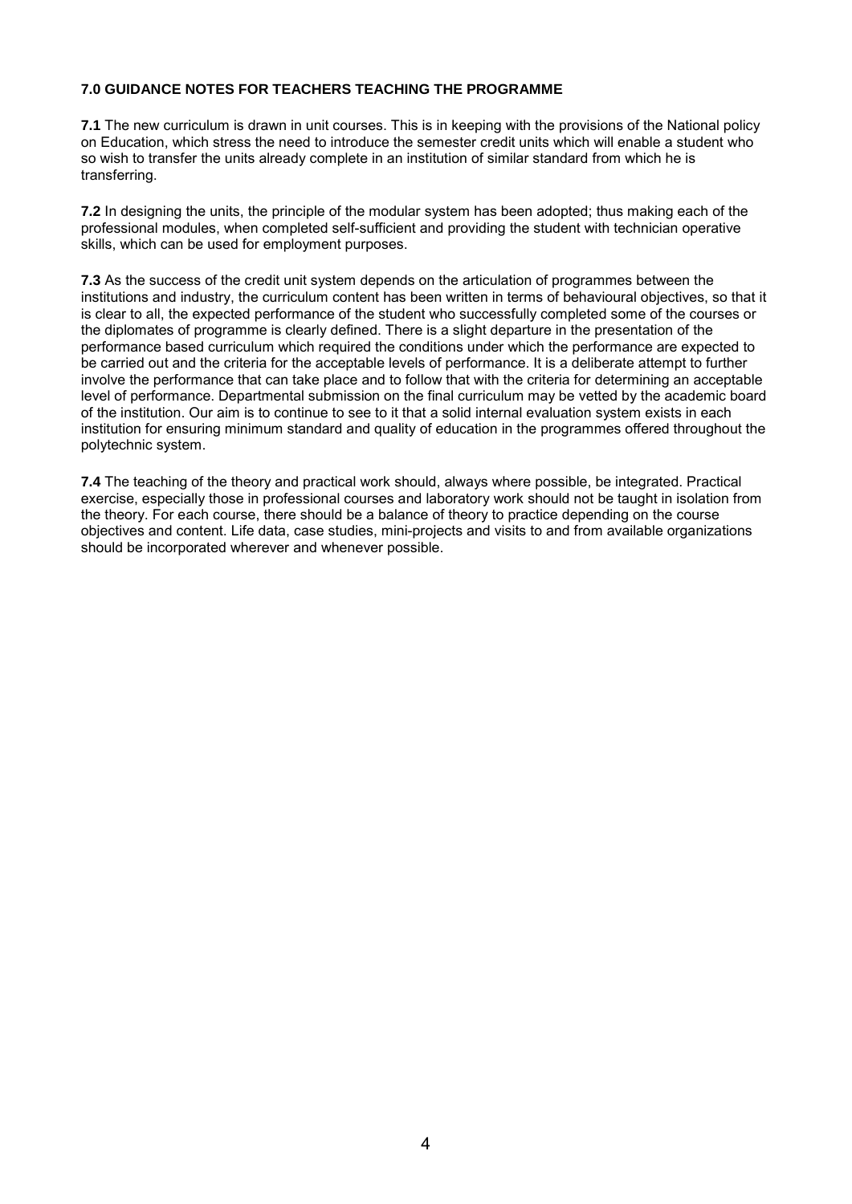### 7.0 GUIDANCE NOTES FOR TEACHERS TEACHING THE PROGRAMME

**7.1** The new curriculum is drawn in unit courses. This is in keeping with the provisions of the National policy on Education, which stress the need to introduce the semester credit units which will enable a student who so wish to transfer the units already complete in an institution of similar standard from which he is transferring.

**7.2** In designing the units, the principle of the modular system has been adopted; thus making each of the professional modules, when completed self-sufficient and providing the student with technician operative skills, which can be used for employment purposes.

**7.3** As the success of the credit unit system depends on the articulation of programmes between the institutions and industry, the curriculum content has been written in terms of behavioural objectives, so that it is clear to all, the expected performance of the student who successfully completed some of the courses or the diplomates of programme is clearly defined. There is a slight departure in the presentation of the performance based curriculum which required the conditions under which the performance are expected to be carried out and the criteria for the acceptable levels of performance. It is a deliberate attempt to further involve the performance that can take place and to follow that with the criteria for determining an acceptable level of performance. Departmental submission on the final curriculum may be vetted by the academic board of the institution. Our aim is to continue to see to it that a solid internal evaluation system exists in each institution for ensuring minimum standard and quality of education in the programmes offered throughout the polytechnic system.

**7.4** The teaching of the theory and practical work should, always where possible, be integrated. Practical exercise, especially those in professional courses and laboratory work should not be taught in isolation from the theory. For each course, there should be a balance of theory to practice depending on the course objectives and content. Life data, case studies, mini-projects and visits to and from available organizations should be incorporated wherever and whenever possible.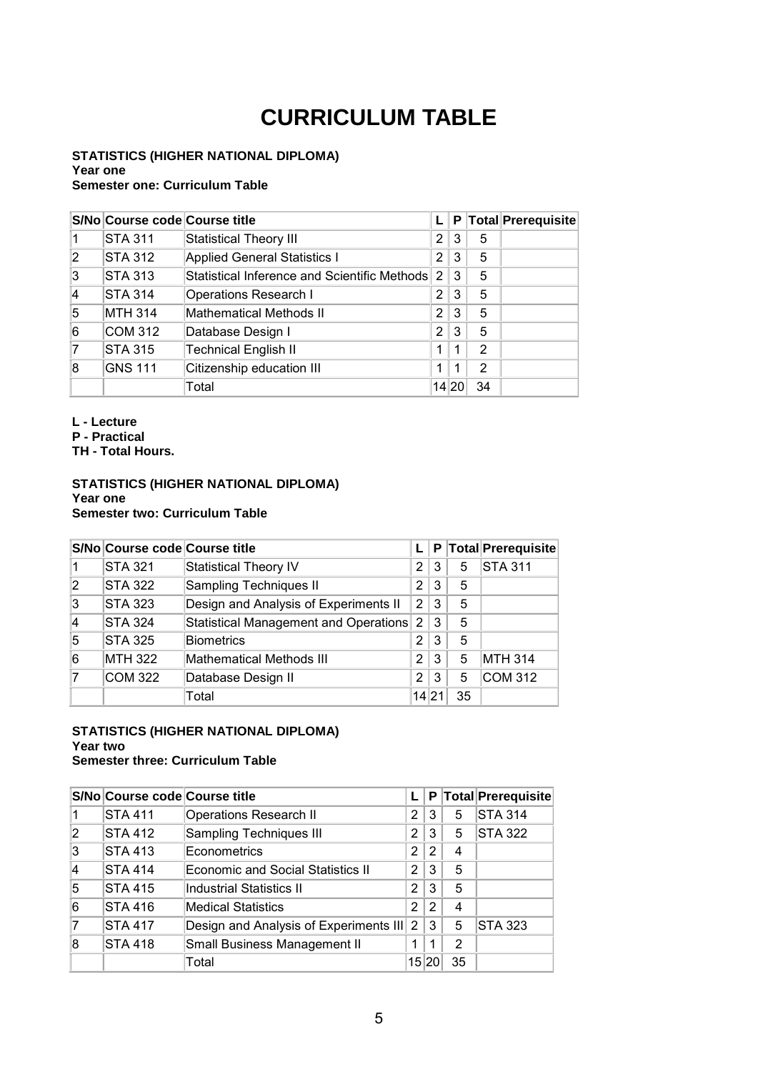# CURRICULUM TABLE

**STATISTICS (HIGHER NATIONAL DIPLOMA)**
**Year one**
**Semester one: Curriculum Table**

| S/No | Course code | Course title | L | P | Total | Prerequisite |
|---|---|---|---|---|---|---|
| 1 | STA 311 | Statistical Theory III | 2 | 3 | 5 | |
| 2 | STA 312 | Applied General Statistics I | 2 | 3 | 5 | |
| 3 | STA 313 | Statistical Inference and Scientific Methods | 2 | 3 | 5 | |
| 4 | STA 314 | Operations Research I | 2 | 3 | 5 | |
| 5 | MTH 314 | Mathematical Methods II | 2 | 3 | 5 | |
| 6 | COM 312 | Database Design I | 2 | 3 | 5 | |
| 7 | STA 315 | Technical English II | 1 | 1 | 2 | |
| 8 | GNS 111 | Citizenship education III | 1 | 1 | 2 | |
| | | Total | 14 | 20 | 34 | |

**L - Lecture**
**P - Practical**
**TH - Total Hours.**

**STATISTICS (HIGHER NATIONAL DIPLOMA)**
**Year one**
**Semester two: Curriculum Table**

| S/No | Course code | Course title | L | P | Total | Prerequisite |
|---|---|---|---|---|---|---|
| 1 | STA 321 | Statistical Theory IV | 2 | 3 | 5 | STA 311 |
| 2 | STA 322 | Sampling Techniques II | 2 | 3 | 5 | |
| 3 | STA 323 | Design and Analysis of Experiments II | 2 | 3 | 5 | |
| 4 | STA 324 | Statistical Management and Operations | 2 | 3 | 5 | |
| 5 | STA 325 | Biometrics | 2 | 3 | 5 | |
| 6 | MTH 322 | Mathematical Methods III | 2 | 3 | 5 | MTH 314 |
| 7 | COM 322 | Database Design II | 2 | 3 | 5 | COM 312 |
| | | Total | 14 | 21 | 35 | |

**STATISTICS (HIGHER NATIONAL DIPLOMA)**
**Year two**
**Semester three: Curriculum Table**

| S/No | Course code | Course title | L | P | Total | Prerequisite |
|---|---|---|---|---|---|---|
| 1 | STA 411 | Operations Research II | 2 | 3 | 5 | STA 314 |
| 2 | STA 412 | Sampling Techniques III | 2 | 3 | 5 | STA 322 |
| 3 | STA 413 | Econometrics | 2 | 2 | 4 | |
| 4 | STA 414 | Economic and Social Statistics II | 2 | 3 | 5 | |
| 5 | STA 415 | Industrial Statistics II | 2 | 3 | 5 | |
| 6 | STA 416 | Medical Statistics | 2 | 2 | 4 | |
| 7 | STA 417 | Design and Analysis of Experiments III | 2 | 3 | 5 | STA 323 |
| 8 | STA 418 | Small Business Management II | 1 | 1 | 2 | |
| | | Total | 15 | 20 | 35 | |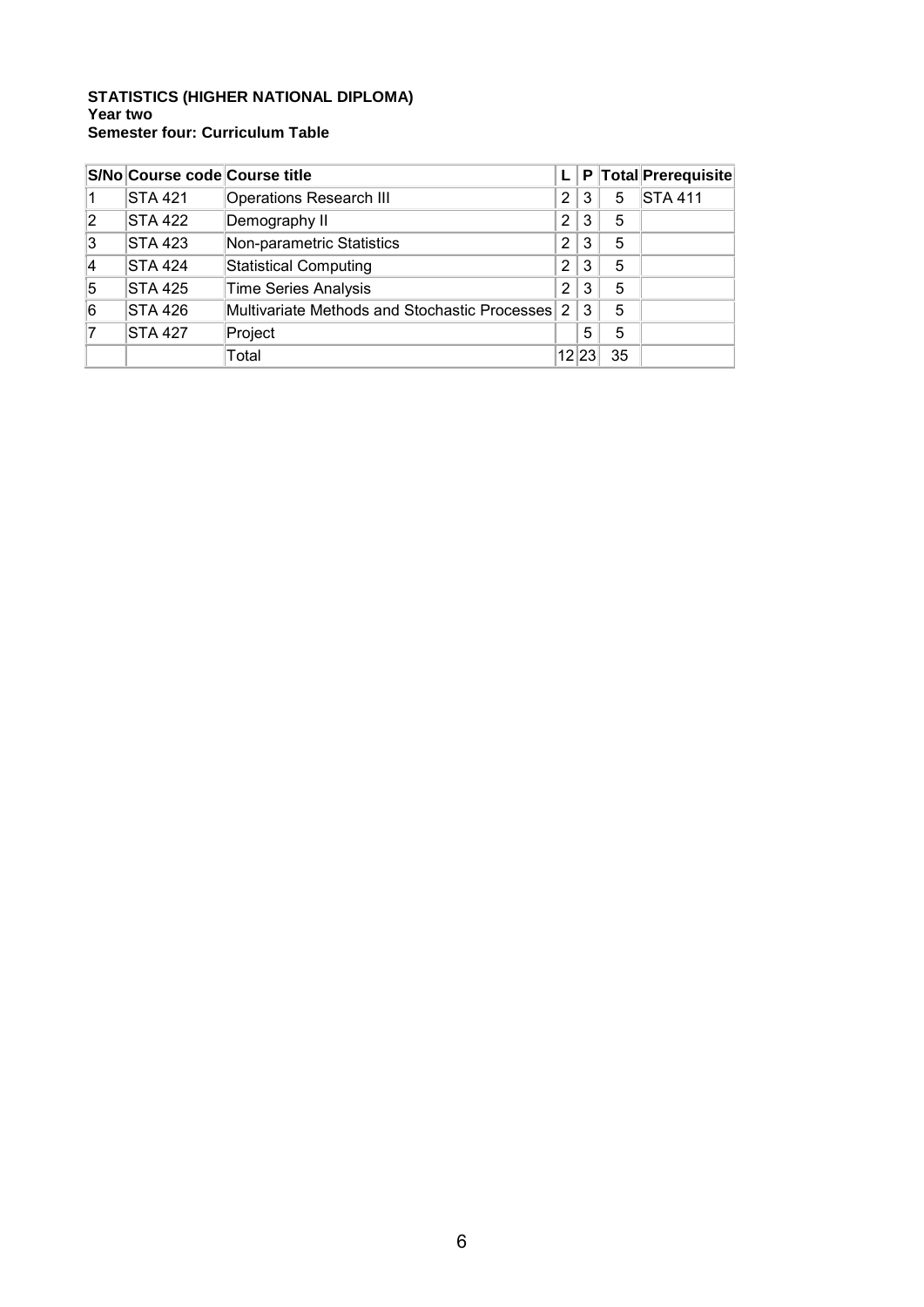**STATISTICS (HIGHER NATIONAL DIPLOMA)**
**Year two**
**Semester four: Curriculum Table**

| S/No | Course code | Course title | L | P | Total | Prerequisite |
|---|---|---|---|---|---|---|
| 1 | STA 421 | Operations Research III | 2 | 3 | 5 | STA 411 |
| 2 | STA 422 | Demography II | 2 | 3 | 5 | |
| 3 | STA 423 | Non-parametric Statistics | 2 | 3 | 5 | |
| 4 | STA 424 | Statistical Computing | 2 | 3 | 5 | |
| 5 | STA 425 | Time Series Analysis | 2 | 3 | 5 | |
| 6 | STA 426 | Multivariate Methods and Stochastic Processes | 2 | 3 | 5 | |
| 7 | STA 427 | Project | | 5 | 5 | |
| | | Total | 12 | 23 | 35 | |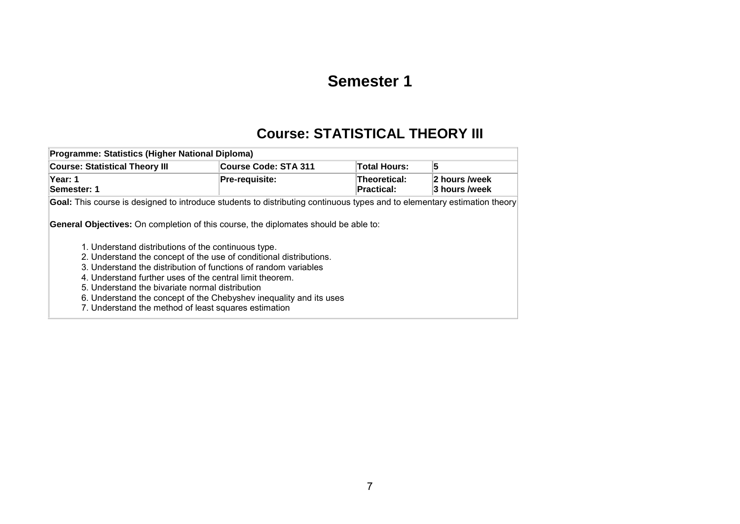# Semester 1

## Course: STATISTICAL THEORY III

| **Programme: Statistics (Higher National Diploma)** | | | |
|---|---|---|---|
| **Course: Statistical Theory III** | **Course Code: STA 311** | **Total Hours:** | **5** |
| **Year: 1**<br>**Semester: 1** | **Pre-requisite:** | **Theoretical:**<br>**Practical:** | **2 hours /week**<br>**3 hours /week** |

**Goal:** This course is designed to introduce students to distributing continuous types and to elementary estimation theory

**General Objectives:** On completion of this course, the diplomates should be able to:

1. Understand distributions of the continuous type.
2. Understand the concept of the use of conditional distributions.
3. Understand the distribution of functions of random variables
4. Understand further uses of the central limit theorem.
5. Understand the bivariate normal distribution
6. Understand the concept of the Chebyshev inequality and its uses
7. Understand the method of least squares estimation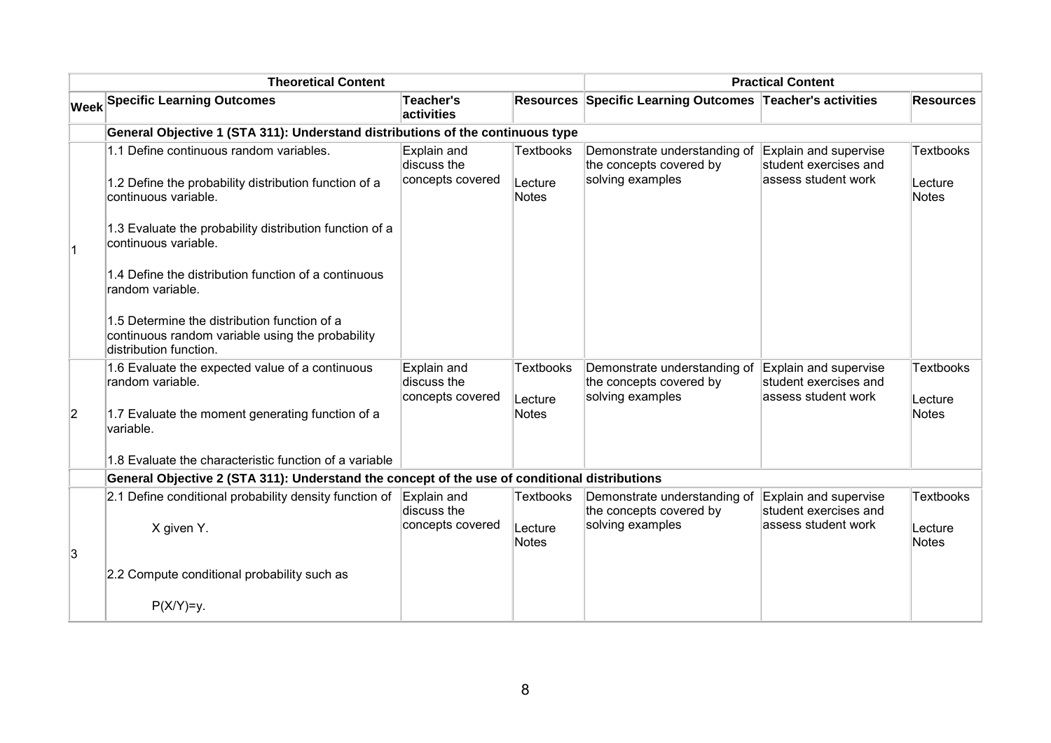| | Theoretical Content | | | Practical Content | | |
|---|---|---|---|---|---|---|
| **Week** | **Specific Learning Outcomes** | **Teacher's activities** | **Resources** | **Specific Learning Outcomes** | **Teacher's activities** | **Resources** |
| | **General Objective 1 (STA 311): Understand distributions of the continuous type** | | | | | |
| 1 | 1.1 Define continuous random variables.<br><br>1.2 Define the probability distribution function of a continuous variable.<br><br>1.3 Evaluate the probability distribution function of a continuous variable.<br><br>1.4 Define the distribution function of a continuous random variable.<br><br>1.5 Determine the distribution function of a continuous random variable using the probability distribution function. | Explain and discuss the concepts covered | Textbooks<br><br>Lecture Notes | Demonstrate understanding of the concepts covered by solving examples | Explain and supervise student exercises and assess student work | Textbooks<br><br>Lecture Notes |
| 2 | 1.6 Evaluate the expected value of a continuous random variable.<br><br>1.7 Evaluate the moment generating function of a variable.<br><br>1.8 Evaluate the characteristic function of a variable | Explain and discuss the concepts covered | Textbooks<br><br>Lecture Notes | Demonstrate understanding of the concepts covered by solving examples | Explain and supervise student exercises and assess student work | Textbooks<br><br>Lecture Notes |
| | **General Objective 2 (STA 311): Understand the concept of the use of conditional distributions** | | | | | |
| 3 | 2.1 Define conditional probability density function of X given Y.<br><br>2.2 Compute conditional probability such as $P(X/Y)=y$. | Explain and discuss the concepts covered | Textbooks<br><br>Lecture Notes | Demonstrate understanding of the concepts covered by solving examples | Explain and supervise student exercises and assess student work | Textbooks<br><br>Lecture Notes |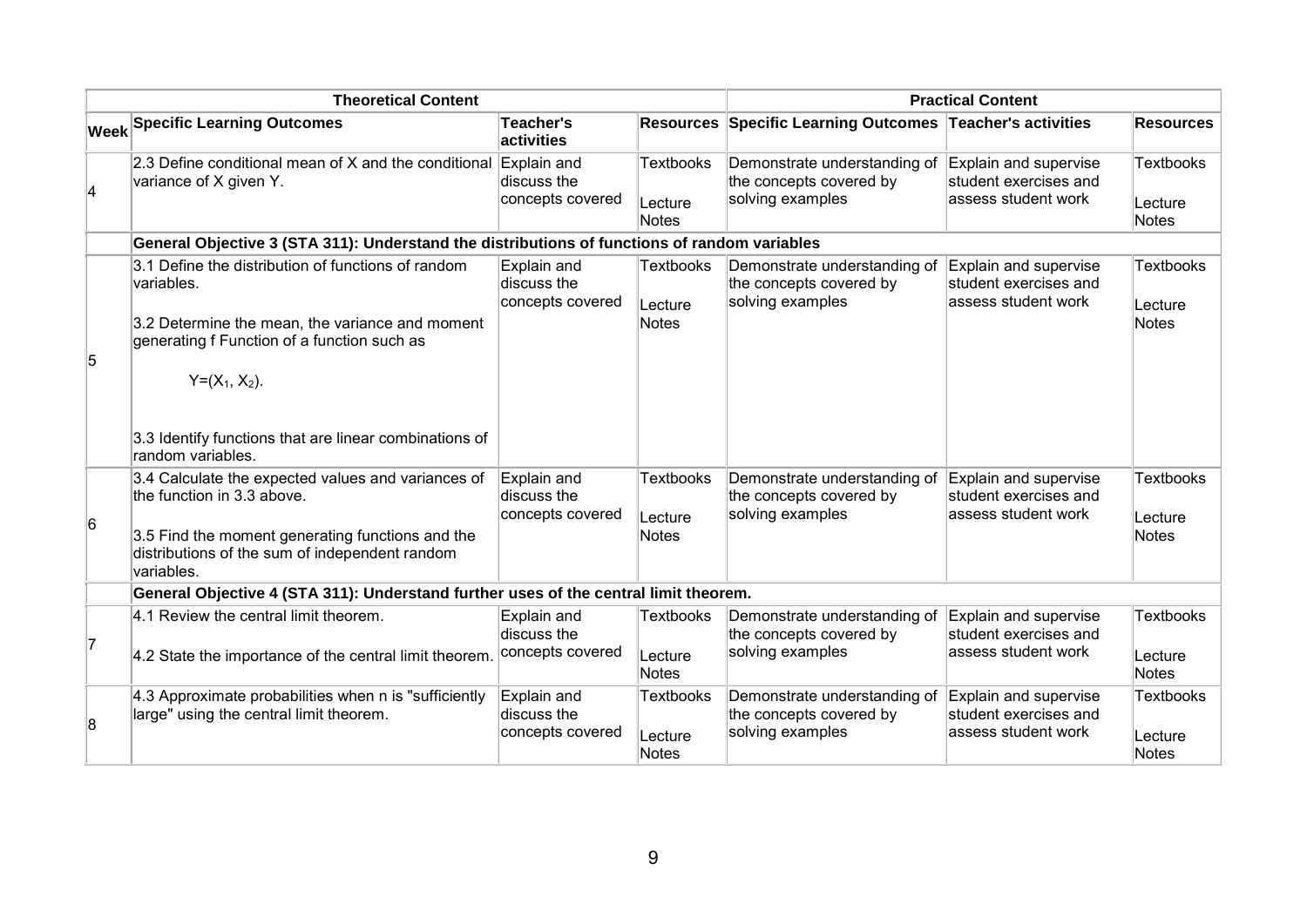| | Theoretical Content | | | Practical Content | | |
|---|---|---|---|---|---|---|
| **Week** | **Specific Learning Outcomes** | **Teacher's activities** | **Resources** | **Specific Learning Outcomes** | **Teacher's activities** | **Resources** |
| 4 | 2.3 Define conditional mean of X and the conditional variance of X given Y. | Explain and discuss the concepts covered | Textbooks<br><br>Lecture Notes | Demonstrate understanding of the concepts covered by solving examples | Explain and supervise student exercises and assess student work | Textbooks<br><br>Lecture Notes |
| | **General Objective 3 (STA 311): Understand the distributions of functions of random variables** | | | | | |
| 5 | 3.1 Define the distribution of functions of random variables.<br><br>3.2 Determine the mean, the variance and moment generating f Function of a function such as<br><br>$Y=(X_1, X_2)$.<br><br>3.3 Identify functions that are linear combinations of random variables. | Explain and discuss the concepts covered | Textbooks<br><br>Lecture Notes | Demonstrate understanding of the concepts covered by solving examples | Explain and supervise student exercises and assess student work | Textbooks<br><br>Lecture Notes |
| 6 | 3.4 Calculate the expected values and variances of the function in 3.3 above.<br><br>3.5 Find the moment generating functions and the distributions of the sum of independent random variables. | Explain and discuss the concepts covered | Textbooks<br><br>Lecture Notes | Demonstrate understanding of the concepts covered by solving examples | Explain and supervise student exercises and assess student work | Textbooks<br><br>Lecture Notes |
| | **General Objective 4 (STA 311): Understand further uses of the central limit theorem.** | | | | | |
| 7 | 4.1 Review the central limit theorem.<br><br>4.2 State the importance of the central limit theorem. | Explain and discuss the concepts covered | Textbooks<br><br>Lecture Notes | Demonstrate understanding of the concepts covered by solving examples | Explain and supervise student exercises and assess student work | Textbooks<br><br>Lecture Notes |
| 8 | 4.3 Approximate probabilities when n is "sufficiently large" using the central limit theorem. | Explain and discuss the concepts covered | Textbooks<br><br>Lecture Notes | Demonstrate understanding of the concepts covered by solving examples | Explain and supervise student exercises and assess student work | Textbooks<br><br>Lecture Notes |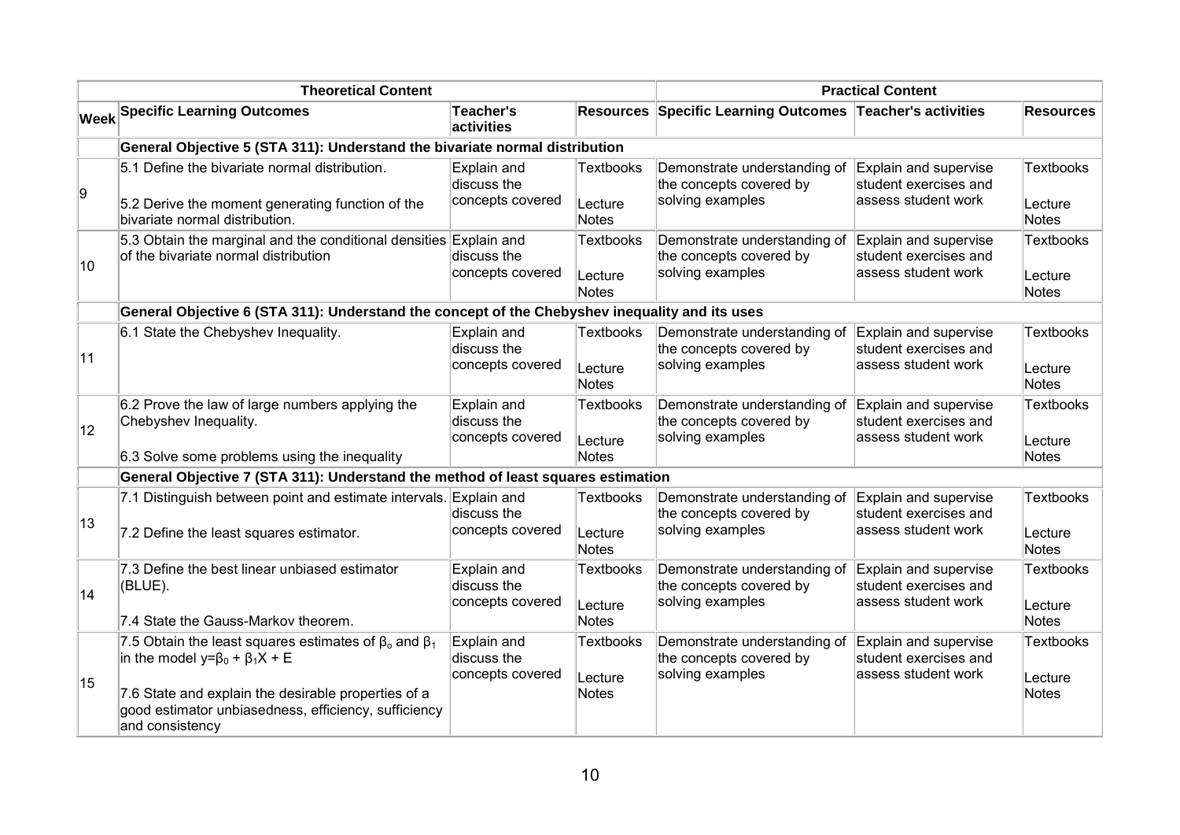| Theoretical Content | | | | Practical Content | | |
|---|---|---|---|---|---|---|
| **Week** | **Specific Learning Outcomes** | **Teacher's activities** | **Resources** | **Specific Learning Outcomes** | **Teacher's activities** | **Resources** |
| | **General Objective 5 (STA 311): Understand the bivariate normal distribution** | | | | | |
| 9 | 5.1 Define the bivariate normal distribution.<br><br>5.2 Derive the moment generating function of the bivariate normal distribution. | Explain and discuss the concepts covered | Textbooks<br><br>Lecture Notes | Demonstrate understanding of the concepts covered by solving examples | Explain and supervise student exercises and assess student work | Textbooks<br><br>Lecture Notes |
| 10 | 5.3 Obtain the marginal and the conditional densities of the bivariate normal distribution | Explain and discuss the concepts covered | Textbooks<br><br>Lecture Notes | Demonstrate understanding of the concepts covered by solving examples | Explain and supervise student exercises and assess student work | Textbooks<br><br>Lecture Notes |
| | **General Objective 6 (STA 311): Understand the concept of the Chebyshev inequality and its uses** | | | | | |
| 11 | 6.1 State the Chebyshev Inequality. | Explain and discuss the concepts covered | Textbooks<br><br>Lecture Notes | Demonstrate understanding of the concepts covered by solving examples | Explain and supervise student exercises and assess student work | Textbooks<br><br>Lecture Notes |
| 12 | 6.2 Prove the law of large numbers applying the Chebyshev Inequality.<br><br>6.3 Solve some problems using the inequality | Explain and discuss the concepts covered | Textbooks<br><br>Lecture Notes | Demonstrate understanding of the concepts covered by solving examples | Explain and supervise student exercises and assess student work | Textbooks<br><br>Lecture Notes |
| | **General Objective 7 (STA 311): Understand the method of least squares estimation** | | | | | |
| 13 | 7.1 Distinguish between point and estimate intervals.<br><br>7.2 Define the least squares estimator. | Explain and discuss the concepts covered | Textbooks<br><br>Lecture Notes | Demonstrate understanding of the concepts covered by solving examples | Explain and supervise student exercises and assess student work | Textbooks<br><br>Lecture Notes |
| 14 | 7.3 Define the best linear unbiased estimator (BLUE).<br><br>7.4 State the Gauss-Markov theorem. | Explain and discuss the concepts covered | Textbooks<br><br>Lecture Notes | Demonstrate understanding of the concepts covered by solving examples | Explain and supervise student exercises and assess student work | Textbooks<br><br>Lecture Notes |
| 15 | 7.5 Obtain the least squares estimates of $\beta_o$ and $\beta_1$ in the model $y=\beta_0 + \beta_1 X + E$<br><br>7.6 State and explain the desirable properties of a good estimator unbiasedness, efficiency, sufficiency and consistency | Explain and discuss the concepts covered | Textbooks<br><br>Lecture Notes | Demonstrate understanding of the concepts covered by solving examples | Explain and supervise student exercises and assess student work | Textbooks<br><br>Lecture Notes |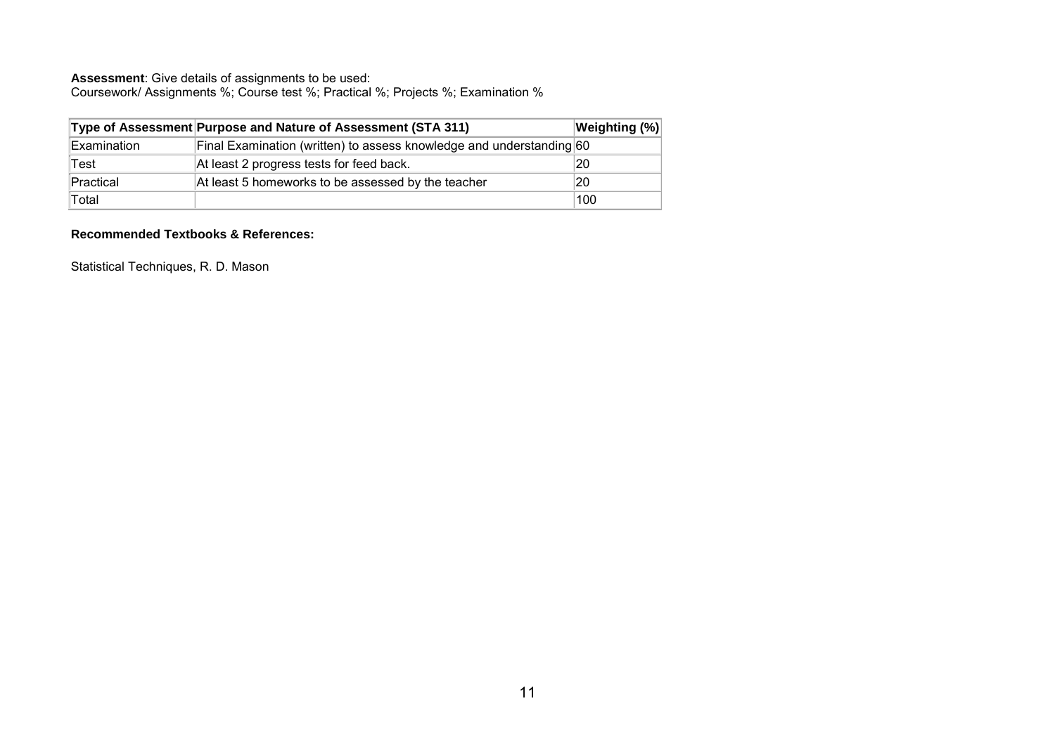**Assessment**: Give details of assignments to be used:
Coursework/ Assignments %; Course test %; Practical %; Projects %; Examination %

| Type of Assessment | Purpose and Nature of Assessment (STA 311) | Weighting (%) |
| --- | --- | --- |
| Examination | Final Examination (written) to assess knowledge and understanding | 60 |
| Test | At least 2 progress tests for feed back. | 20 |
| Practical | At least 5 homeworks to be assessed by the teacher | 20 |
| Total | | 100 |

**Recommended Textbooks & References:**

Statistical Techniques, R. D. Mason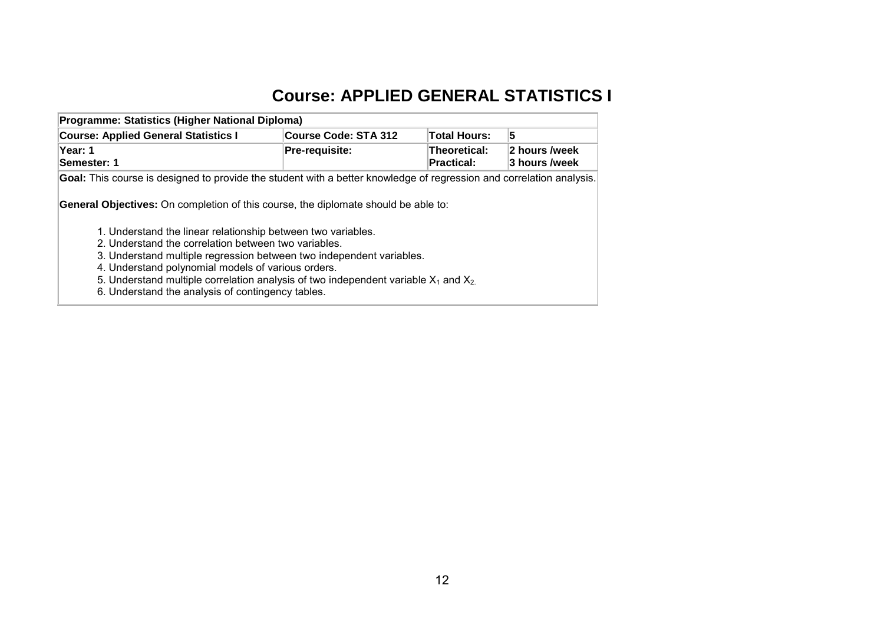# Course: APPLIED GENERAL STATISTICS I

| Programme: Statistics (Higher National Diploma) | | | |
|---|---|---|---|
| **Course: Applied General Statistics I** | **Course Code: STA 312** | **Total Hours:** | **5** |
| **Year: 1**<br>**Semester: 1** | **Pre-requisite:** | **Theoretical:**<br>**Practical:** | **2 hours /week**<br>**3 hours /week** |

**Goal:** This course is designed to provide the student with a better knowledge of regression and correlation analysis.

**General Objectives:** On completion of this course, the diplomate should be able to:

1. Understand the linear relationship between two variables.
2. Understand the correlation between two variables.
3. Understand multiple regression between two independent variables.
4. Understand polynomial models of various orders.
5. Understand multiple correlation analysis of two independent variable $X_1$ and $X_2$.
6. Understand the analysis of contingency tables.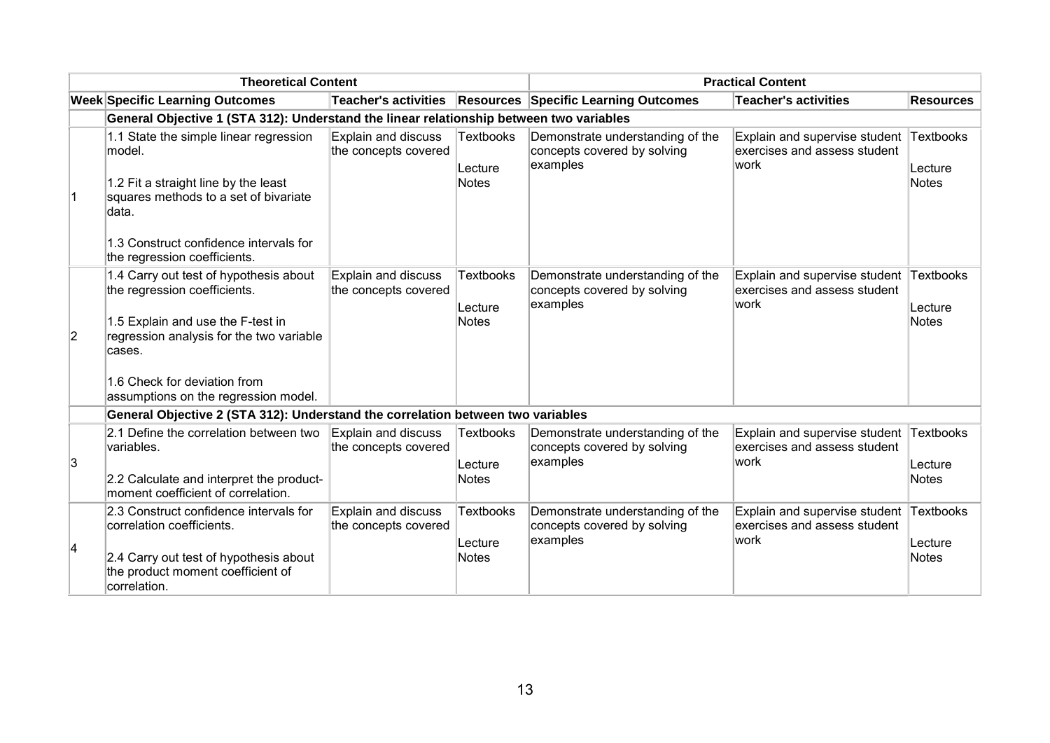| Theoretical Content | | | | Practical Content | | |
|---|---|---|---|---|---|---|
| **Week** | **Specific Learning Outcomes** | **Teacher's activities** | **Resources** | **Specific Learning Outcomes** | **Teacher's activities** | **Resources** |
| | **General Objective 1 (STA 312): Understand the linear relationship between two variables** | | | | | |
| 1 | 1.1 State the simple linear regression model.<br><br>1.2 Fit a straight line by the least squares methods to a set of bivariate data.<br><br>1.3 Construct confidence intervals for the regression coefficients. | Explain and discuss the concepts covered | Textbooks<br><br>Lecture Notes | Demonstrate understanding of the concepts covered by solving examples | Explain and supervise student exercises and assess student work | Textbooks<br><br>Lecture Notes |
| 2 | 1.4 Carry out test of hypothesis about the regression coefficients.<br><br>1.5 Explain and use the F-test in regression analysis for the two variable cases.<br><br>1.6 Check for deviation from assumptions on the regression model. | Explain and discuss the concepts covered | Textbooks<br><br>Lecture Notes | Demonstrate understanding of the concepts covered by solving examples | Explain and supervise student exercises and assess student work | Textbooks<br><br>Lecture Notes |
| | **General Objective 2 (STA 312): Understand the correlation between two variables** | | | | | |
| 3 | 2.1 Define the correlation between two variables.<br><br>2.2 Calculate and interpret the product-moment coefficient of correlation. | Explain and discuss the concepts covered | Textbooks<br><br>Lecture Notes | Demonstrate understanding of the concepts covered by solving examples | Explain and supervise student exercises and assess student work | Textbooks<br><br>Lecture Notes |
| 4 | 2.3 Construct confidence intervals for correlation coefficients.<br><br>2.4 Carry out test of hypothesis about the product moment coefficient of correlation. | Explain and discuss the concepts covered | Textbooks<br><br>Lecture Notes | Demonstrate understanding of the concepts covered by solving examples | Explain and supervise student exercises and assess student work | Textbooks<br><br>Lecture Notes |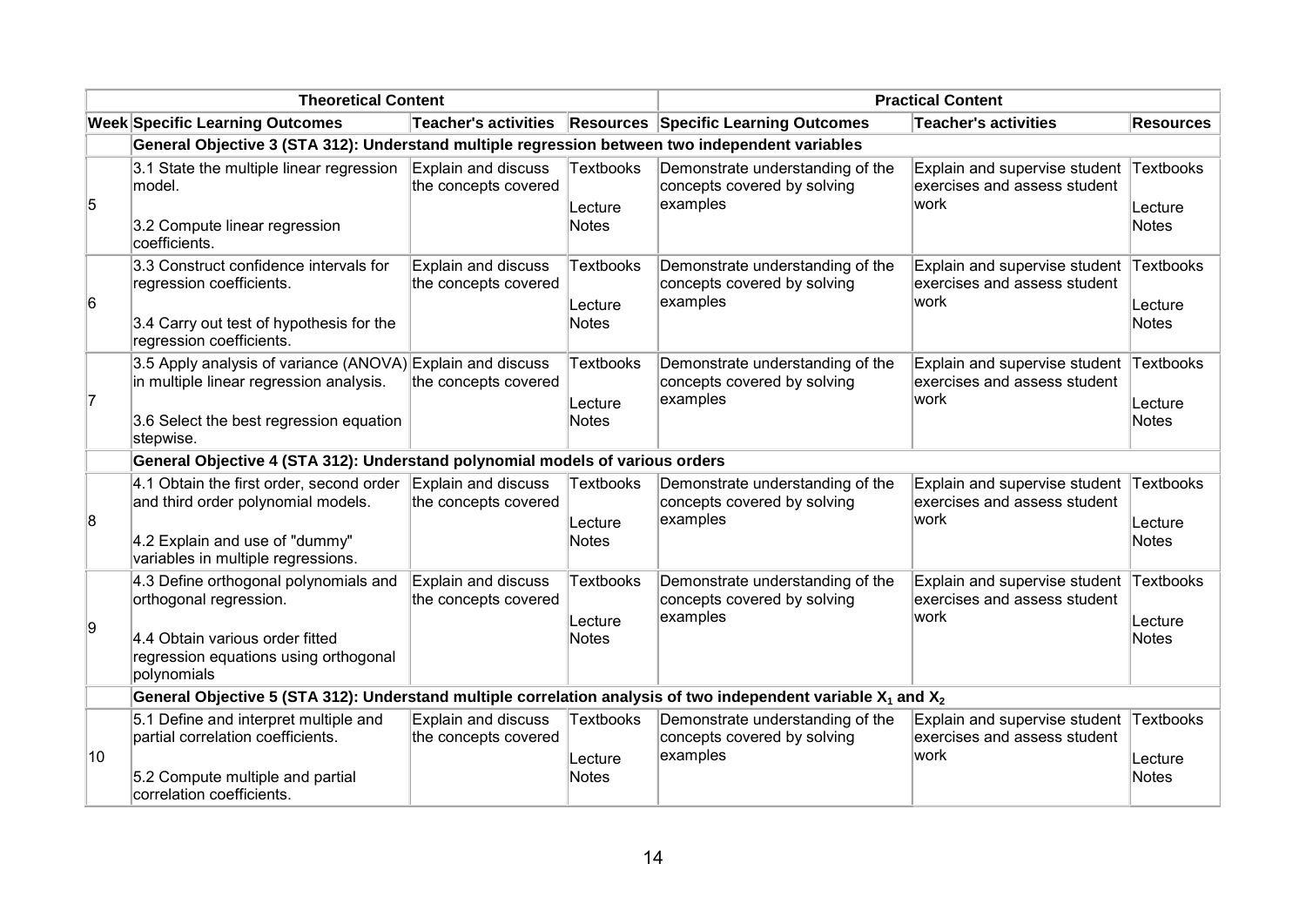| Theoretical Content | | | | Practical Content | | |
|---|---|---|---|---|---|---|
| Week | Specific Learning Outcomes | Teacher's activities | Resources | Specific Learning Outcomes | Teacher's activities | Resources |
| | **General Objective 3 (STA 312): Understand multiple regression between two independent variables** | | | | | |
| 5 | 3.1 State the multiple linear regression model.<br><br>3.2 Compute linear regression coefficients. | Explain and discuss the concepts covered | Textbooks<br><br>Lecture Notes | Demonstrate understanding of the concepts covered by solving examples | Explain and supervise student exercises and assess student work | Textbooks<br><br>Lecture Notes |
| 6 | 3.3 Construct confidence intervals for regression coefficients.<br><br>3.4 Carry out test of hypothesis for the regression coefficients. | Explain and discuss the concepts covered | Textbooks<br><br>Lecture Notes | Demonstrate understanding of the concepts covered by solving examples | Explain and supervise student exercises and assess student work | Textbooks<br><br>Lecture Notes |
| 7 | 3.5 Apply analysis of variance (ANOVA) in multiple linear regression analysis.<br><br>3.6 Select the best regression equation stepwise. | Explain and discuss the concepts covered | Textbooks<br><br>Lecture Notes | Demonstrate understanding of the concepts covered by solving examples | Explain and supervise student exercises and assess student work | Textbooks<br><br>Lecture Notes |
| | **General Objective 4 (STA 312): Understand polynomial models of various orders** | | | | | |
| 8 | 4.1 Obtain the first order, second order and third order polynomial models.<br><br>4.2 Explain and use of "dummy" variables in multiple regressions. | Explain and discuss the concepts covered | Textbooks<br><br>Lecture Notes | Demonstrate understanding of the concepts covered by solving examples | Explain and supervise student exercises and assess student work | Textbooks<br><br>Lecture Notes |
| 9 | 4.3 Define orthogonal polynomials and orthogonal regression.<br><br>4.4 Obtain various order fitted regression equations using orthogonal polynomials | Explain and discuss the concepts covered | Textbooks<br><br>Lecture Notes | Demonstrate understanding of the concepts covered by solving examples | Explain and supervise student exercises and assess student work | Textbooks<br><br>Lecture Notes |
| | **General Objective 5 (STA 312): Understand multiple correlation analysis of two independent variable $X_1$ and $X_2$** | | | | | |
| 10 | 5.1 Define and interpret multiple and partial correlation coefficients.<br><br>5.2 Compute multiple and partial correlation coefficients. | Explain and discuss the concepts covered | Textbooks<br><br>Lecture Notes | Demonstrate understanding of the concepts covered by solving examples | Explain and supervise student exercises and assess student work | Textbooks<br><br>Lecture Notes |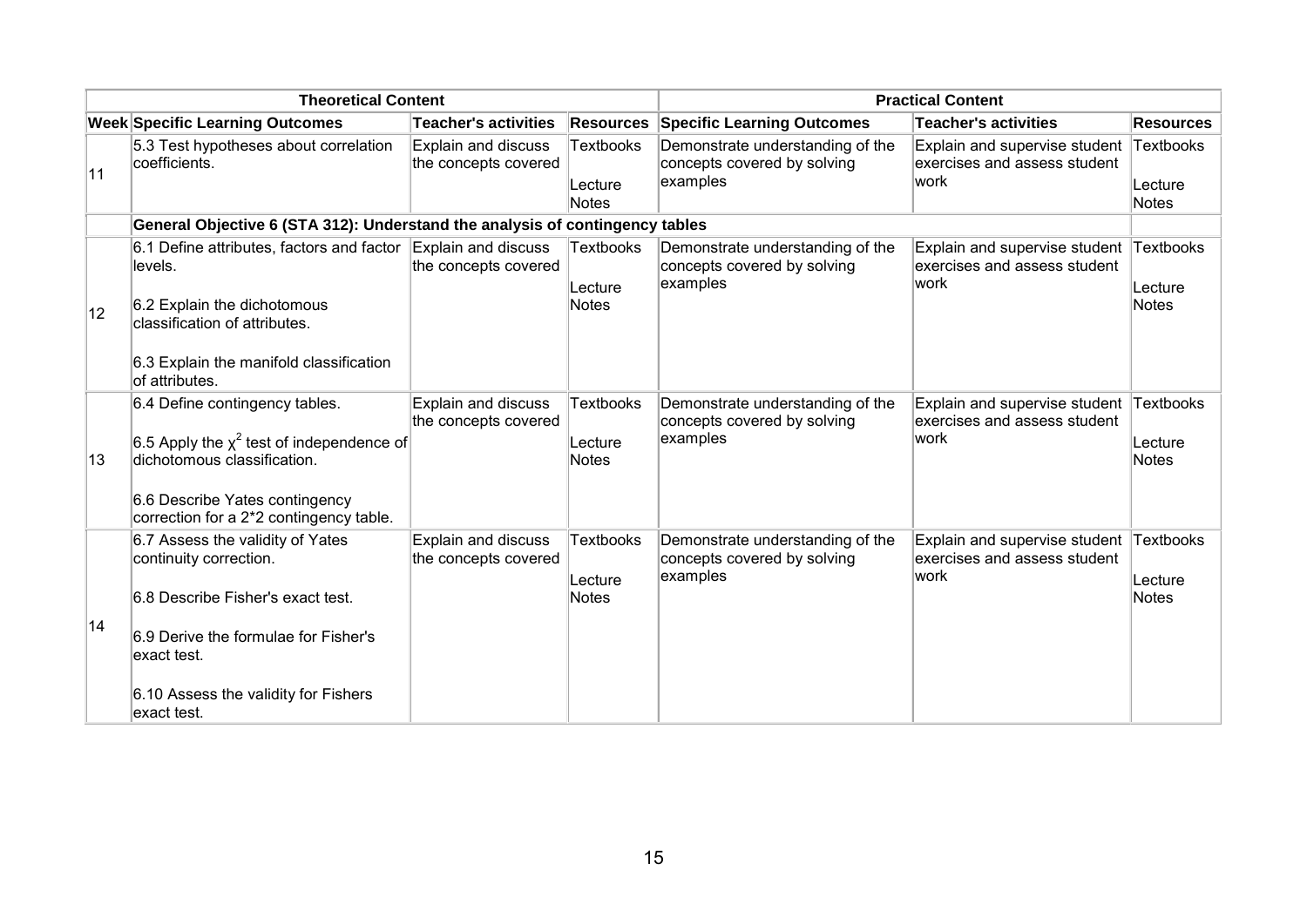| Theoretical Content | | | | Practical Content | | |
|---|---|---|---|---|---|---|
| **Week** | **Specific Learning Outcomes** | **Teacher's activities** | **Resources** | **Specific Learning Outcomes** | **Teacher's activities** | **Resources** |
| 11 | 5.3 Test hypotheses about correlation coefficients. | Explain and discuss the concepts covered | Textbooks<br><br>Lecture Notes | Demonstrate understanding of the concepts covered by solving examples | Explain and supervise student exercises and assess student work | Textbooks<br><br>Lecture Notes |
| | **General Objective 6 (STA 312): Understand the analysis of contingency tables** | | | | | |
| 12 | 6.1 Define attributes, factors and factor levels.<br><br>6.2 Explain the dichotomous classification of attributes.<br><br>6.3 Explain the manifold classification of attributes. | Explain and discuss the concepts covered | Textbooks<br><br>Lecture Notes | Demonstrate understanding of the concepts covered by solving examples | Explain and supervise student exercises and assess student work | Textbooks<br><br>Lecture Notes |
| 13 | 6.4 Define contingency tables.<br><br>6.5 Apply the $\chi^2$ test of independence of dichotomous classification.<br><br>6.6 Describe Yates contingency correction for a 2*2 contingency table. | Explain and discuss the concepts covered | Textbooks<br><br>Lecture Notes | Demonstrate understanding of the concepts covered by solving examples | Explain and supervise student exercises and assess student work | Textbooks<br><br>Lecture Notes |
| 14 | 6.7 Assess the validity of Yates continuity correction.<br><br>6.8 Describe Fisher's exact test.<br><br>6.9 Derive the formulae for Fisher's exact test.<br><br>6.10 Assess the validity for Fishers exact test. | Explain and discuss the concepts covered | Textbooks<br><br>Lecture Notes | Demonstrate understanding of the concepts covered by solving examples | Explain and supervise student exercises and assess student work | Textbooks<br><br>Lecture Notes |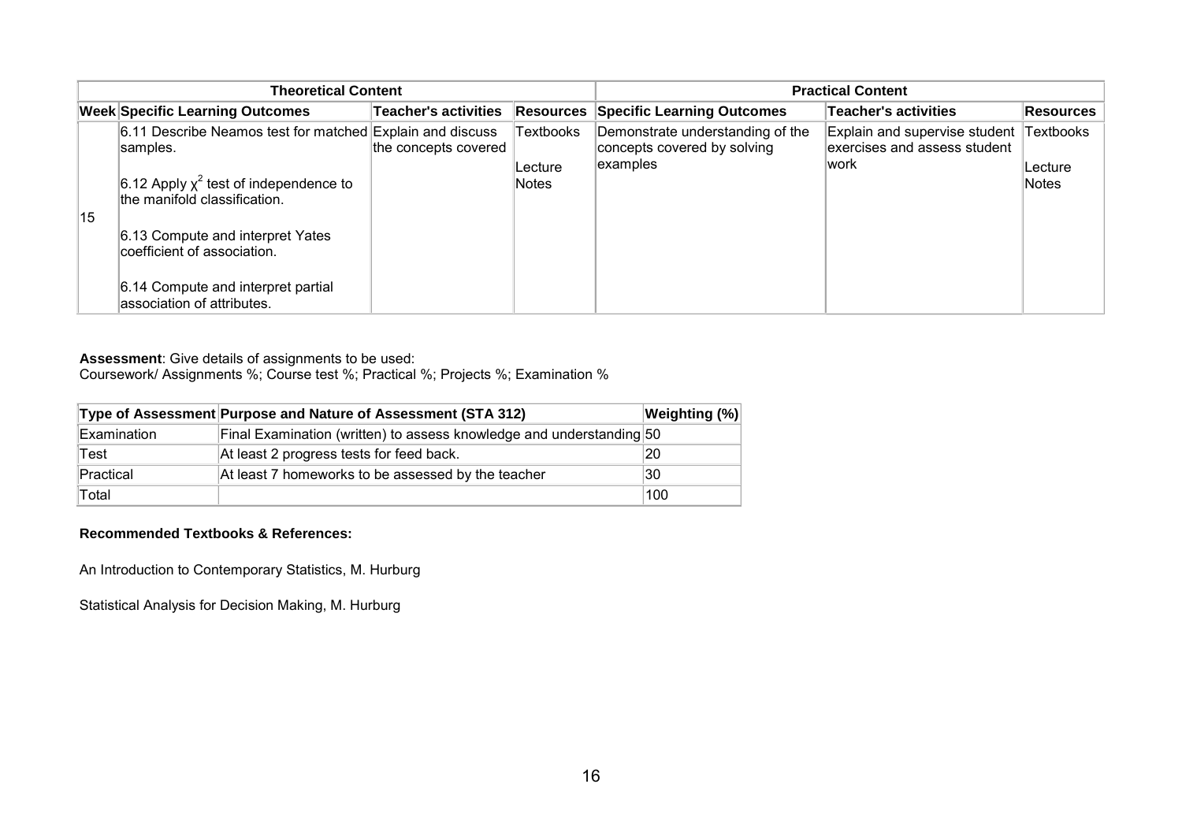| Theoretical Content | | | | Practical Content | | |
|---|---|---|---|---|---|---|
| **Week** | **Specific Learning Outcomes** | **Teacher's activities** | **Resources** | **Specific Learning Outcomes** | **Teacher's activities** | **Resources** |
| 15 | 6.11 Describe Neamos test for matched samples.<br><br>6.12 Apply $\chi^2$ test of independence to the manifold classification.<br><br>6.13 Compute and interpret Yates coefficient of association.<br><br>6.14 Compute and interpret partial association of attributes. | Explain and discuss the concepts covered | Textbooks<br><br>Lecture Notes | Demonstrate understanding of the concepts covered by solving examples | Explain and supervise student exercises and assess student work | Textbooks<br><br>Lecture Notes |

**Assessment**: Give details of assignments to be used:
Coursework/ Assignments %; Course test %; Practical %; Projects %; Examination %

| Type of Assessment | Purpose and Nature of Assessment (STA 312) | Weighting (%) |
|---|---|---|
| Examination | Final Examination (written) to assess knowledge and understanding | 50 |
| Test | At least 2 progress tests for feed back. | 20 |
| Practical | At least 7 homeworks to be assessed by the teacher | 30 |
| Total | | 100 |

**Recommended Textbooks & References:**

An Introduction to Contemporary Statistics, M. Hurburg

Statistical Analysis for Decision Making, M. Hurburg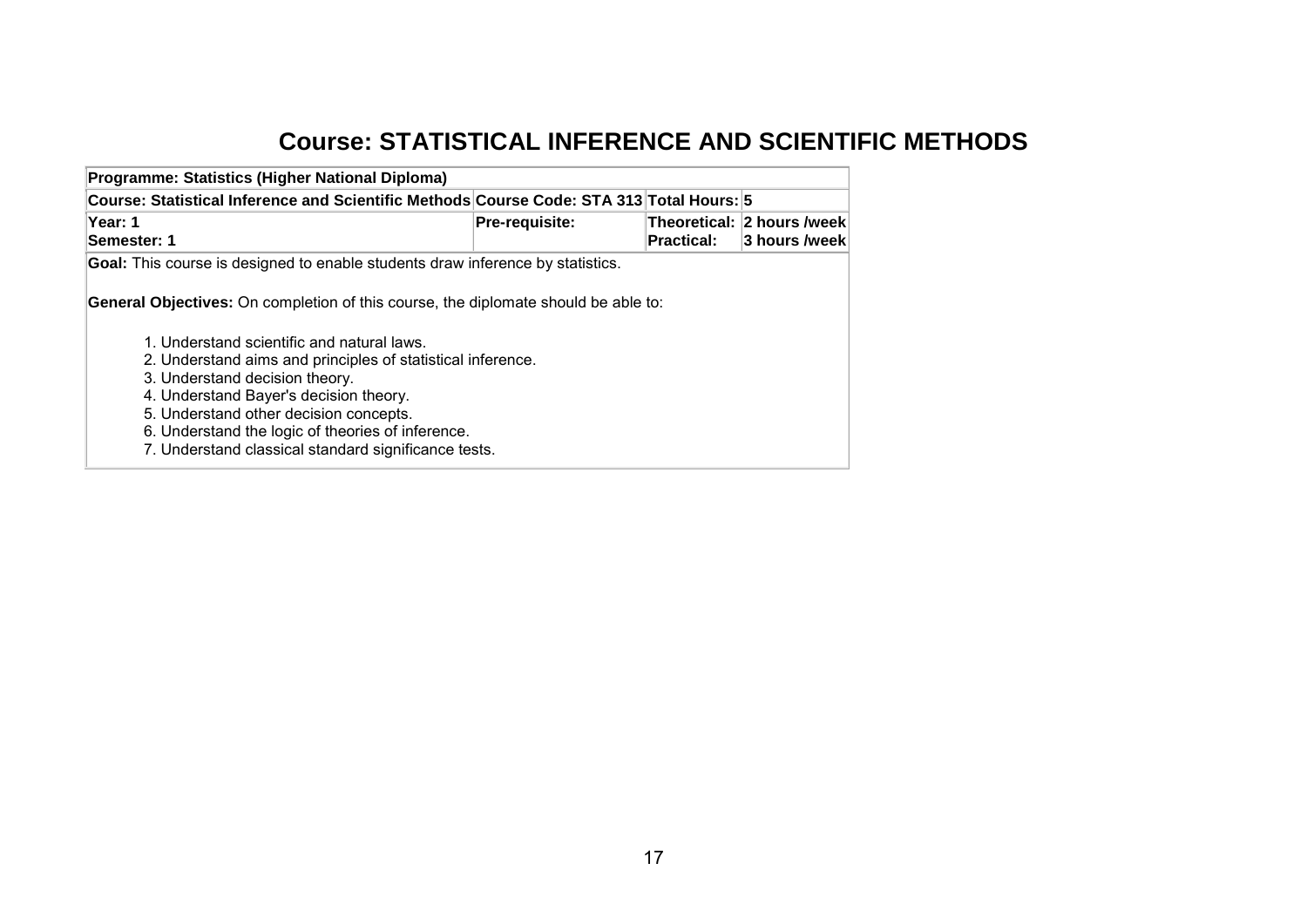# Course: STATISTICAL INFERENCE AND SCIENTIFIC METHODS

| **Programme: Statistics (Higher National Diploma)** | | | |
|---|---|---|---|
| **Course: Statistical Inference and Scientific Methods** | **Course Code: STA 313** | **Total Hours: 5** | |
| **Year: 1**<br>**Semester: 1** | **Pre-requisite:** | **Theoretical:**<br>**Practical:** | **2 hours /week**<br>**3 hours /week** |

**Goal:** This course is designed to enable students draw inference by statistics.

**General Objectives:** On completion of this course, the diplomate should be able to:

1. Understand scientific and natural laws.
2. Understand aims and principles of statistical inference.
3. Understand decision theory.
4. Understand Bayer's decision theory.
5. Understand other decision concepts.
6. Understand the logic of theories of inference.
7. Understand classical standard significance tests.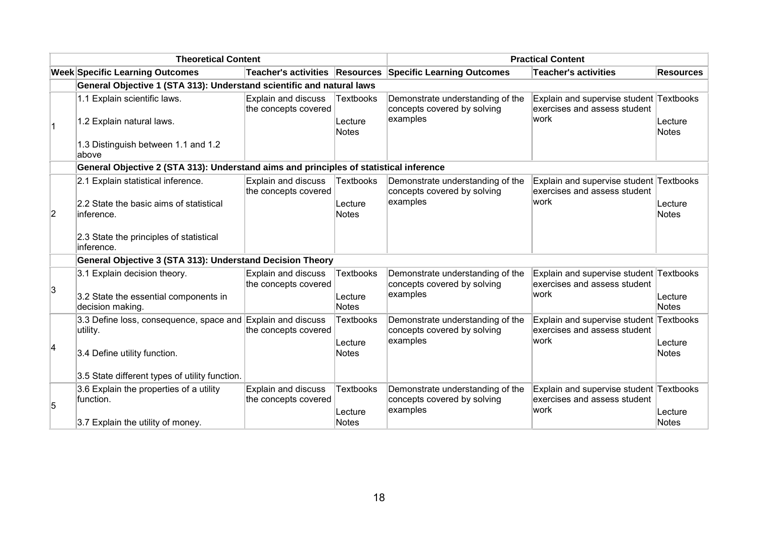| Theoretical Content | | | | Practical Content | | |
|---|---|---|---|---|---|---|
| **Week** | **Specific Learning Outcomes** | **Teacher's activities** | **Resources** | **Specific Learning Outcomes** | **Teacher's activities** | **Resources** |
| | **General Objective 1 (STA 313): Understand scientific and natural laws** | | | | | |
| 1 | 1.1 Explain scientific laws.<br><br>1.2 Explain natural laws.<br><br>1.3 Distinguish between 1.1 and 1.2 above | Explain and discuss the concepts covered | Textbooks<br><br>Lecture Notes | Demonstrate understanding of the concepts covered by solving examples | Explain and supervise student exercises and assess student work | Textbooks<br><br>Lecture Notes |
| | **General Objective 2 (STA 313): Understand aims and principles of statistical inference** | | | | | |
| 2 | 2.1 Explain statistical inference.<br><br>2.2 State the basic aims of statistical inference.<br><br>2.3 State the principles of statistical inference. | Explain and discuss the concepts covered | Textbooks<br><br>Lecture Notes | Demonstrate understanding of the concepts covered by solving examples | Explain and supervise student exercises and assess student work | Textbooks<br><br>Lecture Notes |
| | **General Objective 3 (STA 313): Understand Decision Theory** | | | | | |
| 3 | 3.1 Explain decision theory.<br><br>3.2 State the essential components in decision making. | Explain and discuss the concepts covered | Textbooks<br><br>Lecture Notes | Demonstrate understanding of the concepts covered by solving examples | Explain and supervise student exercises and assess student work | Textbooks<br><br>Lecture Notes |
| 4 | 3.3 Define loss, consequence, space and utility.<br><br>3.4 Define utility function.<br><br>3.5 State different types of utility function. | Explain and discuss the concepts covered | Textbooks<br><br>Lecture Notes | Demonstrate understanding of the concepts covered by solving examples | Explain and supervise student exercises and assess student work | Textbooks<br><br>Lecture Notes |
| 5 | 3.6 Explain the properties of a utility function.<br><br>3.7 Explain the utility of money. | Explain and discuss the concepts covered | Textbooks<br><br>Lecture Notes | Demonstrate understanding of the concepts covered by solving examples | Explain and supervise student exercises and assess student work | Textbooks<br><br>Lecture Notes |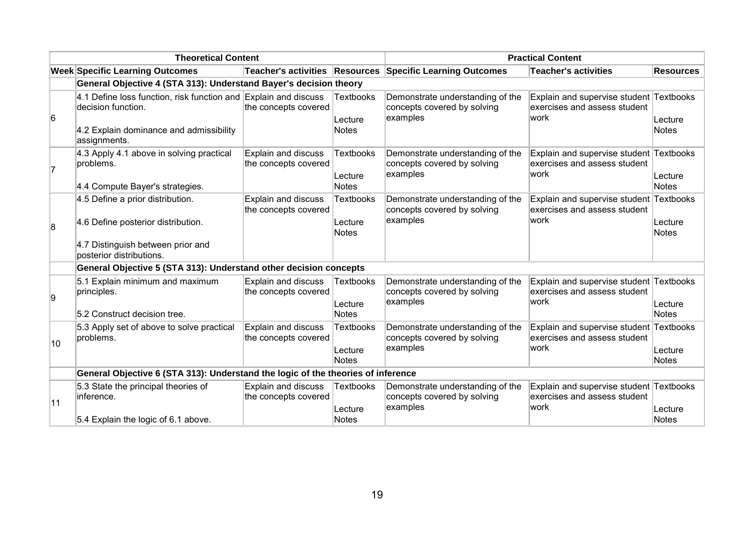| Theoretical Content | | | | Practical Content | | |
|---|---|---|---|---|---|---|
| **Week** | **Specific Learning Outcomes** | **Teacher's activities** | **Resources** | **Specific Learning Outcomes** | **Teacher's activities** | **Resources** |
| | **General Objective 4 (STA 313): Understand Bayer's decision theory** | | | | | |
| 6 | 4.1 Define loss function, risk function and decision function.<br><br>4.2 Explain dominance and admissibility assignments. | Explain and discuss the concepts covered | Textbooks<br><br>Lecture Notes | Demonstrate understanding of the concepts covered by solving examples | Explain and supervise student exercises and assess student work | Textbooks<br><br>Lecture Notes |
| 7 | 4.3 Apply 4.1 above in solving practical problems.<br><br>4.4 Compute Bayer's strategies. | Explain and discuss the concepts covered | Textbooks<br><br>Lecture Notes | Demonstrate understanding of the concepts covered by solving examples | Explain and supervise student exercises and assess student work | Textbooks<br><br>Lecture Notes |
| 8 | 4.5 Define a prior distribution.<br><br>4.6 Define posterior distribution.<br><br>4.7 Distinguish between prior and posterior distributions. | Explain and discuss the concepts covered | Textbooks<br><br>Lecture Notes | Demonstrate understanding of the concepts covered by solving examples | Explain and supervise student exercises and assess student work | Textbooks<br><br>Lecture Notes |
| | **General Objective 5 (STA 313): Understand other decision concepts** | | | | | |
| 9 | 5.1 Explain minimum and maximum principles.<br><br>5.2 Construct decision tree. | Explain and discuss the concepts covered | Textbooks<br><br>Lecture Notes | Demonstrate understanding of the concepts covered by solving examples | Explain and supervise student exercises and assess student work | Textbooks<br><br>Lecture Notes |
| 10 | 5.3 Apply set of above to solve practical problems. | Explain and discuss the concepts covered | Textbooks<br><br>Lecture Notes | Demonstrate understanding of the concepts covered by solving examples | Explain and supervise student exercises and assess student work | Textbooks<br><br>Lecture Notes |
| | **General Objective 6 (STA 313): Understand the logic of the theories of inference** | | | | | |
| 11 | 5.3 State the principal theories of inference.<br><br>5.4 Explain the logic of 6.1 above. | Explain and discuss the concepts covered | Textbooks<br><br>Lecture Notes | Demonstrate understanding of the concepts covered by solving examples | Explain and supervise student exercises and assess student work | Textbooks<br><br>Lecture Notes |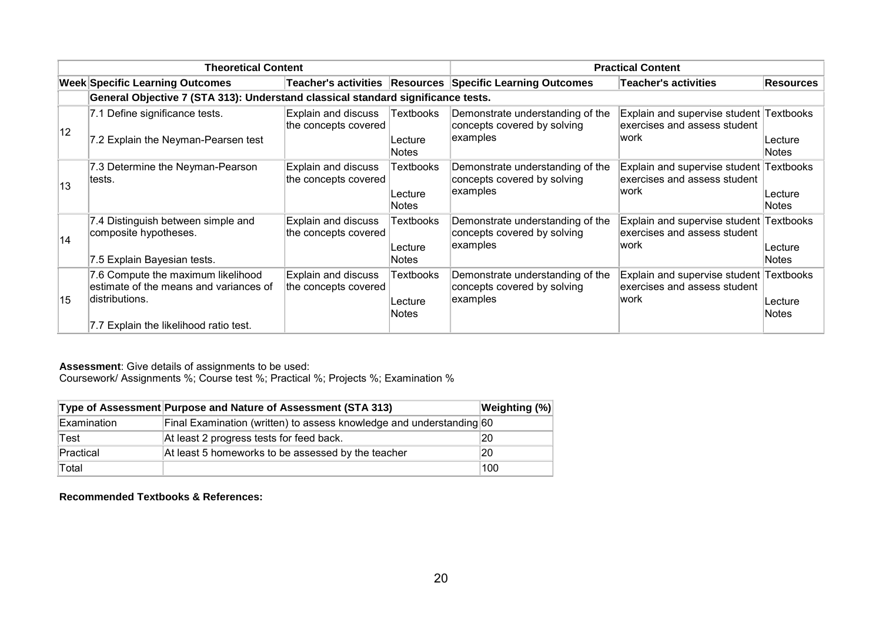| Theoretical Content | | | | Practical Content | | |
|---|---|---|---|---|---|---|
| Week | Specific Learning Outcomes | Teacher's activities | Resources | Specific Learning Outcomes | Teacher's activities | Resources |
| | **General Objective 7 (STA 313): Understand classical standard significance tests.** | | | | | |
| 12 | 7.1 Define significance tests.<br><br>7.2 Explain the Neyman-Pearsen test | Explain and discuss the concepts covered | Textbooks<br><br>Lecture Notes | Demonstrate understanding of the concepts covered by solving examples | Explain and supervise student exercises and assess student work | Textbooks<br><br>Lecture Notes |
| 13 | 7.3 Determine the Neyman-Pearson tests. | Explain and discuss the concepts covered | Textbooks<br><br>Lecture Notes | Demonstrate understanding of the concepts covered by solving examples | Explain and supervise student exercises and assess student work | Textbooks<br><br>Lecture Notes |
| 14 | 7.4 Distinguish between simple and composite hypotheses.<br><br>7.5 Explain Bayesian tests. | Explain and discuss the concepts covered | Textbooks<br><br>Lecture Notes | Demonstrate understanding of the concepts covered by solving examples | Explain and supervise student exercises and assess student work | Textbooks<br><br>Lecture Notes |
| 15 | 7.6 Compute the maximum likelihood estimate of the means and variances of distributions.<br><br>7.7 Explain the likelihood ratio test. | Explain and discuss the concepts covered | Textbooks<br><br>Lecture Notes | Demonstrate understanding of the concepts covered by solving examples | Explain and supervise student exercises and assess student work | Textbooks<br><br>Lecture Notes |

**Assessment**: Give details of assignments to be used:
Coursework/ Assignments %; Course test %; Practical %; Projects %; Examination %

| Type of Assessment | Purpose and Nature of Assessment (STA 313) | Weighting (%) |
|---|---|---|
| Examination | Final Examination (written) to assess knowledge and understanding | 60 |
| Test | At least 2 progress tests for feed back. | 20 |
| Practical | At least 5 homeworks to be assessed by the teacher | 20 |
| Total | | 100 |

**Recommended Textbooks & References:**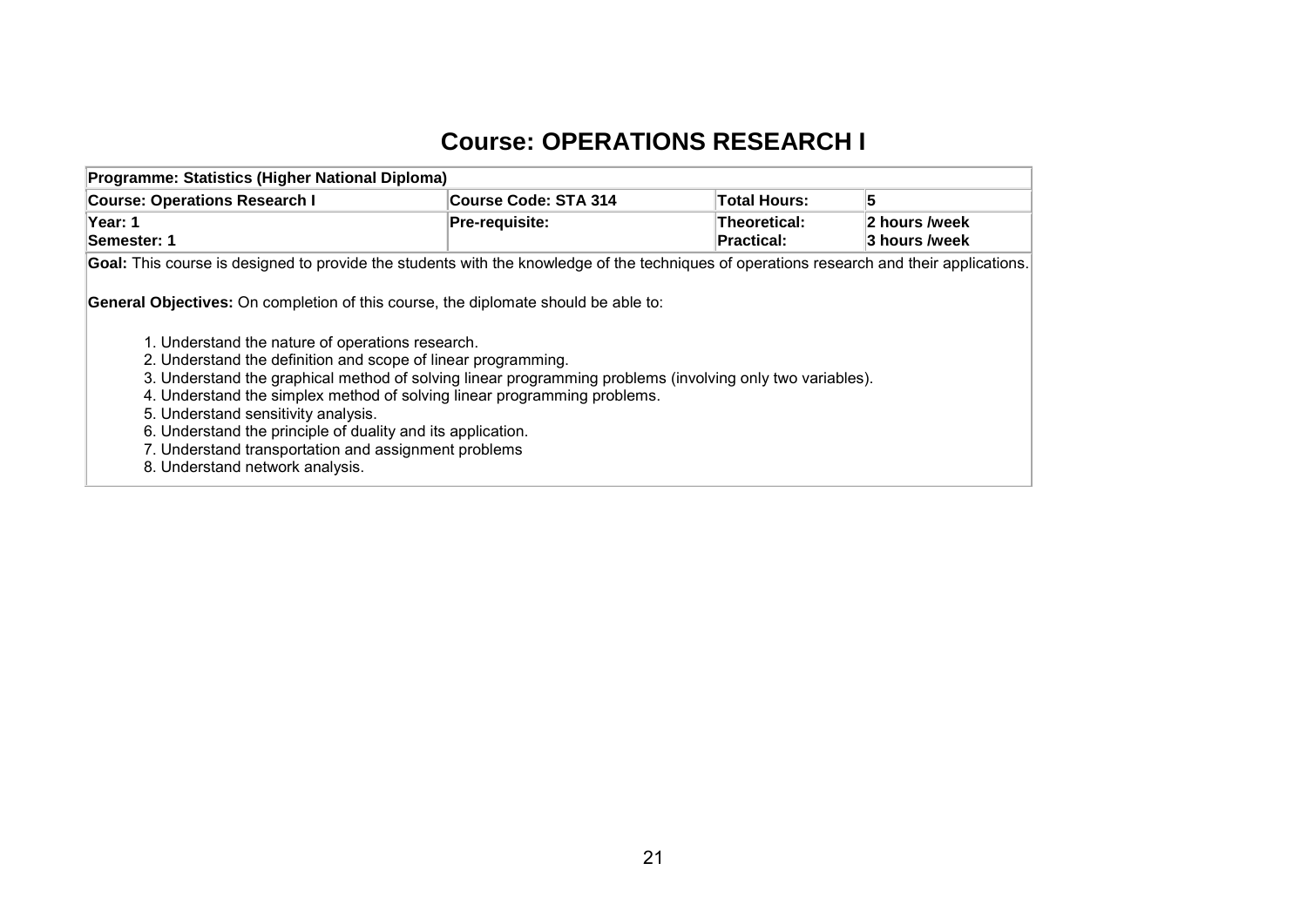# Course: OPERATIONS RESEARCH I

| **Programme: Statistics (Higher National Diploma)** | | | |
|---|---|---|---|
| **Course: Operations Research I** | **Course Code: STA 314** | **Total Hours:** | **5** |
| **Year: 1**<br>**Semester: 1** | **Pre-requisite:** | **Theoretical:**<br>**Practical:** | **2 hours /week**<br>**3 hours /week** |

**Goal:** This course is designed to provide the students with the knowledge of the techniques of operations research and their applications.

**General Objectives:** On completion of this course, the diplomate should be able to:

1. Understand the nature of operations research.
2. Understand the definition and scope of linear programming.
3. Understand the graphical method of solving linear programming problems (involving only two variables).
4. Understand the simplex method of solving linear programming problems.
5. Understand sensitivity analysis.
6. Understand the principle of duality and its application.
7. Understand transportation and assignment problems
8. Understand network analysis.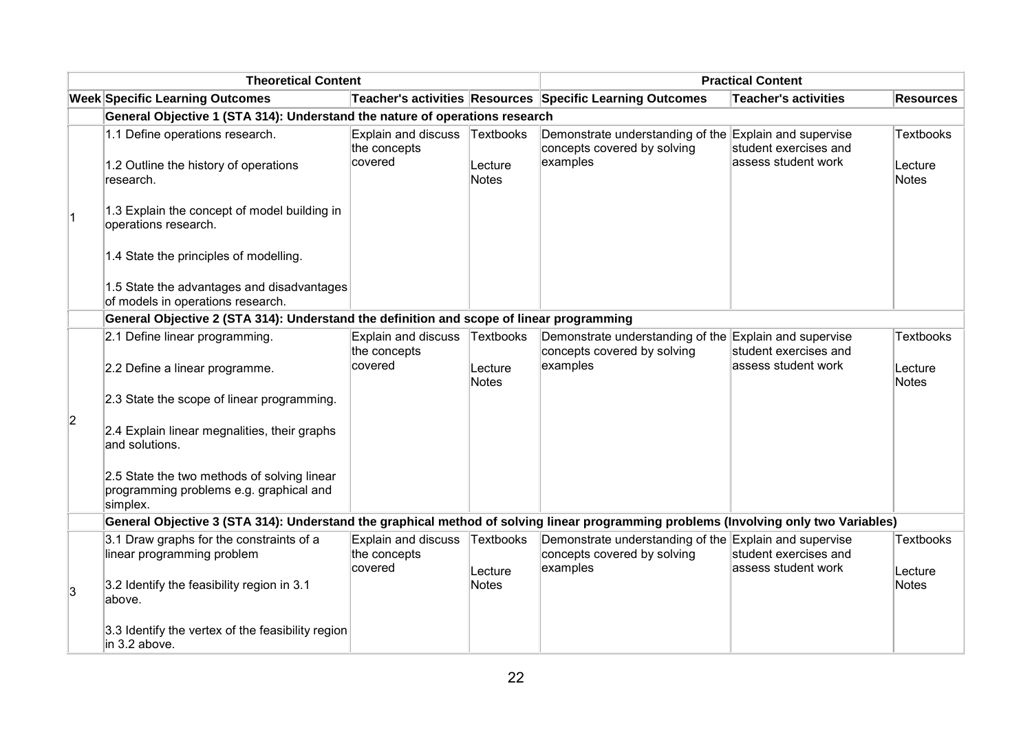| Theoretical Content | | | | Practical Content | | |
|---|---|---|---|---|---|---|
| **Week** | **Specific Learning Outcomes** | **Teacher's activities** | **Resources** | **Specific Learning Outcomes** | **Teacher's activities** | **Resources** |
| | **General Objective 1 (STA 314): Understand the nature of operations research** | | | | | |
| 1 | 1.1 Define operations research.<br><br>1.2 Outline the history of operations research.<br><br>1.3 Explain the concept of model building in operations research.<br><br>1.4 State the principles of modelling.<br><br>1.5 State the advantages and disadvantages of models in operations research. | Explain and discuss the concepts covered | Textbooks<br><br>Lecture Notes | Demonstrate understanding of the concepts covered by solving examples | Explain and supervise student exercises and assess student work | Textbooks<br><br>Lecture Notes |
| | **General Objective 2 (STA 314): Understand the definition and scope of linear programming** | | | | | |
| 2 | 2.1 Define linear programming.<br><br>2.2 Define a linear programme.<br><br>2.3 State the scope of linear programming.<br><br>2.4 Explain linear megnalities, their graphs and solutions.<br><br>2.5 State the two methods of solving linear programming problems e.g. graphical and simplex. | Explain and discuss the concepts covered | Textbooks<br><br>Lecture Notes | Demonstrate understanding of the concepts covered by solving examples | Explain and supervise student exercises and assess student work | Textbooks<br><br>Lecture Notes |
| | **General Objective 3 (STA 314): Understand the graphical method of solving linear programming problems (Involving only two Variables)** | | | | | |
| 3 | 3.1 Draw graphs for the constraints of a linear programming problem<br><br>3.2 Identify the feasibility region in 3.1 above.<br><br>3.3 Identify the vertex of the feasibility region in 3.2 above. | Explain and discuss the concepts covered | Textbooks<br><br>Lecture Notes | Demonstrate understanding of the concepts covered by solving examples | Explain and supervise student exercises and assess student work | Textbooks<br><br>Lecture Notes |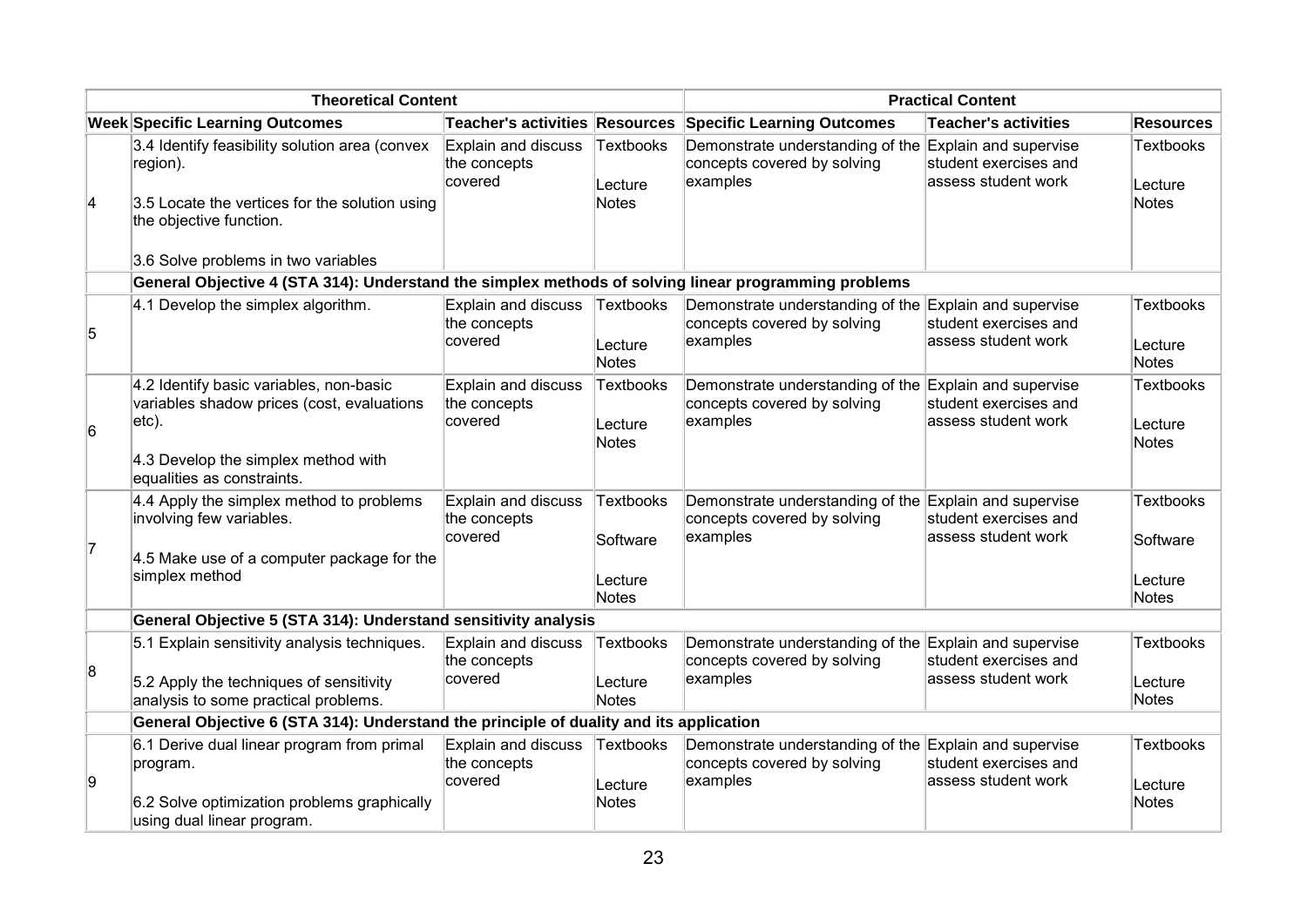| Theoretical Content | | | | Practical Content | | |
|---|---|---|---|---|---|---|
| **Week** | **Specific Learning Outcomes** | **Teacher's activities** | **Resources** | **Specific Learning Outcomes** | **Teacher's activities** | **Resources** |
| 4 | 3.4 Identify feasibility solution area (convex region).<br><br>3.5 Locate the vertices for the solution using the objective function.<br><br>3.6 Solve problems in two variables | Explain and discuss the concepts covered | Textbooks<br><br>Lecture Notes | Demonstrate understanding of the concepts covered by solving examples | Explain and supervise student exercises and assess student work | Textbooks<br><br>Lecture Notes |
| | **General Objective 4 (STA 314): Understand the simplex methods of solving linear programming problems** | | | | | |
| 5 | 4.1 Develop the simplex algorithm. | Explain and discuss the concepts covered | Textbooks<br><br>Lecture Notes | Demonstrate understanding of the concepts covered by solving examples | Explain and supervise student exercises and assess student work | Textbooks<br><br>Lecture Notes |
| 6 | 4.2 Identify basic variables, non-basic variables shadow prices (cost, evaluations etc).<br><br>4.3 Develop the simplex method with equalities as constraints. | Explain and discuss the concepts covered | Textbooks<br><br>Lecture Notes | Demonstrate understanding of the concepts covered by solving examples | Explain and supervise student exercises and assess student work | Textbooks<br><br>Lecture Notes |
| 7 | 4.4 Apply the simplex method to problems involving few variables.<br><br>4.5 Make use of a computer package for the simplex method | Explain and discuss the concepts covered | Textbooks<br><br>Software<br><br>Lecture Notes | Demonstrate understanding of the concepts covered by solving examples | Explain and supervise student exercises and assess student work | Textbooks<br><br>Software<br><br>Lecture Notes |
| | **General Objective 5 (STA 314): Understand sensitivity analysis** | | | | | |
| 8 | 5.1 Explain sensitivity analysis techniques.<br><br>5.2 Apply the techniques of sensitivity analysis to some practical problems. | Explain and discuss the concepts covered | Textbooks<br><br>Lecture Notes | Demonstrate understanding of the concepts covered by solving examples | Explain and supervise student exercises and assess student work | Textbooks<br><br>Lecture Notes |
| | **General Objective 6 (STA 314): Understand the principle of duality and its application** | | | | | |
| 9 | 6.1 Derive dual linear program from primal program.<br><br>6.2 Solve optimization problems graphically using dual linear program. | Explain and discuss the concepts covered | Textbooks<br><br>Lecture Notes | Demonstrate understanding of the concepts covered by solving examples | Explain and supervise student exercises and assess student work | Textbooks<br><br>Lecture Notes |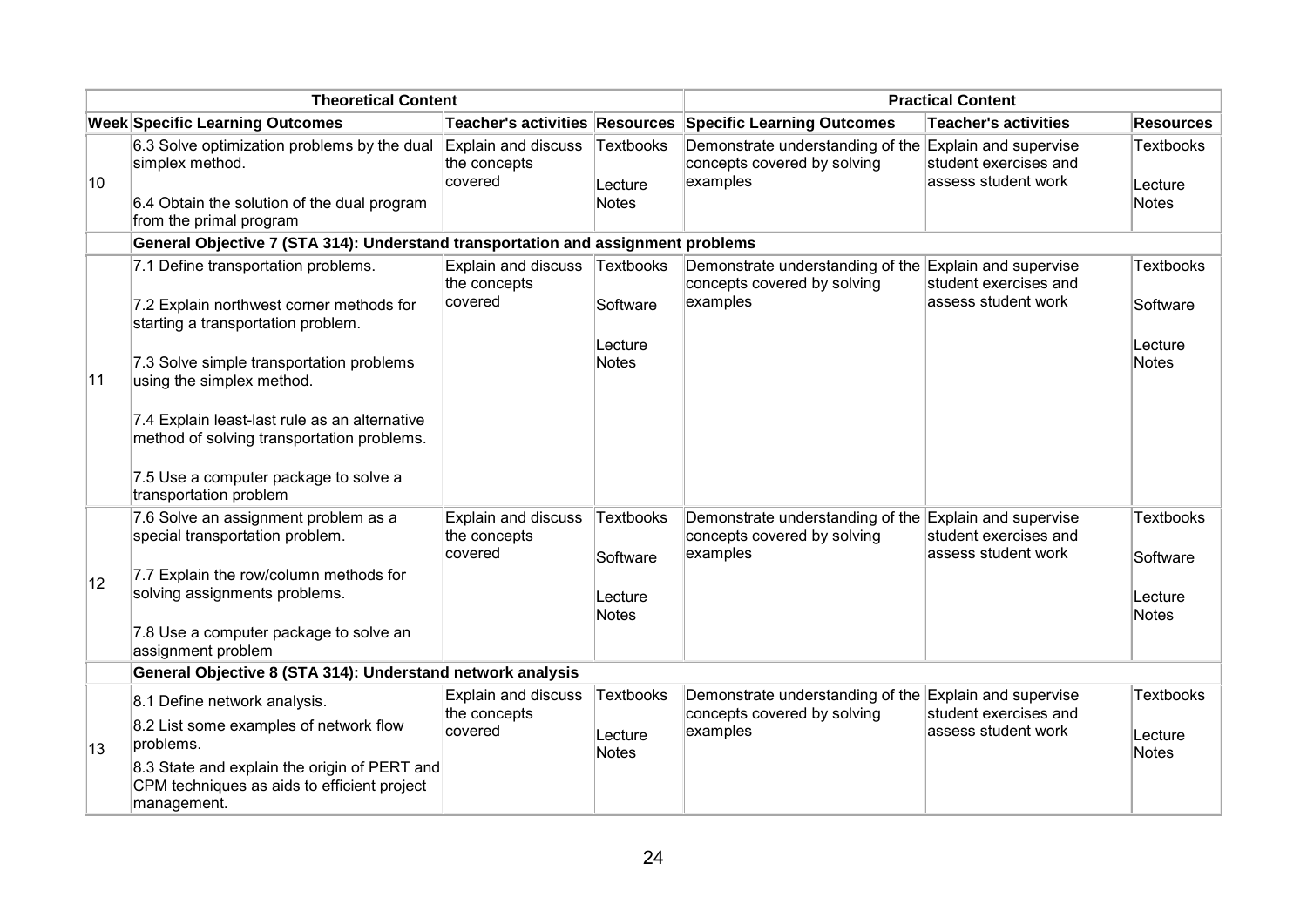| Theoretical Content | | | | Practical Content | | |
|---|---|---|---|---|---|---|
| **Week** | **Specific Learning Outcomes** | **Teacher's activities** | **Resources** | **Specific Learning Outcomes** | **Teacher's activities** | **Resources** |
| 10 | 6.3 Solve optimization problems by the dual simplex method.<br><br>6.4 Obtain the solution of the dual program from the primal program | Explain and discuss the concepts covered | Textbooks<br><br>Lecture Notes | Demonstrate understanding of the concepts covered by solving examples | Explain and supervise student exercises and assess student work | Textbooks<br><br>Lecture Notes |
| | **General Objective 7 (STA 314): Understand transportation and assignment problems** | | | | | |
| 11 | 7.1 Define transportation problems.<br><br>7.2 Explain northwest corner methods for starting a transportation problem.<br><br>7.3 Solve simple transportation problems using the simplex method.<br><br>7.4 Explain least-last rule as an alternative method of solving transportation problems.<br><br>7.5 Use a computer package to solve a transportation problem | Explain and discuss the concepts covered | Textbooks<br><br>Software<br><br>Lecture Notes | Demonstrate understanding of the concepts covered by solving examples | Explain and supervise student exercises and assess student work | Textbooks<br><br>Software<br><br>Lecture Notes |
| 12 | 7.6 Solve an assignment problem as a special transportation problem.<br><br>7.7 Explain the row/column methods for solving assignments problems.<br><br>7.8 Use a computer package to solve an assignment problem | Explain and discuss the concepts covered | Textbooks<br><br>Software<br><br>Lecture Notes | Demonstrate understanding of the concepts covered by solving examples | Explain and supervise student exercises and assess student work | Textbooks<br><br>Software<br><br>Lecture Notes |
| | **General Objective 8 (STA 314): Understand network analysis** | | | | | |
| 13 | 8.1 Define network analysis.<br><br>8.2 List some examples of network flow problems.<br><br>8.3 State and explain the origin of PERT and CPM techniques as aids to efficient project management. | Explain and discuss the concepts covered | Textbooks<br><br>Lecture Notes | Demonstrate understanding of the concepts covered by solving examples | Explain and supervise student exercises and assess student work | Textbooks<br><br>Lecture Notes |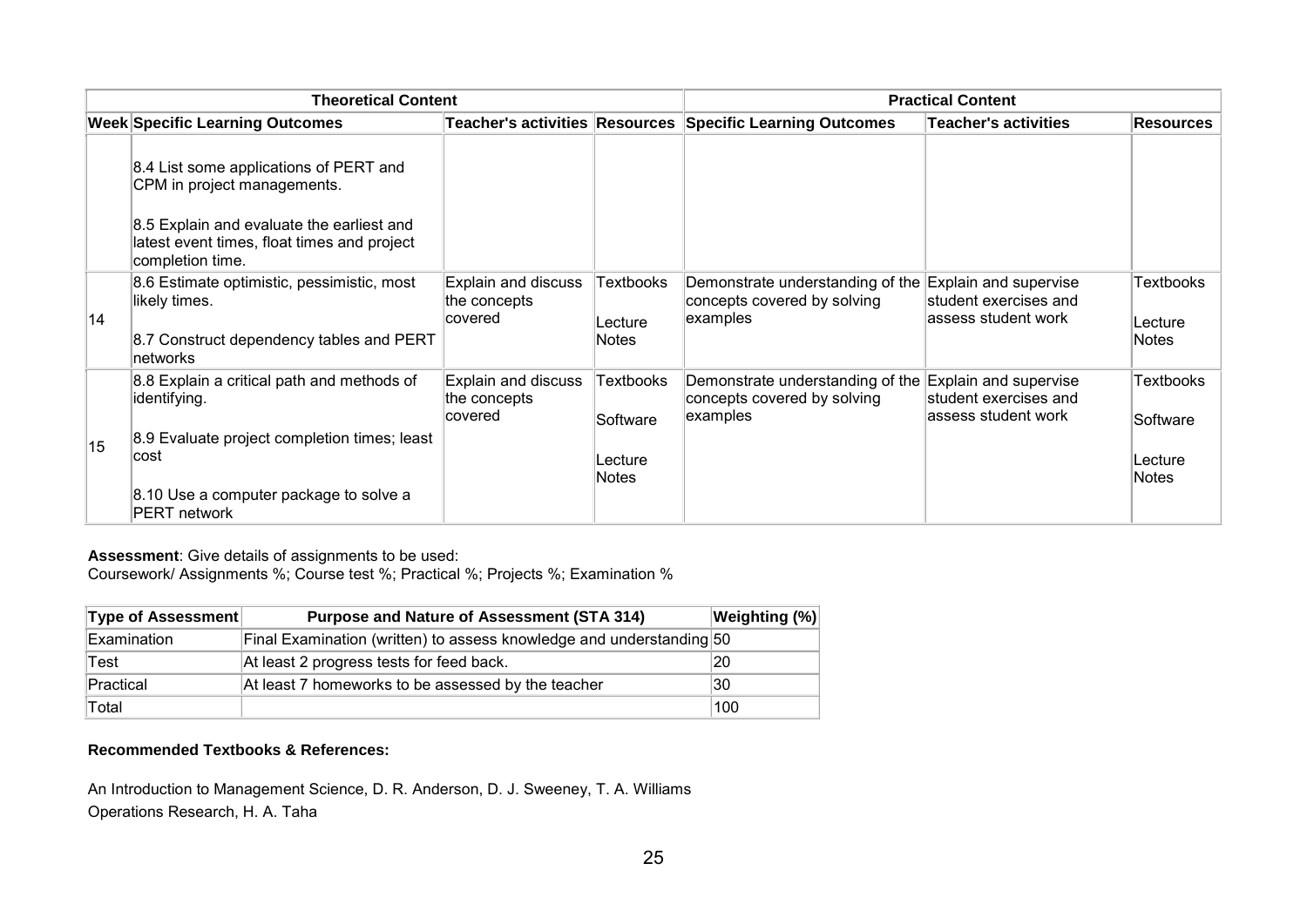| Theoretical Content | | | | Practical Content | | |
|---|---|---|---|---|---|---|
| **Week** | **Specific Learning Outcomes** | **Teacher's activities** | **Resources** | **Specific Learning Outcomes** | **Teacher's activities** | **Resources** |
| | 8.4 List some applications of PERT and CPM in project managements.<br><br>8.5 Explain and evaluate the earliest and latest event times, float times and project completion time. | | | | | |
| 14 | 8.6 Estimate optimistic, pessimistic, most likely times.<br><br>8.7 Construct dependency tables and PERT networks | Explain and discuss the concepts covered | Textbooks<br><br>Lecture Notes | Demonstrate understanding of the concepts covered by solving examples | Explain and supervise student exercises and assess student work | Textbooks<br><br>Lecture Notes |
| 15 | 8.8 Explain a critical path and methods of identifying.<br><br>8.9 Evaluate project completion times; least cost<br><br>8.10 Use a computer package to solve a PERT network | Explain and discuss the concepts covered | Textbooks<br><br>Software<br><br>Lecture Notes | Demonstrate understanding of the concepts covered by solving examples | Explain and supervise student exercises and assess student work | Textbooks<br><br>Software<br><br>Lecture Notes |

**Assessment**: Give details of assignments to be used:
Coursework/ Assignments %; Course test %; Practical %; Projects %; Examination %

| Type of Assessment | Purpose and Nature of Assessment (STA 314) | Weighting (%) |
|---|---|---|
| Examination | Final Examination (written) to assess knowledge and understanding | 50 |
| Test | At least 2 progress tests for feed back. | 20 |
| Practical | At least 7 homeworks to be assessed by the teacher | 30 |
| Total | | 100 |

**Recommended Textbooks & References:**

An Introduction to Management Science, D. R. Anderson, D. J. Sweeney, T. A. Williams
Operations Research, H. A. Taha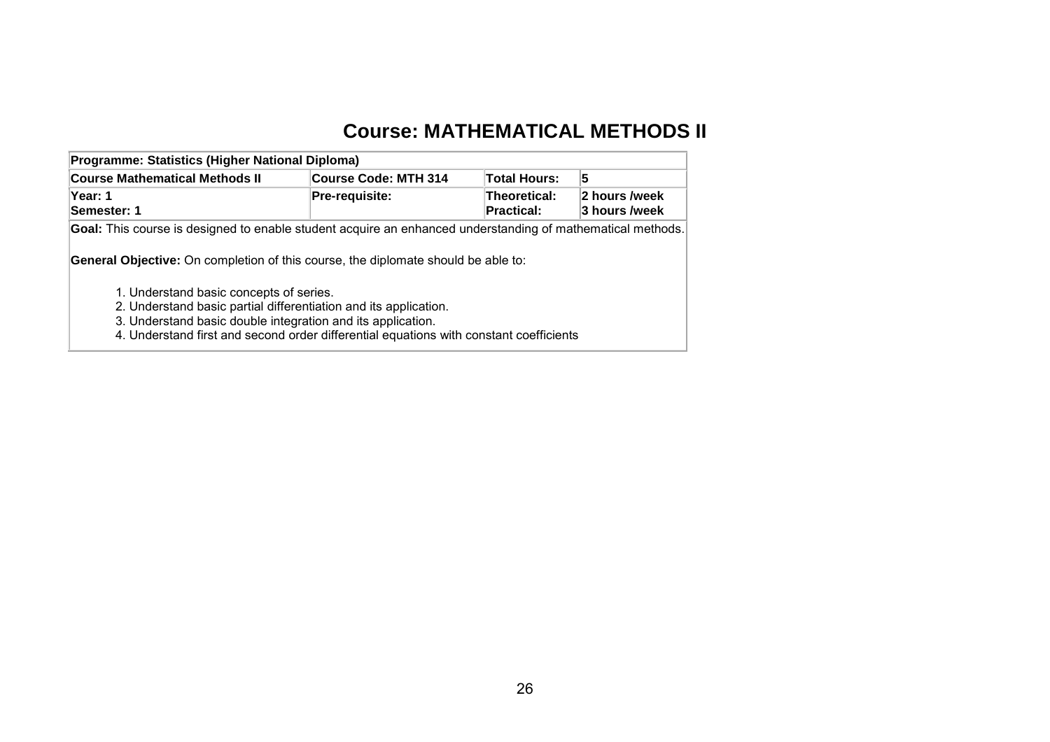# Course: MATHEMATICAL METHODS II

| Programme: Statistics (Higher National Diploma) | | | |
|---|---|---|---|
| **Course Mathematical Methods II** | **Course Code: MTH 314** | **Total Hours:** | **5** |
| **Year: 1**<br>**Semester: 1** | **Pre-requisite:** | **Theoretical:**<br>**Practical:** | **2 hours /week**<br>**3 hours /week** |

**Goal:** This course is designed to enable student acquire an enhanced understanding of mathematical methods.

**General Objective:** On completion of this course, the diplomate should be able to:

1. Understand basic concepts of series.
2. Understand basic partial differentiation and its application.
3. Understand basic double integration and its application.
4. Understand first and second order differential equations with constant coefficients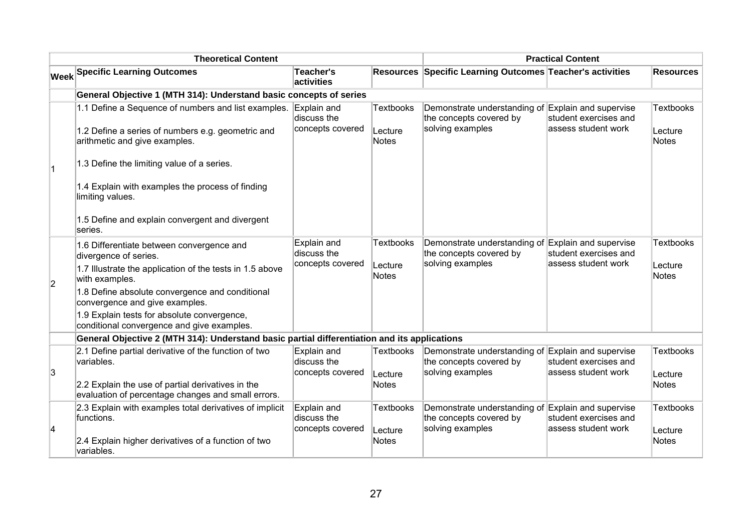| Theoretical Content | | | | Practical Content | | |
|---|---|---|---|---|---|---|
| Week | Specific Learning Outcomes | Teacher's activities | Resources | Specific Learning Outcomes | Teacher's activities | Resources |
| | **General Objective 1 (MTH 314): Understand basic concepts of series** | | | | | |
| 1 | 1.1 Define a Sequence of numbers and list examples.<br><br>1.2 Define a series of numbers e.g. geometric and arithmetic and give examples.<br><br>1.3 Define the limiting value of a series.<br><br>1.4 Explain with examples the process of finding limiting values.<br><br>1.5 Define and explain convergent and divergent series. | Explain and discuss the concepts covered | Textbooks<br><br>Lecture Notes | Demonstrate understanding of the concepts covered by solving examples | Explain and supervise student exercises and assess student work | Textbooks<br><br>Lecture Notes |
| 2 | 1.6 Differentiate between convergence and divergence of series.<br>1.7 Illustrate the application of the tests in 1.5 above with examples.<br>1.8 Define absolute convergence and conditional convergence and give examples.<br>1.9 Explain tests for absolute convergence, conditional convergence and give examples. | Explain and discuss the concepts covered | Textbooks<br><br>Lecture Notes | Demonstrate understanding of the concepts covered by solving examples | Explain and supervise student exercises and assess student work | Textbooks<br><br>Lecture Notes |
| | **General Objective 2 (MTH 314): Understand basic partial differentiation and its applications** | | | | | |
| 3 | 2.1 Define partial derivative of the function of two variables.<br><br>2.2 Explain the use of partial derivatives in the evaluation of percentage changes and small errors. | Explain and discuss the concepts covered | Textbooks<br><br>Lecture Notes | Demonstrate understanding of the concepts covered by solving examples | Explain and supervise student exercises and assess student work | Textbooks<br><br>Lecture Notes |
| 4 | 2.3 Explain with examples total derivatives of implicit functions.<br><br>2.4 Explain higher derivatives of a function of two variables. | Explain and discuss the concepts covered | Textbooks<br><br>Lecture Notes | Demonstrate understanding of the concepts covered by solving examples | Explain and supervise student exercises and assess student work | Textbooks<br><br>Lecture Notes |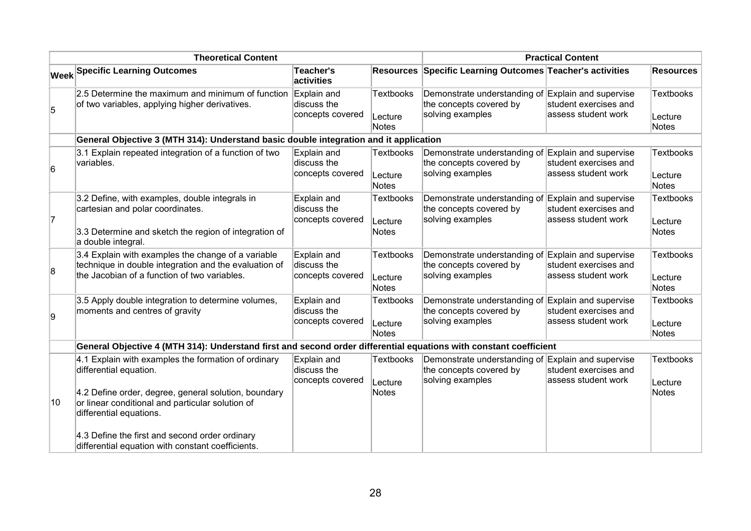| Theoretical Content | | | | Practical Content | | |
|---|---|---|---|---|---|---|
| **Week** | **Specific Learning Outcomes** | **Teacher's activities** | **Resources** | **Specific Learning Outcomes** | **Teacher's activities** | **Resources** |
| 5 | 2.5 Determine the maximum and minimum of function of two variables, applying higher derivatives. | Explain and discuss the concepts covered | Textbooks<br><br>Lecture Notes | Demonstrate understanding of the concepts covered by solving examples | Explain and supervise student exercises and assess student work | Textbooks<br><br>Lecture Notes |
| | **General Objective 3 (MTH 314): Understand basic double integration and it application** | | | | | |
| 6 | 3.1 Explain repeated integration of a function of two variables. | Explain and discuss the concepts covered | Textbooks<br><br>Lecture Notes | Demonstrate understanding of the concepts covered by solving examples | Explain and supervise student exercises and assess student work | Textbooks<br><br>Lecture Notes |
| 7 | 3.2 Define, with examples, double integrals in cartesian and polar coordinates.<br><br>3.3 Determine and sketch the region of integration of a double integral. | Explain and discuss the concepts covered | Textbooks<br><br>Lecture Notes | Demonstrate understanding of the concepts covered by solving examples | Explain and supervise student exercises and assess student work | Textbooks<br><br>Lecture Notes |
| 8 | 3.4 Explain with examples the change of a variable technique in double integration and the evaluation of the Jacobian of a function of two variables. | Explain and discuss the concepts covered | Textbooks<br><br>Lecture Notes | Demonstrate understanding of the concepts covered by solving examples | Explain and supervise student exercises and assess student work | Textbooks<br><br>Lecture Notes |
| 9 | 3.5 Apply double integration to determine volumes, moments and centres of gravity | Explain and discuss the concepts covered | Textbooks<br><br>Lecture Notes | Demonstrate understanding of the concepts covered by solving examples | Explain and supervise student exercises and assess student work | Textbooks<br><br>Lecture Notes |
| | **General Objective 4 (MTH 314): Understand first and second order differential equations with constant coefficient** | | | | | |
| 10 | 4.1 Explain with examples the formation of ordinary differential equation.<br><br>4.2 Define order, degree, general solution, boundary or linear conditional and particular solution of differential equations.<br><br>4.3 Define the first and second order ordinary differential equation with constant coefficients. | Explain and discuss the concepts covered | Textbooks<br><br>Lecture Notes | Demonstrate understanding of the concepts covered by solving examples | Explain and supervise student exercises and assess student work | Textbooks<br><br>Lecture Notes |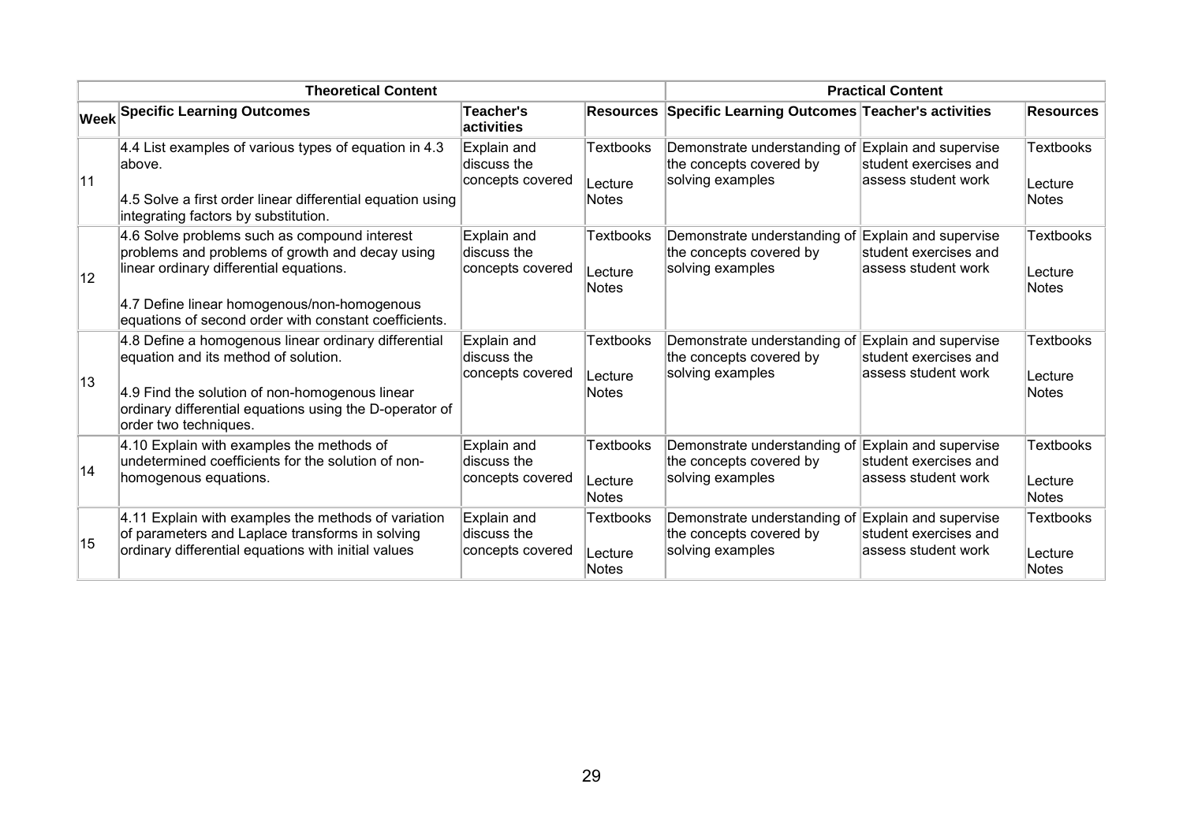| Theoretical Content | | | | Practical Content | | |
|---|---|---|---|---|---|---|
| **Week** | **Specific Learning Outcomes** | **Teacher's activities** | **Resources** | **Specific Learning Outcomes** | **Teacher's activities** | **Resources** |
| 11 | 4.4 List examples of various types of equation in 4.3 above.<br><br>4.5 Solve a first order linear differential equation using integrating factors by substitution. | Explain and discuss the concepts covered | Textbooks<br><br>Lecture Notes | Demonstrate understanding of the concepts covered by solving examples | Explain and supervise student exercises and assess student work | Textbooks<br><br>Lecture Notes |
| 12 | 4.6 Solve problems such as compound interest problems and problems of growth and decay using linear ordinary differential equations.<br><br>4.7 Define linear homogenous/non-homogenous equations of second order with constant coefficients. | Explain and discuss the concepts covered | Textbooks<br><br>Lecture Notes | Demonstrate understanding of the concepts covered by solving examples | Explain and supervise student exercises and assess student work | Textbooks<br><br>Lecture Notes |
| 13 | 4.8 Define a homogenous linear ordinary differential equation and its method of solution.<br><br>4.9 Find the solution of non-homogenous linear ordinary differential equations using the D-operator of order two techniques. | Explain and discuss the concepts covered | Textbooks<br><br>Lecture Notes | Demonstrate understanding of the concepts covered by solving examples | Explain and supervise student exercises and assess student work | Textbooks<br><br>Lecture Notes |
| 14 | 4.10 Explain with examples the methods of undetermined coefficients for the solution of non-homogenous equations. | Explain and discuss the concepts covered | Textbooks<br><br>Lecture Notes | Demonstrate understanding of the concepts covered by solving examples | Explain and supervise student exercises and assess student work | Textbooks<br><br>Lecture Notes |
| 15 | 4.11 Explain with examples the methods of variation of parameters and Laplace transforms in solving ordinary differential equations with initial values | Explain and discuss the concepts covered | Textbooks<br><br>Lecture Notes | Demonstrate understanding of the concepts covered by solving examples | Explain and supervise student exercises and assess student work | Textbooks<br><br>Lecture Notes |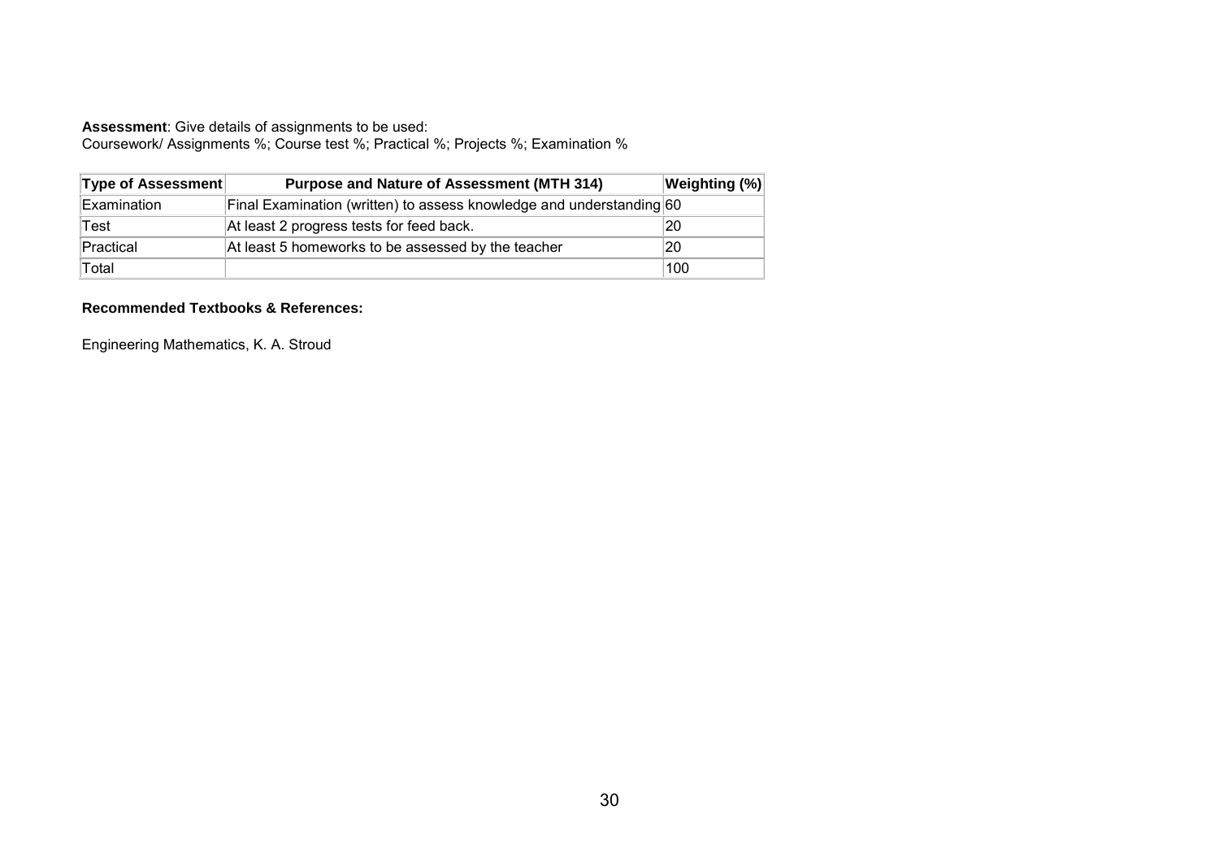**Assessment**: Give details of assignments to be used:
Coursework/ Assignments %; Course test %; Practical %; Projects %; Examination %

| Type of Assessment | Purpose and Nature of Assessment (MTH 314) | Weighting (%) |
|---|---|---|
| Examination | Final Examination (written) to assess knowledge and understanding | 60 |
| Test | At least 2 progress tests for feed back. | 20 |
| Practical | At least 5 homeworks to be assessed by the teacher | 20 |
| Total | | 100 |

**Recommended Textbooks & References:**

Engineering Mathematics, K. A. Stroud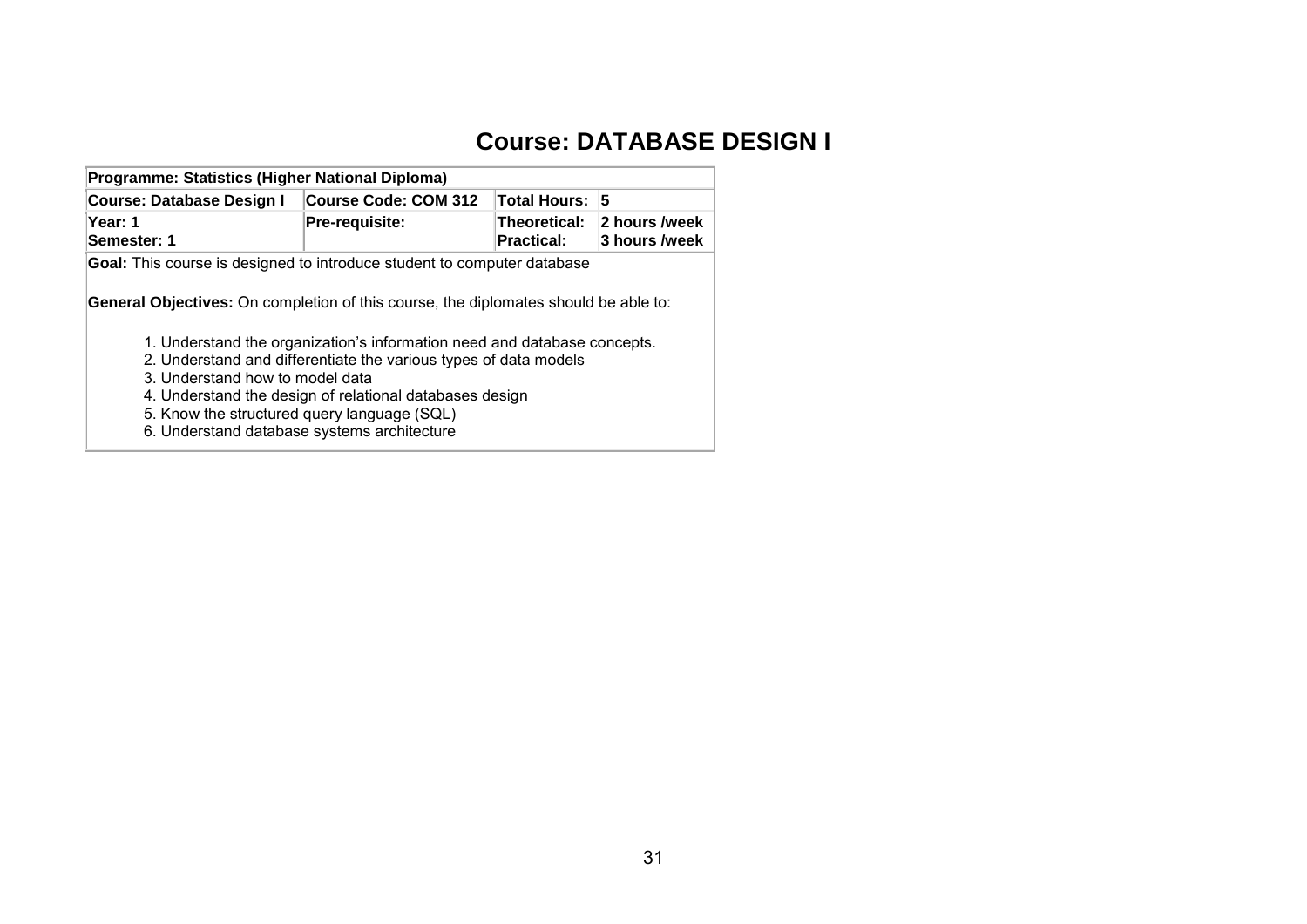# Course: DATABASE DESIGN I

| Programme: Statistics (Higher National Diploma) | | | |
|---|---|---|---|
| **Course: Database Design I** | **Course Code: COM 312** | **Total Hours:** | **5** |
| **Year: 1**<br>**Semester: 1** | **Pre-requisite:** | **Theoretical:**<br>**Practical:** | **2 hours /week**<br>**3 hours /week** |

**Goal:** This course is designed to introduce student to computer database

**General Objectives:** On completion of this course, the diplomates should be able to:

1. Understand the organization's information need and database concepts.
2. Understand and differentiate the various types of data models
3. Understand how to model data
4. Understand the design of relational databases design
5. Know the structured query language (SQL)
6. Understand database systems architecture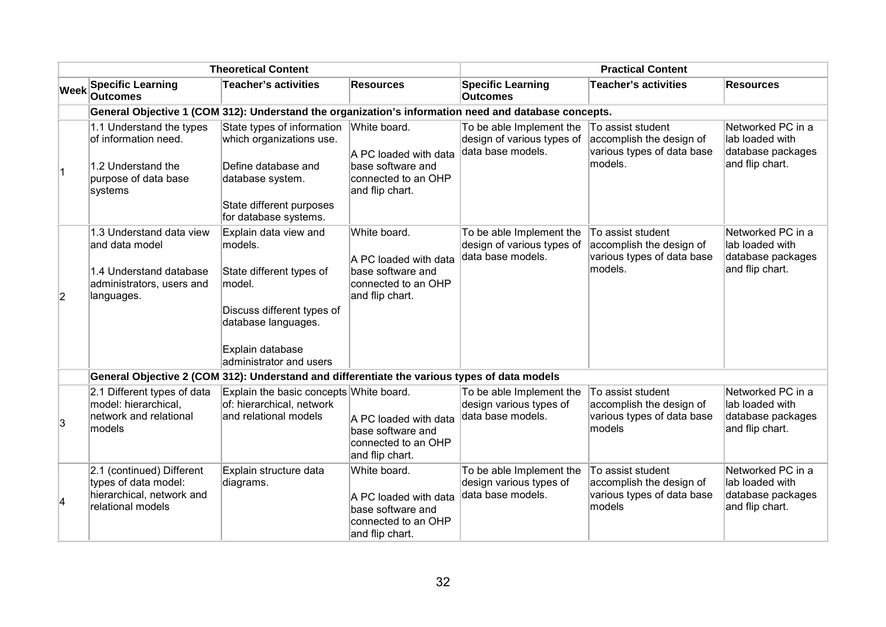| | Theoretical Content | | | Practical Content | | |
|---|---|---|---|---|---|---|
| **Week** | **Specific Learning Outcomes** | **Teacher's activities** | **Resources** | **Specific Learning Outcomes** | **Teacher's activities** | **Resources** |
| | **General Objective 1 (COM 312): Understand the organization's information need and database concepts.** | | | | | |
| 1 | 1.1 Understand the types of information need.<br><br>1.2 Understand the purpose of data base systems | State types of information which organizations use.<br><br>Define database and database system.<br><br>State different purposes for database systems. | White board.<br><br>A PC loaded with data base software and connected to an OHP and flip chart. | To be able Implement the design of various types of data base models. | To assist student accomplish the design of various types of data base models. | Networked PC in a lab loaded with database packages and flip chart. |
| 2 | 1.3 Understand data view and data model<br><br>1.4 Understand database administrators, users and languages. | Explain data view and models.<br><br>State different types of model.<br><br>Discuss different types of database languages.<br><br>Explain database administrator and users | White board.<br><br>A PC loaded with data base software and connected to an OHP and flip chart. | To be able Implement the design of various types of data base models. | To assist student accomplish the design of various types of data base models. | Networked PC in a lab loaded with database packages and flip chart. |
| | **General Objective 2 (COM 312): Understand and differentiate the various types of data models** | | | | | |
| 3 | 2.1 Different types of data model: hierarchical, network and relational models | Explain the basic concepts of: hierarchical, network and relational models | White board.<br><br>A PC loaded with data base software and connected to an OHP and flip chart. | To be able Implement the design various types of data base models. | To assist student accomplish the design of various types of data base models | Networked PC in a lab loaded with database packages and flip chart. |
| 4 | 2.1 (continued) Different types of data model: hierarchical, network and relational models | Explain structure data diagrams. | White board.<br><br>A PC loaded with data base software and connected to an OHP and flip chart. | To be able Implement the design various types of data base models. | To assist student accomplish the design of various types of data base models | Networked PC in a lab loaded with database packages and flip chart. |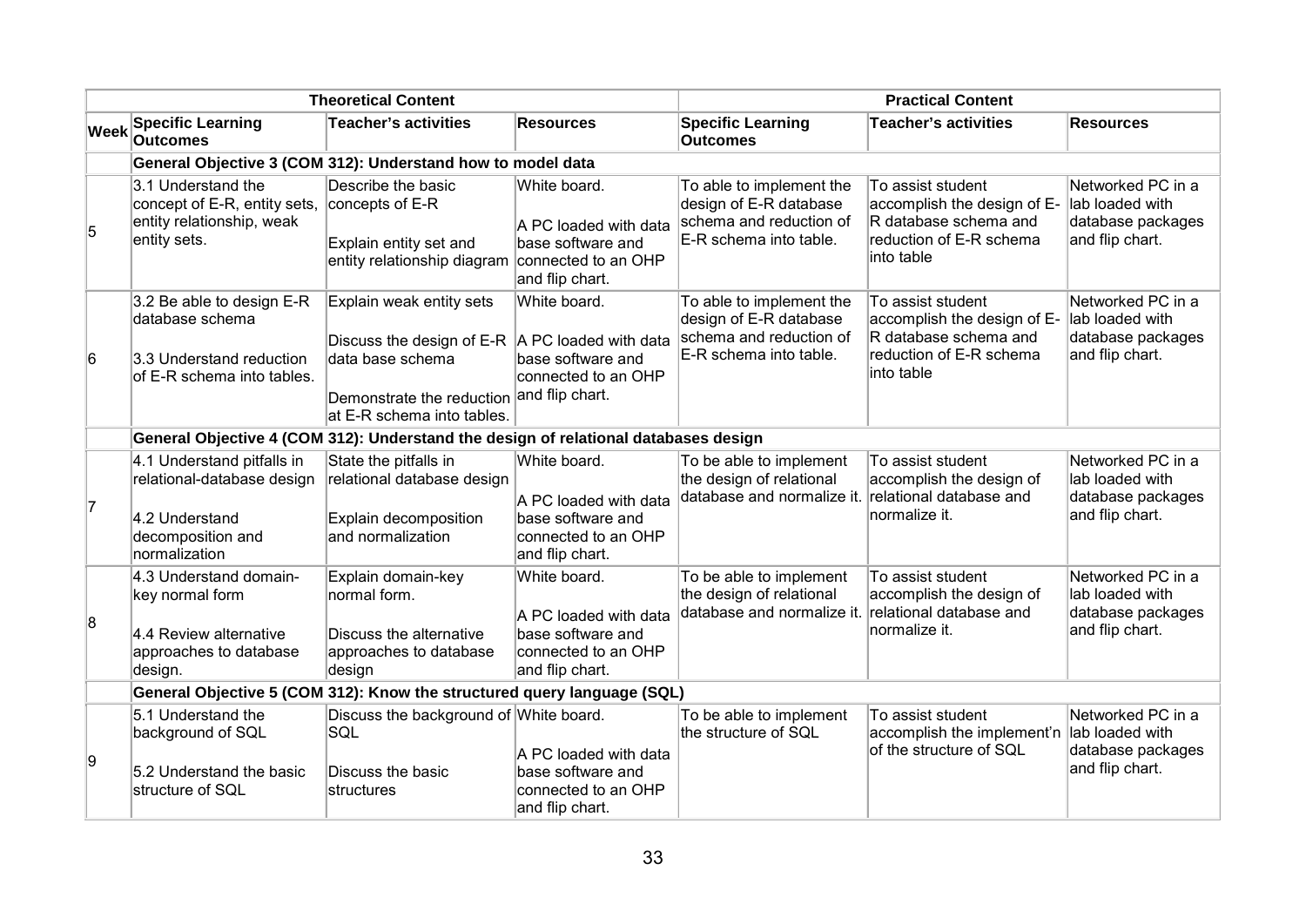| | Theoretical Content | | | Practical Content | | |
|---|---|---|---|---|---|---|
| **Week** | **Specific Learning Outcomes** | **Teacher's activities** | **Resources** | **Specific Learning Outcomes** | **Teacher's activities** | **Resources** |
| | **General Objective 3 (COM 312): Understand how to model data** | | | | | |
| 5 | 3.1 Understand the concept of E-R, entity sets, entity relationship, weak entity sets. | Describe the basic concepts of E-R<br><br>Explain entity set and entity relationship diagram | White board.<br><br>A PC loaded with data base software and connected to an OHP and flip chart. | To able to implement the design of E-R database schema and reduction of E-R schema into table. | To assist student accomplish the design of E-R database schema and reduction of E-R schema into table | Networked PC in a lab loaded with database packages and flip chart. |
| 6 | 3.2 Be able to design E-R database schema<br><br>3.3 Understand reduction of E-R schema into tables. | Explain weak entity sets<br><br>Discuss the design of E-R data base schema<br><br>Demonstrate the reduction at E-R schema into tables. | White board.<br><br>A PC loaded with data base software and connected to an OHP and flip chart. | To able to implement the design of E-R database schema and reduction of E-R schema into table. | To assist student accomplish the design of E-R database schema and reduction of E-R schema into table | Networked PC in a lab loaded with database packages and flip chart. |
| | **General Objective 4 (COM 312): Understand the design of relational databases design** | | | | | |
| 7 | 4.1 Understand pitfalls in relational-database design<br><br>4.2 Understand decomposition and normalization | State the pitfalls in relational database design<br><br>Explain decomposition and normalization | White board.<br><br>A PC loaded with data base software and connected to an OHP and flip chart. | To be able to implement the design of relational database and normalize it. | To assist student accomplish the design of relational database and normalize it. | Networked PC in a lab loaded with database packages and flip chart. |
| 8 | 4.3 Understand domain-key normal form<br><br>4.4 Review alternative approaches to database design. | Explain domain-key normal form.<br><br>Discuss the alternative approaches to database design | White board.<br><br>A PC loaded with data base software and connected to an OHP and flip chart. | To be able to implement the design of relational database and normalize it. | To assist student accomplish the design of relational database and normalize it. | Networked PC in a lab loaded with database packages and flip chart. |
| | **General Objective 5 (COM 312): Know the structured query language (SQL)** | | | | | |
| 9 | 5.1 Understand the background of SQL<br><br>5.2 Understand the basic structure of SQL | Discuss the background of SQL<br><br>Discuss the basic structures | White board.<br><br>A PC loaded with data base software and connected to an OHP and flip chart. | To be able to implement the structure of SQL | To assist student accomplish the implement'n of the structure of SQL | Networked PC in a lab loaded with database packages and flip chart. |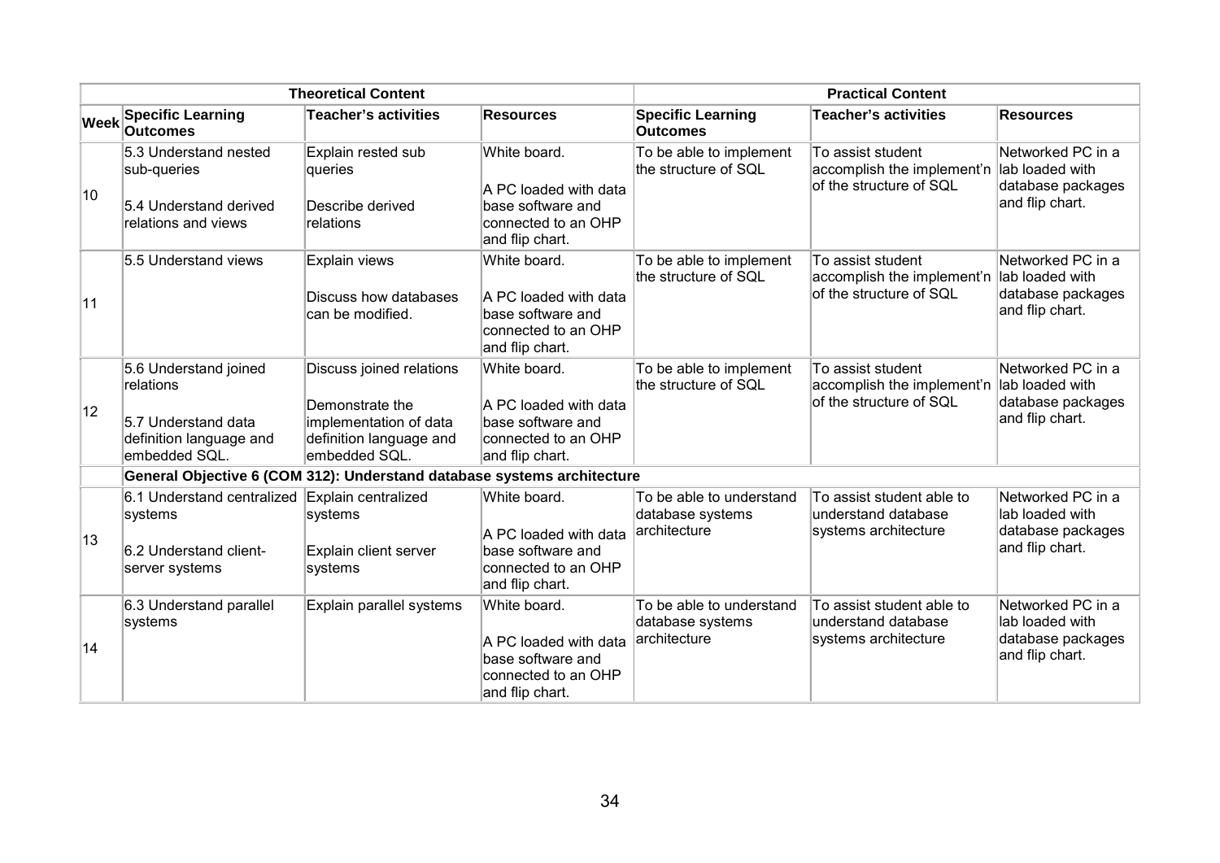| | Theoretical Content | | | Practical Content | | |
|---|---|---|---|---|---|---|
| **Week** | **Specific Learning Outcomes** | **Teacher's activities** | **Resources** | **Specific Learning Outcomes** | **Teacher's activities** | **Resources** |
| 10 | 5.3 Understand nested sub-queries<br><br>5.4 Understand derived relations and views | Explain rested sub queries<br><br>Describe derived relations | White board.<br><br>A PC loaded with data base software and connected to an OHP and flip chart. | To be able to implement the structure of SQL | To assist student accomplish the implement'n of the structure of SQL | Networked PC in a lab loaded with database packages and flip chart. |
| 11 | 5.5 Understand views | Explain views<br><br>Discuss how databases can be modified. | White board.<br><br>A PC loaded with data base software and connected to an OHP and flip chart. | To be able to implement the structure of SQL | To assist student accomplish the implement'n of the structure of SQL | Networked PC in a lab loaded with database packages and flip chart. |
| 12 | 5.6 Understand joined relations<br><br>5.7 Understand data definition language and embedded SQL. | Discuss joined relations<br><br>Demonstrate the implementation of data definition language and embedded SQL. | White board.<br><br>A PC loaded with data base software and connected to an OHP and flip chart. | To be able to implement the structure of SQL | To assist student accomplish the implement'n of the structure of SQL | Networked PC in a lab loaded with database packages and flip chart. |
| | **General Objective 6 (COM 312): Understand database systems architecture** | | | | | |
| 13 | 6.1 Understand centralized systems<br><br>6.2 Understand client-server systems | Explain centralized systems<br><br>Explain client server systems | White board.<br><br>A PC loaded with data base software and connected to an OHP and flip chart. | To be able to understand database systems architecture | To assist student able to understand database systems architecture | Networked PC in a lab loaded with database packages and flip chart. |
| 14 | 6.3 Understand parallel systems | Explain parallel systems | White board.<br><br>A PC loaded with data base software and connected to an OHP and flip chart. | To be able to understand database systems architecture | To assist student able to understand database systems architecture | Networked PC in a lab loaded with database packages and flip chart. |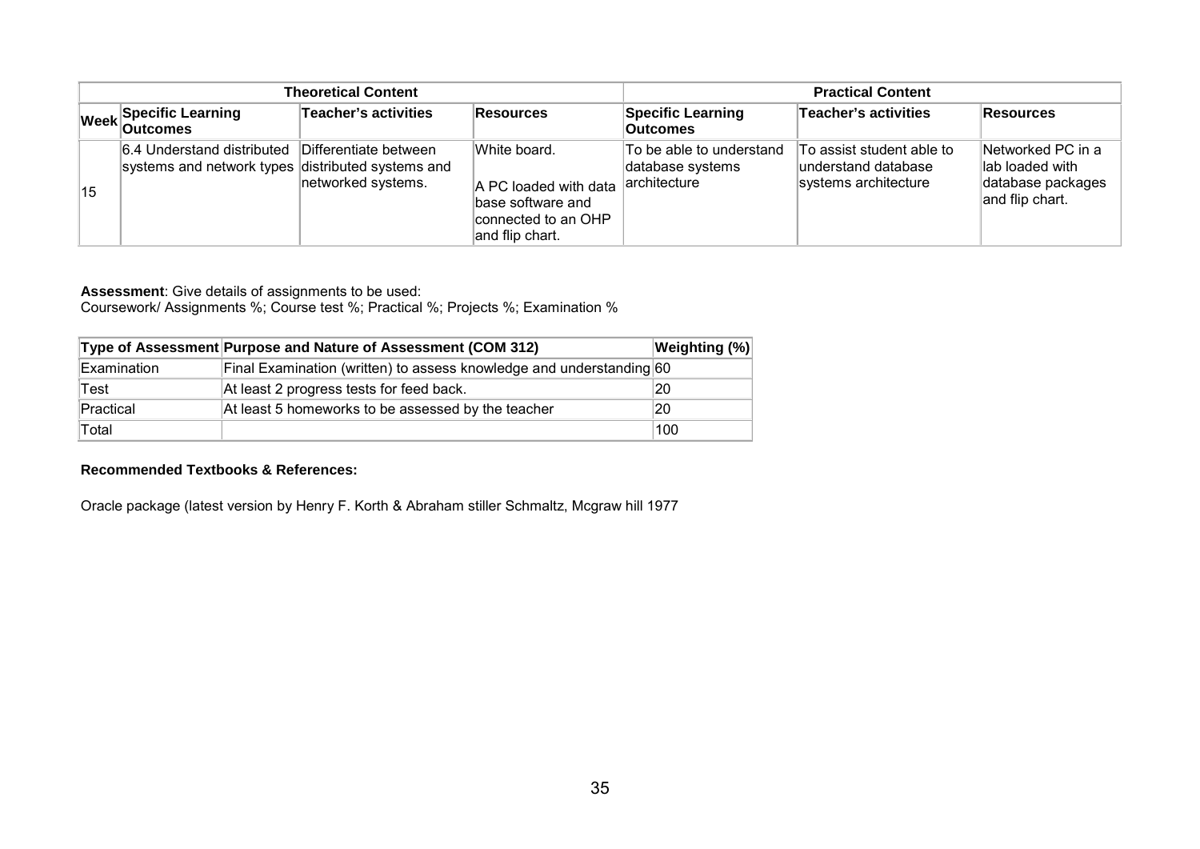| | Theoretical Content | | | Practical Content | | |
|---|---|---|---|---|---|---|
| **Week** | **Specific Learning Outcomes** | **Teacher's activities** | **Resources** | **Specific Learning Outcomes** | **Teacher's activities** | **Resources** |
| 15 | 6.4 Understand distributed systems and network types | Differentiate between distributed systems and networked systems. | White board.<br><br>A PC loaded with data base software and connected to an OHP and flip chart. | To be able to understand database systems architecture | To assist student able to understand database systems architecture | Networked PC in a lab loaded with database packages and flip chart. |

**Assessment**: Give details of assignments to be used:
Coursework/ Assignments %; Course test %; Practical %; Projects %; Examination %

| Type of Assessment | Purpose and Nature of Assessment (COM 312) | Weighting (%) |
|---|---|---|
| Examination | Final Examination (written) to assess knowledge and understanding | 60 |
| Test | At least 2 progress tests for feed back. | 20 |
| Practical | At least 5 homeworks to be assessed by the teacher | 20 |
| Total | | 100 |

**Recommended Textbooks & References:**

Oracle package (latest version by Henry F. Korth & Abraham stiller Schmaltz, Mcgraw hill 1977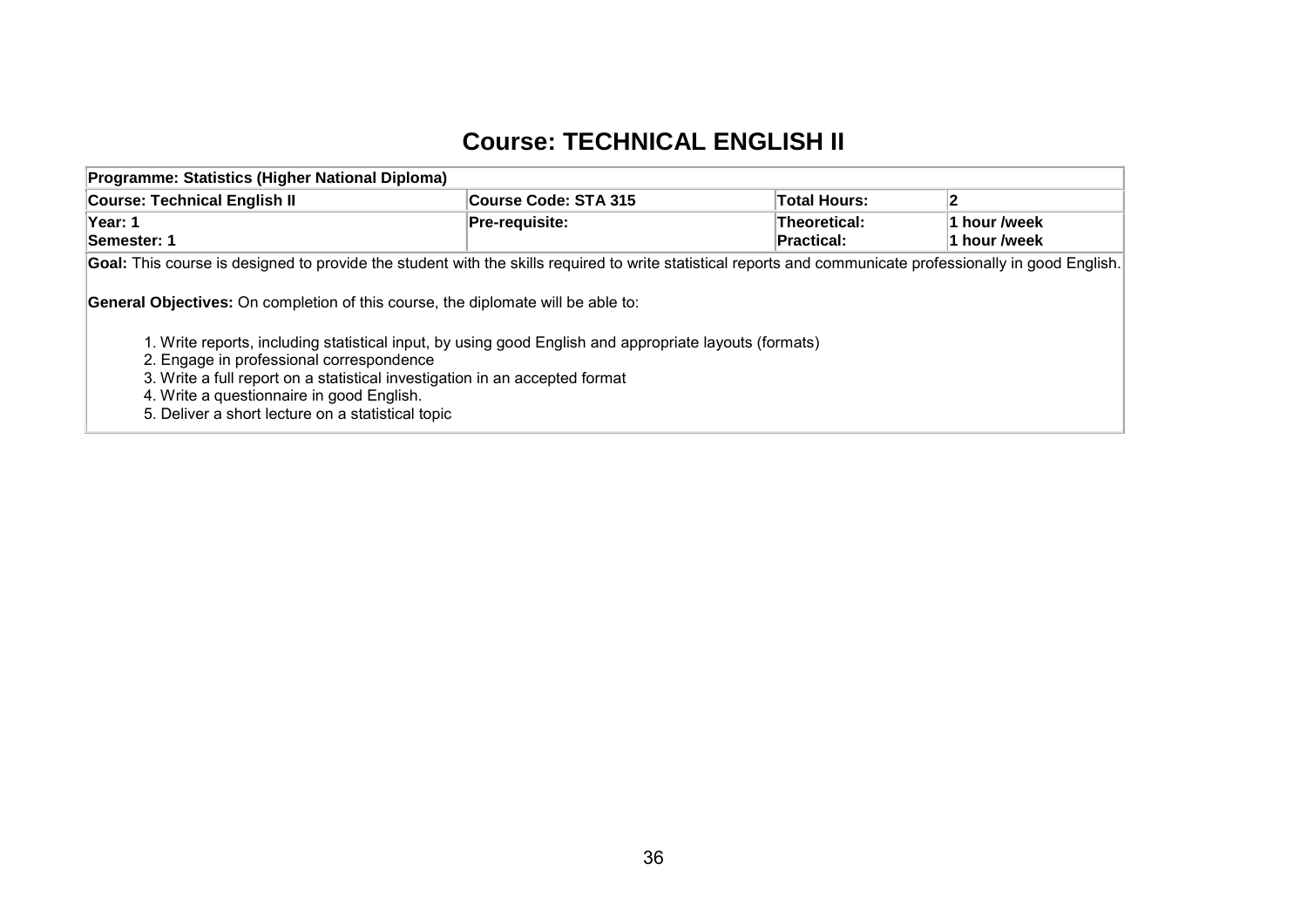# Course: TECHNICAL ENGLISH II

| **Programme: Statistics (Higher National Diploma)** | | | |
|---|---|---|---|
| **Course: Technical English II** | **Course Code: STA 315** | **Total Hours:** | **2** |
| **Year: 1**<br>**Semester: 1** | **Pre-requisite:** | **Theoretical:**<br>**Practical:** | **1 hour /week**<br>**1 hour /week** |

**Goal:** This course is designed to provide the student with the skills required to write statistical reports and communicate professionally in good English.

**General Objectives:** On completion of this course, the diplomate will be able to:

1. Write reports, including statistical input, by using good English and appropriate layouts (formats)
2. Engage in professional correspondence
3. Write a full report on a statistical investigation in an accepted format
4. Write a questionnaire in good English.
5. Deliver a short lecture on a statistical topic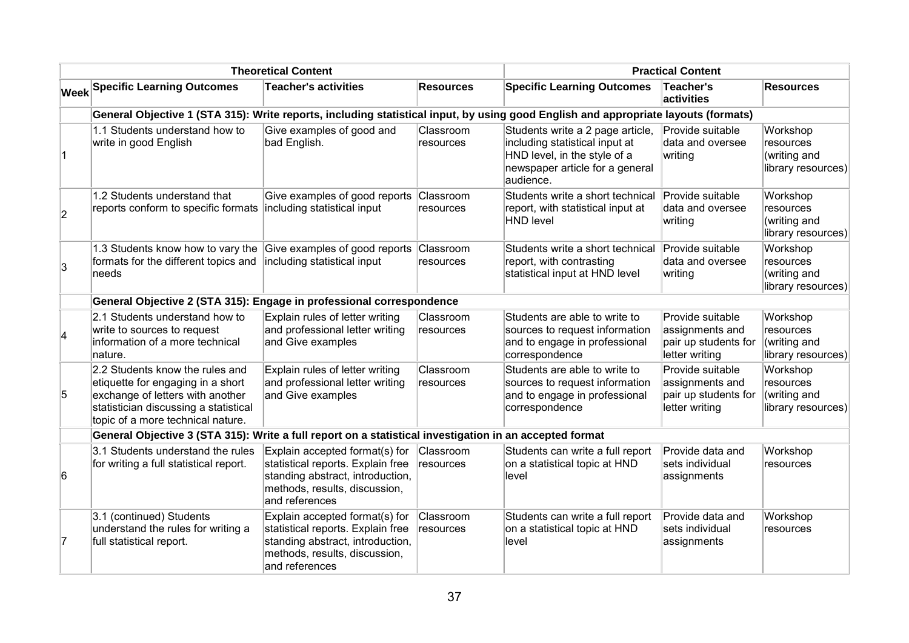| | Theoretical Content | | | Practical Content | | |
|---|---|---|---|---|---|---|
| **Week** | **Specific Learning Outcomes** | **Teacher's activities** | **Resources** | **Specific Learning Outcomes** | **Teacher's activities** | **Resources** |
| | **General Objective 1 (STA 315): Write reports, including statistical input, by using good English and appropriate layouts (formats)** | | | | | |
| 1 | 1.1 Students understand how to write in good English | Give examples of good and bad English. | Classroom resources | Students write a 2 page article, including statistical input at HND level, in the style of a newspaper article for a general audience. | Provide suitable data and oversee writing | Workshop resources (writing and library resources) |
| 2 | 1.2 Students understand that reports conform to specific formats | Give examples of good reports including statistical input | Classroom resources | Students write a short technical report, with statistical input at HND level | Provide suitable data and oversee writing | Workshop resources (writing and library resources) |
| 3 | 1.3 Students know how to vary the formats for the different topics and needs | Give examples of good reports including statistical input | Classroom resources | Students write a short technical report, with contrasting statistical input at HND level | Provide suitable data and oversee writing | Workshop resources (writing and library resources) |
| | **General Objective 2 (STA 315): Engage in professional correspondence** | | | | | |
| 4 | 2.1 Students understand how to write to sources to request information of a more technical nature. | Explain rules of letter writing and professional letter writing and Give examples | Classroom resources | Students are able to write to sources to request information and to engage in professional correspondence | Provide suitable assignments and pair up students for letter writing | Workshop resources (writing and library resources) |
| 5 | 2.2 Students know the rules and etiquette for engaging in a short exchange of letters with another statistician discussing a statistical topic of a more technical nature. | Explain rules of letter writing and professional letter writing and Give examples | Classroom resources | Students are able to write to sources to request information and to engage in professional correspondence | Provide suitable assignments and pair up students for letter writing | Workshop resources (writing and library resources) |
| | **General Objective 3 (STA 315): Write a full report on a statistical investigation in an accepted format** | | | | | |
| 6 | 3.1 Students understand the rules for writing a full statistical report. | Explain accepted format(s) for statistical reports. Explain free standing abstract, introduction, methods, results, discussion, and references | Classroom resources | Students can write a full report on a statistical topic at HND level | Provide data and sets individual assignments | Workshop resources |
| 7 | 3.1 (continued) Students understand the rules for writing a full statistical report. | Explain accepted format(s) for statistical reports. Explain free standing abstract, introduction, methods, results, discussion, and references | Classroom resources | Students can write a full report on a statistical topic at HND level | Provide data and sets individual assignments | Workshop resources |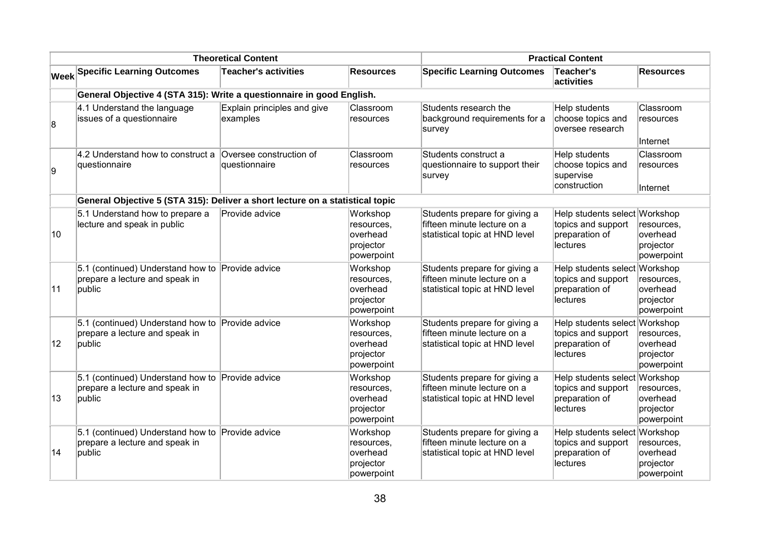| Theoretical Content | | | | Practical Content | | |
|---|---|---|---|---|---|---|
| **Week** | **Specific Learning Outcomes** | **Teacher's activities** | **Resources** | **Specific Learning Outcomes** | **Teacher's activities** | **Resources** |
| | **General Objective 4 (STA 315): Write a questionnaire in good English.** | | | | | |
| 8 | 4.1 Understand the language issues of a questionnaire | Explain principles and give examples | Classroom resources | Students research the background requirements for a survey | Help students choose topics and oversee research | Classroom resources<br><br>Internet |
| 9 | 4.2 Understand how to construct a questionnaire | Oversee construction of questionnaire | Classroom resources | Students construct a questionnaire to support their survey | Help students choose topics and supervise construction | Classroom resources<br><br>Internet |
| | **General Objective 5 (STA 315): Deliver a short lecture on a statistical topic** | | | | | |
| 10 | 5.1 Understand how to prepare a lecture and speak in public | Provide advice | Workshop resources, overhead projector powerpoint | Students prepare for giving a fifteen minute lecture on a statistical topic at HND level | Help students select topics and support preparation of lectures | Workshop resources, overhead projector powerpoint |
| 11 | 5.1 (continued) Understand how to prepare a lecture and speak in public | Provide advice | Workshop resources, overhead projector powerpoint | Students prepare for giving a fifteen minute lecture on a statistical topic at HND level | Help students select topics and support preparation of lectures | Workshop resources, overhead projector powerpoint |
| 12 | 5.1 (continued) Understand how to prepare a lecture and speak in public | Provide advice | Workshop resources, overhead projector powerpoint | Students prepare for giving a fifteen minute lecture on a statistical topic at HND level | Help students select topics and support preparation of lectures | Workshop resources, overhead projector powerpoint |
| 13 | 5.1 (continued) Understand how to prepare a lecture and speak in public | Provide advice | Workshop resources, overhead projector powerpoint | Students prepare for giving a fifteen minute lecture on a statistical topic at HND level | Help students select topics and support preparation of lectures | Workshop resources, overhead projector powerpoint |
| 14 | 5.1 (continued) Understand how to prepare a lecture and speak in public | Provide advice | Workshop resources, overhead projector powerpoint | Students prepare for giving a fifteen minute lecture on a statistical topic at HND level | Help students select topics and support preparation of lectures | Workshop resources, overhead projector powerpoint |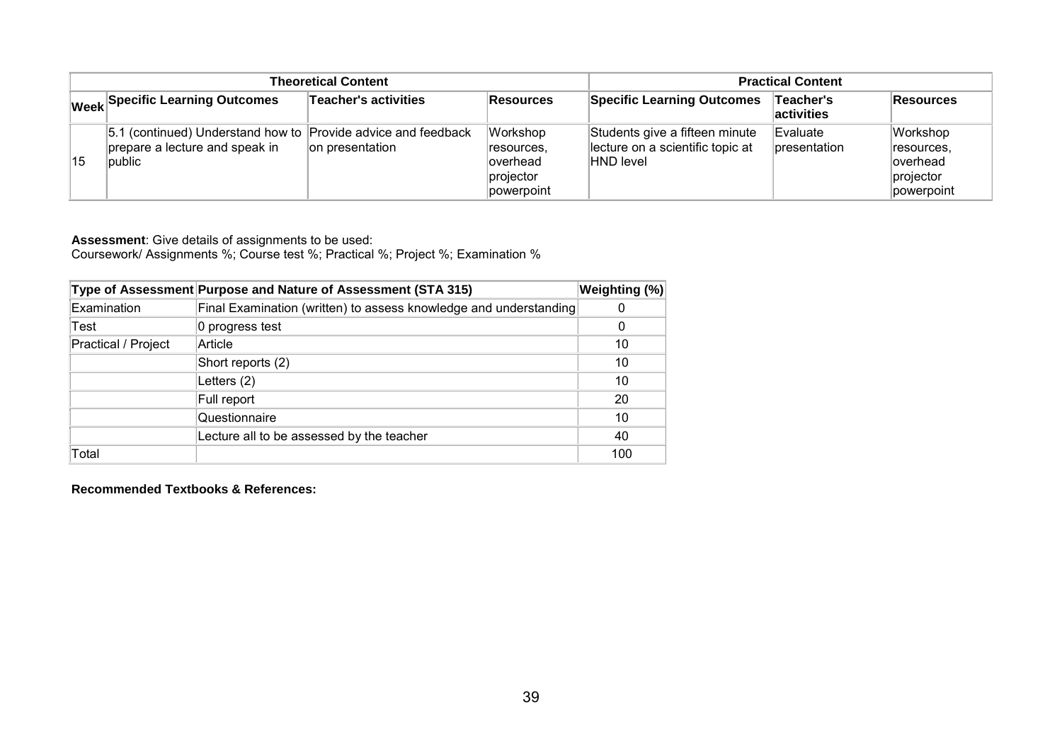| Theoretical Content | | | | Practical Content | | |
|---|---|---|---|---|---|---|
| **Week** | **Specific Learning Outcomes** | **Teacher's activities** | **Resources** | **Specific Learning Outcomes** | **Teacher's activities** | **Resources** |
| 15 | 5.1 (continued) Understand how to prepare a lecture and speak in public | Provide advice and feedback on presentation | Workshop resources, overhead projector powerpoint | Students give a fifteen minute lecture on a scientific topic at HND level | Evaluate presentation | Workshop resources, overhead projector powerpoint |

**Assessment**: Give details of assignments to be used:
Coursework/ Assignments %; Course test %; Practical %; Project %; Examination %

| Type of Assessment | Purpose and Nature of Assessment (STA 315) | Weighting (%) |
|---|---|---|
| Examination | Final Examination (written) to assess knowledge and understanding | 0 |
| Test | 0 progress test | 0 |
| Practical / Project | Article | 10 |
| | Short reports (2) | 10 |
| | Letters (2) | 10 |
| | Full report | 20 |
| | Questionnaire | 10 |
| | Lecture all to be assessed by the teacher | 40 |
| Total | | 100 |

**Recommended Textbooks & References:**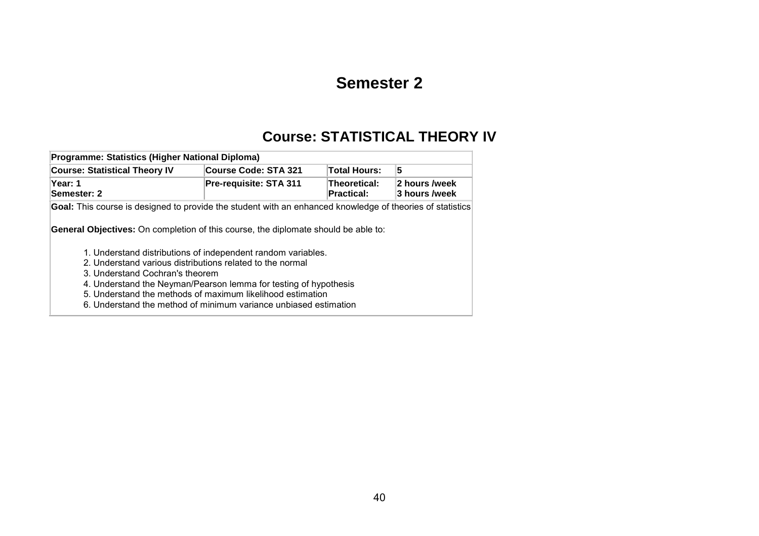# Semester 2

## Course: STATISTICAL THEORY IV

| Programme: Statistics (Higher National Diploma) | | | |
|---|---|---|---|
| **Course: Statistical Theory IV** | **Course Code: STA 321** | **Total Hours:** | **5** |
| **Year: 1**<br>**Semester: 2** | **Pre-requisite: STA 311** | **Theoretical:**<br>**Practical:** | **2 hours /week**<br>**3 hours /week** |

**Goal:** This course is designed to provide the student with an enhanced knowledge of theories of statistics

**General Objectives:** On completion of this course, the diplomate should be able to:

1. Understand distributions of independent random variables.
2. Understand various distributions related to the normal
3. Understand Cochran's theorem
4. Understand the Neyman/Pearson lemma for testing of hypothesis
5. Understand the methods of maximum likelihood estimation
6. Understand the method of minimum variance unbiased estimation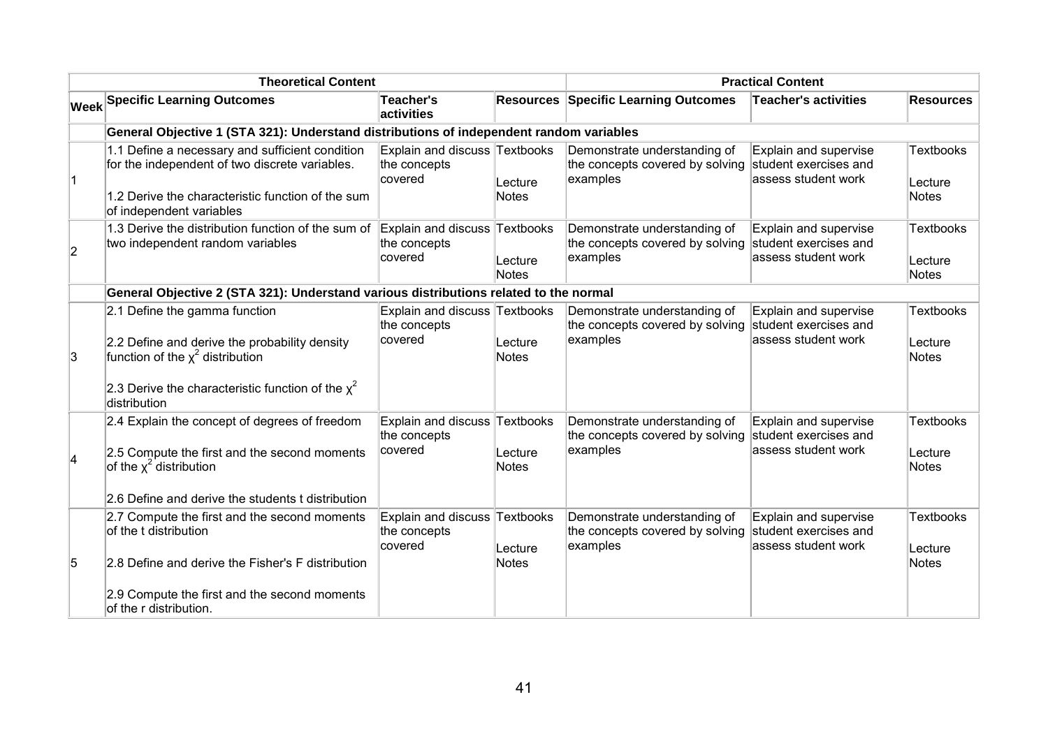| | Theoretical Content | | | Practical Content | | |
|---|---|---|---|---|---|---|
| **Week** | **Specific Learning Outcomes** | **Teacher's activities** | **Resources** | **Specific Learning Outcomes** | **Teacher's activities** | **Resources** |
| | **General Objective 1 (STA 321): Understand distributions of independent random variables** | | | | | |
| 1 | 1.1 Define a necessary and sufficient condition for the independent of two discrete variables.<br><br>1.2 Derive the characteristic function of the sum of independent variables | Explain and discuss the concepts covered | Textbooks<br><br>Lecture Notes | Demonstrate understanding of the concepts covered by solving examples | Explain and supervise student exercises and assess student work | Textbooks<br><br>Lecture Notes |
| 2 | 1.3 Derive the distribution function of the sum of two independent random variables | Explain and discuss the concepts covered | Textbooks<br><br>Lecture Notes | Demonstrate understanding of the concepts covered by solving examples | Explain and supervise student exercises and assess student work | Textbooks<br><br>Lecture Notes |
| | **General Objective 2 (STA 321): Understand various distributions related to the normal** | | | | | |
| 3 | 2.1 Define the gamma function<br><br>2.2 Define and derive the probability density function of the $\chi^2$ distribution<br><br>2.3 Derive the characteristic function of the $\chi^2$ distribution | Explain and discuss the concepts covered | Textbooks<br><br>Lecture Notes | Demonstrate understanding of the concepts covered by solving examples | Explain and supervise student exercises and assess student work | Textbooks<br><br>Lecture Notes |
| 4 | 2.4 Explain the concept of degrees of freedom<br><br>2.5 Compute the first and the second moments of the $\chi^2$ distribution<br><br>2.6 Define and derive the students t distribution | Explain and discuss the concepts covered | Textbooks<br><br>Lecture Notes | Demonstrate understanding of the concepts covered by solving examples | Explain and supervise student exercises and assess student work | Textbooks<br><br>Lecture Notes |
| 5 | 2.7 Compute the first and the second moments of the t distribution<br><br>2.8 Define and derive the Fisher's F distribution<br><br>2.9 Compute the first and the second moments of the r distribution. | Explain and discuss the concepts covered | Textbooks<br><br>Lecture Notes | Demonstrate understanding of the concepts covered by solving examples | Explain and supervise student exercises and assess student work | Textbooks<br><br>Lecture Notes |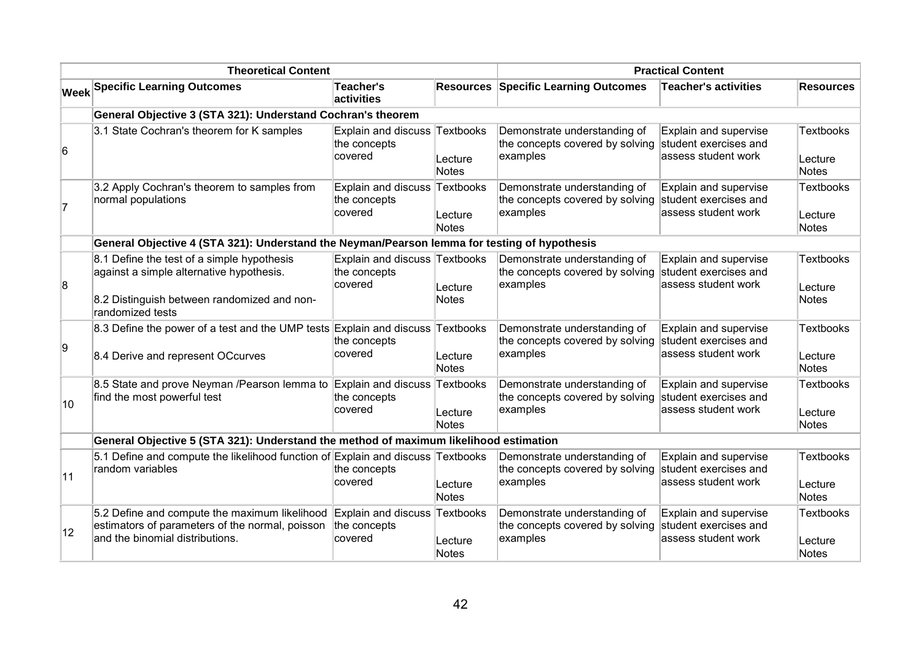| Week | Theoretical Content | | | Practical Content | | |
|---|---|---|---|---|---|---|
| | **Specific Learning Outcomes** | **Teacher's activities** | **Resources** | **Specific Learning Outcomes** | **Teacher's activities** | **Resources** |
| | **General Objective 3 (STA 321): Understand Cochran's theorem** | | | | | |
| 6 | 3.1 State Cochran's theorem for K samples | Explain and discuss the concepts covered | Textbooks Lecture Notes | Demonstrate understanding of the concepts covered by solving examples | Explain and supervise student exercises and assess student work | Textbooks Lecture Notes |
| 7 | 3.2 Apply Cochran's theorem to samples from normal populations | Explain and discuss the concepts covered | Textbooks Lecture Notes | Demonstrate understanding of the concepts covered by solving examples | Explain and supervise student exercises and assess student work | Textbooks Lecture Notes |
| | **General Objective 4 (STA 321): Understand the Neyman/Pearson lemma for testing of hypothesis** | | | | | |
| 8 | 8.1 Define the test of a simple hypothesis against a simple alternative hypothesis. 8.2 Distinguish between randomized and non-randomized tests | Explain and discuss the concepts covered | Textbooks Lecture Notes | Demonstrate understanding of the concepts covered by solving examples | Explain and supervise student exercises and assess student work | Textbooks Lecture Notes |
| 9 | 8.3 Define the power of a test and the UMP tests 8.4 Derive and represent OCcurves | Explain and discuss the concepts covered | Textbooks Lecture Notes | Demonstrate understanding of the concepts covered by solving examples | Explain and supervise student exercises and assess student work | Textbooks Lecture Notes |
| 10 | 8.5 State and prove Neyman /Pearson lemma to find the most powerful test | Explain and discuss the concepts covered | Textbooks Lecture Notes | Demonstrate understanding of the concepts covered by solving examples | Explain and supervise student exercises and assess student work | Textbooks Lecture Notes |
| | **General Objective 5 (STA 321): Understand the method of maximum likelihood estimation** | | | | | |
| 11 | 5.1 Define and compute the likelihood function of random variables | Explain and discuss the concepts covered | Textbooks Lecture Notes | Demonstrate understanding of the concepts covered by solving examples | Explain and supervise student exercises and assess student work | Textbooks Lecture Notes |
| 12 | 5.2 Define and compute the maximum likelihood estimators of parameters of the normal, poisson and the binomial distributions. | Explain and discuss the concepts covered | Textbooks Lecture Notes | Demonstrate understanding of the concepts covered by solving examples | Explain and supervise student exercises and assess student work | Textbooks Lecture Notes |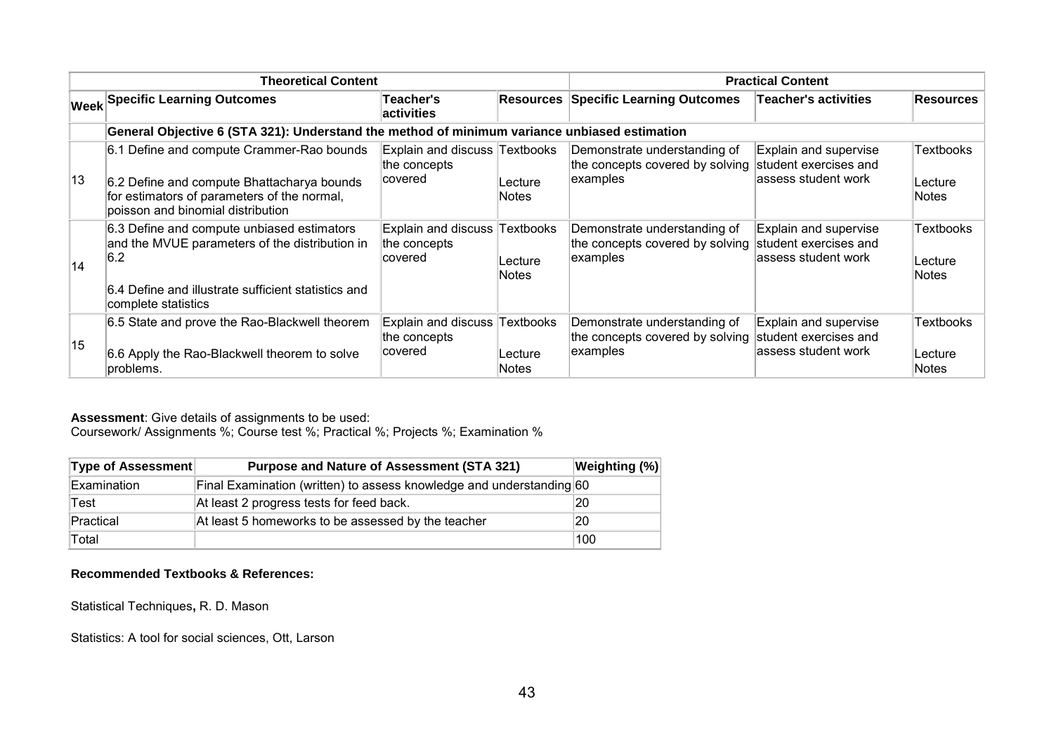| | Theoretical Content | | | Practical Content | | |
|---|---|---|---|---|---|---|
| **Week** | **Specific Learning Outcomes** | **Teacher's activities** | **Resources** | **Specific Learning Outcomes** | **Teacher's activities** | **Resources** |
| | **General Objective 6 (STA 321): Understand the method of minimum variance unbiased estimation** | | | | | |
| 13 | 6.1 Define and compute Crammer-Rao bounds<br><br>6.2 Define and compute Bhattacharya bounds for estimators of parameters of the normal, poisson and binomial distribution | Explain and discuss the concepts covered | Textbooks<br><br>Lecture Notes | Demonstrate understanding of the concepts covered by solving examples | Explain and supervise student exercises and assess student work | Textbooks<br><br>Lecture Notes |
| 14 | 6.3 Define and compute unbiased estimators and the MVUE parameters of the distribution in 6.2<br><br>6.4 Define and illustrate sufficient statistics and complete statistics | Explain and discuss the concepts covered | Textbooks<br><br>Lecture Notes | Demonstrate understanding of the concepts covered by solving examples | Explain and supervise student exercises and assess student work | Textbooks<br><br>Lecture Notes |
| 15 | 6.5 State and prove the Rao-Blackwell theorem<br><br>6.6 Apply the Rao-Blackwell theorem to solve problems. | Explain and discuss the concepts covered | Textbooks<br><br>Lecture Notes | Demonstrate understanding of the concepts covered by solving examples | Explain and supervise student exercises and assess student work | Textbooks<br><br>Lecture Notes |

**Assessment**: Give details of assignments to be used:
Coursework/ Assignments %; Course test %; Practical %; Projects %; Examination %

| Type of Assessment | Purpose and Nature of Assessment (STA 321) | Weighting (%) |
|---|---|---|
| Examination | Final Examination (written) to assess knowledge and understanding | 60 |
| Test | At least 2 progress tests for feed back. | 20 |
| Practical | At least 5 homeworks to be assessed by the teacher | 20 |
| Total | | 100 |

**Recommended Textbooks & References:**

Statistical Techniques**,** R. D. Mason

Statistics: A tool for social sciences, Ott, Larson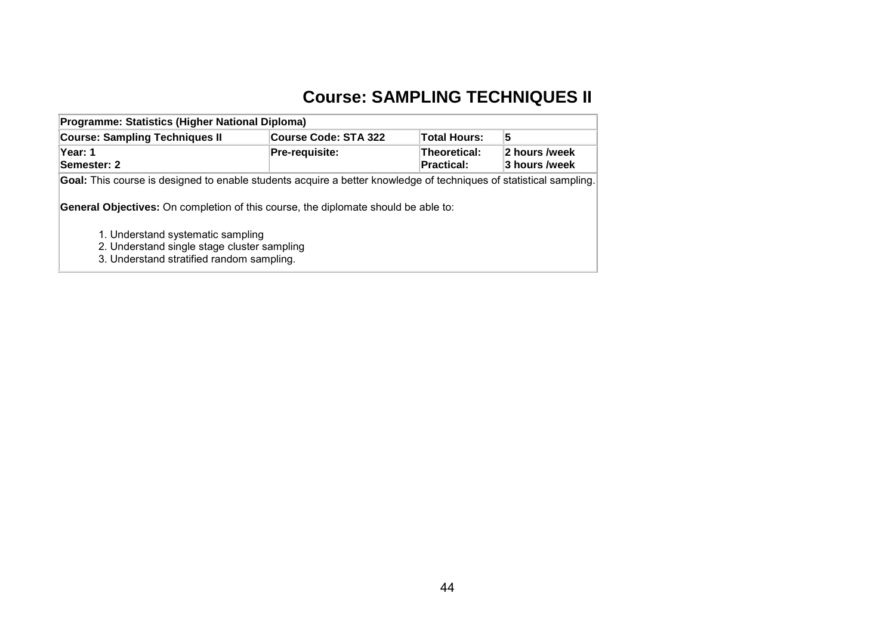# Course: SAMPLING TECHNIQUES II

| **Programme: Statistics (Higher National Diploma)** | | | |
|---|---|---|---|
| **Course: Sampling Techniques II** | **Course Code: STA 322** | **Total Hours:** | **5** |
| **Year: 1**<br>**Semester: 2** | **Pre-requisite:** | **Theoretical:**<br>**Practical:** | **2 hours /week**<br>**3 hours /week** |

**Goal:** This course is designed to enable students acquire a better knowledge of techniques of statistical sampling.

**General Objectives:** On completion of this course, the diplomate should be able to:

1. Understand systematic sampling
2. Understand single stage cluster sampling
3. Understand stratified random sampling.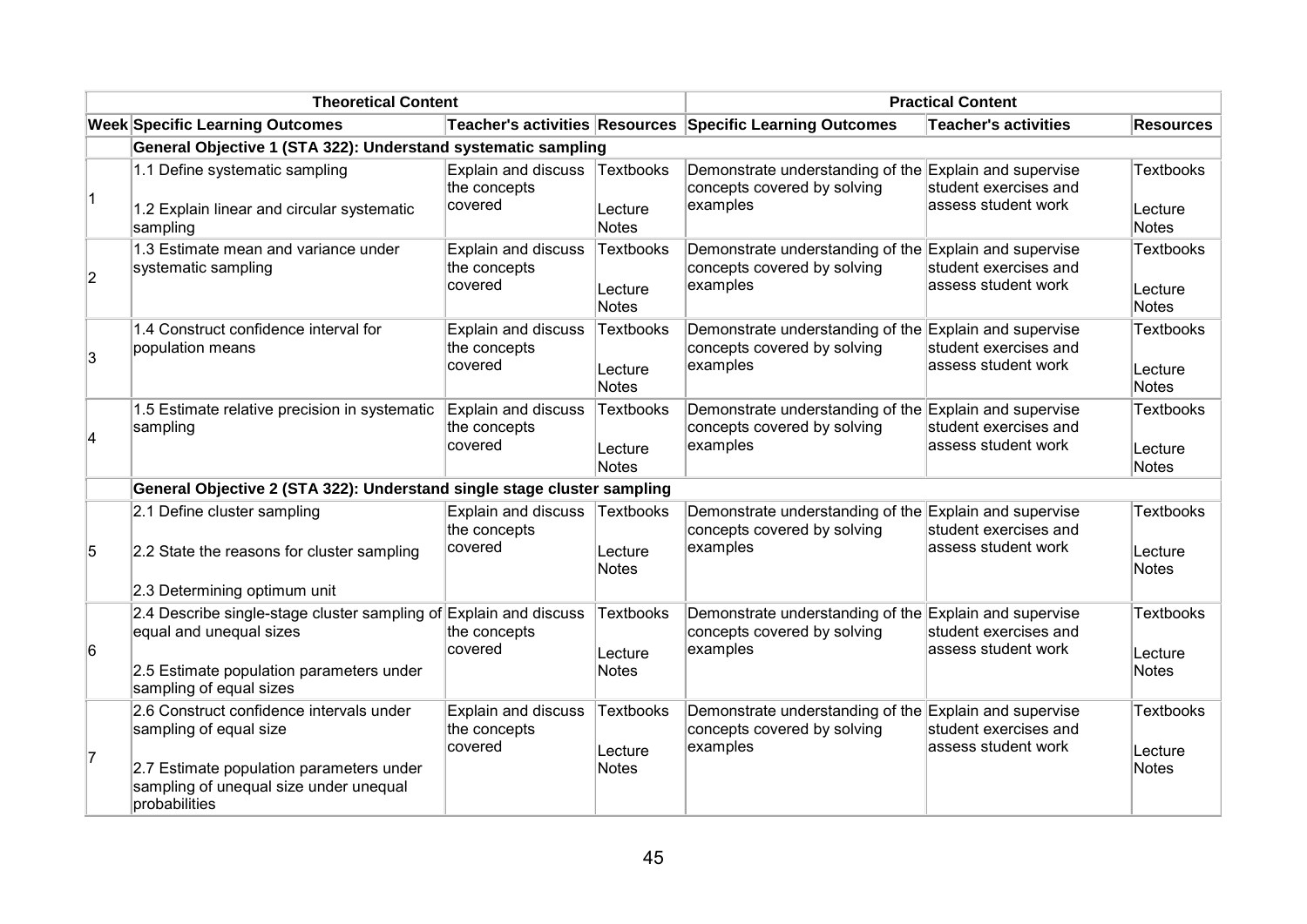| Theoretical Content | | | | Practical Content | | |
|---|---|---|---|---|---|---|
| **Week** | **Specific Learning Outcomes** | **Teacher's activities** | **Resources** | **Specific Learning Outcomes** | **Teacher's activities** | **Resources** |
| | **General Objective 1 (STA 322): Understand systematic sampling** | | | | | |
| 1 | 1.1 Define systematic sampling<br><br>1.2 Explain linear and circular systematic sampling | Explain and discuss the concepts covered | Textbooks<br><br>Lecture Notes | Demonstrate understanding of the concepts covered by solving examples | Explain and supervise student exercises and assess student work | Textbooks<br><br>Lecture Notes |
| 2 | 1.3 Estimate mean and variance under systematic sampling | Explain and discuss the concepts covered | Textbooks<br><br>Lecture Notes | Demonstrate understanding of the concepts covered by solving examples | Explain and supervise student exercises and assess student work | Textbooks<br><br>Lecture Notes |
| 3 | 1.4 Construct confidence interval for population means | Explain and discuss the concepts covered | Textbooks<br><br>Lecture Notes | Demonstrate understanding of the concepts covered by solving examples | Explain and supervise student exercises and assess student work | Textbooks<br><br>Lecture Notes |
| 4 | 1.5 Estimate relative precision in systematic sampling | Explain and discuss the concepts covered | Textbooks<br><br>Lecture Notes | Demonstrate understanding of the concepts covered by solving examples | Explain and supervise student exercises and assess student work | Textbooks<br><br>Lecture Notes |
| | **General Objective 2 (STA 322): Understand single stage cluster sampling** | | | | | |
| 5 | 2.1 Define cluster sampling<br><br>2.2 State the reasons for cluster sampling<br><br>2.3 Determining optimum unit | Explain and discuss the concepts covered | Textbooks<br><br>Lecture Notes | Demonstrate understanding of the concepts covered by solving examples | Explain and supervise student exercises and assess student work | Textbooks<br><br>Lecture Notes |
| 6 | 2.4 Describe single-stage cluster sampling of equal and unequal sizes<br><br>2.5 Estimate population parameters under sampling of equal sizes | Explain and discuss the concepts covered | Textbooks<br><br>Lecture Notes | Demonstrate understanding of the concepts covered by solving examples | Explain and supervise student exercises and assess student work | Textbooks<br><br>Lecture Notes |
| 7 | 2.6 Construct confidence intervals under sampling of equal size<br><br>2.7 Estimate population parameters under sampling of unequal size under unequal probabilities | Explain and discuss the concepts covered | Textbooks<br><br>Lecture Notes | Demonstrate understanding of the concepts covered by solving examples | Explain and supervise student exercises and assess student work | Textbooks<br><br>Lecture Notes |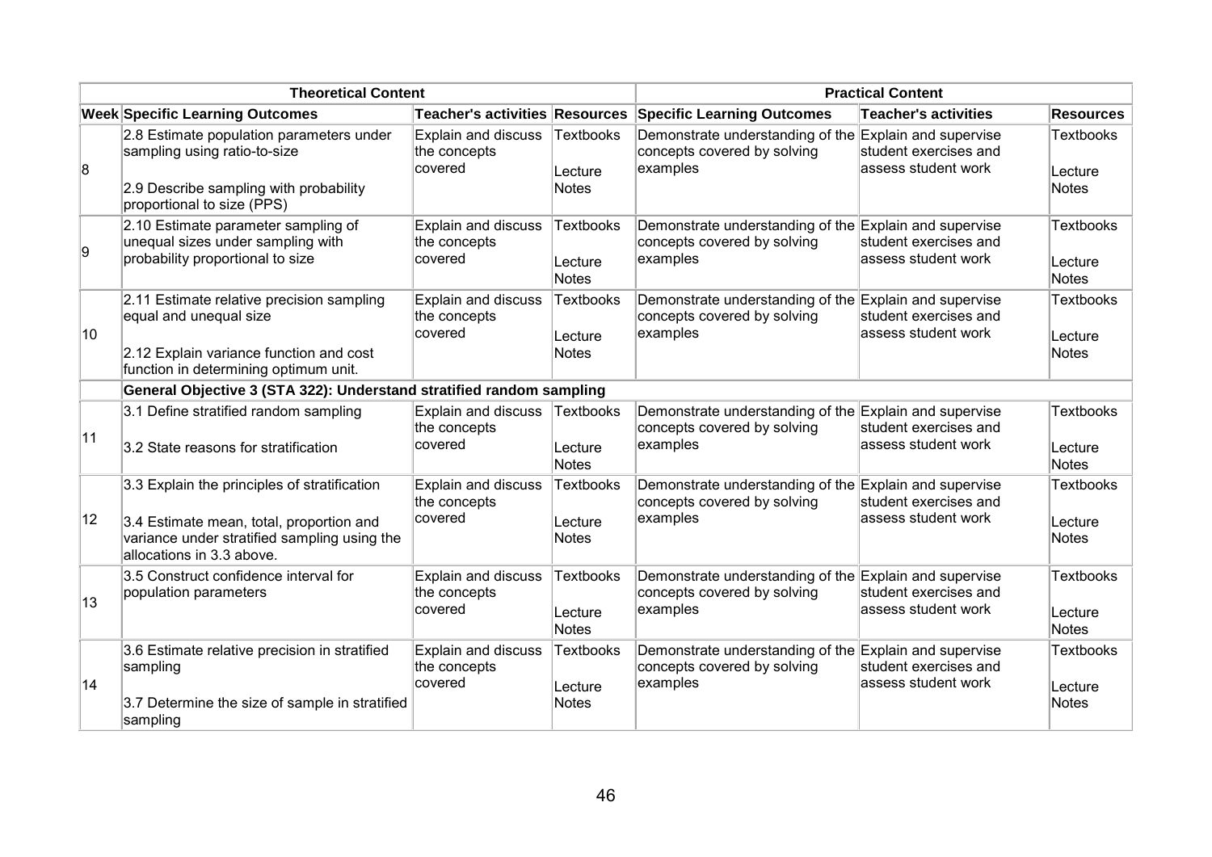| Theoretical Content | | | | Practical Content | | |
|---|---|---|---|---|---|---|
| **Week** | **Specific Learning Outcomes** | **Teacher's activities** | **Resources** | **Specific Learning Outcomes** | **Teacher's activities** | **Resources** |
| 8 | 2.8 Estimate population parameters under sampling using ratio-to-size<br><br>2.9 Describe sampling with probability proportional to size (PPS) | Explain and discuss the concepts covered | Textbooks<br><br>Lecture Notes | Demonstrate understanding of the concepts covered by solving examples | Explain and supervise student exercises and assess student work | Textbooks<br><br>Lecture Notes |
| 9 | 2.10 Estimate parameter sampling of unequal sizes under sampling with probability proportional to size | Explain and discuss the concepts covered | Textbooks<br><br>Lecture Notes | Demonstrate understanding of the concepts covered by solving examples | Explain and supervise student exercises and assess student work | Textbooks<br><br>Lecture Notes |
| 10 | 2.11 Estimate relative precision sampling equal and unequal size<br><br>2.12 Explain variance function and cost function in determining optimum unit. | Explain and discuss the concepts covered | Textbooks<br><br>Lecture Notes | Demonstrate understanding of the concepts covered by solving examples | Explain and supervise student exercises and assess student work | Textbooks<br><br>Lecture Notes |
| | **General Objective 3 (STA 322): Understand stratified random sampling** | | | | | |
| 11 | 3.1 Define stratified random sampling<br><br>3.2 State reasons for stratification | Explain and discuss the concepts covered | Textbooks<br><br>Lecture Notes | Demonstrate understanding of the concepts covered by solving examples | Explain and supervise student exercises and assess student work | Textbooks<br><br>Lecture Notes |
| 12 | 3.3 Explain the principles of stratification<br><br>3.4 Estimate mean, total, proportion and variance under stratified sampling using the allocations in 3.3 above. | Explain and discuss the concepts covered | Textbooks<br><br>Lecture Notes | Demonstrate understanding of the concepts covered by solving examples | Explain and supervise student exercises and assess student work | Textbooks<br><br>Lecture Notes |
| 13 | 3.5 Construct confidence interval for population parameters | Explain and discuss the concepts covered | Textbooks<br><br>Lecture Notes | Demonstrate understanding of the concepts covered by solving examples | Explain and supervise student exercises and assess student work | Textbooks<br><br>Lecture Notes |
| 14 | 3.6 Estimate relative precision in stratified sampling<br><br>3.7 Determine the size of sample in stratified sampling | Explain and discuss the concepts covered | Textbooks<br><br>Lecture Notes | Demonstrate understanding of the concepts covered by solving examples | Explain and supervise student exercises and assess student work | Textbooks<br><br>Lecture Notes |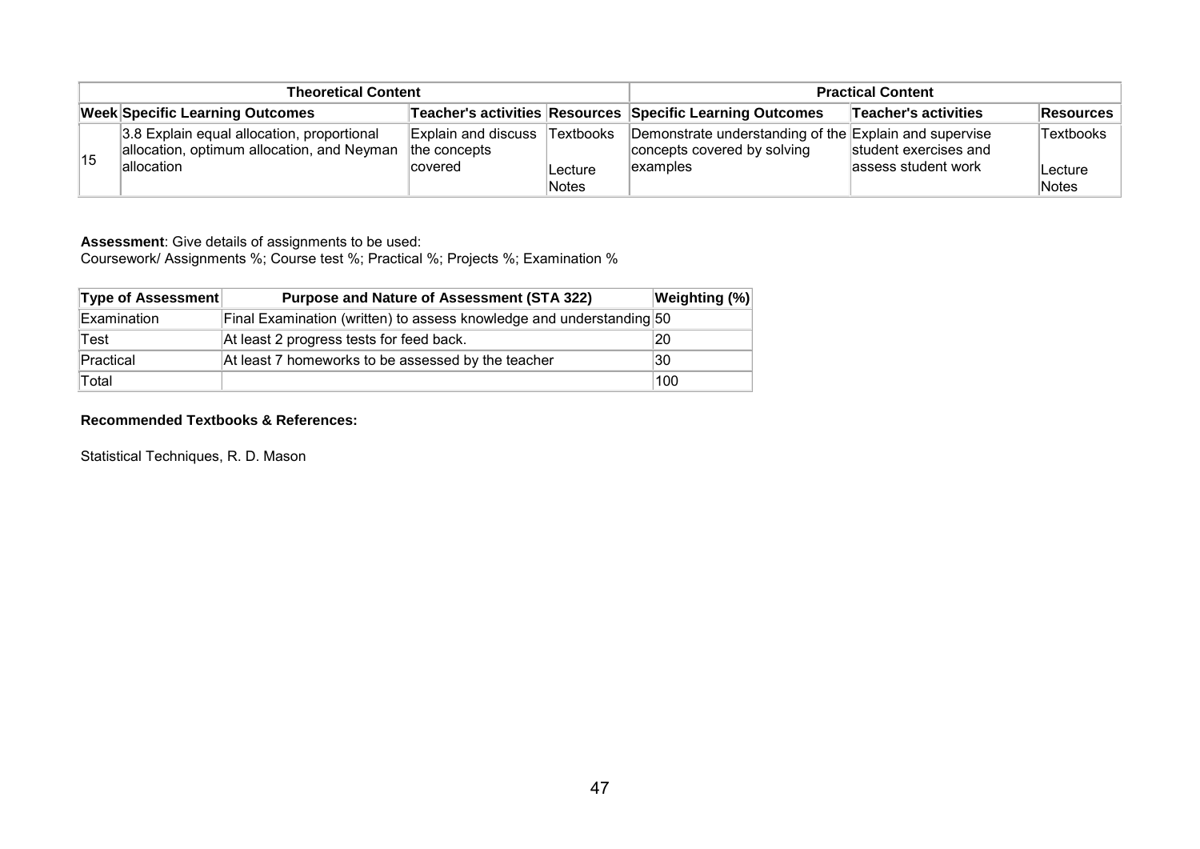| Theoretical Content | | | | Practical Content | | |
|---|---|---|---|---|---|---|
| **Week** | **Specific Learning Outcomes** | **Teacher's activities** | **Resources** | **Specific Learning Outcomes** | **Teacher's activities** | **Resources** |
| 15 | 3.8 Explain equal allocation, proportional allocation, optimum allocation, and Neyman allocation | Explain and discuss the concepts covered | Textbooks<br><br>Lecture Notes | Demonstrate understanding of the concepts covered by solving examples | Explain and supervise student exercises and assess student work | Textbooks<br><br>Lecture Notes |

**Assessment**: Give details of assignments to be used:
Coursework/ Assignments %; Course test %; Practical %; Projects %; Examination %

| Type of Assessment | Purpose and Nature of Assessment (STA 322) | Weighting (%) |
|---|---|---|
| Examination | Final Examination (written) to assess knowledge and understanding | 50 |
| Test | At least 2 progress tests for feed back. | 20 |
| Practical | At least 7 homeworks to be assessed by the teacher | 30 |
| Total | | 100 |

**Recommended Textbooks & References:**

Statistical Techniques, R. D. Mason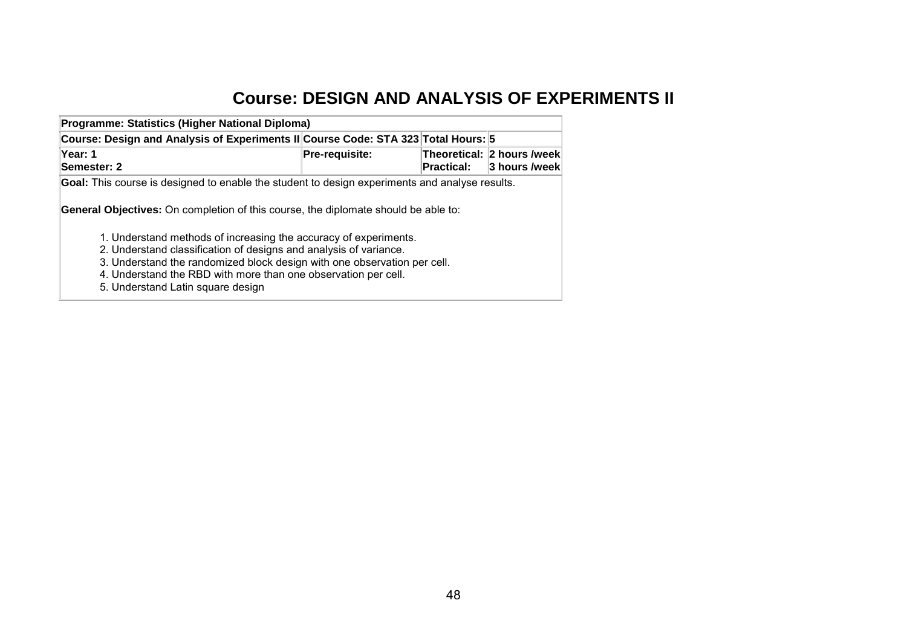# Course: DESIGN AND ANALYSIS OF EXPERIMENTS II

| **Programme: Statistics (Higher National Diploma)** | | | |
|---|---|---|---|
| **Course: Design and Analysis of Experiments II** | **Course Code: STA 323** | **Total Hours: 5** | |
| **Year: 1**<br>**Semester: 2** | **Pre-requisite:** | **Theoretical:**<br>**Practical:** | **2 hours /week**<br>**3 hours /week** |

**Goal:** This course is designed to enable the student to design experiments and analyse results.

**General Objectives:** On completion of this course, the diplomate should be able to:

1. Understand methods of increasing the accuracy of experiments.
2. Understand classification of designs and analysis of variance.
3. Understand the randomized block design with one observation per cell.
4. Understand the RBD with more than one observation per cell.
5. Understand Latin square design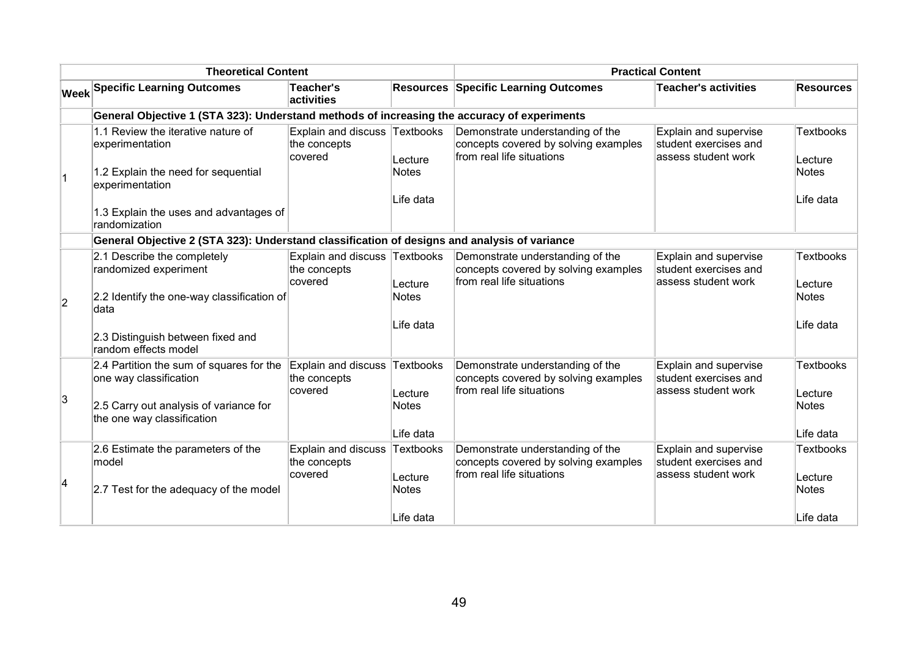| | Theoretical Content | | | Practical Content | | |
|---|---|---|---|---|---|---|
| **Week** | **Specific Learning Outcomes** | **Teacher's activities** | **Resources** | **Specific Learning Outcomes** | **Teacher's activities** | **Resources** |
| | **General Objective 1 (STA 323): Understand methods of increasing the accuracy of experiments** | | | | | |
| 1 | 1.1 Review the iterative nature of experimentation<br><br>1.2 Explain the need for sequential experimentation<br><br>1.3 Explain the uses and advantages of randomization | Explain and discuss the concepts covered | Textbooks<br><br>Lecture Notes<br><br>Life data | Demonstrate understanding of the concepts covered by solving examples from real life situations | Explain and supervise student exercises and assess student work | Textbooks<br><br>Lecture Notes<br><br>Life data |
| | **General Objective 2 (STA 323): Understand classification of designs and analysis of variance** | | | | | |
| 2 | 2.1 Describe the completely randomized experiment<br><br>2.2 Identify the one-way classification of data<br><br>2.3 Distinguish between fixed and random effects model | Explain and discuss the concepts covered | Textbooks<br><br>Lecture Notes<br><br>Life data | Demonstrate understanding of the concepts covered by solving examples from real life situations | Explain and supervise student exercises and assess student work | Textbooks<br><br>Lecture Notes<br><br>Life data |
| 3 | 2.4 Partition the sum of squares for the one way classification<br><br>2.5 Carry out analysis of variance for the one way classification | Explain and discuss the concepts covered | Textbooks<br><br>Lecture Notes<br><br>Life data | Demonstrate understanding of the concepts covered by solving examples from real life situations | Explain and supervise student exercises and assess student work | Textbooks<br><br>Lecture Notes<br><br>Life data |
| 4 | 2.6 Estimate the parameters of the model<br><br>2.7 Test for the adequacy of the model | Explain and discuss the concepts covered | Textbooks<br><br>Lecture Notes<br><br>Life data | Demonstrate understanding of the concepts covered by solving examples from real life situations | Explain and supervise student exercises and assess student work | Textbooks<br><br>Lecture Notes<br><br>Life data |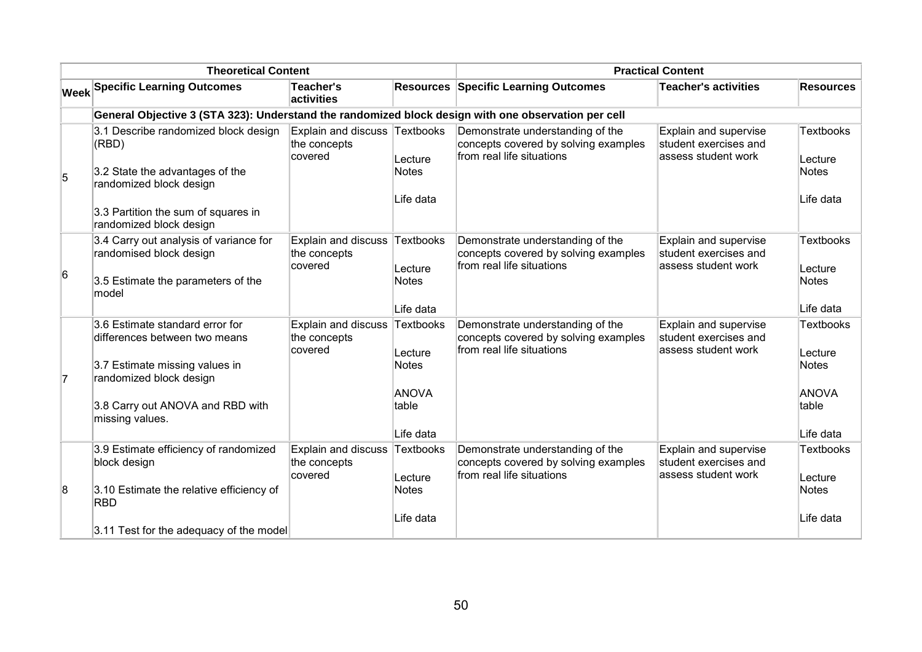| Theoretical Content | | | | Practical Content | | |
|---|---|---|---|---|---|---|
| **Week** | **Specific Learning Outcomes** | **Teacher's activities** | **Resources** | **Specific Learning Outcomes** | **Teacher's activities** | **Resources** |
| | **General Objective 3 (STA 323): Understand the randomized block design with one observation per cell** | | | | | |
| 5 | 3.1 Describe randomized block design (RBD)<br><br>3.2 State the advantages of the randomized block design<br><br>3.3 Partition the sum of squares in randomized block design | Explain and discuss the concepts covered | Textbooks<br><br>Lecture Notes<br><br>Life data | Demonstrate understanding of the concepts covered by solving examples from real life situations | Explain and supervise student exercises and assess student work | Textbooks<br><br>Lecture Notes<br><br>Life data |
| 6 | 3.4 Carry out analysis of variance for randomised block design<br><br>3.5 Estimate the parameters of the model | Explain and discuss the concepts covered | Textbooks<br><br>Lecture Notes<br><br>Life data | Demonstrate understanding of the concepts covered by solving examples from real life situations | Explain and supervise student exercises and assess student work | Textbooks<br><br>Lecture Notes<br><br>Life data |
| 7 | 3.6 Estimate standard error for differences between two means<br><br>3.7 Estimate missing values in randomized block design<br><br>3.8 Carry out ANOVA and RBD with missing values. | Explain and discuss the concepts covered | Textbooks<br><br>Lecture Notes<br><br>ANOVA table<br><br>Life data | Demonstrate understanding of the concepts covered by solving examples from real life situations | Explain and supervise student exercises and assess student work | Textbooks<br><br>Lecture Notes<br><br>ANOVA table<br><br>Life data |
| 8 | 3.9 Estimate efficiency of randomized block design<br><br>3.10 Estimate the relative efficiency of RBD<br><br>3.11 Test for the adequacy of the model | Explain and discuss the concepts covered | Textbooks<br><br>Lecture Notes<br><br>Life data | Demonstrate understanding of the concepts covered by solving examples from real life situations | Explain and supervise student exercises and assess student work | Textbooks<br><br>Lecture Notes<br><br>Life data |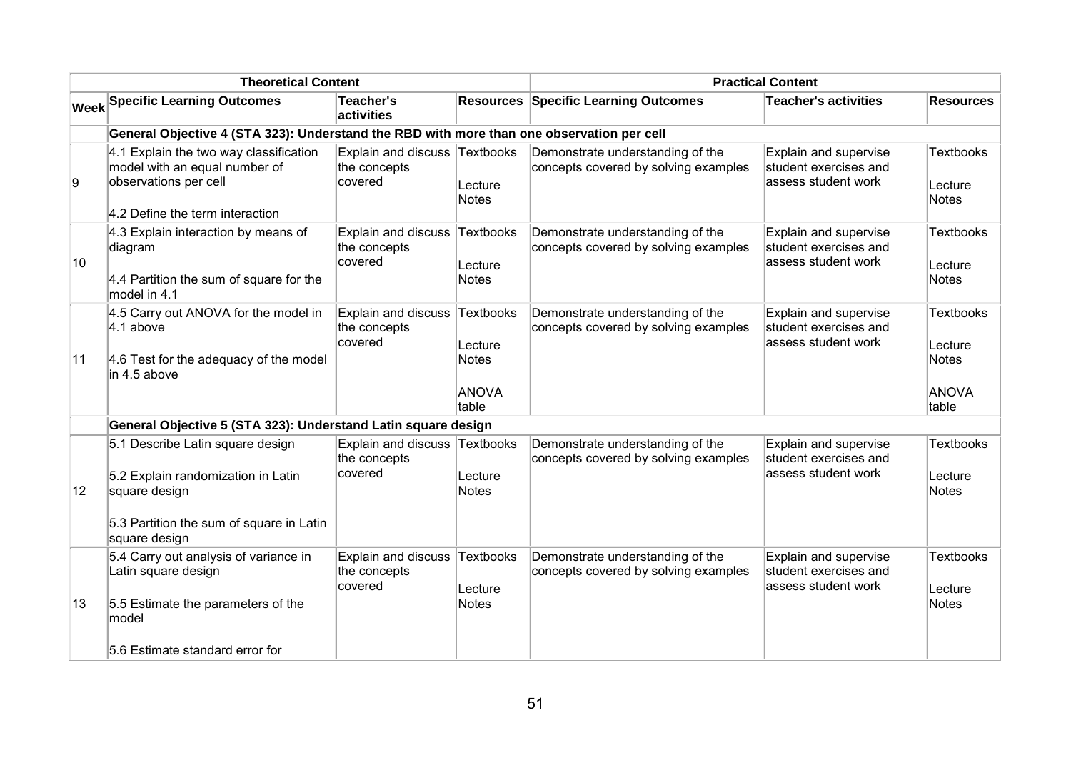| Theoretical Content | | | | Practical Content | | |
|---|---|---|---|---|---|---|
| **Week** | **Specific Learning Outcomes** | **Teacher's activities** | **Resources** | **Specific Learning Outcomes** | **Teacher's activities** | **Resources** |
| | **General Objective 4 (STA 323): Understand the RBD with more than one observation per cell** | | | | | |
| 9 | 4.1 Explain the two way classification model with an equal number of observations per cell<br><br>4.2 Define the term interaction | Explain and discuss the concepts covered | Textbooks<br><br>Lecture Notes | Demonstrate understanding of the concepts covered by solving examples | Explain and supervise student exercises and assess student work | Textbooks<br><br>Lecture Notes |
| 10 | 4.3 Explain interaction by means of diagram<br><br>4.4 Partition the sum of square for the model in 4.1 | Explain and discuss the concepts covered | Textbooks<br><br>Lecture Notes | Demonstrate understanding of the concepts covered by solving examples | Explain and supervise student exercises and assess student work | Textbooks<br><br>Lecture Notes |
| 11 | 4.5 Carry out ANOVA for the model in 4.1 above<br><br>4.6 Test for the adequacy of the model in 4.5 above | Explain and discuss the concepts covered | Textbooks<br><br>Lecture Notes<br><br>ANOVA table | Demonstrate understanding of the concepts covered by solving examples | Explain and supervise student exercises and assess student work | Textbooks<br><br>Lecture Notes<br><br>ANOVA table |
| | **General Objective 5 (STA 323): Understand Latin square design** | | | | | |
| 12 | 5.1 Describe Latin square design<br><br>5.2 Explain randomization in Latin square design<br><br>5.3 Partition the sum of square in Latin square design | Explain and discuss the concepts covered | Textbooks<br><br>Lecture Notes | Demonstrate understanding of the concepts covered by solving examples | Explain and supervise student exercises and assess student work | Textbooks<br><br>Lecture Notes |
| 13 | 5.4 Carry out analysis of variance in Latin square design<br><br>5.5 Estimate the parameters of the model<br><br>5.6 Estimate standard error for | Explain and discuss the concepts covered | Textbooks<br><br>Lecture Notes | Demonstrate understanding of the concepts covered by solving examples | Explain and supervise student exercises and assess student work | Textbooks<br><br>Lecture Notes |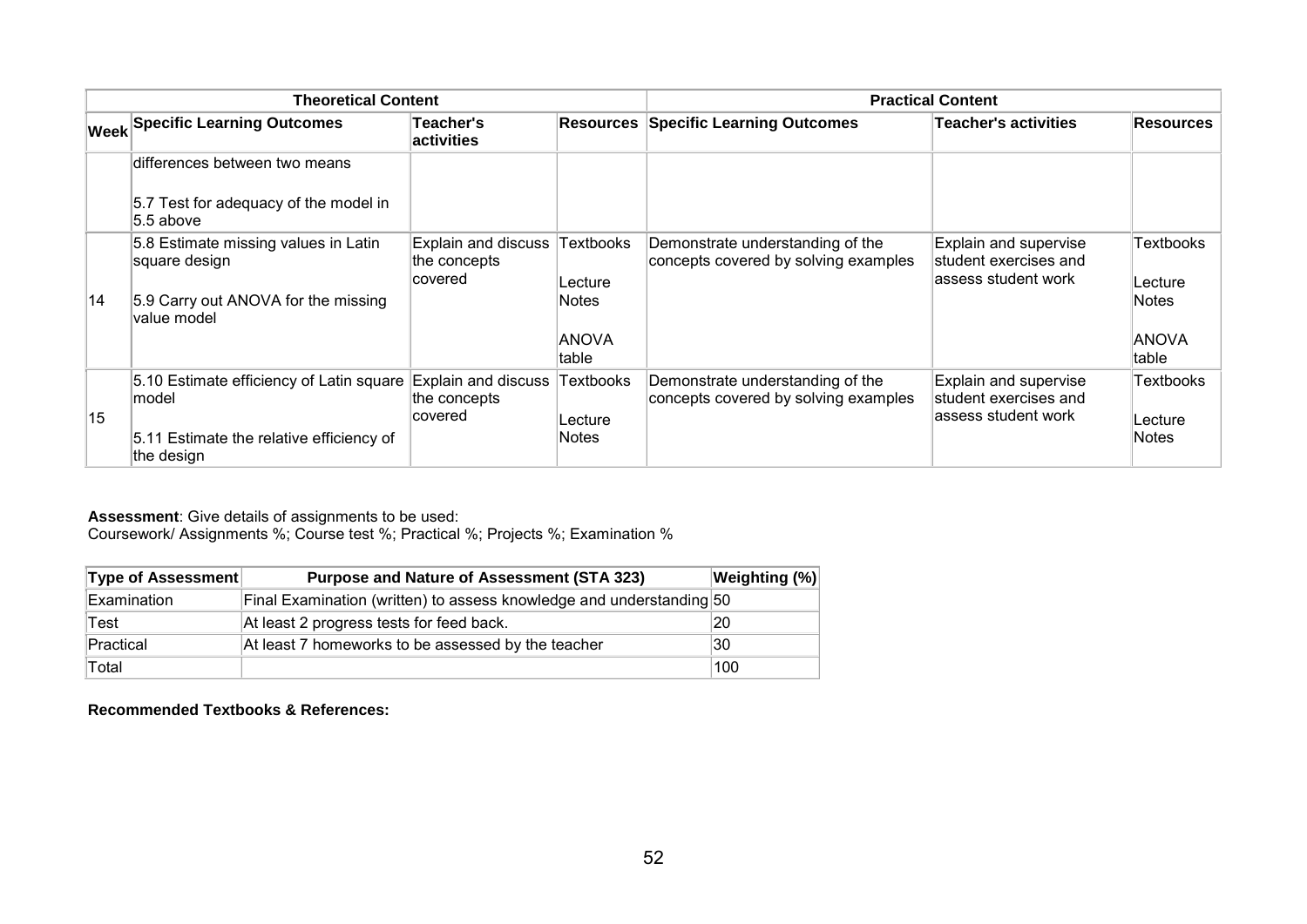| Theoretical Content | | | | Practical Content | | |
|---|---|---|---|---|---|---|
| **Week** | **Specific Learning Outcomes** | **Teacher's activities** | **Resources** | **Specific Learning Outcomes** | **Teacher's activities** | **Resources** |
| | differences between two means<br><br>5.7 Test for adequacy of the model in 5.5 above | | | | | |
| 14 | 5.8 Estimate missing values in Latin square design<br><br>5.9 Carry out ANOVA for the missing value model | Explain and discuss the concepts covered | Textbooks<br><br>Lecture Notes<br><br>ANOVA table | Demonstrate understanding of the concepts covered by solving examples | Explain and supervise student exercises and assess student work | Textbooks<br><br>Lecture Notes<br><br>ANOVA table |
| 15 | 5.10 Estimate efficiency of Latin square model<br><br>5.11 Estimate the relative efficiency of the design | Explain and discuss the concepts covered | Textbooks<br><br>Lecture Notes | Demonstrate understanding of the concepts covered by solving examples | Explain and supervise student exercises and assess student work | Textbooks<br><br>Lecture Notes |

**Assessment**: Give details of assignments to be used:
Coursework/ Assignments %; Course test %; Practical %; Projects %; Examination %

| Type of Assessment | Purpose and Nature of Assessment (STA 323) | Weighting (%) |
|---|---|---|
| Examination | Final Examination (written) to assess knowledge and understanding | 50 |
| Test | At least 2 progress tests for feed back. | 20 |
| Practical | At least 7 homeworks to be assessed by the teacher | 30 |
| Total | | 100 |

**Recommended Textbooks & References:**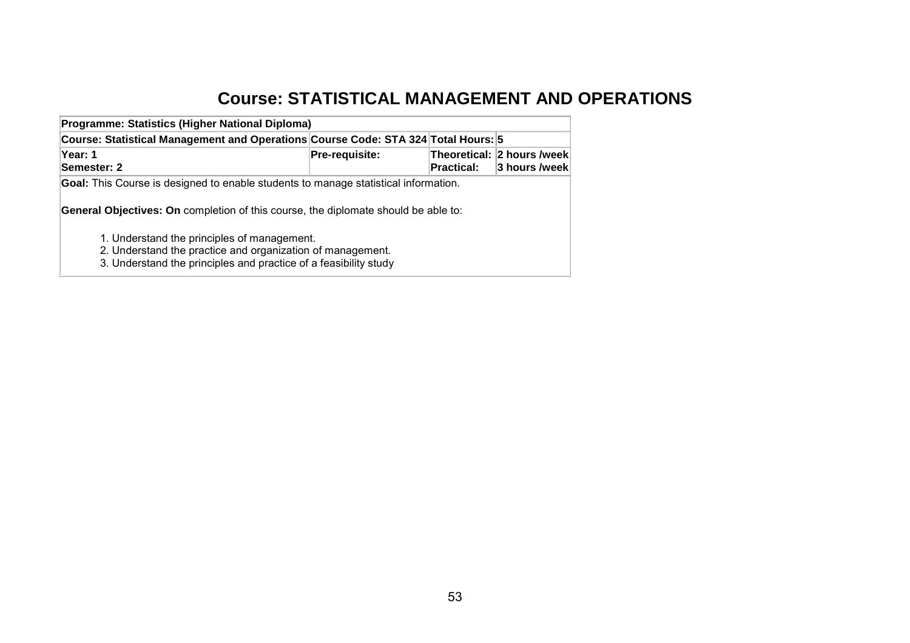# Course: STATISTICAL MANAGEMENT AND OPERATIONS

| **Programme: Statistics (Higher National Diploma)** | | | |
|---|---|---|---|
| **Course: Statistical Management and Operations** | **Course Code: STA 324** | **Total Hours:** | **5** |
| **Year: 1**<br>**Semester: 2** | **Pre-requisite:** | **Theoretical:**<br>**Practical:** | **2 hours /week**<br>**3 hours /week** |

**Goal:** This Course is designed to enable students to manage statistical information.

**General Objectives: On** completion of this course, the diplomate should be able to:

1. Understand the principles of management.
2. Understand the practice and organization of management.
3. Understand the principles and practice of a feasibility study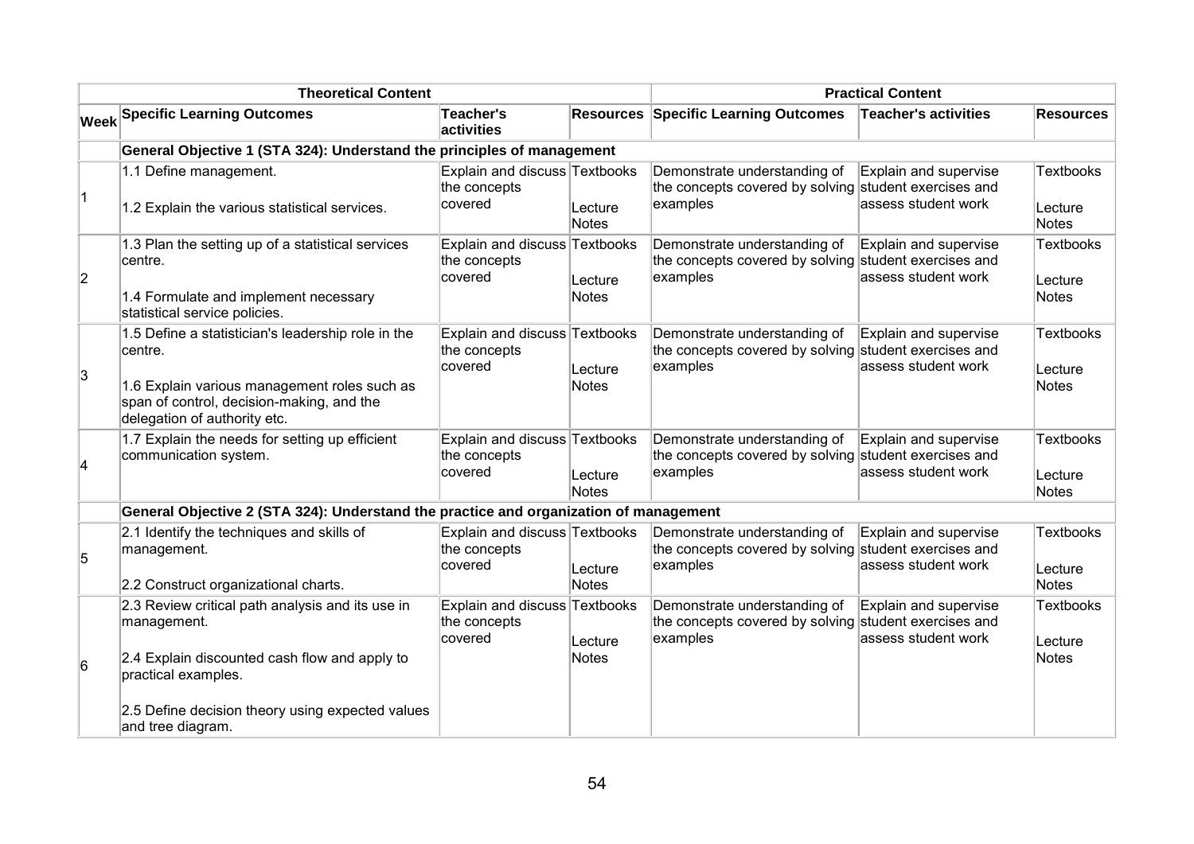| Theoretical Content | | | | Practical Content | | |
|---|---|---|---|---|---|---|
| **Week** | **Specific Learning Outcomes** | **Teacher's activities** | **Resources** | **Specific Learning Outcomes** | **Teacher's activities** | **Resources** |
| | **General Objective 1 (STA 324): Understand the principles of management** | | | | | |
| 1 | 1.1 Define management.<br><br>1.2 Explain the various statistical services. | Explain and discuss the concepts covered | Textbooks<br><br>Lecture Notes | Demonstrate understanding of the concepts covered by solving examples | Explain and supervise student exercises and assess student work | Textbooks<br><br>Lecture Notes |
| 2 | 1.3 Plan the setting up of a statistical services centre.<br><br>1.4 Formulate and implement necessary statistical service policies. | Explain and discuss the concepts covered | Textbooks<br><br>Lecture Notes | Demonstrate understanding of the concepts covered by solving examples | Explain and supervise student exercises and assess student work | Textbooks<br><br>Lecture Notes |
| 3 | 1.5 Define a statistician's leadership role in the centre.<br><br>1.6 Explain various management roles such as span of control, decision-making, and the delegation of authority etc. | Explain and discuss the concepts covered | Textbooks<br><br>Lecture Notes | Demonstrate understanding of the concepts covered by solving examples | Explain and supervise student exercises and assess student work | Textbooks<br><br>Lecture Notes |
| 4 | 1.7 Explain the needs for setting up efficient communication system. | Explain and discuss the concepts covered | Textbooks<br><br>Lecture Notes | Demonstrate understanding of the concepts covered by solving examples | Explain and supervise student exercises and assess student work | Textbooks<br><br>Lecture Notes |
| | **General Objective 2 (STA 324): Understand the practice and organization of management** | | | | | |
| 5 | 2.1 Identify the techniques and skills of management.<br><br>2.2 Construct organizational charts. | Explain and discuss the concepts covered | Textbooks<br><br>Lecture Notes | Demonstrate understanding of the concepts covered by solving examples | Explain and supervise student exercises and assess student work | Textbooks<br><br>Lecture Notes |
| 6 | 2.3 Review critical path analysis and its use in management.<br><br>2.4 Explain discounted cash flow and apply to practical examples.<br><br>2.5 Define decision theory using expected values and tree diagram. | Explain and discuss the concepts covered | Textbooks<br><br>Lecture Notes | Demonstrate understanding of the concepts covered by solving examples | Explain and supervise student exercises and assess student work | Textbooks<br><br>Lecture Notes |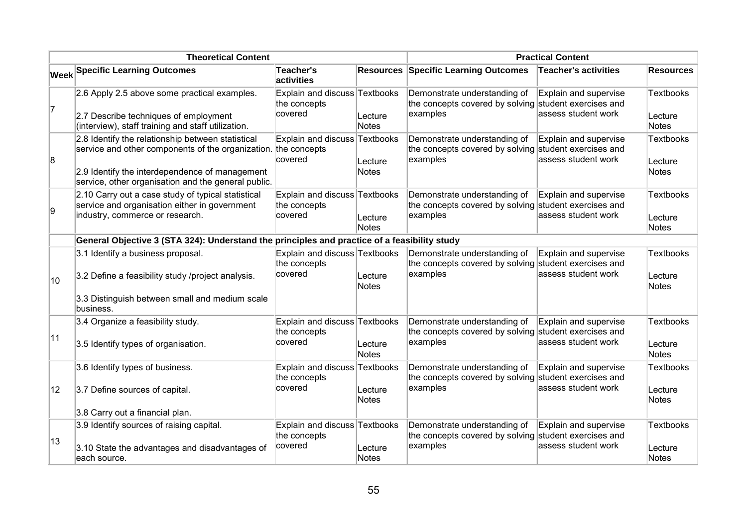| Theoretical Content | | | | Practical Content | | |
|---|---|---|---|---|---|---|
| Week | Specific Learning Outcomes | Teacher's activities | Resources | Specific Learning Outcomes | Teacher's activities | Resources |
| 7 | 2.6 Apply 2.5 above some practical examples.<br><br>2.7 Describe techniques of employment (interview), staff training and staff utilization. | Explain and discuss the concepts covered | Textbooks<br><br>Lecture Notes | Demonstrate understanding of the concepts covered by solving examples | Explain and supervise student exercises and assess student work | Textbooks<br><br>Lecture Notes |
| 8 | 2.8 Identify the relationship between statistical service and other components of the organization.<br><br>2.9 Identify the interdependence of management service, other organisation and the general public. | Explain and discuss the concepts covered | Textbooks<br><br>Lecture Notes | Demonstrate understanding of the concepts covered by solving examples | Explain and supervise student exercises and assess student work | Textbooks<br><br>Lecture Notes |
| 9 | 2.10 Carry out a case study of typical statistical service and organisation either in government industry, commerce or research. | Explain and discuss the concepts covered | Textbooks<br><br>Lecture Notes | Demonstrate understanding of the concepts covered by solving examples | Explain and supervise student exercises and assess student work | Textbooks<br><br>Lecture Notes |
| | **General Objective 3 (STA 324): Understand the principles and practice of a feasibility study** | | | | | |
| 10 | 3.1 Identify a business proposal.<br><br>3.2 Define a feasibility study /project analysis.<br><br>3.3 Distinguish between small and medium scale business. | Explain and discuss the concepts covered | Textbooks<br><br>Lecture Notes | Demonstrate understanding of the concepts covered by solving examples | Explain and supervise student exercises and assess student work | Textbooks<br><br>Lecture Notes |
| 11 | 3.4 Organize a feasibility study.<br><br>3.5 Identify types of organisation. | Explain and discuss the concepts covered | Textbooks<br><br>Lecture Notes | Demonstrate understanding of the concepts covered by solving examples | Explain and supervise student exercises and assess student work | Textbooks<br><br>Lecture Notes |
| 12 | 3.6 Identify types of business.<br><br>3.7 Define sources of capital.<br><br>3.8 Carry out a financial plan. | Explain and discuss the concepts covered | Textbooks<br><br>Lecture Notes | Demonstrate understanding of the concepts covered by solving examples | Explain and supervise student exercises and assess student work | Textbooks<br><br>Lecture Notes |
| 13 | 3.9 Identify sources of raising capital.<br><br>3.10 State the advantages and disadvantages of each source. | Explain and discuss the concepts covered | Textbooks<br><br>Lecture Notes | Demonstrate understanding of the concepts covered by solving examples | Explain and supervise student exercises and assess student work | Textbooks<br><br>Lecture Notes |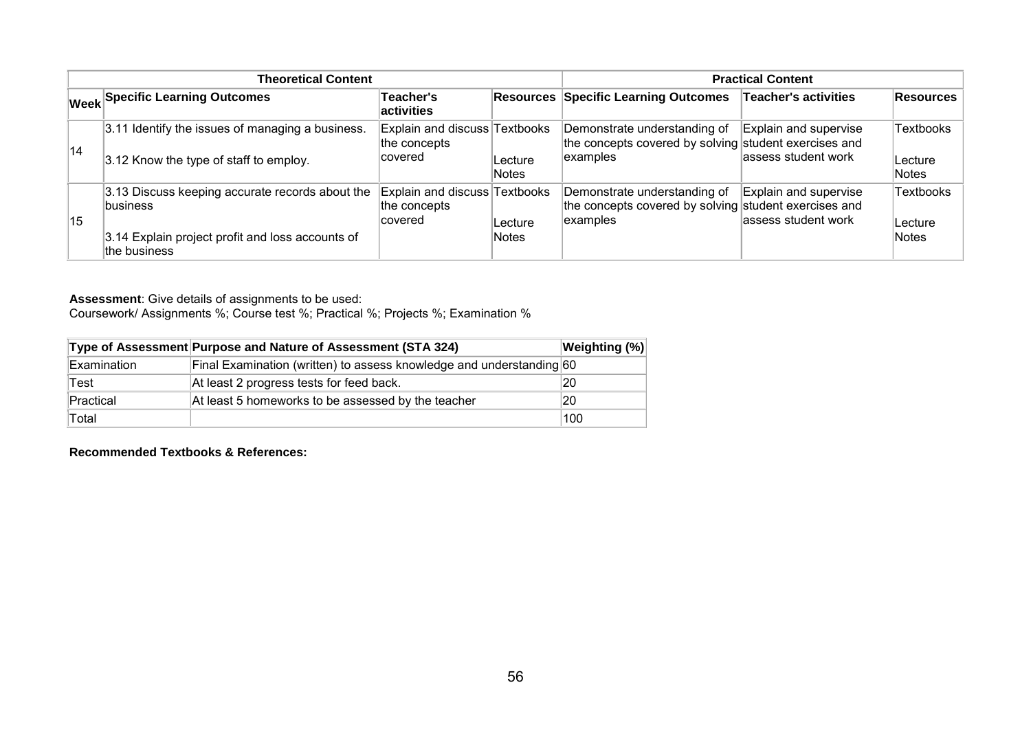| Theoretical Content | | | | Practical Content | | |
|---|---|---|---|---|---|---|
| **Week** | **Specific Learning Outcomes** | **Teacher's activities** | **Resources** | **Specific Learning Outcomes** | **Teacher's activities** | **Resources** |
| 14 | 3.11 Identify the issues of managing a business.<br><br>3.12 Know the type of staff to employ. | Explain and discuss the concepts covered | Textbooks<br><br>Lecture Notes | Demonstrate understanding of the concepts covered by solving examples | Explain and supervise student exercises and assess student work | Textbooks<br><br>Lecture Notes |
| 15 | 3.13 Discuss keeping accurate records about the business<br><br>3.14 Explain project profit and loss accounts of the business | Explain and discuss the concepts covered | Textbooks<br><br>Lecture Notes | Demonstrate understanding of the concepts covered by solving examples | Explain and supervise student exercises and assess student work | Textbooks<br><br>Lecture Notes |

**Assessment**: Give details of assignments to be used:
Coursework/ Assignments %; Course test %; Practical %; Projects %; Examination %

| Type of Assessment | Purpose and Nature of Assessment (STA 324) | Weighting (%) |
|---|---|---|
| Examination | Final Examination (written) to assess knowledge and understanding | 60 |
| Test | At least 2 progress tests for feed back. | 20 |
| Practical | At least 5 homeworks to be assessed by the teacher | 20 |
| Total | | 100 |

**Recommended Textbooks & References:**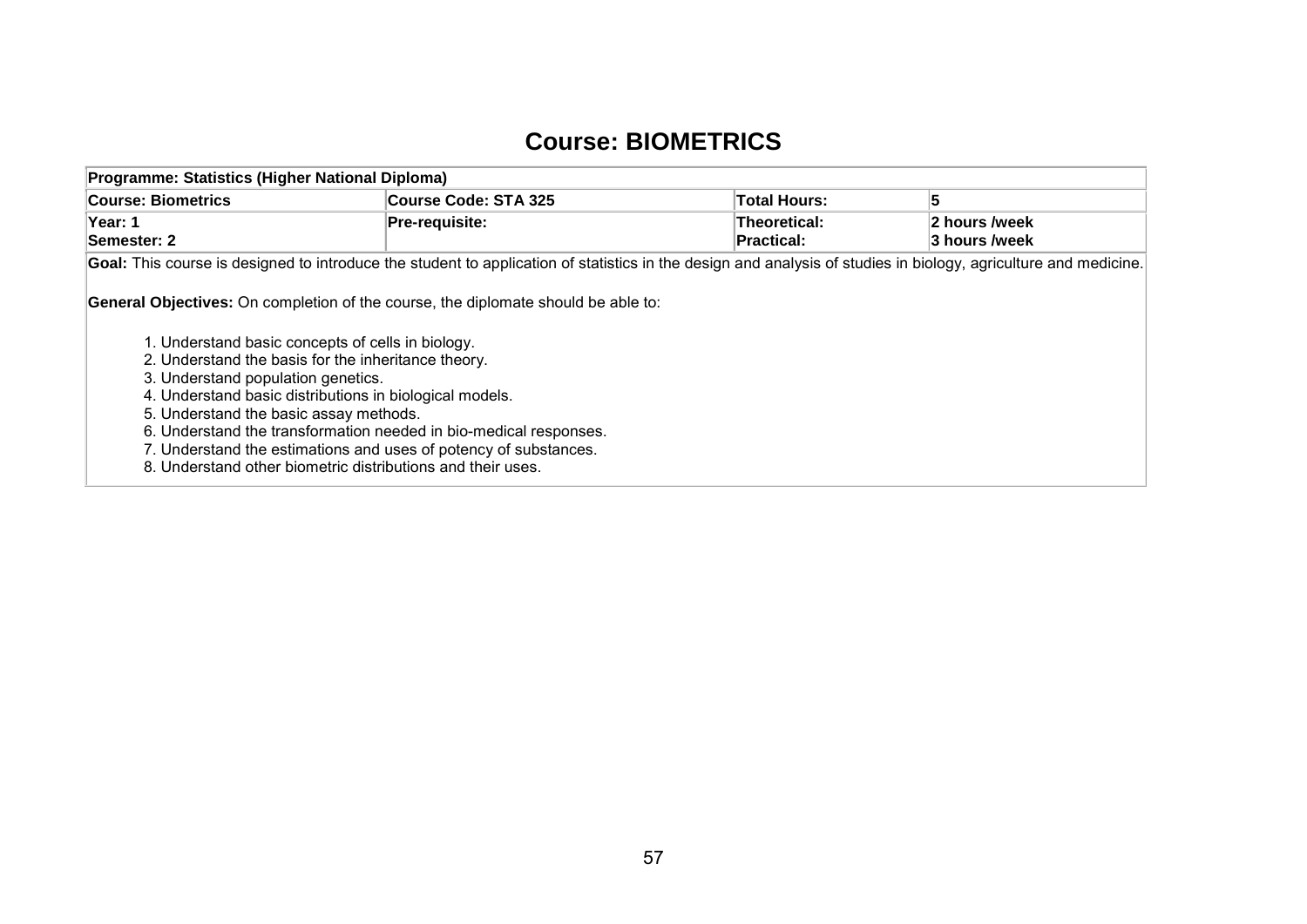# Course: BIOMETRICS

| Programme: Statistics (Higher National Diploma) | | | |
|---|---|---|---|
| **Course: Biometrics** | **Course Code: STA 325** | **Total Hours:** | **5** |
| **Year: 1**<br>**Semester: 2** | **Pre-requisite:** | **Theoretical:**<br>**Practical:** | **2 hours /week**<br>**3 hours /week** |

**Goal:** This course is designed to introduce the student to application of statistics in the design and analysis of studies in biology, agriculture and medicine.

**General Objectives:** On completion of the course, the diplomate should be able to:

1. Understand basic concepts of cells in biology.
2. Understand the basis for the inheritance theory.
3. Understand population genetics.
4. Understand basic distributions in biological models.
5. Understand the basic assay methods.
6. Understand the transformation needed in bio-medical responses.
7. Understand the estimations and uses of potency of substances.
8. Understand other biometric distributions and their uses.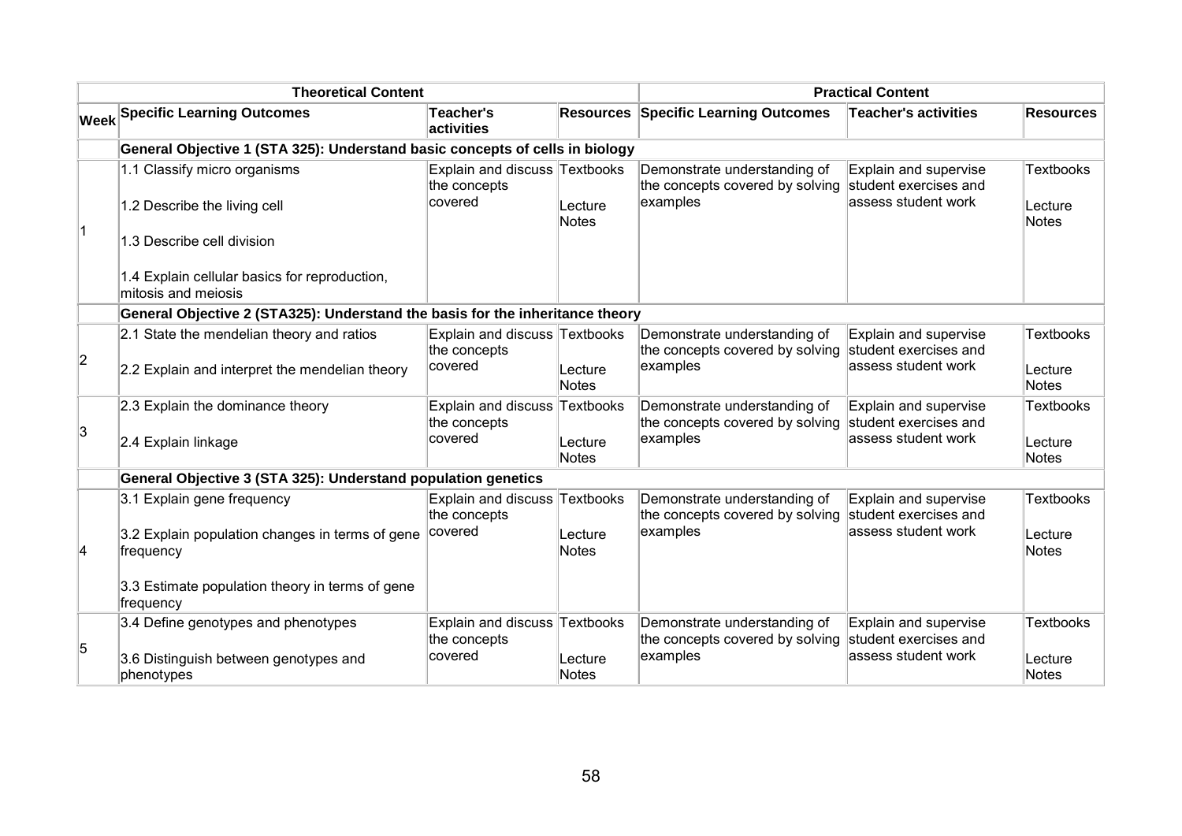| Theoretical Content | | | | Practical Content | | |
|---|---|---|---|---|---|---|
| **Week** | **Specific Learning Outcomes** | **Teacher's activities** | **Resources** | **Specific Learning Outcomes** | **Teacher's activities** | **Resources** |
| | **General Objective 1 (STA 325): Understand basic concepts of cells in biology** | | | | | |
| 1 | 1.1 Classify micro organisms<br><br>1.2 Describe the living cell<br><br>1.3 Describe cell division<br><br>1.4 Explain cellular basics for reproduction, mitosis and meiosis | Explain and discuss the concepts covered | Textbooks<br><br>Lecture Notes | Demonstrate understanding of the concepts covered by solving examples | Explain and supervise student exercises and assess student work | Textbooks<br><br>Lecture Notes |
| | **General Objective 2 (STA325): Understand the basis for the inheritance theory** | | | | | |
| 2 | 2.1 State the mendelian theory and ratios<br><br>2.2 Explain and interpret the mendelian theory | Explain and discuss the concepts covered | Textbooks<br><br>Lecture Notes | Demonstrate understanding of the concepts covered by solving examples | Explain and supervise student exercises and assess student work | Textbooks<br><br>Lecture Notes |
| 3 | 2.3 Explain the dominance theory<br><br>2.4 Explain linkage | Explain and discuss the concepts covered | Textbooks<br><br>Lecture Notes | Demonstrate understanding of the concepts covered by solving examples | Explain and supervise student exercises and assess student work | Textbooks<br><br>Lecture Notes |
| | **General Objective 3 (STA 325): Understand population genetics** | | | | | |
| 4 | 3.1 Explain gene frequency<br><br>3.2 Explain population changes in terms of gene frequency<br><br>3.3 Estimate population theory in terms of gene frequency | Explain and discuss the concepts covered | Textbooks<br><br>Lecture Notes | Demonstrate understanding of the concepts covered by solving examples | Explain and supervise student exercises and assess student work | Textbooks<br><br>Lecture Notes |
| 5 | 3.4 Define genotypes and phenotypes<br><br>3.6 Distinguish between genotypes and phenotypes | Explain and discuss the concepts covered | Textbooks<br><br>Lecture Notes | Demonstrate understanding of the concepts covered by solving examples | Explain and supervise student exercises and assess student work | Textbooks<br><br>Lecture Notes |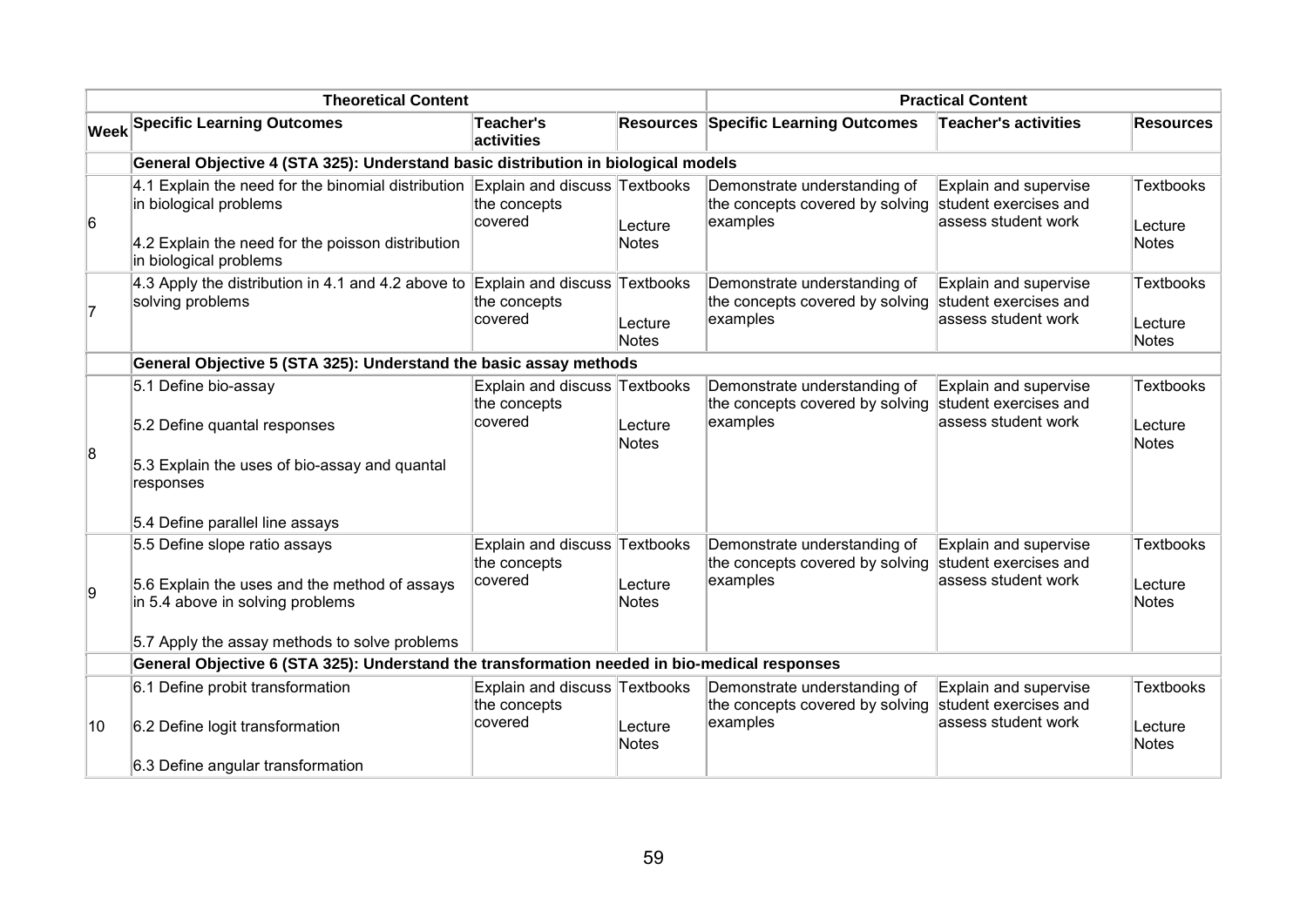| Theoretical Content | | | | Practical Content | | |
|---|---|---|---|---|---|---|
| **Week** | **Specific Learning Outcomes** | **Teacher's activities** | **Resources** | **Specific Learning Outcomes** | **Teacher's activities** | **Resources** |
| | **General Objective 4 (STA 325): Understand basic distribution in biological models** | | | | | |
| 6 | 4.1 Explain the need for the binomial distribution in biological problems<br><br>4.2 Explain the need for the poisson distribution in biological problems | Explain and discuss the concepts covered | Textbooks<br><br>Lecture Notes | Demonstrate understanding of the concepts covered by solving examples | Explain and supervise student exercises and assess student work | Textbooks<br><br>Lecture Notes |
| 7 | 4.3 Apply the distribution in 4.1 and 4.2 above to solving problems | Explain and discuss the concepts covered | Textbooks<br><br>Lecture Notes | Demonstrate understanding of the concepts covered by solving examples | Explain and supervise student exercises and assess student work | Textbooks<br><br>Lecture Notes |
| | **General Objective 5 (STA 325): Understand the basic assay methods** | | | | | |
| 8 | 5.1 Define bio-assay<br><br>5.2 Define quantal responses<br><br>5.3 Explain the uses of bio-assay and quantal responses<br><br>5.4 Define parallel line assays | Explain and discuss the concepts covered | Textbooks<br><br>Lecture Notes | Demonstrate understanding of the concepts covered by solving examples | Explain and supervise student exercises and assess student work | Textbooks<br><br>Lecture Notes |
| 9 | 5.5 Define slope ratio assays<br><br>5.6 Explain the uses and the method of assays in 5.4 above in solving problems<br><br>5.7 Apply the assay methods to solve problems | Explain and discuss the concepts covered | Textbooks<br><br>Lecture Notes | Demonstrate understanding of the concepts covered by solving examples | Explain and supervise student exercises and assess student work | Textbooks<br><br>Lecture Notes |
| | **General Objective 6 (STA 325): Understand the transformation needed in bio-medical responses** | | | | | |
| 10 | 6.1 Define probit transformation<br><br>6.2 Define logit transformation<br><br>6.3 Define angular transformation | Explain and discuss the concepts covered | Textbooks<br><br>Lecture Notes | Demonstrate understanding of the concepts covered by solving examples | Explain and supervise student exercises and assess student work | Textbooks<br><br>Lecture Notes |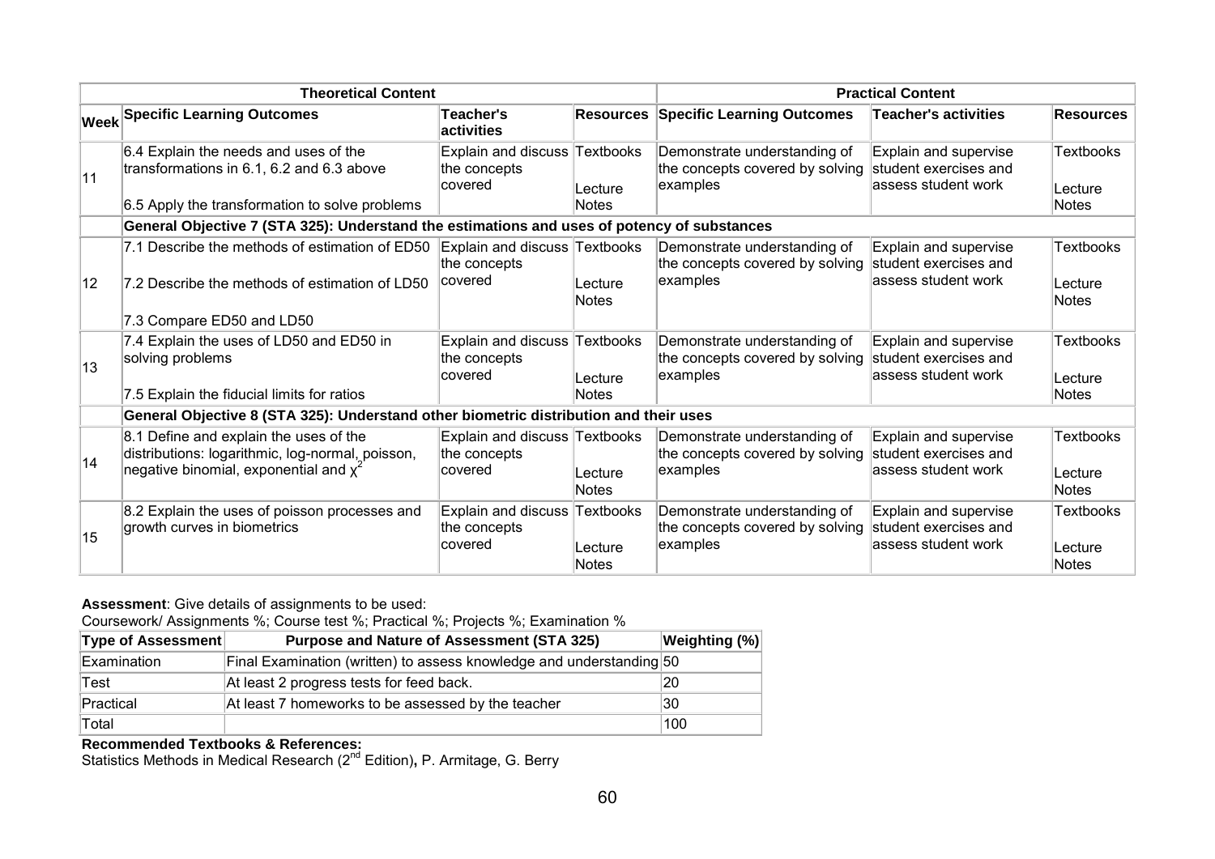| Theoretical Content | | | | Practical Content | | |
|---|---|---|---|---|---|---|
| **Week** | **Specific Learning Outcomes** | **Teacher's activities** | **Resources** | **Specific Learning Outcomes** | **Teacher's activities** | **Resources** |
| 11 | 6.4 Explain the needs and uses of the transformations in 6.1, 6.2 and 6.3 above<br><br>6.5 Apply the transformation to solve problems | Explain and discuss the concepts covered | Textbooks<br><br>Lecture Notes | Demonstrate understanding of the concepts covered by solving examples | Explain and supervise student exercises and assess student work | Textbooks<br><br>Lecture Notes |
| | **General Objective 7 (STA 325): Understand the estimations and uses of potency of substances** | | | | | |
| 12 | 7.1 Describe the methods of estimation of ED50<br><br>7.2 Describe the methods of estimation of LD50<br><br>7.3 Compare ED50 and LD50 | Explain and discuss the concepts covered | Textbooks<br><br>Lecture Notes | Demonstrate understanding of the concepts covered by solving examples | Explain and supervise student exercises and assess student work | Textbooks<br><br>Lecture Notes |
| 13 | 7.4 Explain the uses of LD50 and ED50 in solving problems<br><br>7.5 Explain the fiducial limits for ratios | Explain and discuss the concepts covered | Textbooks<br><br>Lecture Notes | Demonstrate understanding of the concepts covered by solving examples | Explain and supervise student exercises and assess student work | Textbooks<br><br>Lecture Notes |
| | **General Objective 8 (STA 325): Understand other biometric distribution and their uses** | | | | | |
| 14 | 8.1 Define and explain the uses of the distributions: logarithmic, log-normal, poisson, negative binomial, exponential and $\chi^2$ | Explain and discuss the concepts covered | Textbooks<br><br>Lecture Notes | Demonstrate understanding of the concepts covered by solving examples | Explain and supervise student exercises and assess student work | Textbooks<br><br>Lecture Notes |
| 15 | 8.2 Explain the uses of poisson processes and growth curves in biometrics | Explain and discuss the concepts covered | Textbooks<br><br>Lecture Notes | Demonstrate understanding of the concepts covered by solving examples | Explain and supervise student exercises and assess student work | Textbooks<br><br>Lecture Notes |

**Assessment**: Give details of assignments to be used:

Coursework/ Assignments %; Course test %; Practical %; Projects %; Examination %

| Type of Assessment | Purpose and Nature of Assessment (STA 325) | Weighting (%) |
|---|---|---|
| Examination | Final Examination (written) to assess knowledge and understanding | 50 |
| Test | At least 2 progress tests for feed back. | 20 |
| Practical | At least 7 homeworks to be assessed by the teacher | 30 |
| Total | | 100 |

**Recommended Textbooks & References:**

Statistics Methods in Medical Research (2nd Edition), P. Armitage, G. Berry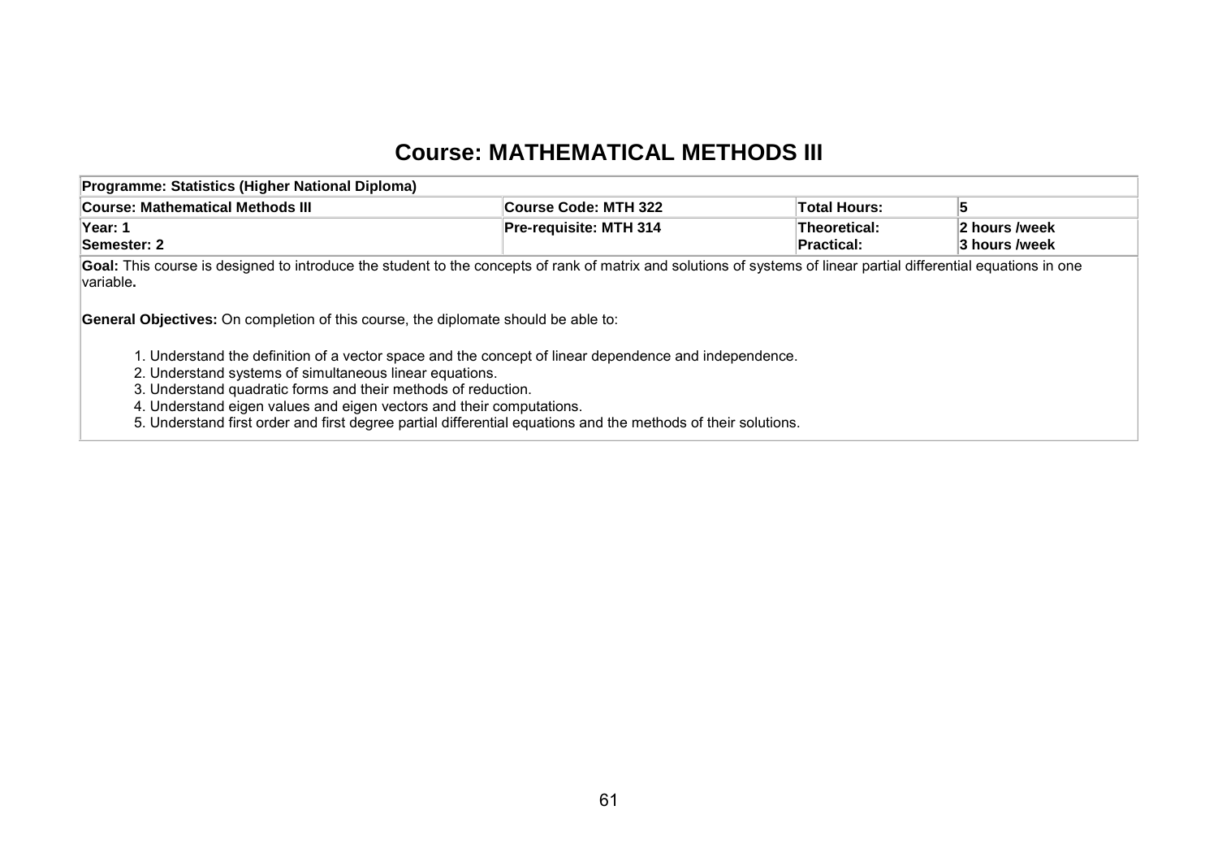# Course: MATHEMATICAL METHODS III

| **Programme: Statistics (Higher National Diploma)** | | | |
|---|---|---|---|
| **Course: Mathematical Methods III** | **Course Code: MTH 322** | **Total Hours:** | **5** |
| **Year: 1**<br>**Semester: 2** | **Pre-requisite: MTH 314** | **Theoretical:**<br>**Practical:** | **2 hours /week**<br>**3 hours /week** |

**Goal:** This course is designed to introduce the student to the concepts of rank of matrix and solutions of systems of linear partial differential equations in one variable**.**

**General Objectives:** On completion of this course, the diplomate should be able to:

1. Understand the definition of a vector space and the concept of linear dependence and independence.
2. Understand systems of simultaneous linear equations.
3. Understand quadratic forms and their methods of reduction.
4. Understand eigen values and eigen vectors and their computations.
5. Understand first order and first degree partial differential equations and the methods of their solutions.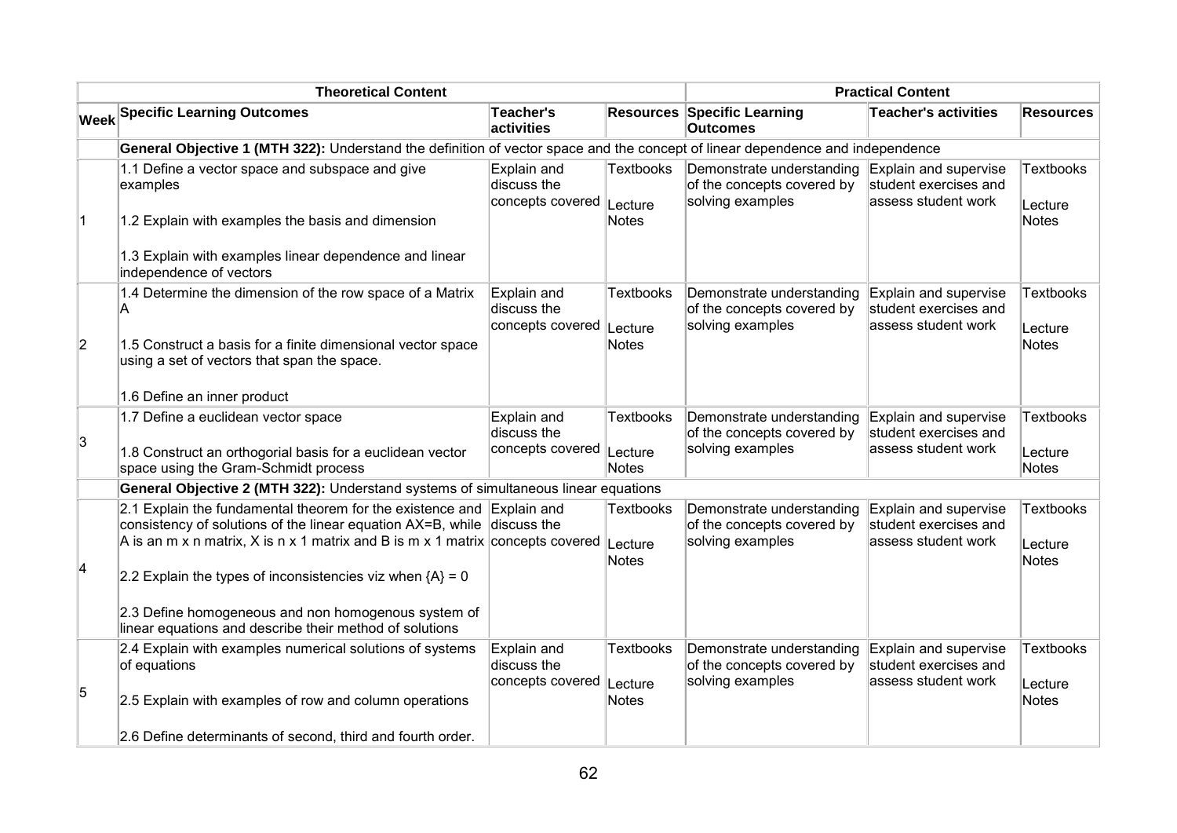| Theoretical Content | | | | Practical Content | | |
|---|---|---|---|---|---|---|
| **Week** | **Specific Learning Outcomes** | **Teacher's activities** | **Resources** | **Specific Learning Outcomes** | **Teacher's activities** | **Resources** |
| | **General Objective 1 (MTH 322):** Understand the definition of vector space and the concept of linear dependence and independence | | | | | |
| 1 | 1.1 Define a vector space and subspace and give examples<br><br>1.2 Explain with examples the basis and dimension<br><br>1.3 Explain with examples linear dependence and linear independence of vectors | Explain and discuss the concepts covered | Textbooks<br><br>Lecture Notes | Demonstrate understanding of the concepts covered by solving examples | Explain and supervise student exercises and assess student work | Textbooks<br><br>Lecture Notes |
| 2 | 1.4 Determine the dimension of the row space of a Matrix A<br><br>1.5 Construct a basis for a finite dimensional vector space using a set of vectors that span the space.<br><br>1.6 Define an inner product | Explain and discuss the concepts covered | Textbooks<br><br>Lecture Notes | Demonstrate understanding of the concepts covered by solving examples | Explain and supervise student exercises and assess student work | Textbooks<br><br>Lecture Notes |
| 3 | 1.7 Define a euclidean vector space<br><br>1.8 Construct an orthogorial basis for a euclidean vector space using the Gram-Schmidt process | Explain and discuss the concepts covered | Textbooks<br><br>Lecture Notes | Demonstrate understanding of the concepts covered by solving examples | Explain and supervise student exercises and assess student work | Textbooks<br><br>Lecture Notes |
| | **General Objective 2 (MTH 322):** Understand systems of simultaneous linear equations | | | | | |
| 4 | 2.1 Explain the fundamental theorem for the existence and consistency of solutions of the linear equation AX=B, while A is an m x n matrix, X is n x 1 matrix and B is m x 1 matrix<br><br>2.2 Explain the types of inconsistencies viz when {A} = 0<br><br>2.3 Define homogeneous and non homogenous system of linear equations and describe their method of solutions | Explain and discuss the concepts covered | Textbooks<br><br>Lecture Notes | Demonstrate understanding of the concepts covered by solving examples | Explain and supervise student exercises and assess student work | Textbooks<br><br>Lecture Notes |
| 5 | 2.4 Explain with examples numerical solutions of systems of equations<br><br>2.5 Explain with examples of row and column operations<br><br>2.6 Define determinants of second, third and fourth order. | Explain and discuss the concepts covered | Textbooks<br><br>Lecture Notes | Demonstrate understanding of the concepts covered by solving examples | Explain and supervise student exercises and assess student work | Textbooks<br><br>Lecture Notes |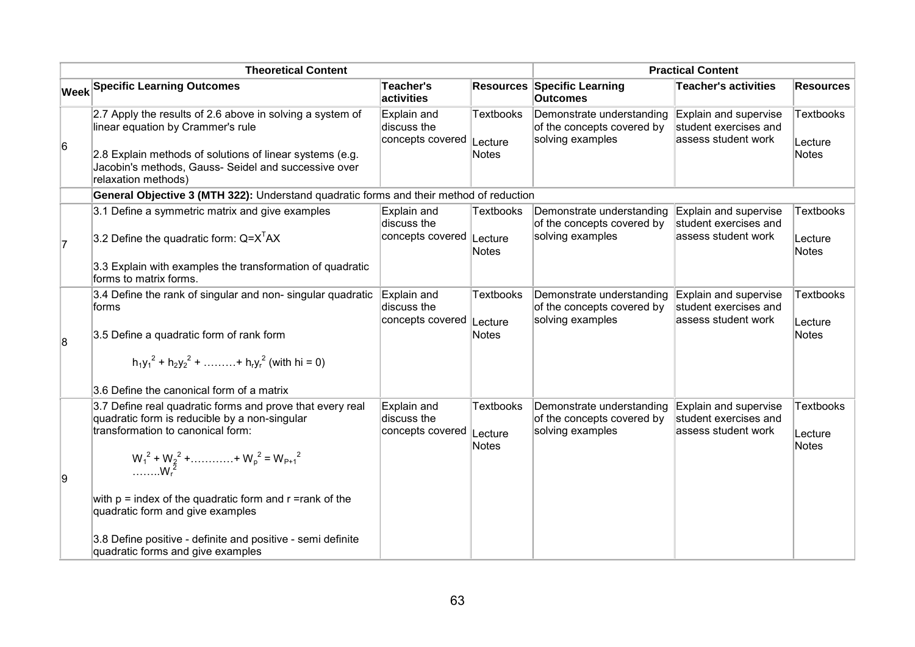| Theoretical Content | | | | Practical Content | | |
|---|---|---|---|---|---|---|
| **Week** | **Specific Learning Outcomes** | **Teacher's activities** | **Resources** | **Specific Learning Outcomes** | **Teacher's activities** | **Resources** |
| 6 | 2.7 Apply the results of 2.6 above in solving a system of linear equation by Crammer's rule<br><br>2.8 Explain methods of solutions of linear systems (e.g. Jacobin's methods, Gauss- Seidel and successive over relaxation methods) | Explain and discuss the concepts covered | Textbooks<br><br>Lecture Notes | Demonstrate understanding of the concepts covered by solving examples | Explain and supervise student exercises and assess student work | Textbooks<br><br>Lecture Notes |
| | **General Objective 3 (MTH 322):** Understand quadratic forms and their method of reduction | | | | | |
| 7 | 3.1 Define a symmetric matrix and give examples<br><br>3.2 Define the quadratic form: $Q=X^TAX$<br><br>3.3 Explain with examples the transformation of quadratic forms to matrix forms. | Explain and discuss the concepts covered | Textbooks<br><br>Lecture Notes | Demonstrate understanding of the concepts covered by solving examples | Explain and supervise student exercises and assess student work | Textbooks<br><br>Lecture Notes |
| 8 | 3.4 Define the rank of singular and non- singular quadratic forms<br><br>3.5 Define a quadratic form of rank form<br><br>$h_1y_1^2 + h_2y_2^2 + \ldots\ldots\ldots + h_ry_r^2$ (with hi = 0)<br><br>3.6 Define the canonical form of a matrix | Explain and discuss the concepts covered | Textbooks<br><br>Lecture Notes | Demonstrate understanding of the concepts covered by solving examples | Explain and supervise student exercises and assess student work | Textbooks<br><br>Lecture Notes |
| 9 | 3.7 Define real quadratic forms and prove that every real quadratic form is reducible by a non-singular transformation to canonical form:<br><br>$W_1^2 + W_2^2 + \ldots\ldots\ldots\ldots + W_p^2 = W_{P+1}^2 \ldots\ldots\ldots W_r^2$<br><br>with p = index of the quadratic form and r =rank of the quadratic form and give examples<br><br>3.8 Define positive - definite and positive - semi definite quadratic forms and give examples | Explain and discuss the concepts covered | Textbooks<br><br>Lecture Notes | Demonstrate understanding of the concepts covered by solving examples | Explain and supervise student exercises and assess student work | Textbooks<br><br>Lecture Notes |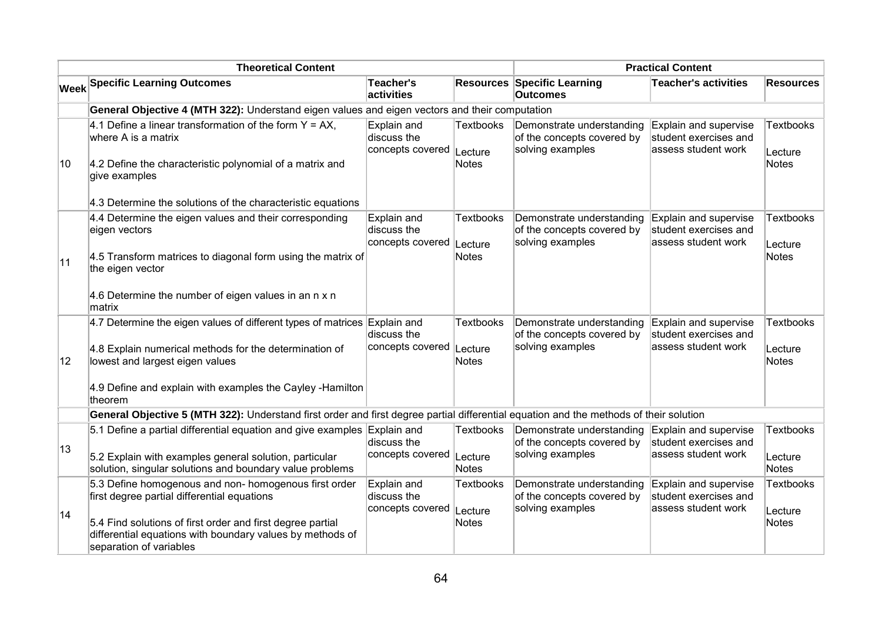| | Theoretical Content | | | Practical Content | | |
|---|---|---|---|---|---|---|
| **Week** | **Specific Learning Outcomes** | **Teacher's activities** | **Resources** | **Specific Learning Outcomes** | **Teacher's activities** | **Resources** |
| | **General Objective 4 (MTH 322):** Understand eigen values and eigen vectors and their computation | | | | | |
| 10 | 4.1 Define a linear transformation of the form Y = AX, where A is a matrix<br><br>4.2 Define the characteristic polynomial of a matrix and give examples<br><br>4.3 Determine the solutions of the characteristic equations | Explain and discuss the concepts covered | Textbooks<br><br>Lecture Notes | Demonstrate understanding of the concepts covered by solving examples | Explain and supervise student exercises and assess student work | Textbooks<br><br>Lecture Notes |
| 11 | 4.4 Determine the eigen values and their corresponding eigen vectors<br><br>4.5 Transform matrices to diagonal form using the matrix of the eigen vector<br><br>4.6 Determine the number of eigen values in an n x n matrix | Explain and discuss the concepts covered | Textbooks<br><br>Lecture Notes | Demonstrate understanding of the concepts covered by solving examples | Explain and supervise student exercises and assess student work | Textbooks<br><br>Lecture Notes |
| 12 | 4.7 Determine the eigen values of different types of matrices<br><br>4.8 Explain numerical methods for the determination of lowest and largest eigen values<br><br>4.9 Define and explain with examples the Cayley -Hamilton theorem | Explain and discuss the concepts covered | Textbooks<br><br>Lecture Notes | Demonstrate understanding of the concepts covered by solving examples | Explain and supervise student exercises and assess student work | Textbooks<br><br>Lecture Notes |
| | **General Objective 5 (MTH 322):** Understand first order and first degree partial differential equation and the methods of their solution | | | | | |
| 13 | 5.1 Define a partial differential equation and give examples<br><br>5.2 Explain with examples general solution, particular solution, singular solutions and boundary value problems | Explain and discuss the concepts covered | Textbooks<br><br>Lecture Notes | Demonstrate understanding of the concepts covered by solving examples | Explain and supervise student exercises and assess student work | Textbooks<br><br>Lecture Notes |
| 14 | 5.3 Define homogenous and non- homogenous first order first degree partial differential equations<br><br>5.4 Find solutions of first order and first degree partial differential equations with boundary values by methods of separation of variables | Explain and discuss the concepts covered | Textbooks<br><br>Lecture Notes | Demonstrate understanding of the concepts covered by solving examples | Explain and supervise student exercises and assess student work | Textbooks<br><br>Lecture Notes |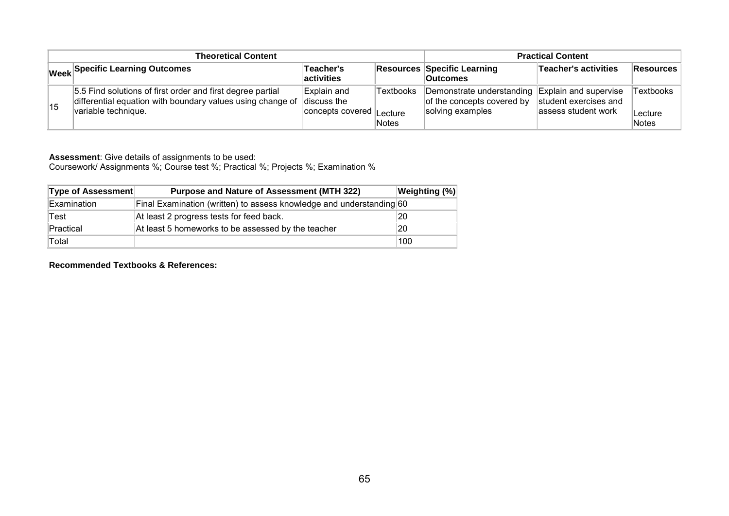| Theoretical Content | | | | Practical Content | | |
|---|---|---|---|---|---|---|
| **Week** | **Specific Learning Outcomes** | **Teacher's activities** | **Resources** | **Specific Learning Outcomes** | **Teacher's activities** | **Resources** |
| 15 | 5.5 Find solutions of first order and first degree partial differential equation with boundary values using change of variable technique. | Explain and discuss the concepts covered | Textbooks<br><br>Lecture Notes | Demonstrate understanding of the concepts covered by solving examples | Explain and supervise student exercises and assess student work | Textbooks<br><br>Lecture Notes |

**Assessment**: Give details of assignments to be used:
Coursework/ Assignments %; Course test %; Practical %; Projects %; Examination %

| Type of Assessment | Purpose and Nature of Assessment (MTH 322) | Weighting (%) |
|---|---|---|
| Examination | Final Examination (written) to assess knowledge and understanding | 60 |
| Test | At least 2 progress tests for feed back. | 20 |
| Practical | At least 5 homeworks to be assessed by the teacher | 20 |
| Total | | 100 |

**Recommended Textbooks & References:**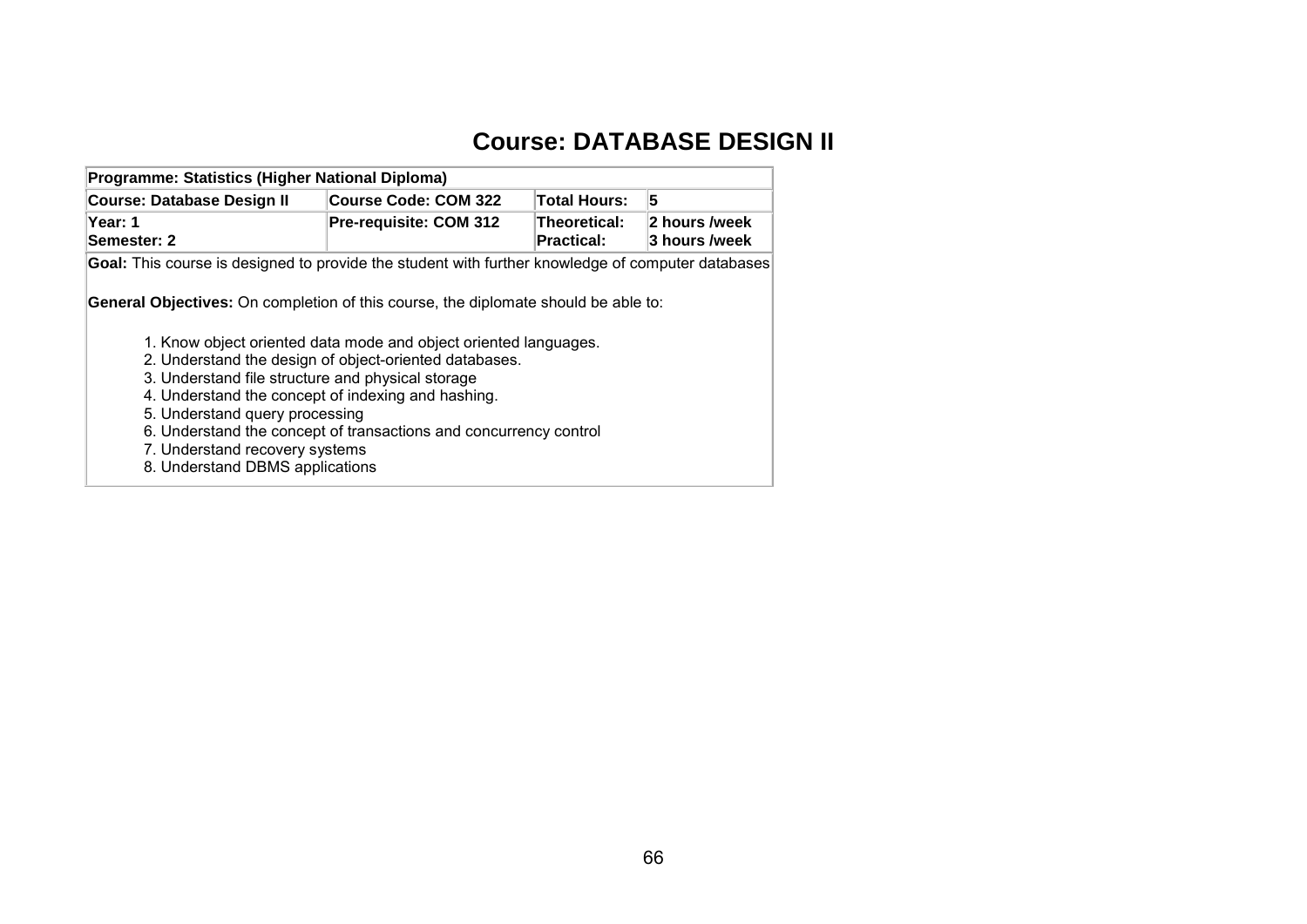# Course: DATABASE DESIGN II

| Programme: Statistics (Higher National Diploma) | | | |
|---|---|---|---|
| **Course: Database Design II** | **Course Code: COM 322** | **Total Hours:** | **5** |
| **Year: 1**<br>**Semester: 2** | **Pre-requisite: COM 312** | **Theoretical:**<br>**Practical:** | **2 hours /week**<br>**3 hours /week** |

**Goal:** This course is designed to provide the student with further knowledge of computer databases

**General Objectives:** On completion of this course, the diplomate should be able to:

1. Know object oriented data mode and object oriented languages.
2. Understand the design of object-oriented databases.
3. Understand file structure and physical storage
4. Understand the concept of indexing and hashing.
5. Understand query processing
6. Understand the concept of transactions and concurrency control
7. Understand recovery systems
8. Understand DBMS applications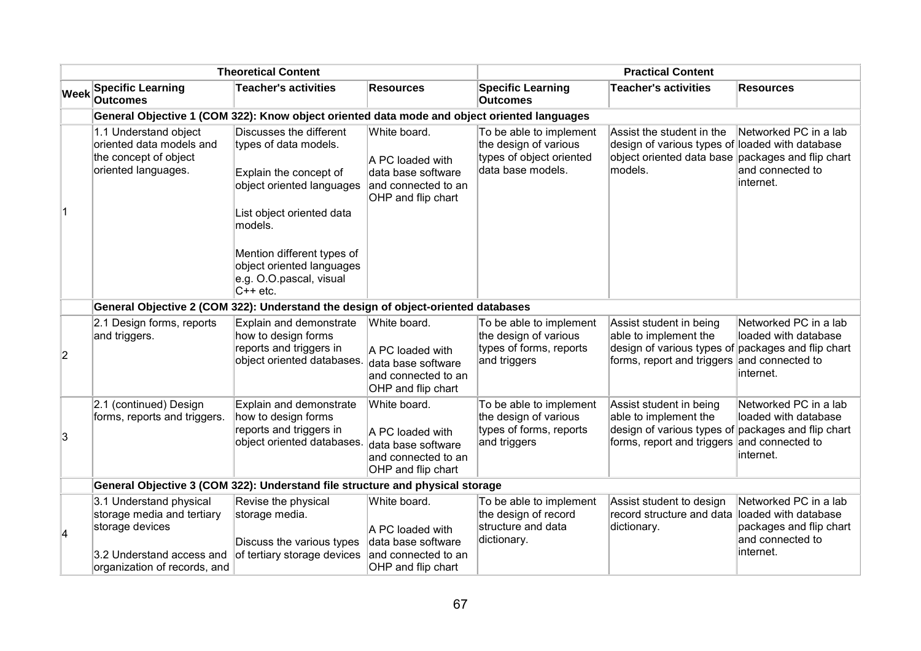| | Theoretical Content | | | Practical Content | | |
|---|---|---|---|---|---|---|
| Week | Specific Learning Outcomes | Teacher's activities | Resources | Specific Learning Outcomes | Teacher's activities | Resources |
| | **General Objective 1 (COM 322): Know object oriented data mode and object oriented languages** | | | | | |
| 1 | 1.1 Understand object oriented data models and the concept of object oriented languages. | Discusses the different types of data models.<br><br>Explain the concept of object oriented languages<br><br>List object oriented data models.<br><br>Mention different types of object oriented languages e.g. O.O.pascal, visual C++ etc. | White board.<br><br>A PC loaded with data base software and connected to an OHP and flip chart | To be able to implement the design of various types of object oriented data base models. | Assist the student in the design of various types of object oriented data base models. | Networked PC in a lab loaded with database packages and flip chart and connected to internet. |
| | **General Objective 2 (COM 322): Understand the design of object-oriented databases** | | | | | |
| 2 | 2.1 Design forms, reports and triggers. | Explain and demonstrate how to design forms reports and triggers in object oriented databases. | White board.<br><br>A PC loaded with data base software and connected to an OHP and flip chart | To be able to implement the design of various types of forms, reports and triggers | Assist student in being able to implement the design of various types of forms, report and triggers | Networked PC in a lab loaded with database packages and flip chart and connected to internet. |
| 3 | 2.1 (continued) Design forms, reports and triggers. | Explain and demonstrate how to design forms reports and triggers in object oriented databases. | White board.<br><br>A PC loaded with data base software and connected to an OHP and flip chart | To be able to implement the design of various types of forms, reports and triggers | Assist student in being able to implement the design of various types of forms, report and triggers | Networked PC in a lab loaded with database packages and flip chart and connected to internet. |
| | **General Objective 3 (COM 322): Understand file structure and physical storage** | | | | | |
| 4 | 3.1 Understand physical storage media and tertiary storage devices<br><br>3.2 Understand access and organization of records, and | Revise the physical storage media.<br><br>Discuss the various types of tertiary storage devices | White board.<br><br>A PC loaded with data base software and connected to an OHP and flip chart | To be able to implement the design of record structure and data dictionary. | Assist student to design record structure and data dictionary. | Networked PC in a lab loaded with database packages and flip chart and connected to internet. |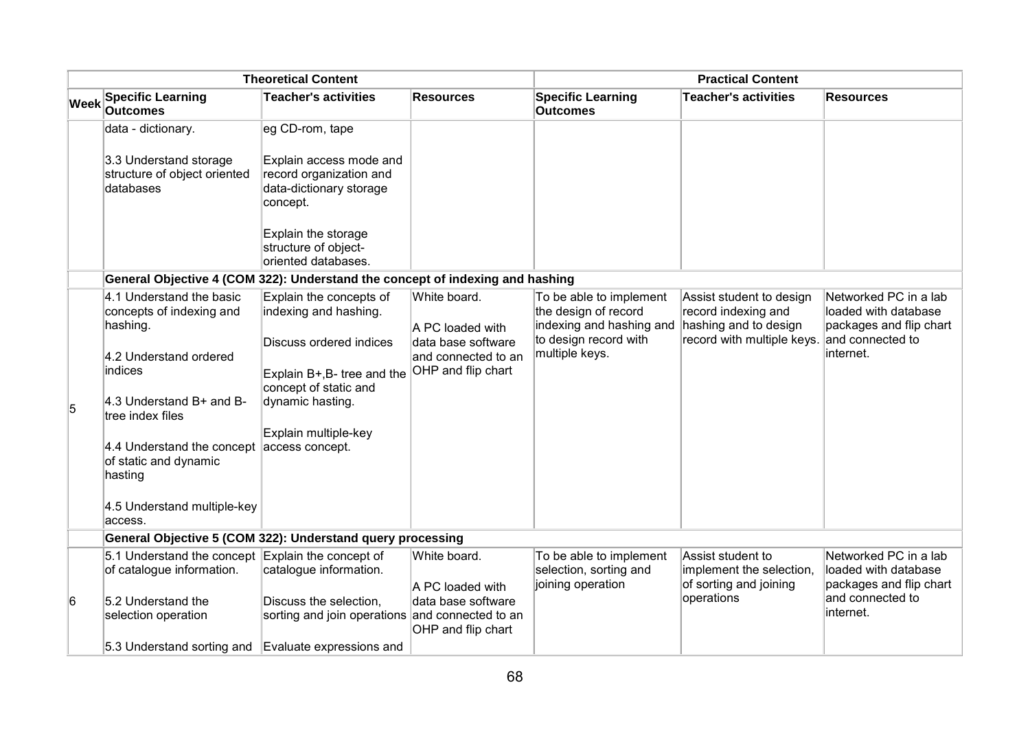| | Theoretical Content | | | Practical Content | | |
|---|---|---|---|---|---|---|
| Week | Specific Learning Outcomes | Teacher's activities | Resources | Specific Learning Outcomes | Teacher's activities | Resources |
| | data - dictionary.<br><br>3.3 Understand storage structure of object oriented databases | eg CD-rom, tape<br><br>Explain access mode and record organization and data-dictionary storage concept.<br><br>Explain the storage structure of object-oriented databases. | | | | |
| | **General Objective 4 (COM 322): Understand the concept of indexing and hashing** | | | | | |
| 5 | 4.1 Understand the basic concepts of indexing and hashing.<br><br>4.2 Understand ordered indices<br><br>4.3 Understand B+ and B-tree index files<br><br>4.4 Understand the concept of static and dynamic hasting<br><br>4.5 Understand multiple-key access. | Explain the concepts of indexing and hashing.<br><br>Discuss ordered indices<br><br>Explain B+,B- tree and the concept of static and dynamic hasting.<br><br>Explain multiple-key access concept. | White board.<br><br>A PC loaded with data base software and connected to an OHP and flip chart | To be able to implement the design of record indexing and hashing and to design record with multiple keys. | Assist student to design record indexing and hashing and to design record with multiple keys. | Networked PC in a lab loaded with database packages and flip chart and connected to internet. |
| | **General Objective 5 (COM 322): Understand query processing** | | | | | |
| 6 | 5.1 Understand the concept of catalogue information.<br><br>5.2 Understand the selection operation<br><br>5.3 Understand sorting and | Explain the concept of catalogue information.<br><br>Discuss the selection, sorting and join operations<br><br>Evaluate expressions and | White board.<br><br>A PC loaded with data base software and connected to an OHP and flip chart | To be able to implement selection, sorting and joining operation | Assist student to implement the selection, of sorting and joining operations | Networked PC in a lab loaded with database packages and flip chart and connected to internet. |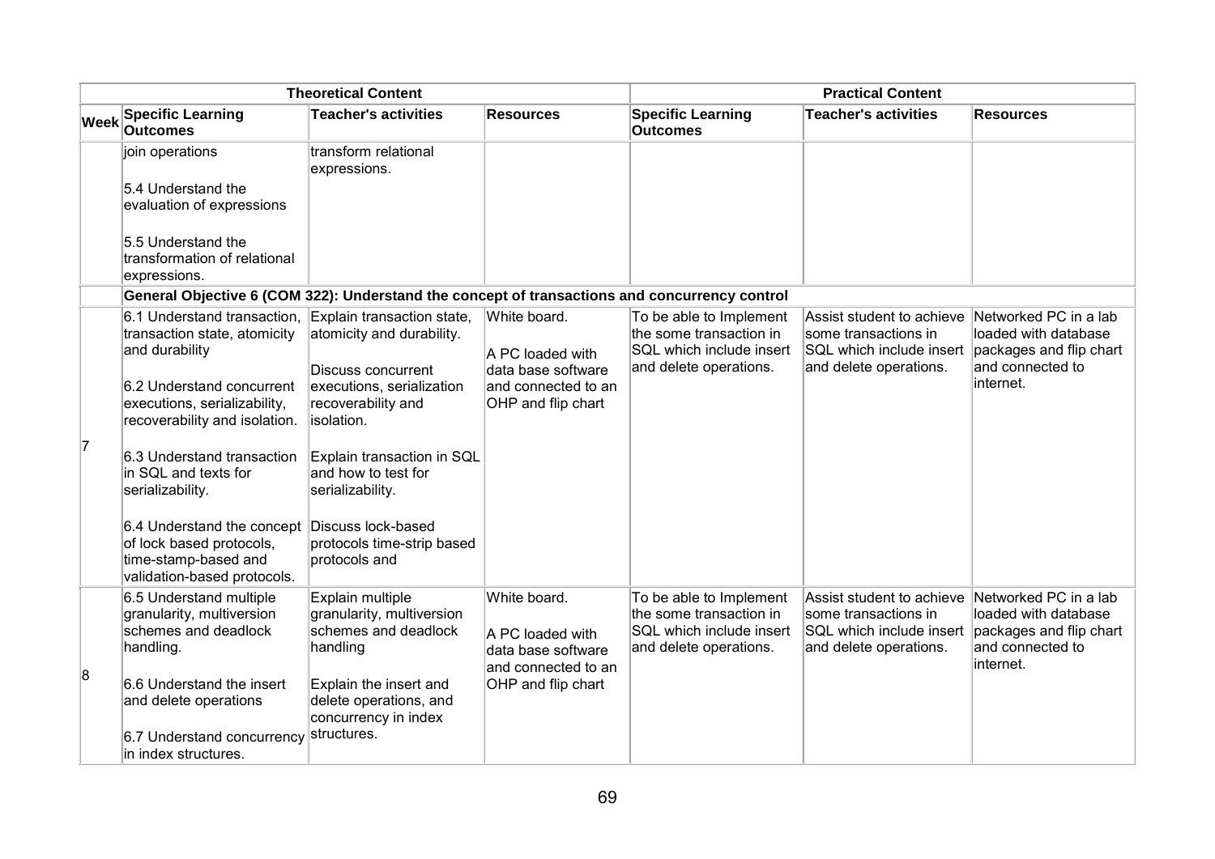| Theoretical Content | | | | Practical Content | | |
|---|---|---|---|---|---|---|
| **Week** | **Specific Learning Outcomes** | **Teacher's activities** | **Resources** | **Specific Learning Outcomes** | **Teacher's activities** | **Resources** |
| | join operations<br><br>5.4 Understand the evaluation of expressions<br><br>5.5 Understand the transformation of relational expressions. | transform relational expressions. | | | | |
| | **General Objective 6 (COM 322): Understand the concept of transactions and concurrency control** | | | | | |
| 7 | 6.1 Understand transaction, transaction state, atomicity and durability<br><br>6.2 Understand concurrent executions, serializability, recoverability and isolation.<br><br>6.3 Understand transaction in SQL and texts for serializability.<br><br>6.4 Understand the concept of lock based protocols, time-stamp-based and validation-based protocols. | Explain transaction state, atomicity and durability.<br><br>Discuss concurrent executions, serialization recoverability and isolation.<br><br>Explain transaction in SQL and how to test for serializability.<br><br>Discuss lock-based protocols time-strip based protocols and | White board.<br><br>A PC loaded with data base software and connected to an OHP and flip chart | To be able to Implement the some transaction in SQL which include insert and delete operations. | Assist student to achieve some transactions in SQL which include insert and delete operations. | Networked PC in a lab loaded with database packages and flip chart and connected to internet. |
| 8 | 6.5 Understand multiple granularity, multiversion schemes and deadlock handling.<br><br>6.6 Understand the insert and delete operations<br><br>6.7 Understand concurrency in index structures. | Explain multiple granularity, multiversion schemes and deadlock handling<br><br>Explain the insert and delete operations, and concurrency in index structures. | White board.<br><br>A PC loaded with data base software and connected to an OHP and flip chart | To be able to Implement the some transaction in SQL which include insert and delete operations. | Assist student to achieve some transactions in SQL which include insert and delete operations. | Networked PC in a lab loaded with database packages and flip chart and connected to internet. |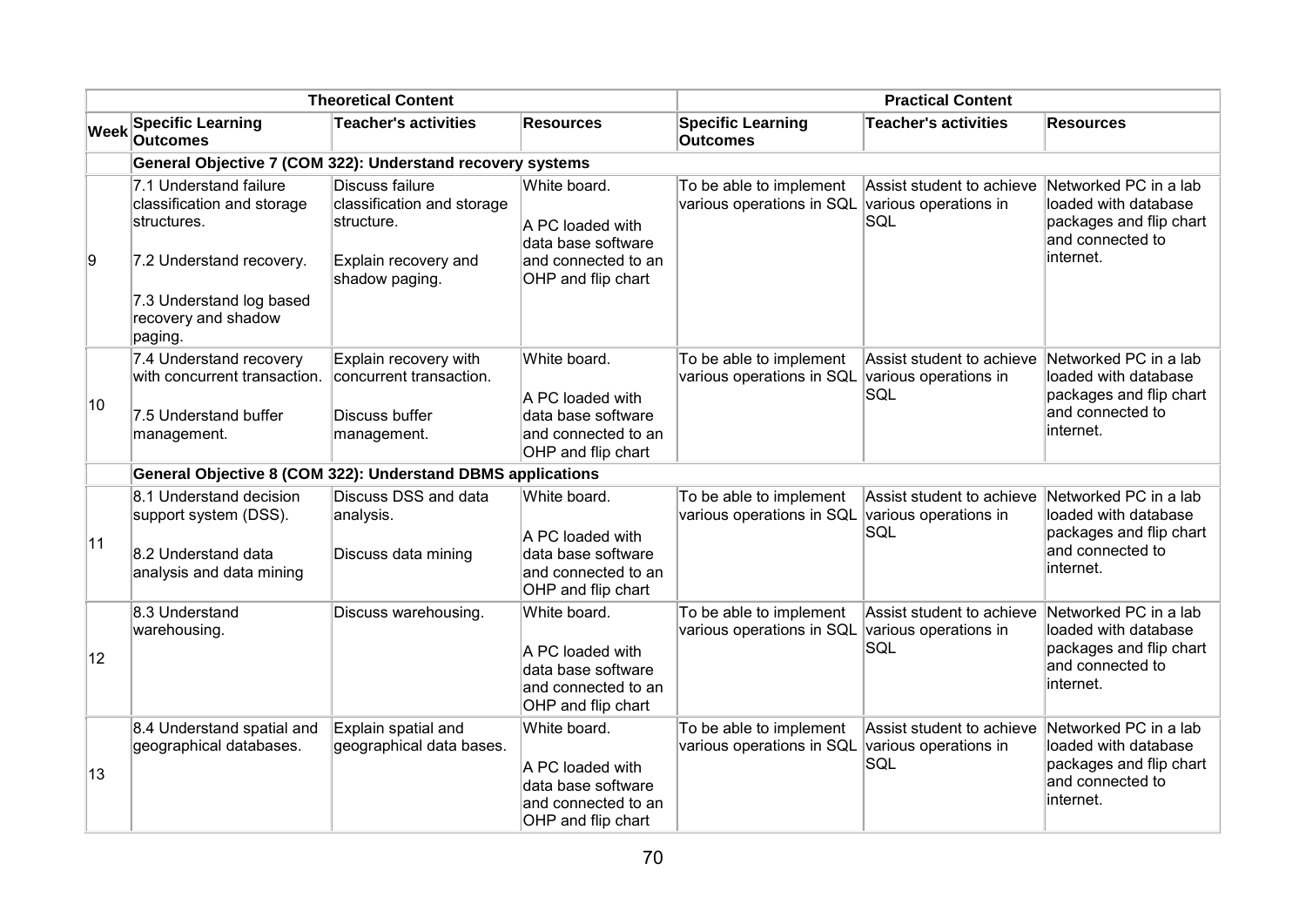| | Theoretical Content | | | Practical Content | | |
|---|---|---|---|---|---|---|
| Week | Specific Learning Outcomes | Teacher's activities | Resources | Specific Learning Outcomes | Teacher's activities | Resources |
| | General Objective 7 (COM 322): Understand recovery systems | | | | | |
| 9 | 7.1 Understand failure classification and storage structures.<br><br>7.2 Understand recovery.<br><br>7.3 Understand log based recovery and shadow paging. | Discuss failure classification and storage structure.<br><br>Explain recovery and shadow paging. | White board.<br><br>A PC loaded with data base software and connected to an OHP and flip chart | To be able to implement various operations in SQL | Assist student to achieve various operations in SQL | Networked PC in a lab loaded with database packages and flip chart and connected to internet. |
| 10 | 7.4 Understand recovery with concurrent transaction.<br><br>7.5 Understand buffer management. | Explain recovery with concurrent transaction.<br><br>Discuss buffer management. | White board.<br><br>A PC loaded with data base software and connected to an OHP and flip chart | To be able to implement various operations in SQL | Assist student to achieve various operations in SQL | Networked PC in a lab loaded with database packages and flip chart and connected to internet. |
| | General Objective 8 (COM 322): Understand DBMS applications | | | | | |
| 11 | 8.1 Understand decision support system (DSS).<br><br>8.2 Understand data analysis and data mining | Discuss DSS and data analysis.<br><br>Discuss data mining | White board.<br><br>A PC loaded with data base software and connected to an OHP and flip chart | To be able to implement various operations in SQL | Assist student to achieve various operations in SQL | Networked PC in a lab loaded with database packages and flip chart and connected to internet. |
| 12 | 8.3 Understand warehousing. | Discuss warehousing. | White board.<br><br>A PC loaded with data base software and connected to an OHP and flip chart | To be able to implement various operations in SQL | Assist student to achieve various operations in SQL | Networked PC in a lab loaded with database packages and flip chart and connected to internet. |
| 13 | 8.4 Understand spatial and geographical databases. | Explain spatial and geographical data bases. | White board.<br><br>A PC loaded with data base software and connected to an OHP and flip chart | To be able to implement various operations in SQL | Assist student to achieve various operations in SQL | Networked PC in a lab loaded with database packages and flip chart and connected to internet. |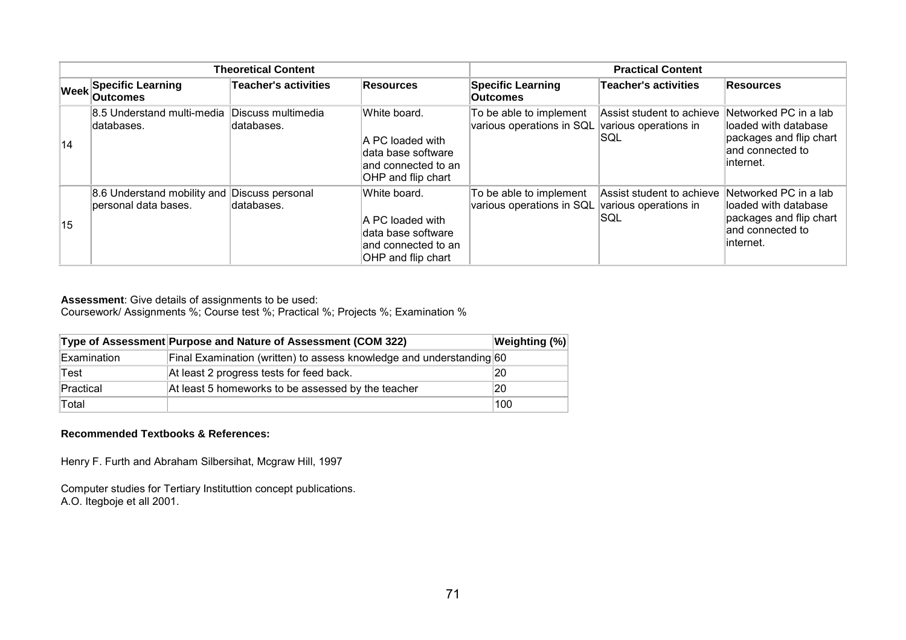| Theoretical Content | | | | Practical Content | | |
|---|---|---|---|---|---|---|
| Week | Specific Learning Outcomes | Teacher's activities | Resources | Specific Learning Outcomes | Teacher's activities | Resources |
| 14 | 8.5 Understand multi-media databases. | Discuss multimedia databases. | White board.<br><br>A PC loaded with data base software and connected to an OHP and flip chart | To be able to implement various operations in SQL | Assist student to achieve various operations in SQL | Networked PC in a lab loaded with database packages and flip chart and connected to internet. |
| 15 | 8.6 Understand mobility and personal data bases. | Discuss personal databases. | White board.<br><br>A PC loaded with data base software and connected to an OHP and flip chart | To be able to implement various operations in SQL | Assist student to achieve various operations in SQL | Networked PC in a lab loaded with database packages and flip chart and connected to internet. |

**Assessment**: Give details of assignments to be used:
Coursework/ Assignments %; Course test %; Practical %; Projects %; Examination %

| Type of Assessment | Purpose and Nature of Assessment (COM 322) | Weighting (%) |
|---|---|---|
| Examination | Final Examination (written) to assess knowledge and understanding | 60 |
| Test | At least 2 progress tests for feed back. | 20 |
| Practical | At least 5 homeworks to be assessed by the teacher | 20 |
| Total | | 100 |

**Recommended Textbooks & References:**

Henry F. Furth and Abraham Silbersihat, Mcgraw Hill, 1997

Computer studies for Tertiary Instituttion concept publications.
A.O. Itegboje et all 2001.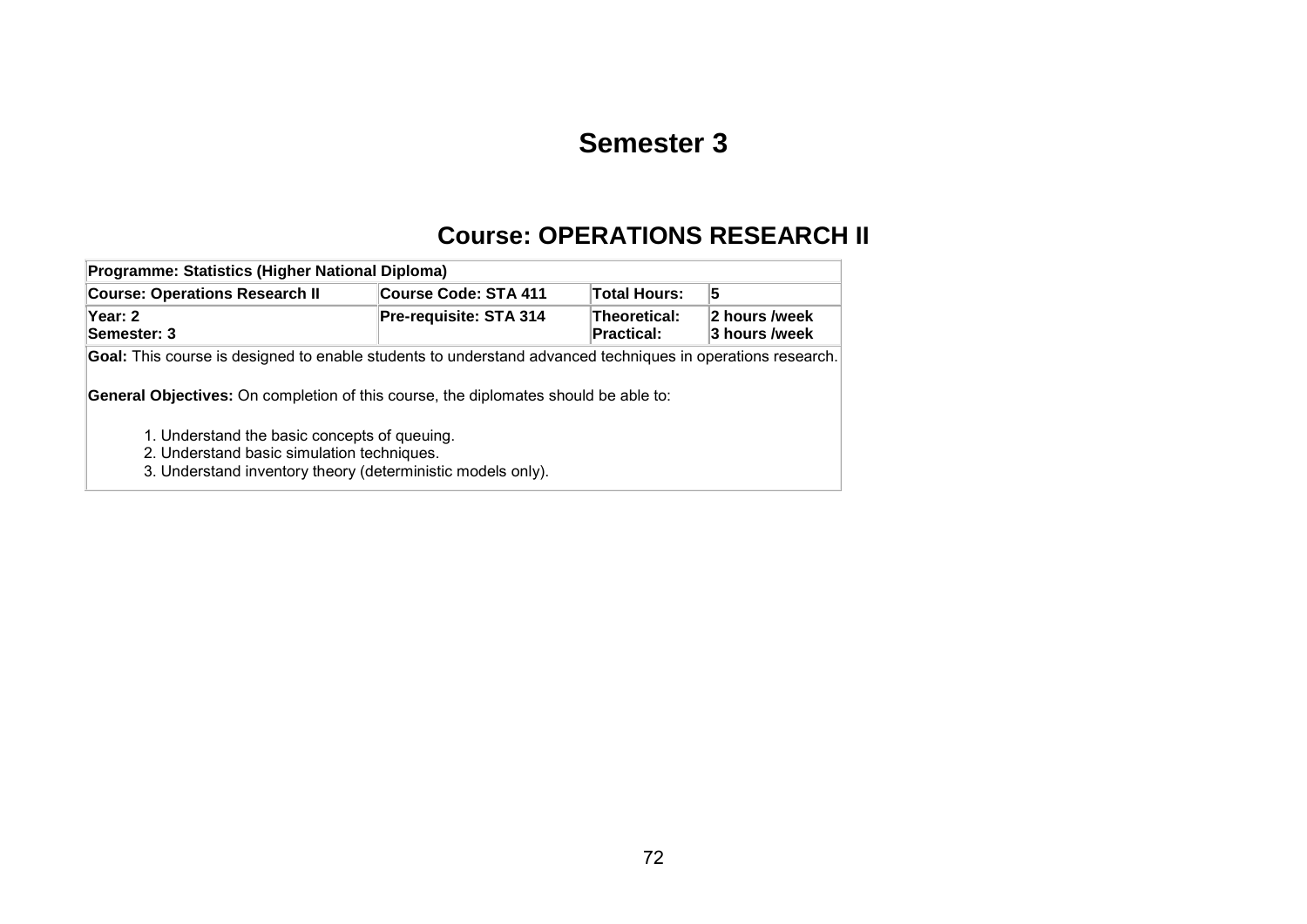# Semester 3

## Course: OPERATIONS RESEARCH II

| Programme: Statistics (Higher National Diploma) | | | |
|---|---|---|---|
| **Course: Operations Research II** | **Course Code: STA 411** | **Total Hours:** | **5** |
| **Year: 2**<br>**Semester: 3** | **Pre-requisite: STA 314** | **Theoretical:**<br>**Practical:** | **2 hours /week**<br>**3 hours /week** |

**Goal:** This course is designed to enable students to understand advanced techniques in operations research.

**General Objectives:** On completion of this course, the diplomates should be able to:

1. Understand the basic concepts of queuing.
2. Understand basic simulation techniques.
3. Understand inventory theory (deterministic models only).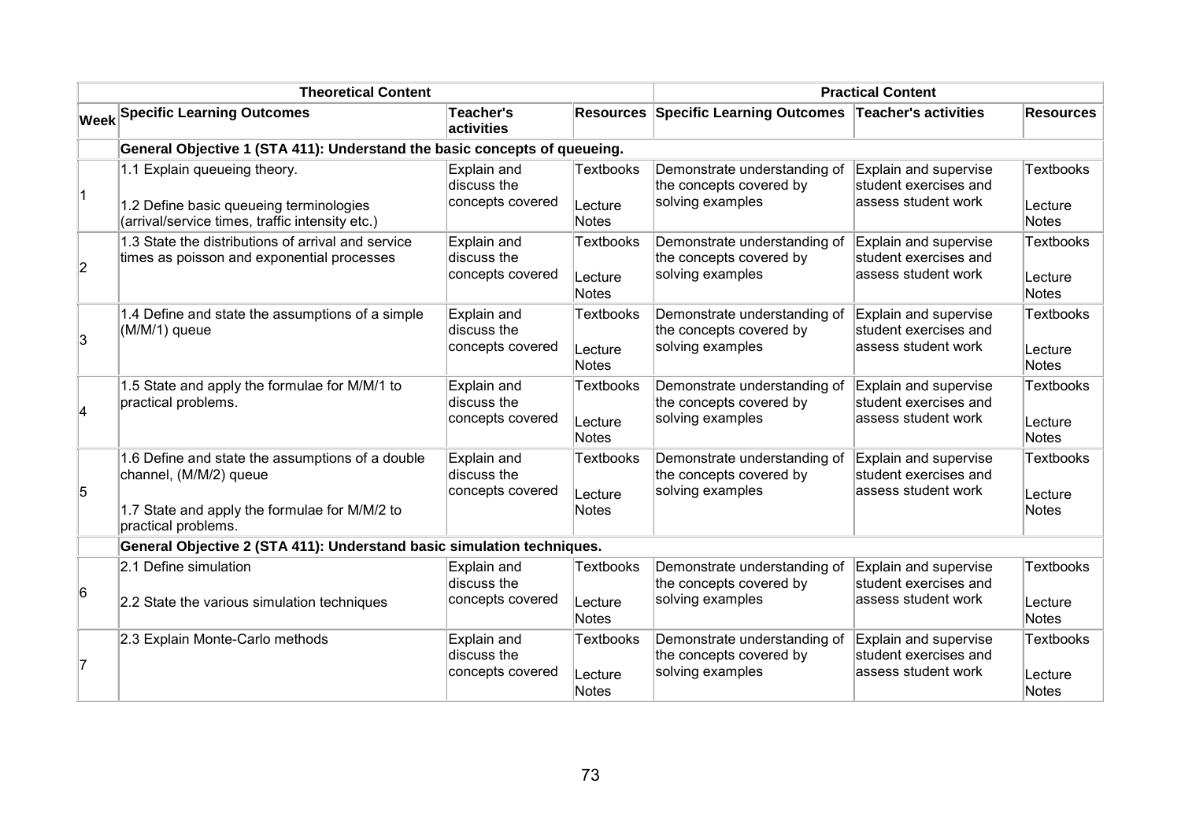| Theoretical Content | | | | Practical Content | | |
|---|---|---|---|---|---|---|
| **Week** | **Specific Learning Outcomes** | **Teacher's activities** | **Resources** | **Specific Learning Outcomes** | **Teacher's activities** | **Resources** |
| | **General Objective 1 (STA 411): Understand the basic concepts of queueing.** | | | | | |
| 1 | 1.1 Explain queueing theory. 1.2 Define basic queueing terminologies (arrival/service times, traffic intensity etc.) | Explain and discuss the concepts covered | Textbooks Lecture Notes | Demonstrate understanding of the concepts covered by solving examples | Explain and supervise student exercises and assess student work | Textbooks Lecture Notes |
| 2 | 1.3 State the distributions of arrival and service times as poisson and exponential processes | Explain and discuss the concepts covered | Textbooks Lecture Notes | Demonstrate understanding of the concepts covered by solving examples | Explain and supervise student exercises and assess student work | Textbooks Lecture Notes |
| 3 | 1.4 Define and state the assumptions of a simple (M/M/1) queue | Explain and discuss the concepts covered | Textbooks Lecture Notes | Demonstrate understanding of the concepts covered by solving examples | Explain and supervise student exercises and assess student work | Textbooks Lecture Notes |
| 4 | 1.5 State and apply the formulae for M/M/1 to practical problems. | Explain and discuss the concepts covered | Textbooks Lecture Notes | Demonstrate understanding of the concepts covered by solving examples | Explain and supervise student exercises and assess student work | Textbooks Lecture Notes |
| 5 | 1.6 Define and state the assumptions of a double channel, (M/M/2) queue 1.7 State and apply the formulae for M/M/2 to practical problems. | Explain and discuss the concepts covered | Textbooks Lecture Notes | Demonstrate understanding of the concepts covered by solving examples | Explain and supervise student exercises and assess student work | Textbooks Lecture Notes |
| | **General Objective 2 (STA 411): Understand basic simulation techniques.** | | | | | |
| 6 | 2.1 Define simulation 2.2 State the various simulation techniques | Explain and discuss the concepts covered | Textbooks Lecture Notes | Demonstrate understanding of the concepts covered by solving examples | Explain and supervise student exercises and assess student work | Textbooks Lecture Notes |
| 7 | 2.3 Explain Monte-Carlo methods | Explain and discuss the concepts covered | Textbooks Lecture Notes | Demonstrate understanding of the concepts covered by solving examples | Explain and supervise student exercises and assess student work | Textbooks Lecture Notes |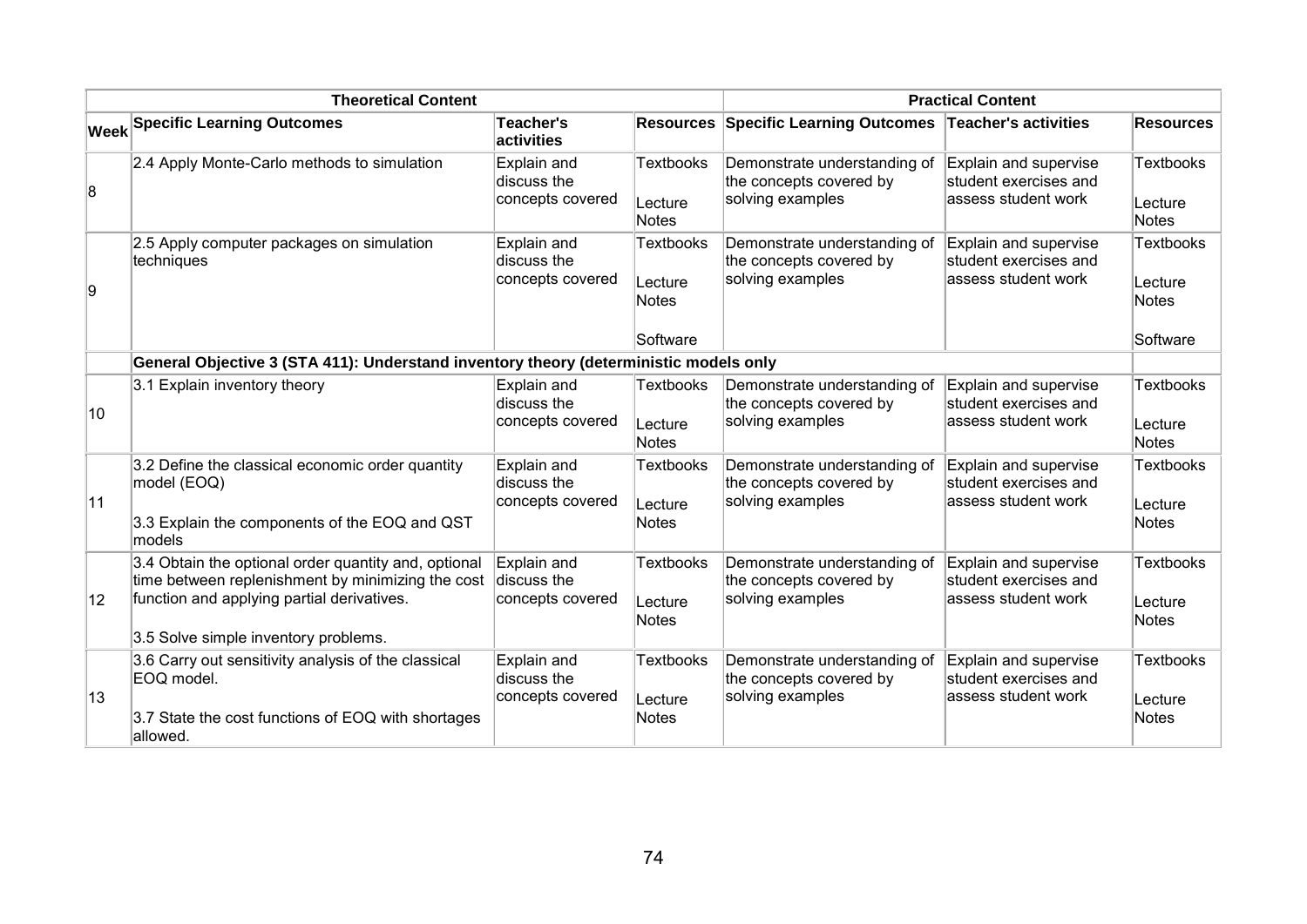| Theoretical Content | | | | Practical Content | | |
|---|---|---|---|---|---|---|
| **Week** | **Specific Learning Outcomes** | **Teacher's activities** | **Resources** | **Specific Learning Outcomes** | **Teacher's activities** | **Resources** |
| 8 | 2.4 Apply Monte-Carlo methods to simulation | Explain and discuss the concepts covered | Textbooks<br><br>Lecture Notes | Demonstrate understanding of the concepts covered by solving examples | Explain and supervise student exercises and assess student work | Textbooks<br><br>Lecture Notes |
| 9 | 2.5 Apply computer packages on simulation techniques | Explain and discuss the concepts covered | Textbooks<br><br>Lecture Notes<br><br>Software | Demonstrate understanding of the concepts covered by solving examples | Explain and supervise student exercises and assess student work | Textbooks<br><br>Lecture Notes<br><br>Software |
| | **General Objective 3 (STA 411): Understand inventory theory (deterministic models only** | | | | | |
| 10 | 3.1 Explain inventory theory | Explain and discuss the concepts covered | Textbooks<br><br>Lecture Notes | Demonstrate understanding of the concepts covered by solving examples | Explain and supervise student exercises and assess student work | Textbooks<br><br>Lecture Notes |
| 11 | 3.2 Define the classical economic order quantity model (EOQ)<br><br>3.3 Explain the components of the EOQ and QST models | Explain and discuss the concepts covered | Textbooks<br><br>Lecture Notes | Demonstrate understanding of the concepts covered by solving examples | Explain and supervise student exercises and assess student work | Textbooks<br><br>Lecture Notes |
| 12 | 3.4 Obtain the optional order quantity and, optional time between replenishment by minimizing the cost function and applying partial derivatives.<br><br>3.5 Solve simple inventory problems. | Explain and discuss the concepts covered | Textbooks<br><br>Lecture Notes | Demonstrate understanding of the concepts covered by solving examples | Explain and supervise student exercises and assess student work | Textbooks<br><br>Lecture Notes |
| 13 | 3.6 Carry out sensitivity analysis of the classical EOQ model.<br><br>3.7 State the cost functions of EOQ with shortages allowed. | Explain and discuss the concepts covered | Textbooks<br><br>Lecture Notes | Demonstrate understanding of the concepts covered by solving examples | Explain and supervise student exercises and assess student work | Textbooks<br><br>Lecture Notes |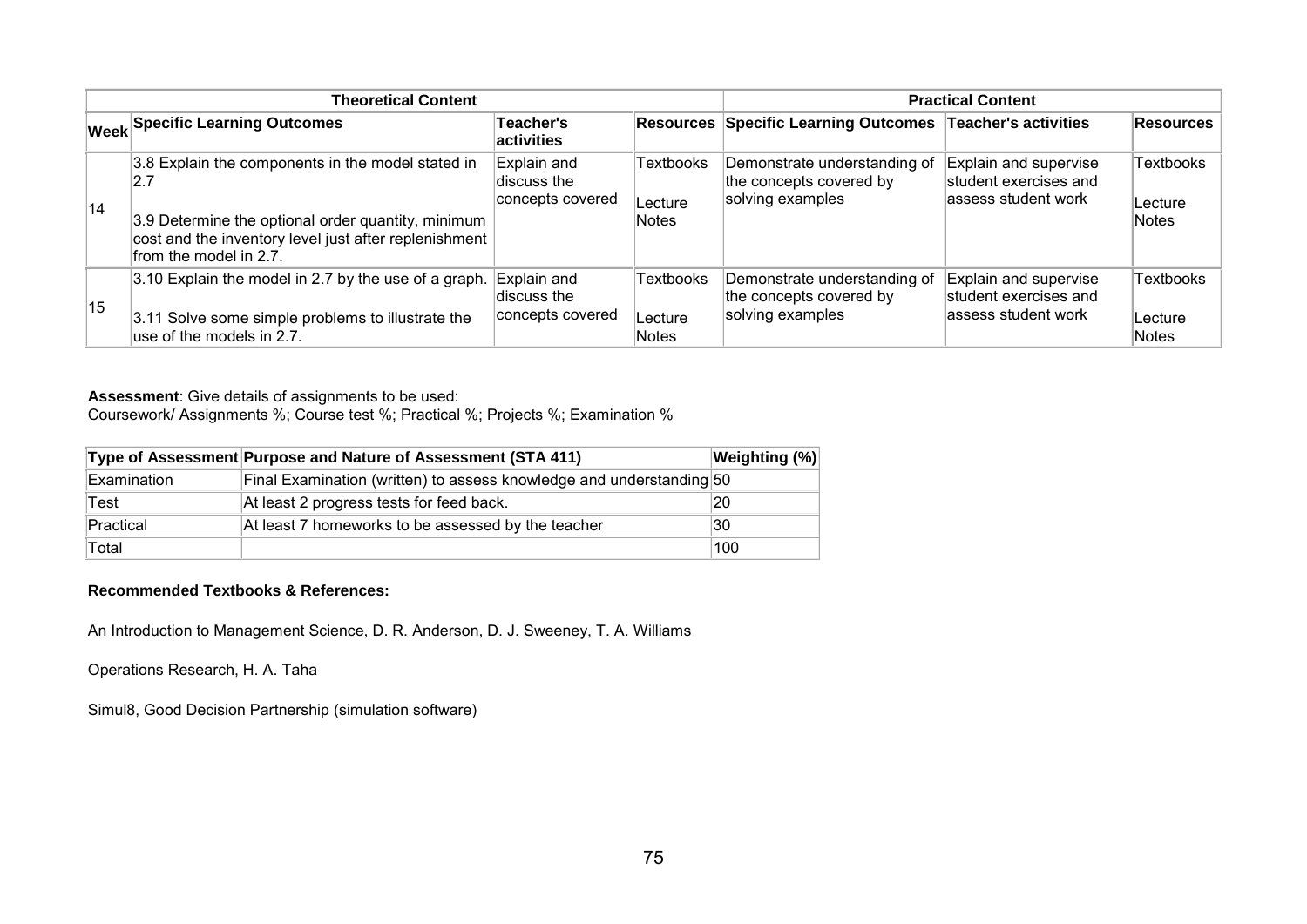| Theoretical Content | | | | Practical Content | | |
|---|---|---|---|---|---|---|
| Week | Specific Learning Outcomes | Teacher's activities | Resources | Specific Learning Outcomes | Teacher's activities | Resources |
| 14 | 3.8 Explain the components in the model stated in 2.7<br><br>3.9 Determine the optional order quantity, minimum cost and the inventory level just after replenishment from the model in 2.7. | Explain and discuss the concepts covered | Textbooks<br><br>Lecture Notes | Demonstrate understanding of the concepts covered by solving examples | Explain and supervise student exercises and assess student work | Textbooks<br><br>Lecture Notes |
| 15 | 3.10 Explain the model in 2.7 by the use of a graph.<br><br>3.11 Solve some simple problems to illustrate the use of the models in 2.7. | Explain and discuss the concepts covered | Textbooks<br><br>Lecture Notes | Demonstrate understanding of the concepts covered by solving examples | Explain and supervise student exercises and assess student work | Textbooks<br><br>Lecture Notes |

**Assessment**: Give details of assignments to be used:
Coursework/ Assignments %; Course test %; Practical %; Projects %; Examination %

| Type of Assessment | Purpose and Nature of Assessment (STA 411) | Weighting (%) |
|---|---|---|
| Examination | Final Examination (written) to assess knowledge and understanding | 50 |
| Test | At least 2 progress tests for feed back. | 20 |
| Practical | At least 7 homeworks to be assessed by the teacher | 30 |
| Total | | 100 |

**Recommended Textbooks & References:**

An Introduction to Management Science, D. R. Anderson, D. J. Sweeney, T. A. Williams

Operations Research, H. A. Taha

Simul8, Good Decision Partnership (simulation software)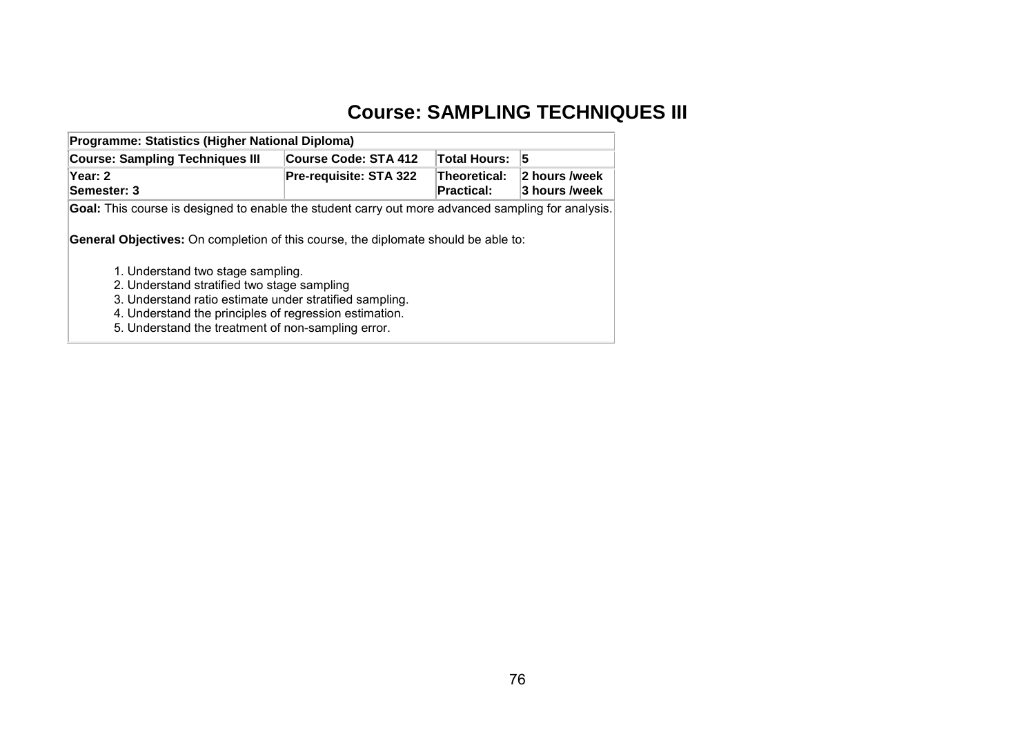# Course: SAMPLING TECHNIQUES III

| **Programme: Statistics (Higher National Diploma)** | | | |
|---|---|---|---|
| **Course: Sampling Techniques III** | **Course Code: STA 412** | **Total Hours:** | **5** |
| **Year: 2**<br>**Semester: 3** | **Pre-requisite: STA 322** | **Theoretical:**<br>**Practical:** | **2 hours /week**<br>**3 hours /week** |

**Goal:** This course is designed to enable the student carry out more advanced sampling for analysis.

**General Objectives:** On completion of this course, the diplomate should be able to:

1. Understand two stage sampling.
2. Understand stratified two stage sampling
3. Understand ratio estimate under stratified sampling.
4. Understand the principles of regression estimation.
5. Understand the treatment of non-sampling error.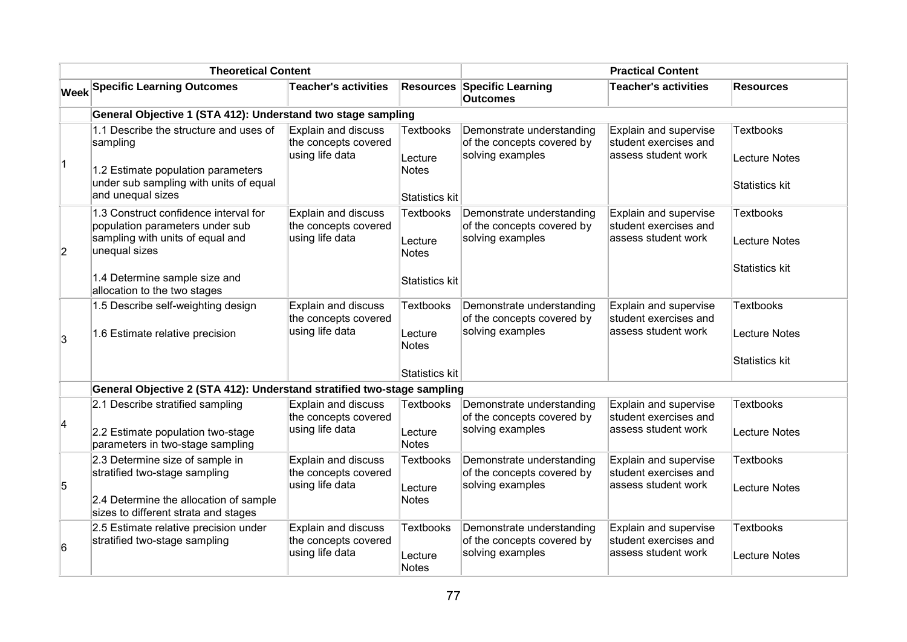| | Theoretical Content | | | Practical Content | | |
|---|---|---|---|---|---|---|
| Week | Specific Learning Outcomes | Teacher's activities | Resources | Specific Learning Outcomes | Teacher's activities | Resources |
| | **General Objective 1 (STA 412): Understand two stage sampling** | | | | | |
| 1 | 1.1 Describe the structure and uses of sampling<br><br>1.2 Estimate population parameters under sub sampling with units of equal and unequal sizes | Explain and discuss the concepts covered using life data | Textbooks<br><br>Lecture Notes<br><br>Statistics kit | Demonstrate understanding of the concepts covered by solving examples | Explain and supervise student exercises and assess student work | Textbooks<br><br>Lecture Notes<br><br>Statistics kit |
| 2 | 1.3 Construct confidence interval for population parameters under sub sampling with units of equal and unequal sizes<br><br>1.4 Determine sample size and allocation to the two stages | Explain and discuss the concepts covered using life data | Textbooks<br><br>Lecture Notes<br><br>Statistics kit | Demonstrate understanding of the concepts covered by solving examples | Explain and supervise student exercises and assess student work | Textbooks<br><br>Lecture Notes<br><br>Statistics kit |
| 3 | 1.5 Describe self-weighting design<br><br>1.6 Estimate relative precision | Explain and discuss the concepts covered using life data | Textbooks<br><br>Lecture Notes<br><br>Statistics kit | Demonstrate understanding of the concepts covered by solving examples | Explain and supervise student exercises and assess student work | Textbooks<br><br>Lecture Notes<br><br>Statistics kit |
| | **General Objective 2 (STA 412): Understand stratified two-stage sampling** | | | | | |
| 4 | 2.1 Describe stratified sampling<br><br>2.2 Estimate population two-stage parameters in two-stage sampling | Explain and discuss the concepts covered using life data | Textbooks<br><br>Lecture Notes | Demonstrate understanding of the concepts covered by solving examples | Explain and supervise student exercises and assess student work | Textbooks<br><br>Lecture Notes |
| 5 | 2.3 Determine size of sample in stratified two-stage sampling<br><br>2.4 Determine the allocation of sample sizes to different strata and stages | Explain and discuss the concepts covered using life data | Textbooks<br><br>Lecture Notes | Demonstrate understanding of the concepts covered by solving examples | Explain and supervise student exercises and assess student work | Textbooks<br><br>Lecture Notes |
| 6 | 2.5 Estimate relative precision under stratified two-stage sampling | Explain and discuss the concepts covered using life data | Textbooks<br><br>Lecture Notes | Demonstrate understanding of the concepts covered by solving examples | Explain and supervise student exercises and assess student work | Textbooks<br><br>Lecture Notes |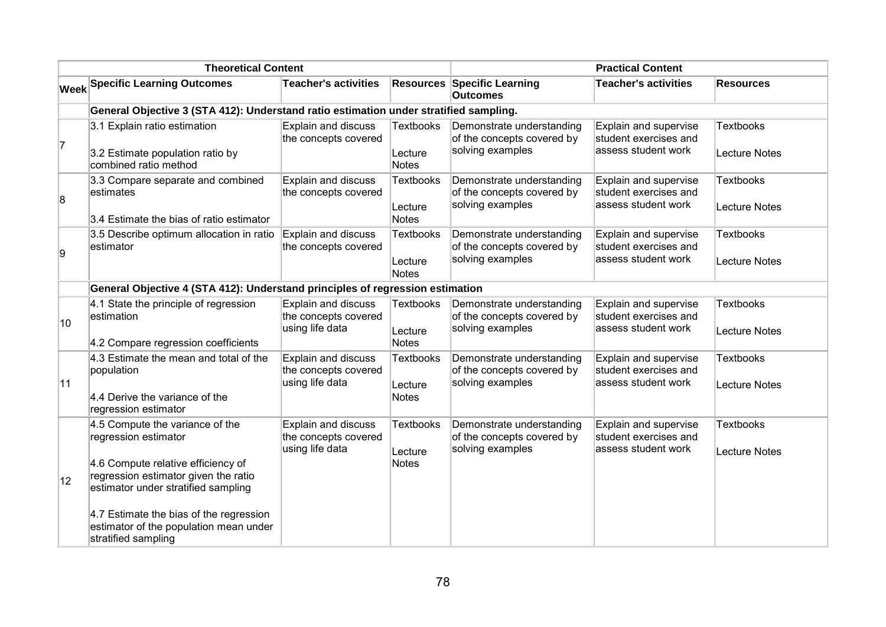| Theoretical Content | | | | Practical Content | | |
|---|---|---|---|---|---|---|
| Week | Specific Learning Outcomes | Teacher's activities | Resources | Specific Learning Outcomes | Teacher's activities | Resources |
| | **General Objective 3 (STA 412): Understand ratio estimation under stratified sampling.** | | | | | |
| 7 | 3.1 Explain ratio estimation<br><br>3.2 Estimate population ratio by combined ratio method | Explain and discuss the concepts covered | Textbooks<br><br>Lecture Notes | Demonstrate understanding of the concepts covered by solving examples | Explain and supervise student exercises and assess student work | Textbooks<br><br>Lecture Notes |
| 8 | 3.3 Compare separate and combined estimates<br><br>3.4 Estimate the bias of ratio estimator | Explain and discuss the concepts covered | Textbooks<br><br>Lecture Notes | Demonstrate understanding of the concepts covered by solving examples | Explain and supervise student exercises and assess student work | Textbooks<br><br>Lecture Notes |
| 9 | 3.5 Describe optimum allocation in ratio estimator | Explain and discuss the concepts covered | Textbooks<br><br>Lecture Notes | Demonstrate understanding of the concepts covered by solving examples | Explain and supervise student exercises and assess student work | Textbooks<br><br>Lecture Notes |
| | **General Objective 4 (STA 412): Understand principles of regression estimation** | | | | | |
| 10 | 4.1 State the principle of regression estimation<br><br>4.2 Compare regression coefficients | Explain and discuss the concepts covered using life data | Textbooks<br><br>Lecture Notes | Demonstrate understanding of the concepts covered by solving examples | Explain and supervise student exercises and assess student work | Textbooks<br><br>Lecture Notes |
| 11 | 4.3 Estimate the mean and total of the population<br><br>4.4 Derive the variance of the regression estimator | Explain and discuss the concepts covered using life data | Textbooks<br><br>Lecture Notes | Demonstrate understanding of the concepts covered by solving examples | Explain and supervise student exercises and assess student work | Textbooks<br><br>Lecture Notes |
| 12 | 4.5 Compute the variance of the regression estimator<br><br>4.6 Compute relative efficiency of regression estimator given the ratio estimator under stratified sampling<br><br>4.7 Estimate the bias of the regression estimator of the population mean under stratified sampling | Explain and discuss the concepts covered using life data | Textbooks<br><br>Lecture Notes | Demonstrate understanding of the concepts covered by solving examples | Explain and supervise student exercises and assess student work | Textbooks<br><br>Lecture Notes |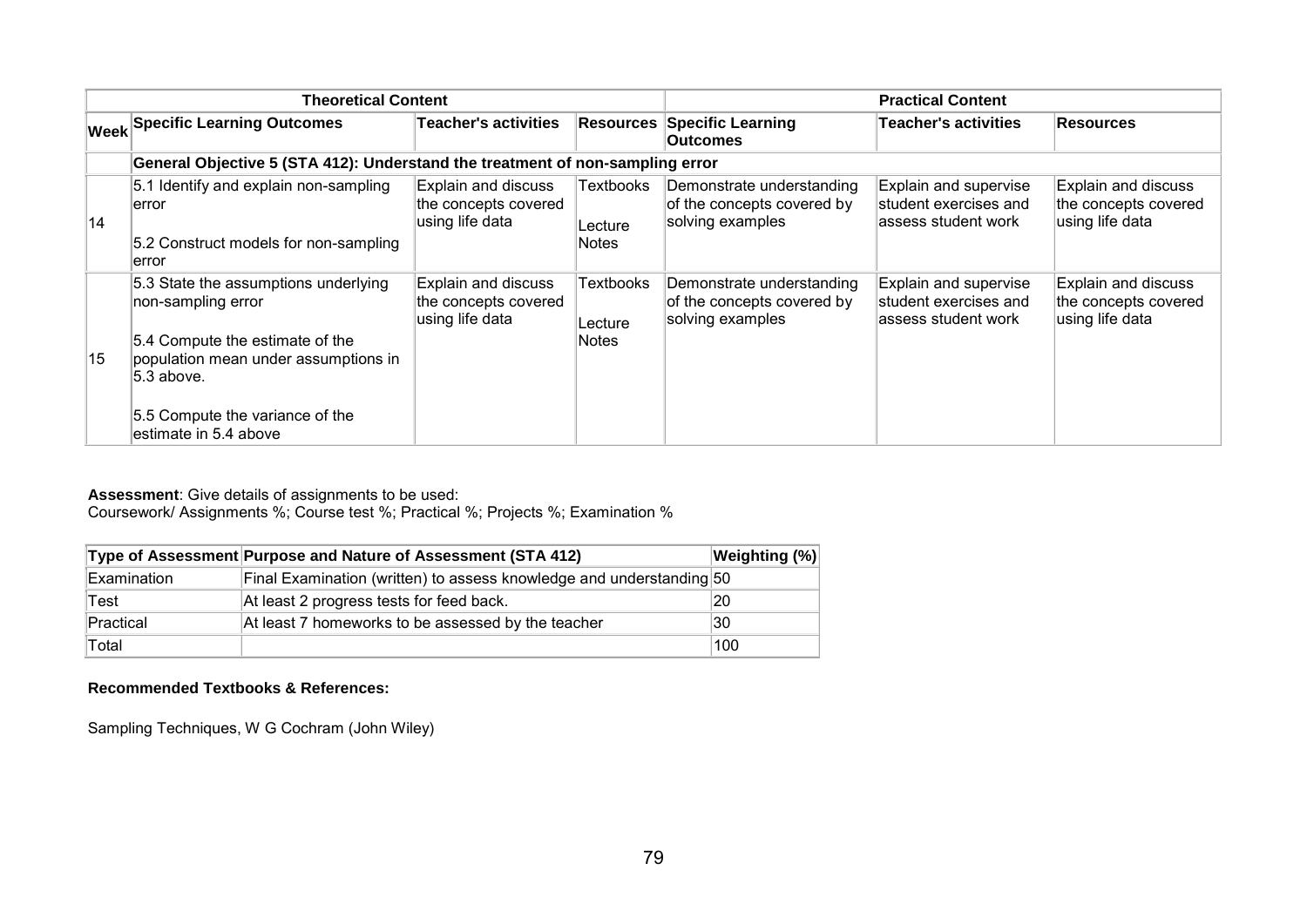| | Theoretical Content | | | Practical Content | | |
|---|---|---|---|---|---|---|
| **Week** | **Specific Learning Outcomes** | **Teacher's activities** | **Resources** | **Specific Learning Outcomes** | **Teacher's activities** | **Resources** |
| | **General Objective 5 (STA 412): Understand the treatment of non-sampling error** | | | | | |
| 14 | 5.1 Identify and explain non-sampling error<br><br>5.2 Construct models for non-sampling error | Explain and discuss the concepts covered using life data | Textbooks<br><br>Lecture Notes | Demonstrate understanding of the concepts covered by solving examples | Explain and supervise student exercises and assess student work | Explain and discuss the concepts covered using life data |
| 15 | 5.3 State the assumptions underlying non-sampling error<br><br>5.4 Compute the estimate of the population mean under assumptions in 5.3 above.<br><br>5.5 Compute the variance of the estimate in 5.4 above | Explain and discuss the concepts covered using life data | Textbooks<br><br>Lecture Notes | Demonstrate understanding of the concepts covered by solving examples | Explain and supervise student exercises and assess student work | Explain and discuss the concepts covered using life data |

**Assessment**: Give details of assignments to be used:
Coursework/ Assignments %; Course test %; Practical %; Projects %; Examination %

| Type of Assessment | Purpose and Nature of Assessment (STA 412) | Weighting (%) |
|---|---|---|
| Examination | Final Examination (written) to assess knowledge and understanding | 50 |
| Test | At least 2 progress tests for feed back. | 20 |
| Practical | At least 7 homeworks to be assessed by the teacher | 30 |
| Total | | 100 |

**Recommended Textbooks & References:**

Sampling Techniques, W G Cochram (John Wiley)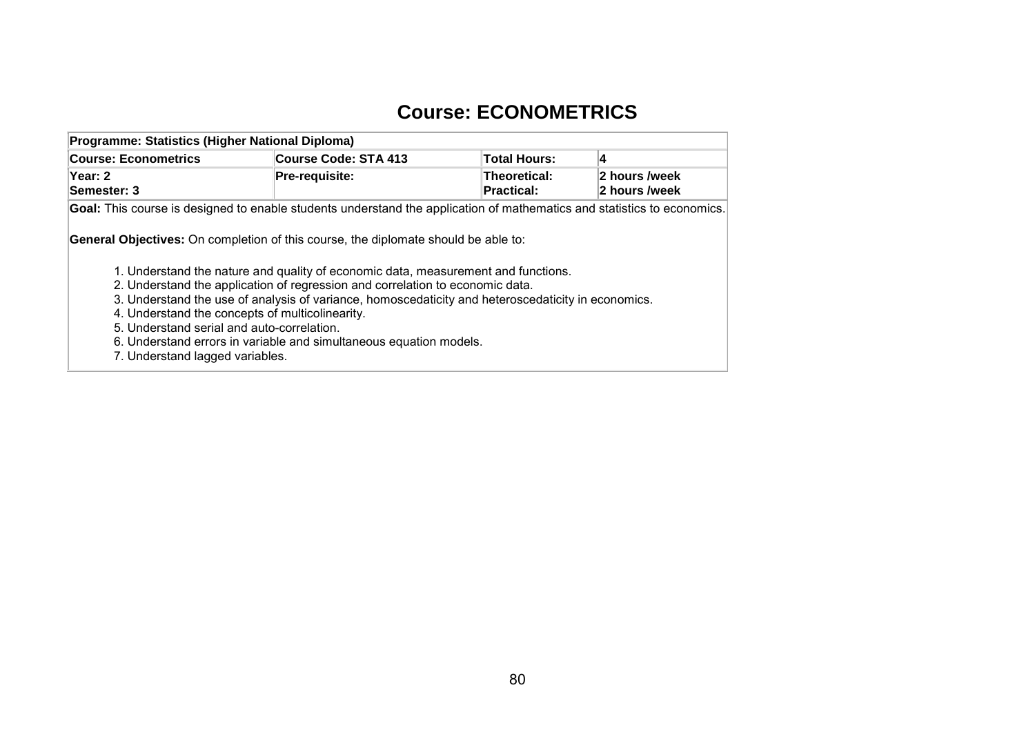# Course: ECONOMETRICS

| Programme: Statistics (Higher National Diploma) | | | |
|---|---|---|---|
| **Course: Econometrics** | **Course Code: STA 413** | **Total Hours:** | **4** |
| **Year: 2**<br>**Semester: 3** | **Pre-requisite:** | **Theoretical:**<br>**Practical:** | **2 hours /week**<br>**2 hours /week** |

**Goal:** This course is designed to enable students understand the application of mathematics and statistics to economics.

**General Objectives:** On completion of this course, the diplomate should be able to:

1. Understand the nature and quality of economic data, measurement and functions.
2. Understand the application of regression and correlation to economic data.
3. Understand the use of analysis of variance, homoscedaticity and heteroscedaticity in economics.
4. Understand the concepts of multicolinearity.
5. Understand serial and auto-correlation.
6. Understand errors in variable and simultaneous equation models.
7. Understand lagged variables.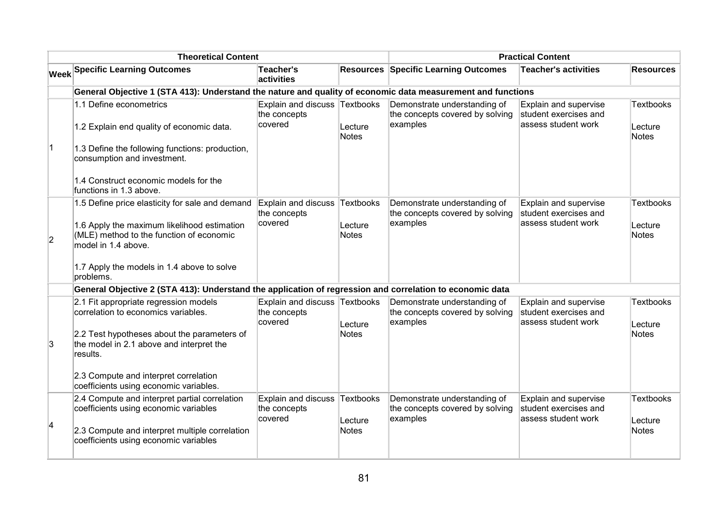| Theoretical Content | | | | Practical Content | | |
|---|---|---|---|---|---|---|
| **Week** | **Specific Learning Outcomes** | **Teacher's activities** | **Resources** | **Specific Learning Outcomes** | **Teacher's activities** | **Resources** |
| | **General Objective 1 (STA 413): Understand the nature and quality of economic data measurement and functions** | | | | | |
| 1 | 1.1 Define econometrics<br><br>1.2 Explain end quality of economic data.<br><br>1.3 Define the following functions: production, consumption and investment.<br><br>1.4 Construct economic models for the functions in 1.3 above. | Explain and discuss the concepts covered | Textbooks<br><br>Lecture Notes | Demonstrate understanding of the concepts covered by solving examples | Explain and supervise student exercises and assess student work | Textbooks<br><br>Lecture Notes |
| 2 | 1.5 Define price elasticity for sale and demand<br><br>1.6 Apply the maximum likelihood estimation (MLE) method to the function of economic model in 1.4 above.<br><br>1.7 Apply the models in 1.4 above to solve problems. | Explain and discuss the concepts covered | Textbooks<br><br>Lecture Notes | Demonstrate understanding of the concepts covered by solving examples | Explain and supervise student exercises and assess student work | Textbooks<br><br>Lecture Notes |
| | **General Objective 2 (STA 413): Understand the application of regression and correlation to economic data** | | | | | |
| 3 | 2.1 Fit appropriate regression models correlation to economics variables.<br><br>2.2 Test hypotheses about the parameters of the model in 2.1 above and interpret the results.<br><br>2.3 Compute and interpret correlation coefficients using economic variables. | Explain and discuss the concepts covered | Textbooks<br><br>Lecture Notes | Demonstrate understanding of the concepts covered by solving examples | Explain and supervise student exercises and assess student work | Textbooks<br><br>Lecture Notes |
| 4 | 2.4 Compute and interpret partial correlation coefficients using economic variables<br><br>2.3 Compute and interpret multiple correlation coefficients using economic variables | Explain and discuss the concepts covered | Textbooks<br><br>Lecture Notes | Demonstrate understanding of the concepts covered by solving examples | Explain and supervise student exercises and assess student work | Textbooks<br><br>Lecture Notes |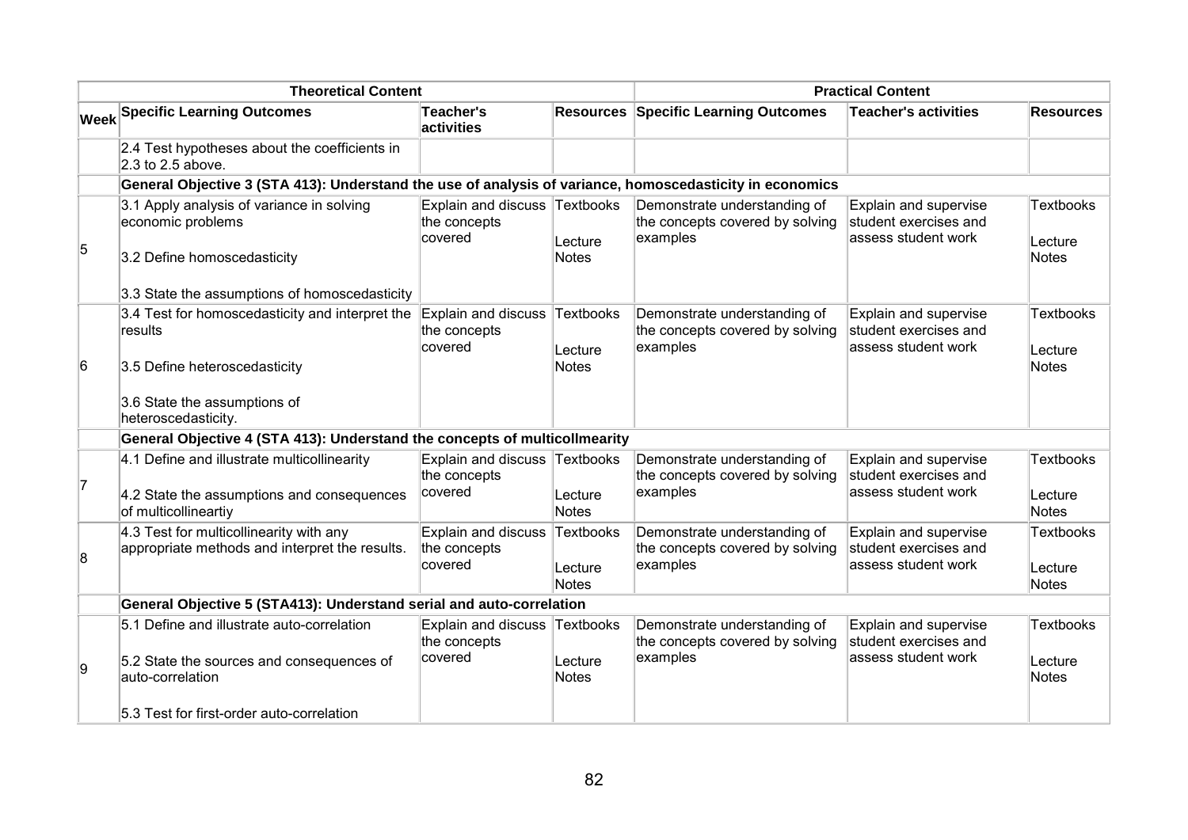| Theoretical Content | | | | Practical Content | | |
|---|---|---|---|---|---|---|
| **Week** | **Specific Learning Outcomes** | **Teacher's activities** | **Resources** | **Specific Learning Outcomes** | **Teacher's activities** | **Resources** |
| | 2.4 Test hypotheses about the coefficients in 2.3 to 2.5 above. | | | | | |
| | **General Objective 3 (STA 413): Understand the use of analysis of variance, homoscedasticity in economics** | | | | | |
| 5 | 3.1 Apply analysis of variance in solving economic problems<br><br>3.2 Define homoscedasticity<br><br>3.3 State the assumptions of homoscedasticity | Explain and discuss the concepts covered | Textbooks<br><br>Lecture Notes | Demonstrate understanding of the concepts covered by solving examples | Explain and supervise student exercises and assess student work | Textbooks<br><br>Lecture Notes |
| 6 | 3.4 Test for homoscedasticity and interpret the results<br><br>3.5 Define heteroscedasticity<br><br>3.6 State the assumptions of heteroscedasticity. | Explain and discuss the concepts covered | Textbooks<br><br>Lecture Notes | Demonstrate understanding of the concepts covered by solving examples | Explain and supervise student exercises and assess student work | Textbooks<br><br>Lecture Notes |
| | **General Objective 4 (STA 413): Understand the concepts of multicollmearity** | | | | | |
| 7 | 4.1 Define and illustrate multicollinearity<br><br>4.2 State the assumptions and consequences of multicollineartiy | Explain and discuss the concepts covered | Textbooks<br><br>Lecture Notes | Demonstrate understanding of the concepts covered by solving examples | Explain and supervise student exercises and assess student work | Textbooks<br><br>Lecture Notes |
| 8 | 4.3 Test for multicollinearity with any appropriate methods and interpret the results. | Explain and discuss the concepts covered | Textbooks<br><br>Lecture Notes | Demonstrate understanding of the concepts covered by solving examples | Explain and supervise student exercises and assess student work | Textbooks<br><br>Lecture Notes |
| | **General Objective 5 (STA413): Understand serial and auto-correlation** | | | | | |
| 9 | 5.1 Define and illustrate auto-correlation<br><br>5.2 State the sources and consequences of auto-correlation<br><br>5.3 Test for first-order auto-correlation | Explain and discuss the concepts covered | Textbooks<br><br>Lecture Notes | Demonstrate understanding of the concepts covered by solving examples | Explain and supervise student exercises and assess student work | Textbooks<br><br>Lecture Notes |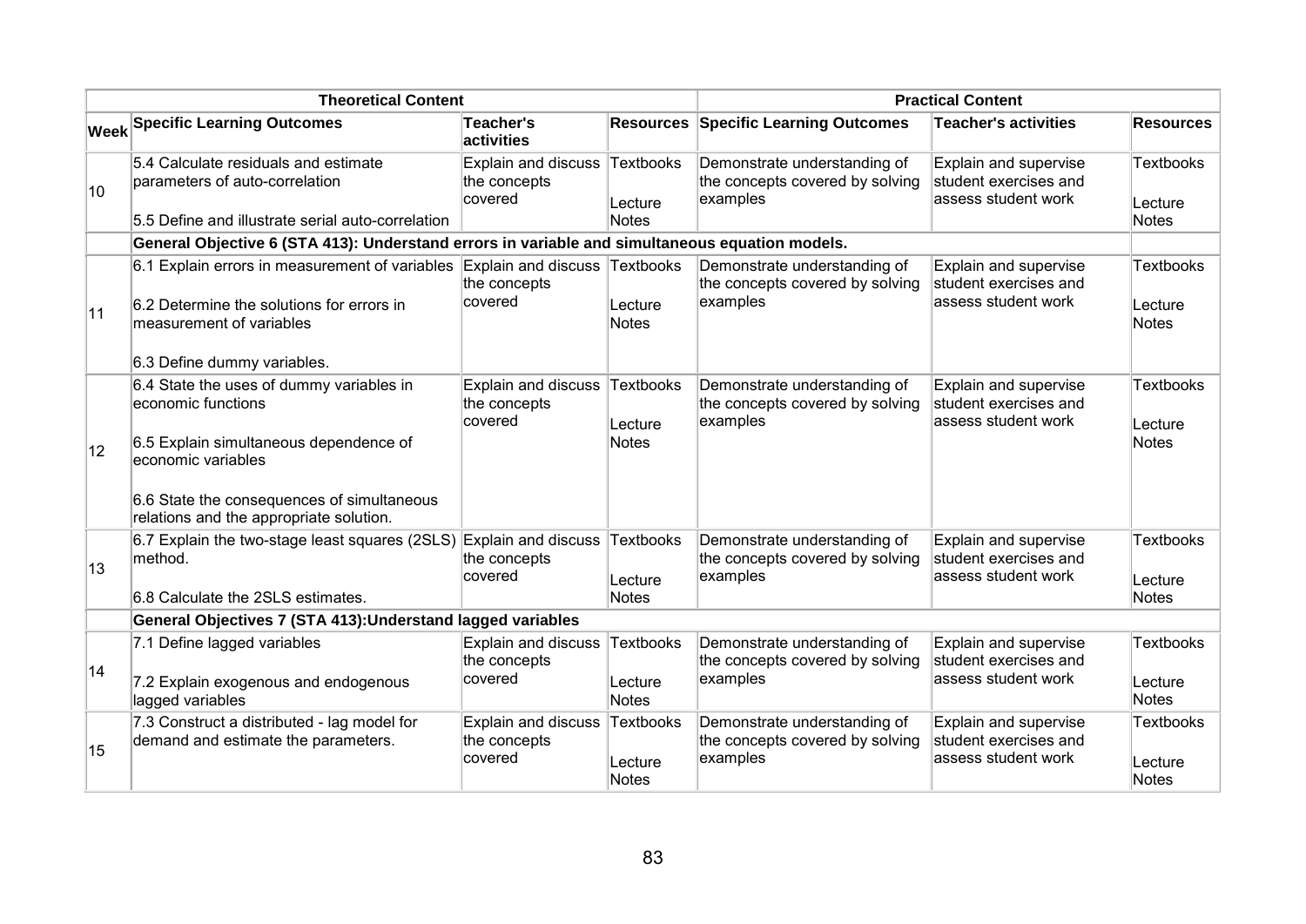| Theoretical Content | | | | Practical Content | | |
|---|---|---|---|---|---|---|
| Week | Specific Learning Outcomes | Teacher's activities | Resources | Specific Learning Outcomes | Teacher's activities | Resources |
| 10 | 5.4 Calculate residuals and estimate parameters of auto-correlation<br><br>5.5 Define and illustrate serial auto-correlation | Explain and discuss the concepts covered | Textbooks<br><br>Lecture Notes | Demonstrate understanding of the concepts covered by solving examples | Explain and supervise student exercises and assess student work | Textbooks<br><br>Lecture Notes |
| | **General Objective 6 (STA 413): Understand errors in variable and simultaneous equation models.** | | | | | |
| 11 | 6.1 Explain errors in measurement of variables<br><br>6.2 Determine the solutions for errors in measurement of variables<br><br>6.3 Define dummy variables. | Explain and discuss the concepts covered | Textbooks<br><br>Lecture Notes | Demonstrate understanding of the concepts covered by solving examples | Explain and supervise student exercises and assess student work | Textbooks<br><br>Lecture Notes |
| 12 | 6.4 State the uses of dummy variables in economic functions<br><br>6.5 Explain simultaneous dependence of economic variables<br><br>6.6 State the consequences of simultaneous relations and the appropriate solution. | Explain and discuss the concepts covered | Textbooks<br><br>Lecture Notes | Demonstrate understanding of the concepts covered by solving examples | Explain and supervise student exercises and assess student work | Textbooks<br><br>Lecture Notes |
| 13 | 6.7 Explain the two-stage least squares (2SLS) method.<br><br>6.8 Calculate the 2SLS estimates. | Explain and discuss the concepts covered | Textbooks<br><br>Lecture Notes | Demonstrate understanding of the concepts covered by solving examples | Explain and supervise student exercises and assess student work | Textbooks<br><br>Lecture Notes |
| | **General Objectives 7 (STA 413): Understand lagged variables** | | | | | |
| 14 | 7.1 Define lagged variables<br><br>7.2 Explain exogenous and endogenous lagged variables | Explain and discuss the concepts covered | Textbooks<br><br>Lecture Notes | Demonstrate understanding of the concepts covered by solving examples | Explain and supervise student exercises and assess student work | Textbooks<br><br>Lecture Notes |
| 15 | 7.3 Construct a distributed - lag model for demand and estimate the parameters. | Explain and discuss the concepts covered | Textbooks<br><br>Lecture Notes | Demonstrate understanding of the concepts covered by solving examples | Explain and supervise student exercises and assess student work | Textbooks<br><br>Lecture Notes |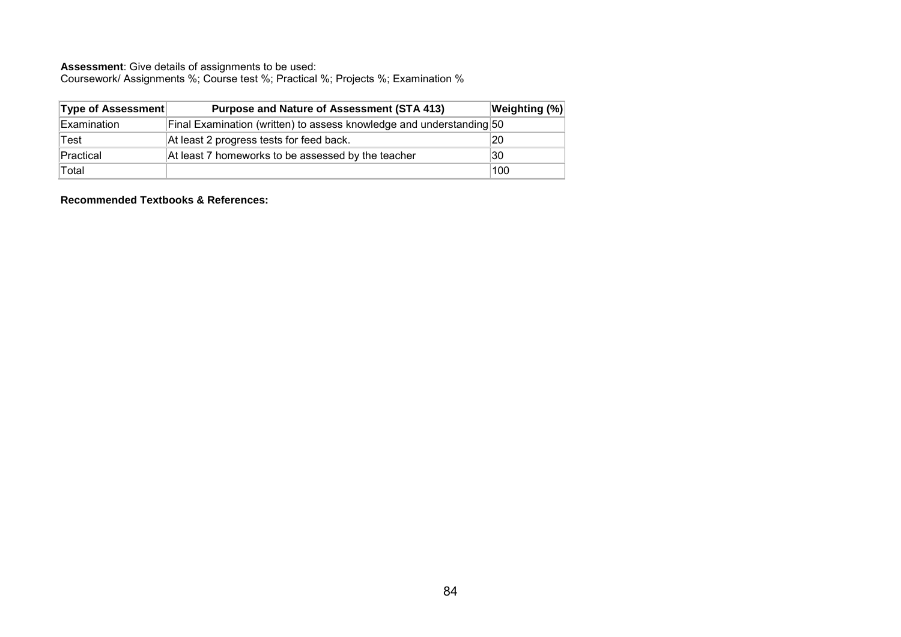**Assessment**: Give details of assignments to be used:
Coursework/ Assignments %; Course test %; Practical %; Projects %; Examination %

| Type of Assessment | Purpose and Nature of Assessment (STA 413) | Weighting (%) |
|---|---|---|
| Examination | Final Examination (written) to assess knowledge and understanding | 50 |
| Test | At least 2 progress tests for feed back. | 20 |
| Practical | At least 7 homeworks to be assessed by the teacher | 30 |
| Total | | 100 |

**Recommended Textbooks & References:**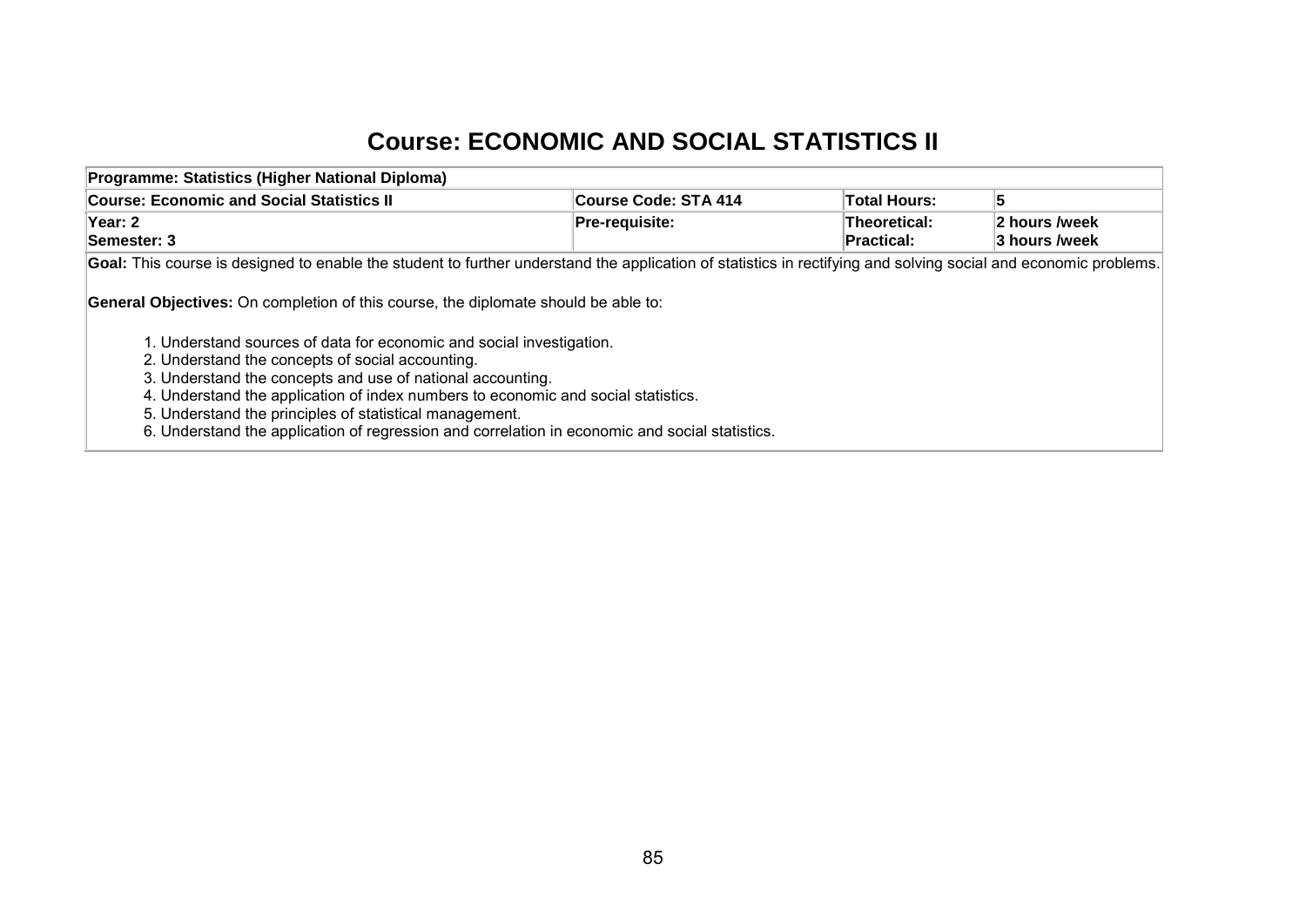# Course: ECONOMIC AND SOCIAL STATISTICS II

| **Programme: Statistics (Higher National Diploma)** | | | |
|---|---|---|---|
| **Course: Economic and Social Statistics II** | **Course Code: STA 414** | **Total Hours:** | **5** |
| **Year: 2**<br>**Semester: 3** | **Pre-requisite:** | **Theoretical:**<br>**Practical:** | **2 hours /week**<br>**3 hours /week** |

**Goal:** This course is designed to enable the student to further understand the application of statistics in rectifying and solving social and economic problems.

**General Objectives:** On completion of this course, the diplomate should be able to:

1. Understand sources of data for economic and social investigation.
2. Understand the concepts of social accounting.
3. Understand the concepts and use of national accounting.
4. Understand the application of index numbers to economic and social statistics.
5. Understand the principles of statistical management.
6. Understand the application of regression and correlation in economic and social statistics.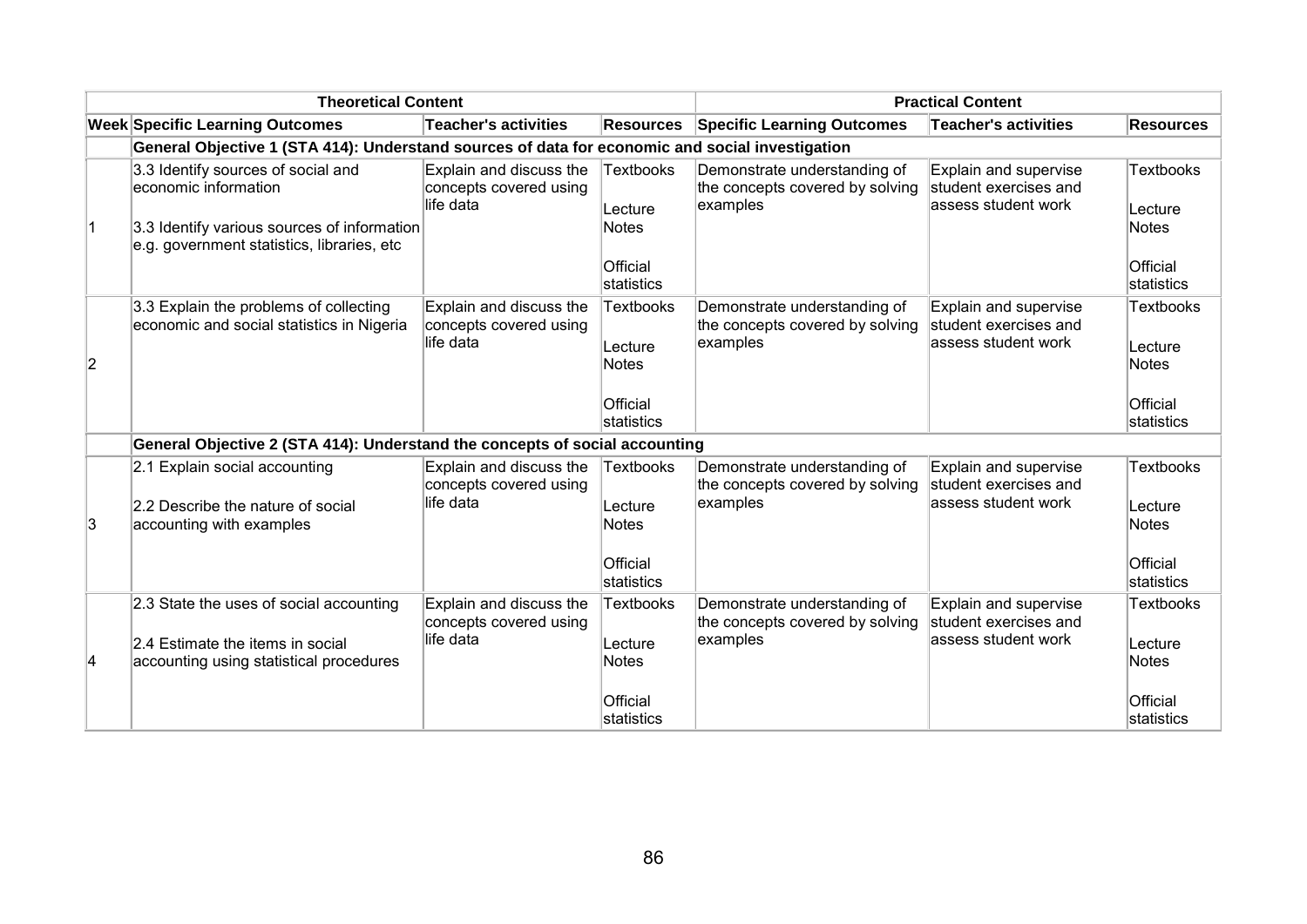| Theoretical Content | | | | Practical Content | | |
|---|---|---|---|---|---|---|
| **Week** | **Specific Learning Outcomes** | **Teacher's activities** | **Resources** | **Specific Learning Outcomes** | **Teacher's activities** | **Resources** |
| | **General Objective 1 (STA 414): Understand sources of data for economic and social investigation** | | | | | |
| 1 | 3.3 Identify sources of social and economic information<br><br>3.3 Identify various sources of information e.g. government statistics, libraries, etc | Explain and discuss the concepts covered using life data | Textbooks<br><br>Lecture Notes<br><br>Official statistics | Demonstrate understanding of the concepts covered by solving examples | Explain and supervise student exercises and assess student work | Textbooks<br><br>Lecture Notes<br><br>Official statistics |
| 2 | 3.3 Explain the problems of collecting economic and social statistics in Nigeria | Explain and discuss the concepts covered using life data | Textbooks<br><br>Lecture Notes<br><br>Official statistics | Demonstrate understanding of the concepts covered by solving examples | Explain and supervise student exercises and assess student work | Textbooks<br><br>Lecture Notes<br><br>Official statistics |
| | **General Objective 2 (STA 414): Understand the concepts of social accounting** | | | | | |
| 3 | 2.1 Explain social accounting<br><br>2.2 Describe the nature of social accounting with examples | Explain and discuss the concepts covered using life data | Textbooks<br><br>Lecture Notes<br><br>Official statistics | Demonstrate understanding of the concepts covered by solving examples | Explain and supervise student exercises and assess student work | Textbooks<br><br>Lecture Notes<br><br>Official statistics |
| 4 | 2.3 State the uses of social accounting<br><br>2.4 Estimate the items in social accounting using statistical procedures | Explain and discuss the concepts covered using life data | Textbooks<br><br>Lecture Notes<br><br>Official statistics | Demonstrate understanding of the concepts covered by solving examples | Explain and supervise student exercises and assess student work | Textbooks<br><br>Lecture Notes<br><br>Official statistics |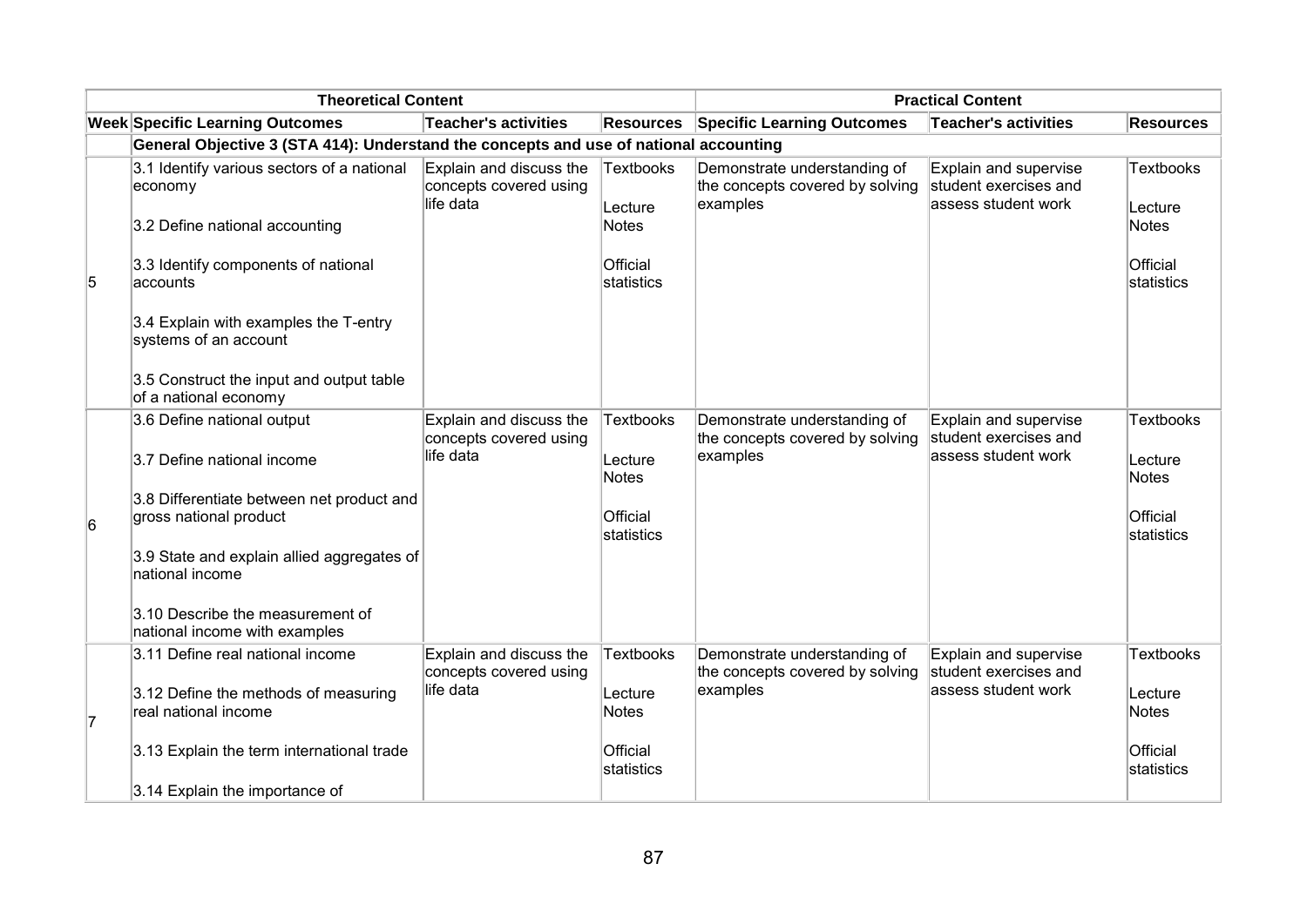| Theoretical Content | | | | Practical Content | | |
|---|---|---|---|---|---|---|
| **Week** | **Specific Learning Outcomes** | **Teacher's activities** | **Resources** | **Specific Learning Outcomes** | **Teacher's activities** | **Resources** |
| | **General Objective 3 (STA 414): Understand the concepts and use of national accounting** | | | | | |
| 5 | 3.1 Identify various sectors of a national economy<br><br>3.2 Define national accounting<br><br>3.3 Identify components of national accounts<br><br>3.4 Explain with examples the T-entry systems of an account<br><br>3.5 Construct the input and output table of a national economy | Explain and discuss the concepts covered using life data | Textbooks<br><br>Lecture Notes<br><br>Official statistics | Demonstrate understanding of the concepts covered by solving examples | Explain and supervise student exercises and assess student work | Textbooks<br><br>Lecture Notes<br><br>Official statistics |
| 6 | 3.6 Define national output<br><br>3.7 Define national income<br><br>3.8 Differentiate between net product and gross national product<br><br>3.9 State and explain allied aggregates of national income<br><br>3.10 Describe the measurement of national income with examples | Explain and discuss the concepts covered using life data | Textbooks<br><br>Lecture Notes<br><br>Official statistics | Demonstrate understanding of the concepts covered by solving examples | Explain and supervise student exercises and assess student work | Textbooks<br><br>Lecture Notes<br><br>Official statistics |
| 7 | 3.11 Define real national income<br><br>3.12 Define the methods of measuring real national income<br><br>3.13 Explain the term international trade<br><br>3.14 Explain the importance of | Explain and discuss the concepts covered using life data | Textbooks<br><br>Lecture Notes<br><br>Official statistics | Demonstrate understanding of the concepts covered by solving examples | Explain and supervise student exercises and assess student work | Textbooks<br><br>Lecture Notes<br><br>Official statistics |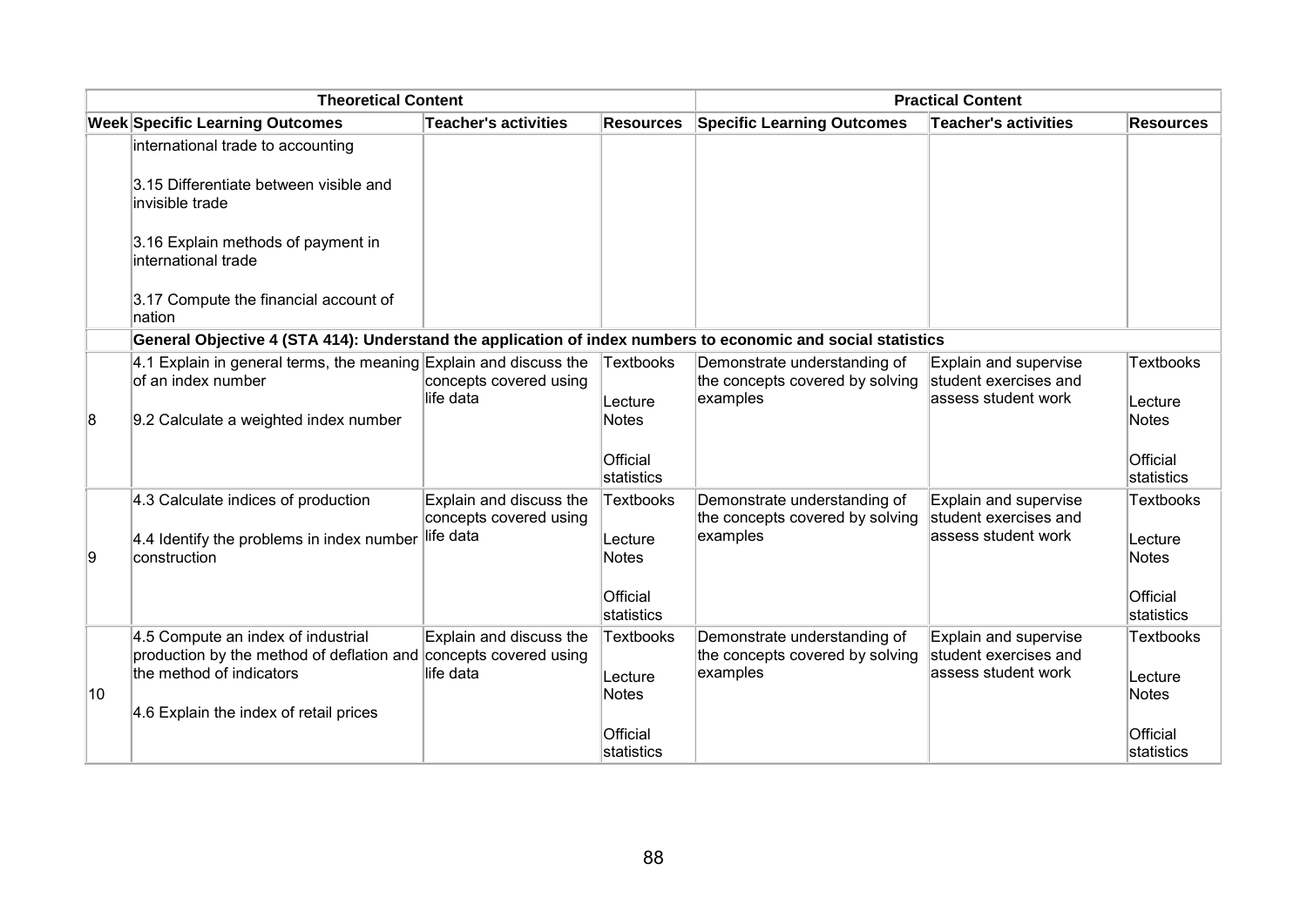| Theoretical Content | | | | Practical Content | | |
|---|---|---|---|---|---|---|
| **Week** | **Specific Learning Outcomes** | **Teacher's activities** | **Resources** | **Specific Learning Outcomes** | **Teacher's activities** | **Resources** |
| | international trade to accounting<br><br>3.15 Differentiate between visible and invisible trade<br><br>3.16 Explain methods of payment in international trade<br><br>3.17 Compute the financial account of nation | | | | | |
| | **General Objective 4 (STA 414): Understand the application of index numbers to economic and social statistics** | | | | | |
| 8 | 4.1 Explain in general terms, the meaning of an index number<br><br>9.2 Calculate a weighted index number | Explain and discuss the concepts covered using life data | Textbooks<br><br>Lecture Notes<br><br>Official statistics | Demonstrate understanding of the concepts covered by solving examples | Explain and supervise student exercises and assess student work | Textbooks<br><br>Lecture Notes<br><br>Official statistics |
| 9 | 4.3 Calculate indices of production<br><br>4.4 Identify the problems in index number construction | Explain and discuss the concepts covered using life data | Textbooks<br><br>Lecture Notes<br><br>Official statistics | Demonstrate understanding of the concepts covered by solving examples | Explain and supervise student exercises and assess student work | Textbooks<br><br>Lecture Notes<br><br>Official statistics |
| 10 | 4.5 Compute an index of industrial production by the method of deflation and the method of indicators<br><br>4.6 Explain the index of retail prices | Explain and discuss the concepts covered using life data | Textbooks<br><br>Lecture Notes<br><br>Official statistics | Demonstrate understanding of the concepts covered by solving examples | Explain and supervise student exercises and assess student work | Textbooks<br><br>Lecture Notes<br><br>Official statistics |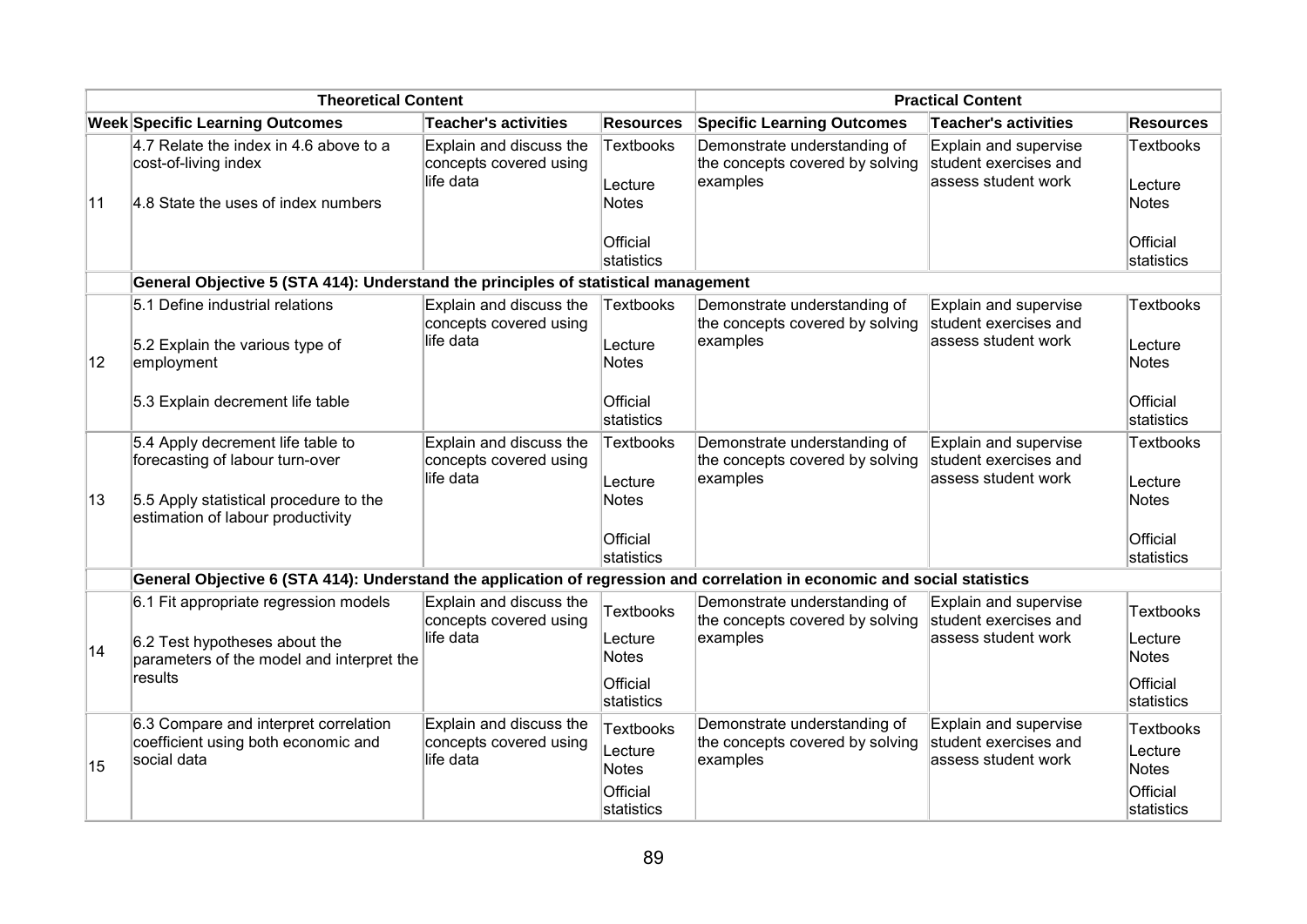| | Theoretical Content | | | Practical Content | | |
|---|---|---|---|---|---|---|
| Week | Specific Learning Outcomes | Teacher's activities | Resources | Specific Learning Outcomes | Teacher's activities | Resources |
| 11 | 4.7 Relate the index in 4.6 above to a cost-of-living index<br><br>4.8 State the uses of index numbers | Explain and discuss the concepts covered using life data | Textbooks<br><br>Lecture Notes<br><br>Official statistics | Demonstrate understanding of the concepts covered by solving examples | Explain and supervise student exercises and assess student work | Textbooks<br><br>Lecture Notes<br><br>Official statistics |
| | **General Objective 5 (STA 414): Understand the principles of statistical management** | | | | | |
| 12 | 5.1 Define industrial relations<br><br>5.2 Explain the various type of employment<br><br>5.3 Explain decrement life table | Explain and discuss the concepts covered using life data | Textbooks<br><br>Lecture Notes<br><br>Official statistics | Demonstrate understanding of the concepts covered by solving examples | Explain and supervise student exercises and assess student work | Textbooks<br><br>Lecture Notes<br><br>Official statistics |
| 13 | 5.4 Apply decrement life table to forecasting of labour turn-over<br><br>5.5 Apply statistical procedure to the estimation of labour productivity | Explain and discuss the concepts covered using life data | Textbooks<br><br>Lecture Notes<br><br>Official statistics | Demonstrate understanding of the concepts covered by solving examples | Explain and supervise student exercises and assess student work | Textbooks<br><br>Lecture Notes<br><br>Official statistics |
| | **General Objective 6 (STA 414): Understand the application of regression and correlation in economic and social statistics** | | | | | |
| 14 | 6.1 Fit appropriate regression models<br><br>6.2 Test hypotheses about the parameters of the model and interpret the results | Explain and discuss the concepts covered using life data | Textbooks<br><br>Lecture Notes<br><br>Official statistics | Demonstrate understanding of the concepts covered by solving examples | Explain and supervise student exercises and assess student work | Textbooks<br><br>Lecture Notes<br><br>Official statistics |
| 15 | 6.3 Compare and interpret correlation coefficient using both economic and social data | Explain and discuss the concepts covered using life data | Textbooks<br><br>Lecture Notes<br><br>Official statistics | Demonstrate understanding of the concepts covered by solving examples | Explain and supervise student exercises and assess student work | Textbooks<br><br>Lecture Notes<br><br>Official statistics |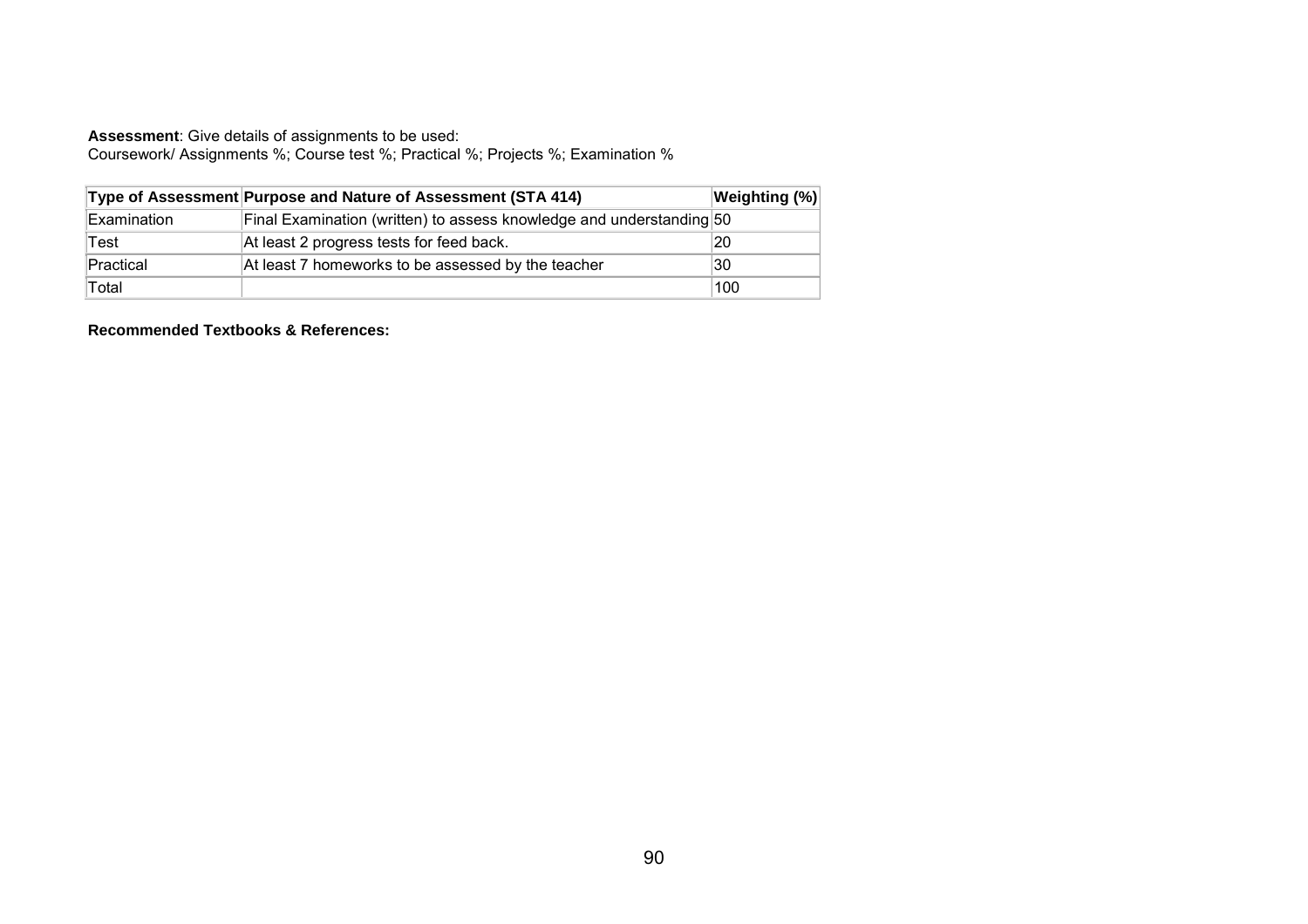**Assessment**: Give details of assignments to be used:
Coursework/ Assignments %; Course test %; Practical %; Projects %; Examination %

| **Type of Assessment** | **Purpose and Nature of Assessment (STA 414)** | **Weighting (%)** |
|---|---|---|
| Examination | Final Examination (written) to assess knowledge and understanding | 50 |
| Test | At least 2 progress tests for feed back. | 20 |
| Practical | At least 7 homeworks to be assessed by the teacher | 30 |
| Total | | 100 |

**Recommended Textbooks & References:**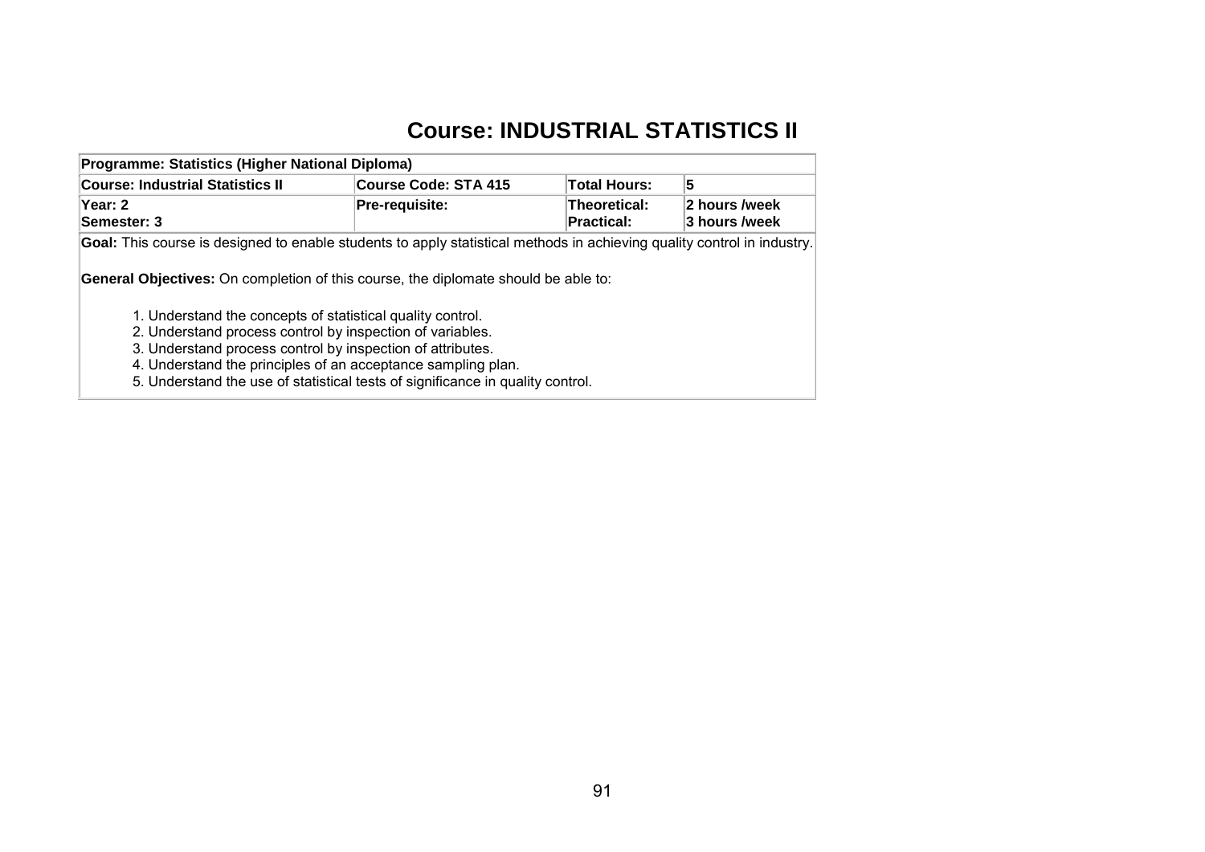# Course: INDUSTRIAL STATISTICS II

| **Programme: Statistics (Higher National Diploma)** | | | |
|---|---|---|---|
| **Course: Industrial Statistics II** | **Course Code: STA 415** | **Total Hours:** | **5** |
| **Year: 2**<br>**Semester: 3** | **Pre-requisite:** | **Theoretical:**<br>**Practical:** | **2 hours /week**<br>**3 hours /week** |

**Goal:** This course is designed to enable students to apply statistical methods in achieving quality control in industry.

**General Objectives:** On completion of this course, the diplomate should be able to:

1. Understand the concepts of statistical quality control.
2. Understand process control by inspection of variables.
3. Understand process control by inspection of attributes.
4. Understand the principles of an acceptance sampling plan.
5. Understand the use of statistical tests of significance in quality control.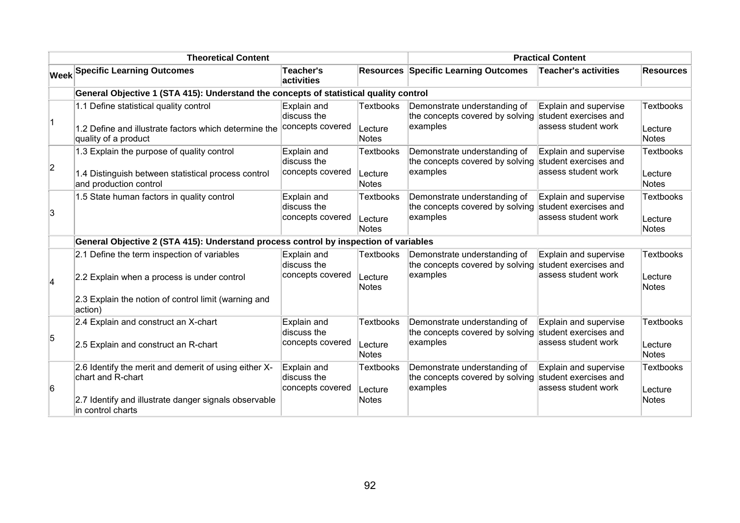| Theoretical Content | | | | Practical Content | | |
|---|---|---|---|---|---|---|
| **Week** | **Specific Learning Outcomes** | **Teacher's activities** | **Resources** | **Specific Learning Outcomes** | **Teacher's activities** | **Resources** |
| | **General Objective 1 (STA 415): Understand the concepts of statistical quality control** | | | | | |
| 1 | 1.1 Define statistical quality control<br><br>1.2 Define and illustrate factors which determine the quality of a product | Explain and discuss the concepts covered | Textbooks<br><br>Lecture Notes | Demonstrate understanding of the concepts covered by solving examples | Explain and supervise student exercises and assess student work | Textbooks<br><br>Lecture Notes |
| 2 | 1.3 Explain the purpose of quality control<br><br>1.4 Distinguish between statistical process control and production control | Explain and discuss the concepts covered | Textbooks<br><br>Lecture Notes | Demonstrate understanding of the concepts covered by solving examples | Explain and supervise student exercises and assess student work | Textbooks<br><br>Lecture Notes |
| 3 | 1.5 State human factors in quality control | Explain and discuss the concepts covered | Textbooks<br><br>Lecture Notes | Demonstrate understanding of the concepts covered by solving examples | Explain and supervise student exercises and assess student work | Textbooks<br><br>Lecture Notes |
| | **General Objective 2 (STA 415): Understand process control by inspection of variables** | | | | | |
| 4 | 2.1 Define the term inspection of variables<br><br>2.2 Explain when a process is under control<br><br>2.3 Explain the notion of control limit (warning and action) | Explain and discuss the concepts covered | Textbooks<br><br>Lecture Notes | Demonstrate understanding of the concepts covered by solving examples | Explain and supervise student exercises and assess student work | Textbooks<br><br>Lecture Notes |
| 5 | 2.4 Explain and construct an X-chart<br><br>2.5 Explain and construct an R-chart | Explain and discuss the concepts covered | Textbooks<br><br>Lecture Notes | Demonstrate understanding of the concepts covered by solving examples | Explain and supervise student exercises and assess student work | Textbooks<br><br>Lecture Notes |
| 6 | 2.6 Identify the merit and demerit of using either X-chart and R-chart<br><br>2.7 Identify and illustrate danger signals observable in control charts | Explain and discuss the concepts covered | Textbooks<br><br>Lecture Notes | Demonstrate understanding of the concepts covered by solving examples | Explain and supervise student exercises and assess student work | Textbooks<br><br>Lecture Notes |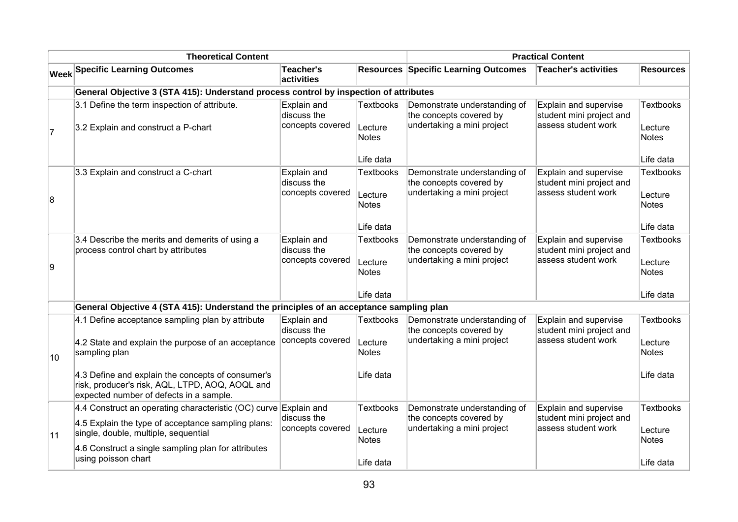| Theoretical Content | | | | Practical Content | | |
|---|---|---|---|---|---|---|
| **Week** | **Specific Learning Outcomes** | **Teacher's activities** | **Resources** | **Specific Learning Outcomes** | **Teacher's activities** | **Resources** |
| | **General Objective 3 (STA 415): Understand process control by inspection of attributes** | | | | | |
| 7 | 3.1 Define the term inspection of attribute.<br><br>3.2 Explain and construct a P-chart | Explain and discuss the concepts covered | Textbooks<br><br>Lecture Notes<br><br>Life data | Demonstrate understanding of the concepts covered by undertaking a mini project | Explain and supervise student mini project and assess student work | Textbooks<br><br>Lecture Notes<br><br>Life data |
| 8 | 3.3 Explain and construct a C-chart | Explain and discuss the concepts covered | Textbooks<br><br>Lecture Notes<br><br>Life data | Demonstrate understanding of the concepts covered by undertaking a mini project | Explain and supervise student mini project and assess student work | Textbooks<br><br>Lecture Notes<br><br>Life data |
| 9 | 3.4 Describe the merits and demerits of using a process control chart by attributes | Explain and discuss the concepts covered | Textbooks<br><br>Lecture Notes<br><br>Life data | Demonstrate understanding of the concepts covered by undertaking a mini project | Explain and supervise student mini project and assess student work | Textbooks<br><br>Lecture Notes<br><br>Life data |
| | **General Objective 4 (STA 415): Understand the principles of an acceptance sampling plan** | | | | | |
| 10 | 4.1 Define acceptance sampling plan by attribute<br><br>4.2 State and explain the purpose of an acceptance sampling plan<br><br>4.3 Define and explain the concepts of consumer's risk, producer's risk, AQL, LTPD, AOQ, AOQL and expected number of defects in a sample. | Explain and discuss the concepts covered | Textbooks<br><br>Lecture Notes<br><br>Life data | Demonstrate understanding of the concepts covered by undertaking a mini project | Explain and supervise student mini project and assess student work | Textbooks<br><br>Lecture Notes<br><br>Life data |
| 11 | 4.4 Construct an operating characteristic (OC) curve<br><br>4.5 Explain the type of acceptance sampling plans: single, double, multiple, sequential<br><br>4.6 Construct a single sampling plan for attributes using poisson chart | Explain and discuss the concepts covered | Textbooks<br><br>Lecture Notes<br><br>Life data | Demonstrate understanding of the concepts covered by undertaking a mini project | Explain and supervise student mini project and assess student work | Textbooks<br><br>Lecture Notes<br><br>Life data |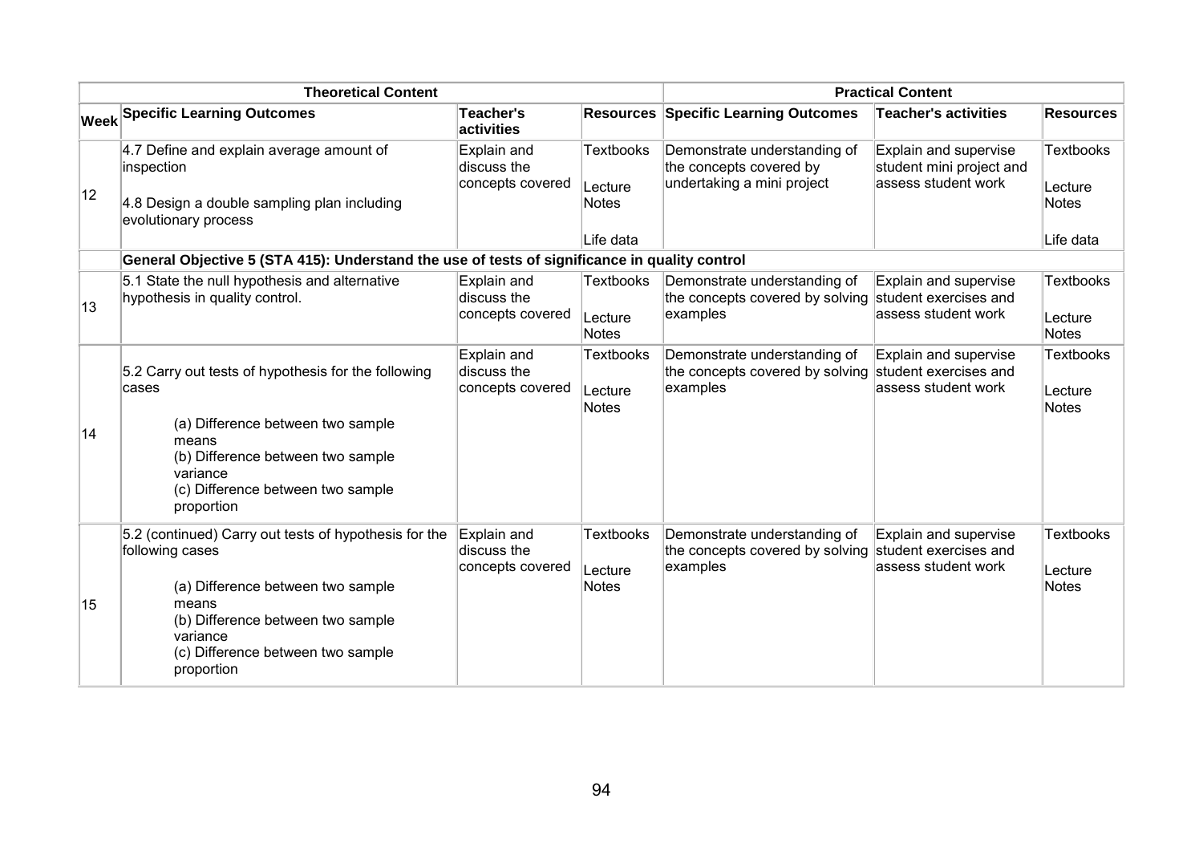| Theoretical Content | | | | Practical Content | | |
|---|---|---|---|---|---|---|
| **Week** | **Specific Learning Outcomes** | **Teacher's activities** | **Resources** | **Specific Learning Outcomes** | **Teacher's activities** | **Resources** |
| 12 | 4.7 Define and explain average amount of inspection<br><br>4.8 Design a double sampling plan including evolutionary process | Explain and discuss the concepts covered | Textbooks<br><br>Lecture Notes<br><br>Life data | Demonstrate understanding of the concepts covered by undertaking a mini project | Explain and supervise student mini project and assess student work | Textbooks<br><br>Lecture Notes<br><br>Life data |
| | **General Objective 5 (STA 415): Understand the use of tests of significance in quality control** | | | | | |
| 13 | 5.1 State the null hypothesis and alternative hypothesis in quality control. | Explain and discuss the concepts covered | Textbooks<br><br>Lecture Notes | Demonstrate understanding of the concepts covered by solving examples | Explain and supervise student exercises and assess student work | Textbooks<br><br>Lecture Notes |
| 14 | 5.2 Carry out tests of hypothesis for the following cases<br><br>(a) Difference between two sample means<br>(b) Difference between two sample variance<br>(c) Difference between two sample proportion | Explain and discuss the concepts covered | Textbooks<br><br>Lecture Notes | Demonstrate understanding of the concepts covered by solving examples | Explain and supervise student exercises and assess student work | Textbooks<br><br>Lecture Notes |
| 15 | 5.2 (continued) Carry out tests of hypothesis for the following cases<br><br>(a) Difference between two sample means<br>(b) Difference between two sample variance<br>(c) Difference between two sample proportion | Explain and discuss the concepts covered | Textbooks<br><br>Lecture Notes | Demonstrate understanding of the concepts covered by solving examples | Explain and supervise student exercises and assess student work | Textbooks<br><br>Lecture Notes |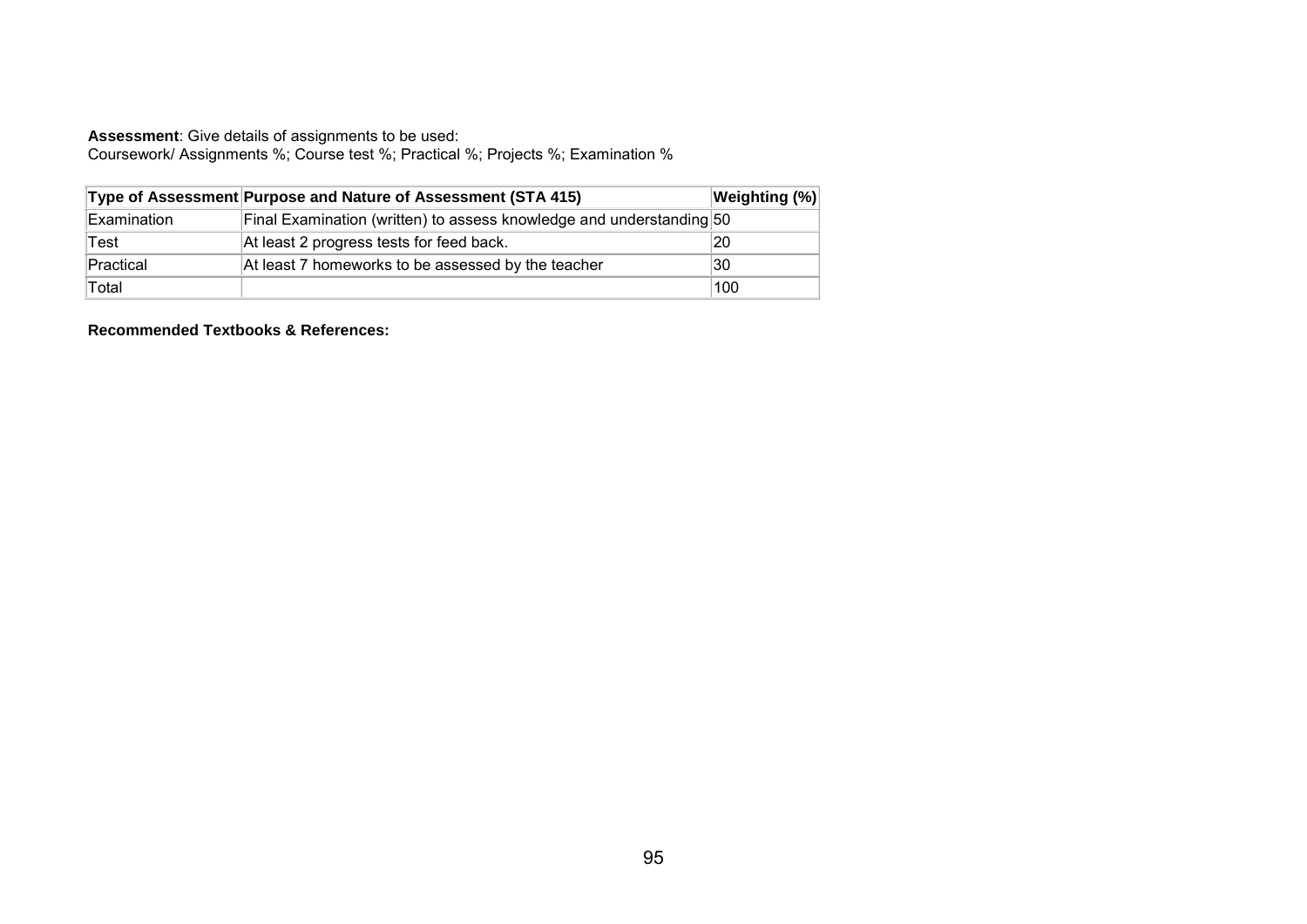**Assessment**: Give details of assignments to be used:
Coursework/ Assignments %; Course test %; Practical %; Projects %; Examination %

| Type of Assessment | Purpose and Nature of Assessment (STA 415) | Weighting (%) |
|---|---|---|
| Examination | Final Examination (written) to assess knowledge and understanding | 50 |
| Test | At least 2 progress tests for feed back. | 20 |
| Practical | At least 7 homeworks to be assessed by the teacher | 30 |
| Total | | 100 |

**Recommended Textbooks & References:**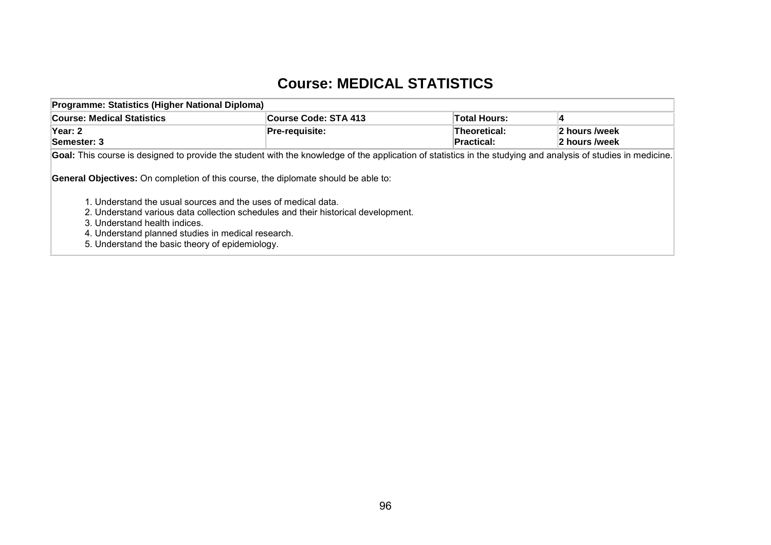# Course: MEDICAL STATISTICS

| Programme: Statistics (Higher National Diploma) | | | |
|---|---|---|---|
| **Course: Medical Statistics** | **Course Code: STA 413** | **Total Hours:** | **4** |
| **Year: 2**<br>**Semester: 3** | **Pre-requisite:** | **Theoretical:**<br>**Practical:** | **2 hours /week**<br>**2 hours /week** |

**Goal:** This course is designed to provide the student with the knowledge of the application of statistics in the studying and analysis of studies in medicine.

**General Objectives:** On completion of this course, the diplomate should be able to:

1. Understand the usual sources and the uses of medical data.
2. Understand various data collection schedules and their historical development.
3. Understand health indices.
4. Understand planned studies in medical research.
5. Understand the basic theory of epidemiology.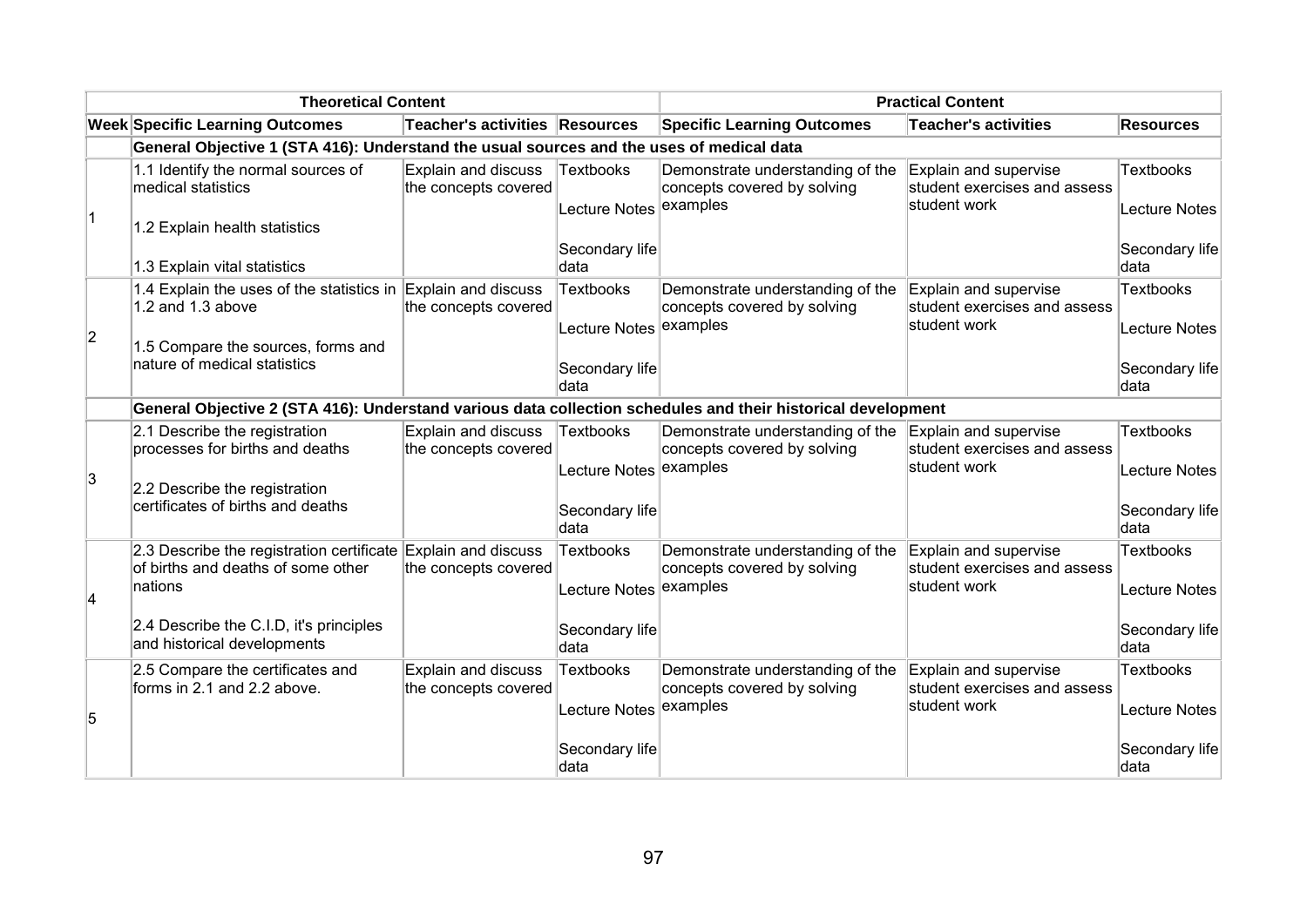| | Theoretical Content | | | Practical Content | | |
|---|---|---|---|---|---|---|
| Week | Specific Learning Outcomes | Teacher's activities | Resources | Specific Learning Outcomes | Teacher's activities | Resources |
| | **General Objective 1 (STA 416): Understand the usual sources and the uses of medical data** | | | | | |
| 1 | 1.1 Identify the normal sources of medical statistics<br><br>1.2 Explain health statistics<br><br>1.3 Explain vital statistics | Explain and discuss the concepts covered | Textbooks<br><br>Lecture Notes<br><br>Secondary life data | Demonstrate understanding of the concepts covered by solving examples | Explain and supervise student exercises and assess student work | Textbooks<br><br>Lecture Notes<br><br>Secondary life data |
| 2 | 1.4 Explain the uses of the statistics in 1.2 and 1.3 above<br><br>1.5 Compare the sources, forms and nature of medical statistics | Explain and discuss the concepts covered | Textbooks<br><br>Lecture Notes<br><br>Secondary life data | Demonstrate understanding of the concepts covered by solving examples | Explain and supervise student exercises and assess student work | Textbooks<br><br>Lecture Notes<br><br>Secondary life data |
| | **General Objective 2 (STA 416): Understand various data collection schedules and their historical development** | | | | | |
| 3 | 2.1 Describe the registration processes for births and deaths<br><br>2.2 Describe the registration certificates of births and deaths | Explain and discuss the concepts covered | Textbooks<br><br>Lecture Notes<br><br>Secondary life data | Demonstrate understanding of the concepts covered by solving examples | Explain and supervise student exercises and assess student work | Textbooks<br><br>Lecture Notes<br><br>Secondary life data |
| 4 | 2.3 Describe the registration certificate of births and deaths of some other nations<br><br>2.4 Describe the C.I.D, it's principles and historical developments | Explain and discuss the concepts covered | Textbooks<br><br>Lecture Notes<br><br>Secondary life data | Demonstrate understanding of the concepts covered by solving examples | Explain and supervise student exercises and assess student work | Textbooks<br><br>Lecture Notes<br><br>Secondary life data |
| 5 | 2.5 Compare the certificates and forms in 2.1 and 2.2 above. | Explain and discuss the concepts covered | Textbooks<br><br>Lecture Notes<br><br>Secondary life data | Demonstrate understanding of the concepts covered by solving examples | Explain and supervise student exercises and assess student work | Textbooks<br><br>Lecture Notes<br><br>Secondary life data |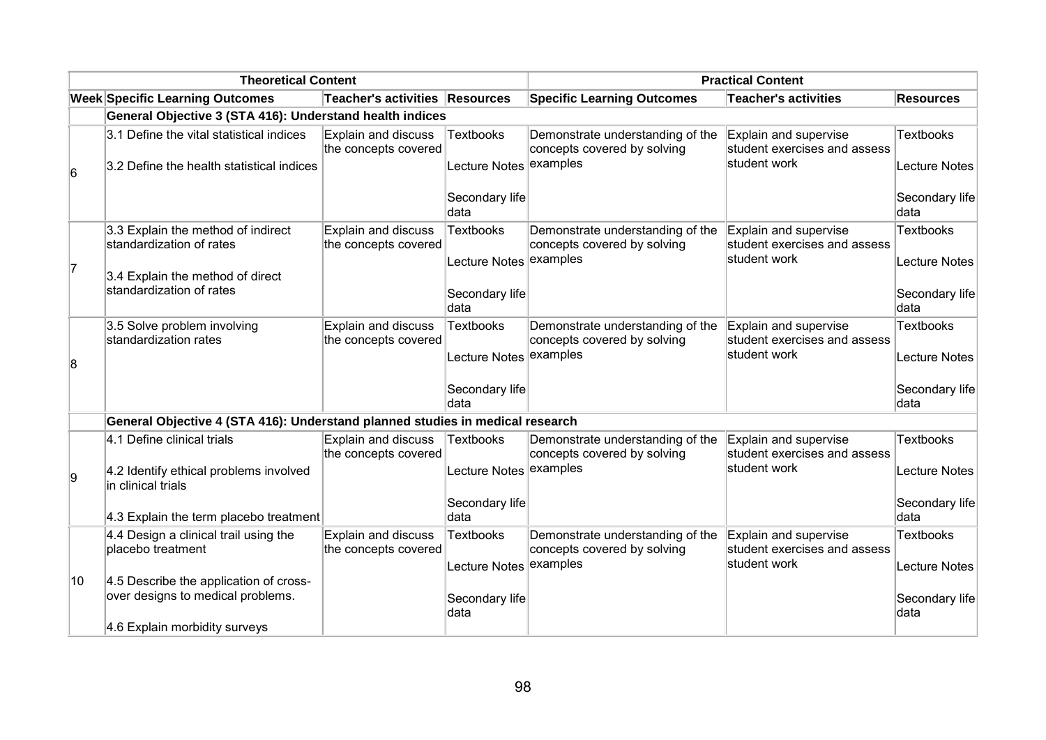| Theoretical Content | | | | Practical Content | | |
|---|---|---|---|---|---|---|
| **Week** | **Specific Learning Outcomes** | **Teacher's activities** | **Resources** | **Specific Learning Outcomes** | **Teacher's activities** | **Resources** |
| | **General Objective 3 (STA 416): Understand health indices** | | | | | |
| 6 | 3.1 Define the vital statistical indices<br><br>3.2 Define the health statistical indices | Explain and discuss the concepts covered | Textbooks<br><br>Lecture Notes<br><br>Secondary life data | Demonstrate understanding of the concepts covered by solving examples | Explain and supervise student exercises and assess student work | Textbooks<br><br>Lecture Notes<br><br>Secondary life data |
| 7 | 3.3 Explain the method of indirect standardization of rates<br><br>3.4 Explain the method of direct standardization of rates | Explain and discuss the concepts covered | Textbooks<br><br>Lecture Notes<br><br>Secondary life data | Demonstrate understanding of the concepts covered by solving examples | Explain and supervise student exercises and assess student work | Textbooks<br><br>Lecture Notes<br><br>Secondary life data |
| 8 | 3.5 Solve problem involving standardization rates | Explain and discuss the concepts covered | Textbooks<br><br>Lecture Notes<br><br>Secondary life data | Demonstrate understanding of the concepts covered by solving examples | Explain and supervise student exercises and assess student work | Textbooks<br><br>Lecture Notes<br><br>Secondary life data |
| | **General Objective 4 (STA 416): Understand planned studies in medical research** | | | | | |
| 9 | 4.1 Define clinical trials<br><br>4.2 Identify ethical problems involved in clinical trials<br><br>4.3 Explain the term placebo treatment | Explain and discuss the concepts covered | Textbooks<br><br>Lecture Notes<br><br>Secondary life data | Demonstrate understanding of the concepts covered by solving examples | Explain and supervise student exercises and assess student work | Textbooks<br><br>Lecture Notes<br><br>Secondary life data |
| 10 | 4.4 Design a clinical trail using the placebo treatment<br><br>4.5 Describe the application of cross-over designs to medical problems.<br><br>4.6 Explain morbidity surveys | Explain and discuss the concepts covered | Textbooks<br><br>Lecture Notes<br><br>Secondary life data | Demonstrate understanding of the concepts covered by solving examples | Explain and supervise student exercises and assess student work | Textbooks<br><br>Lecture Notes<br><br>Secondary life data |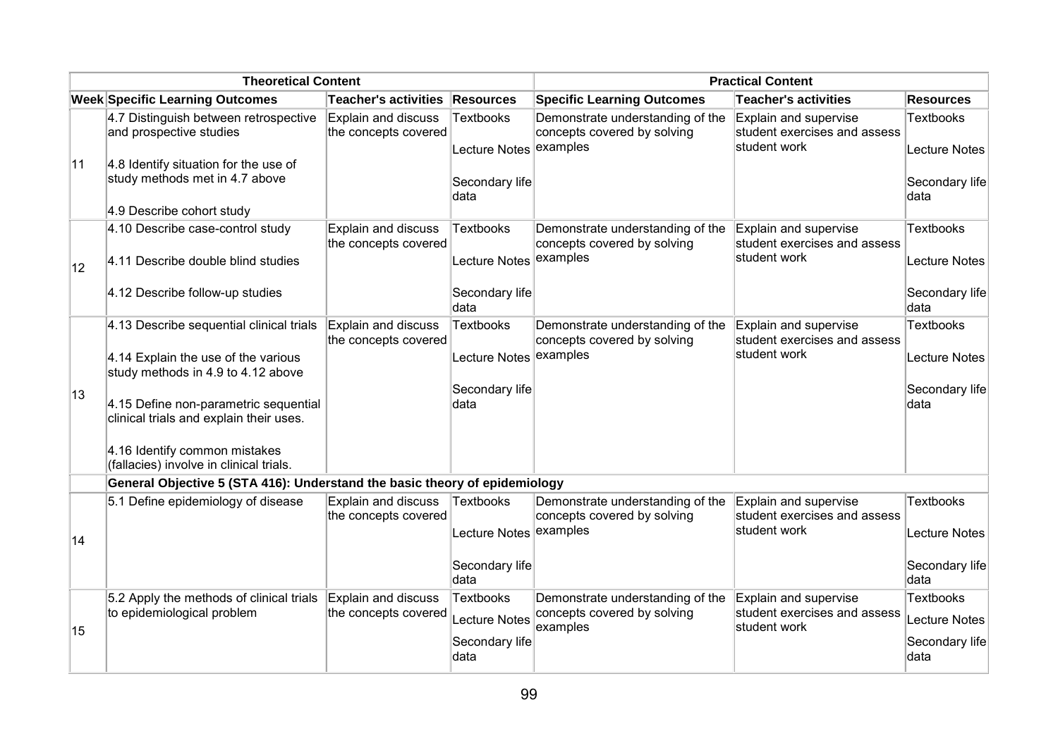| Theoretical Content | | | | Practical Content | | |
|---|---|---|---|---|---|---|
| **Week** | **Specific Learning Outcomes** | **Teacher's activities** | **Resources** | **Specific Learning Outcomes** | **Teacher's activities** | **Resources** |
| 11 | 4.7 Distinguish between retrospective and prospective studies<br><br>4.8 Identify situation for the use of study methods met in 4.7 above<br><br>4.9 Describe cohort study | Explain and discuss the concepts covered | Textbooks<br><br>Lecture Notes<br><br>Secondary life data | Demonstrate understanding of the concepts covered by solving examples | Explain and supervise student exercises and assess student work | Textbooks<br><br>Lecture Notes<br><br>Secondary life data |
| 12 | 4.10 Describe case-control study<br><br>4.11 Describe double blind studies<br><br>4.12 Describe follow-up studies | Explain and discuss the concepts covered | Textbooks<br><br>Lecture Notes<br><br>Secondary life data | Demonstrate understanding of the concepts covered by solving examples | Explain and supervise student exercises and assess student work | Textbooks<br><br>Lecture Notes<br><br>Secondary life data |
| 13 | 4.13 Describe sequential clinical trials<br><br>4.14 Explain the use of the various study methods in 4.9 to 4.12 above<br><br>4.15 Define non-parametric sequential clinical trials and explain their uses.<br><br>4.16 Identify common mistakes (fallacies) involve in clinical trials. | Explain and discuss the concepts covered | Textbooks<br><br>Lecture Notes<br><br>Secondary life data | Demonstrate understanding of the concepts covered by solving examples | Explain and supervise student exercises and assess student work | Textbooks<br><br>Lecture Notes<br><br>Secondary life data |
| | **General Objective 5 (STA 416): Understand the basic theory of epidemiology** | | | | | |
| 14 | 5.1 Define epidemiology of disease | Explain and discuss the concepts covered | Textbooks<br><br>Lecture Notes<br><br>Secondary life data | Demonstrate understanding of the concepts covered by solving examples | Explain and supervise student exercises and assess student work | Textbooks<br><br>Lecture Notes<br><br>Secondary life data |
| 15 | 5.2 Apply the methods of clinical trials to epidemiological problem | Explain and discuss the concepts covered | Textbooks<br><br>Lecture Notes<br><br>Secondary life data | Demonstrate understanding of the concepts covered by solving examples | Explain and supervise student exercises and assess student work | Textbooks<br><br>Lecture Notes<br><br>Secondary life data |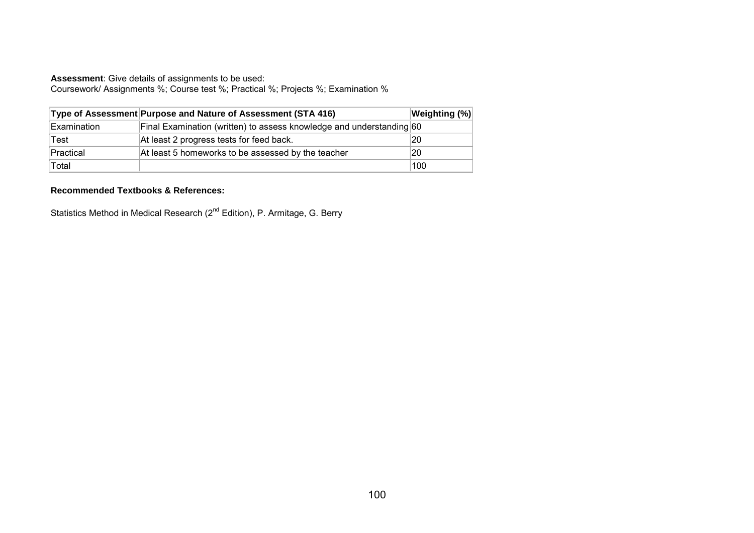**Assessment**: Give details of assignments to be used:
Coursework/ Assignments %; Course test %; Practical %; Projects %; Examination %

| Type of Assessment | Purpose and Nature of Assessment (STA 416) | Weighting (%) |
|---|---|---|
| Examination | Final Examination (written) to assess knowledge and understanding | 60 |
| Test | At least 2 progress tests for feed back. | 20 |
| Practical | At least 5 homeworks to be assessed by the teacher | 20 |
| Total | | 100 |

**Recommended Textbooks & References:**

Statistics Method in Medical Research (2nd Edition), P. Armitage, G. Berry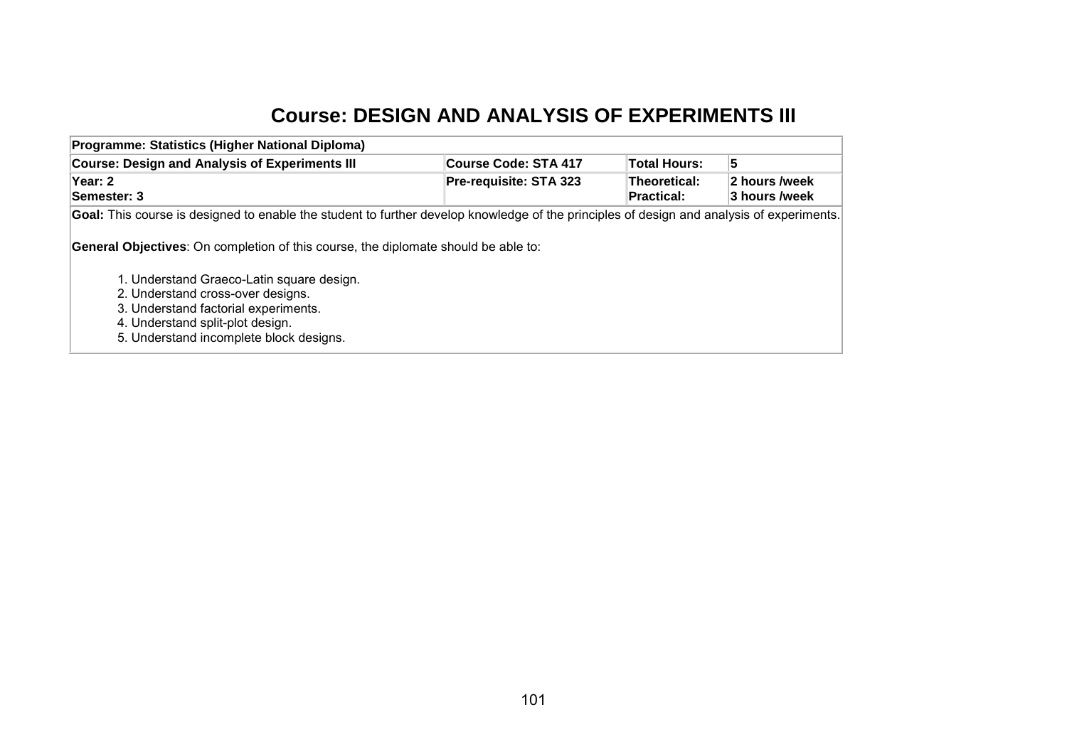# Course: DESIGN AND ANALYSIS OF EXPERIMENTS III

| **Programme: Statistics (Higher National Diploma)** | | | |
|---|---|---|---|
| **Course: Design and Analysis of Experiments III** | **Course Code: STA 417** | **Total Hours:** | **5** |
| **Year: 2**<br>**Semester: 3** | **Pre-requisite: STA 323** | **Theoretical:**<br>**Practical:** | **2 hours /week**<br>**3 hours /week** |

**Goal:** This course is designed to enable the student to further develop knowledge of the principles of design and analysis of experiments.

**General Objectives**: On completion of this course, the diplomate should be able to:

1. Understand Graeco-Latin square design.
2. Understand cross-over designs.
3. Understand factorial experiments.
4. Understand split-plot design.
5. Understand incomplete block designs.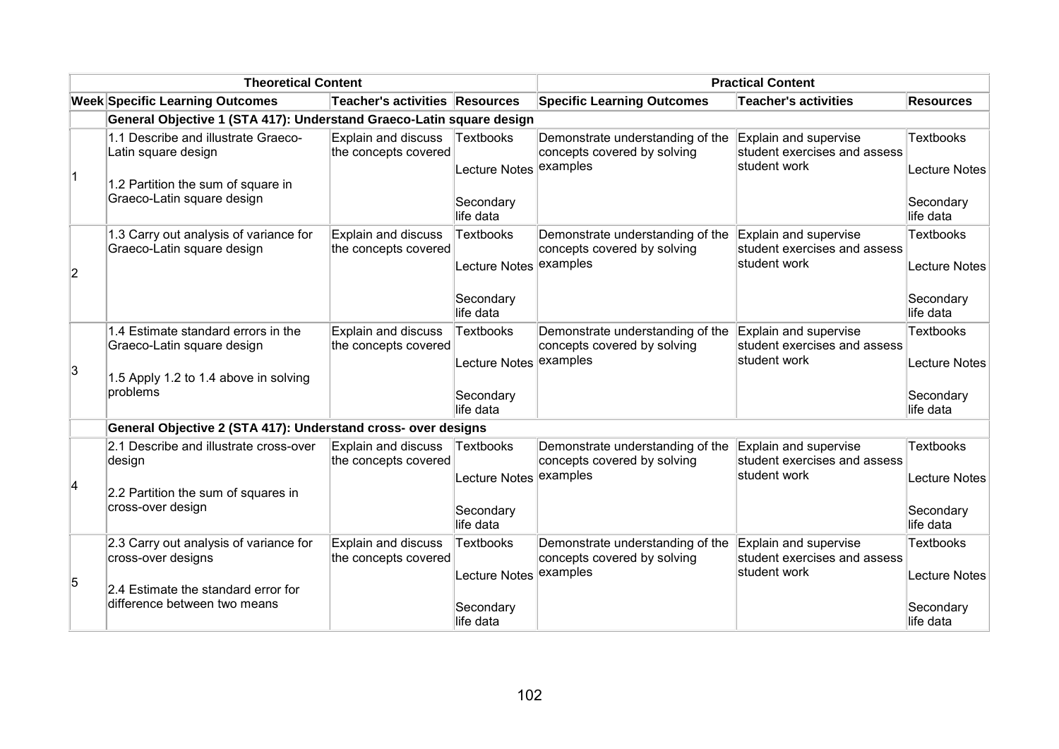| | Theoretical Content | | | Practical Content | | |
|---|---|---|---|---|---|---|
| **Week** | **Specific Learning Outcomes** | **Teacher's activities** | **Resources** | **Specific Learning Outcomes** | **Teacher's activities** | **Resources** |
| | **General Objective 1 (STA 417): Understand Graeco-Latin square design** | | | | | |
| 1 | 1.1 Describe and illustrate Graeco-Latin square design<br><br>1.2 Partition the sum of square in Graeco-Latin square design | Explain and discuss the concepts covered | Textbooks<br><br>Lecture Notes<br><br>Secondary life data | Demonstrate understanding of the concepts covered by solving examples | Explain and supervise student exercises and assess student work | Textbooks<br><br>Lecture Notes<br><br>Secondary life data |
| 2 | 1.3 Carry out analysis of variance for Graeco-Latin square design | Explain and discuss the concepts covered | Textbooks<br><br>Lecture Notes<br><br>Secondary life data | Demonstrate understanding of the concepts covered by solving examples | Explain and supervise student exercises and assess student work | Textbooks<br><br>Lecture Notes<br><br>Secondary life data |
| 3 | 1.4 Estimate standard errors in the Graeco-Latin square design<br><br>1.5 Apply 1.2 to 1.4 above in solving problems | Explain and discuss the concepts covered | Textbooks<br><br>Lecture Notes<br><br>Secondary life data | Demonstrate understanding of the concepts covered by solving examples | Explain and supervise student exercises and assess student work | Textbooks<br><br>Lecture Notes<br><br>Secondary life data |
| | **General Objective 2 (STA 417): Understand cross- over designs** | | | | | |
| 4 | 2.1 Describe and illustrate cross-over design<br><br>2.2 Partition the sum of squares in cross-over design | Explain and discuss the concepts covered | Textbooks<br><br>Lecture Notes<br><br>Secondary life data | Demonstrate understanding of the concepts covered by solving examples | Explain and supervise student exercises and assess student work | Textbooks<br><br>Lecture Notes<br><br>Secondary life data |
| 5 | 2.3 Carry out analysis of variance for cross-over designs<br><br>2.4 Estimate the standard error for difference between two means | Explain and discuss the concepts covered | Textbooks<br><br>Lecture Notes<br><br>Secondary life data | Demonstrate understanding of the concepts covered by solving examples | Explain and supervise student exercises and assess student work | Textbooks<br><br>Lecture Notes<br><br>Secondary life data |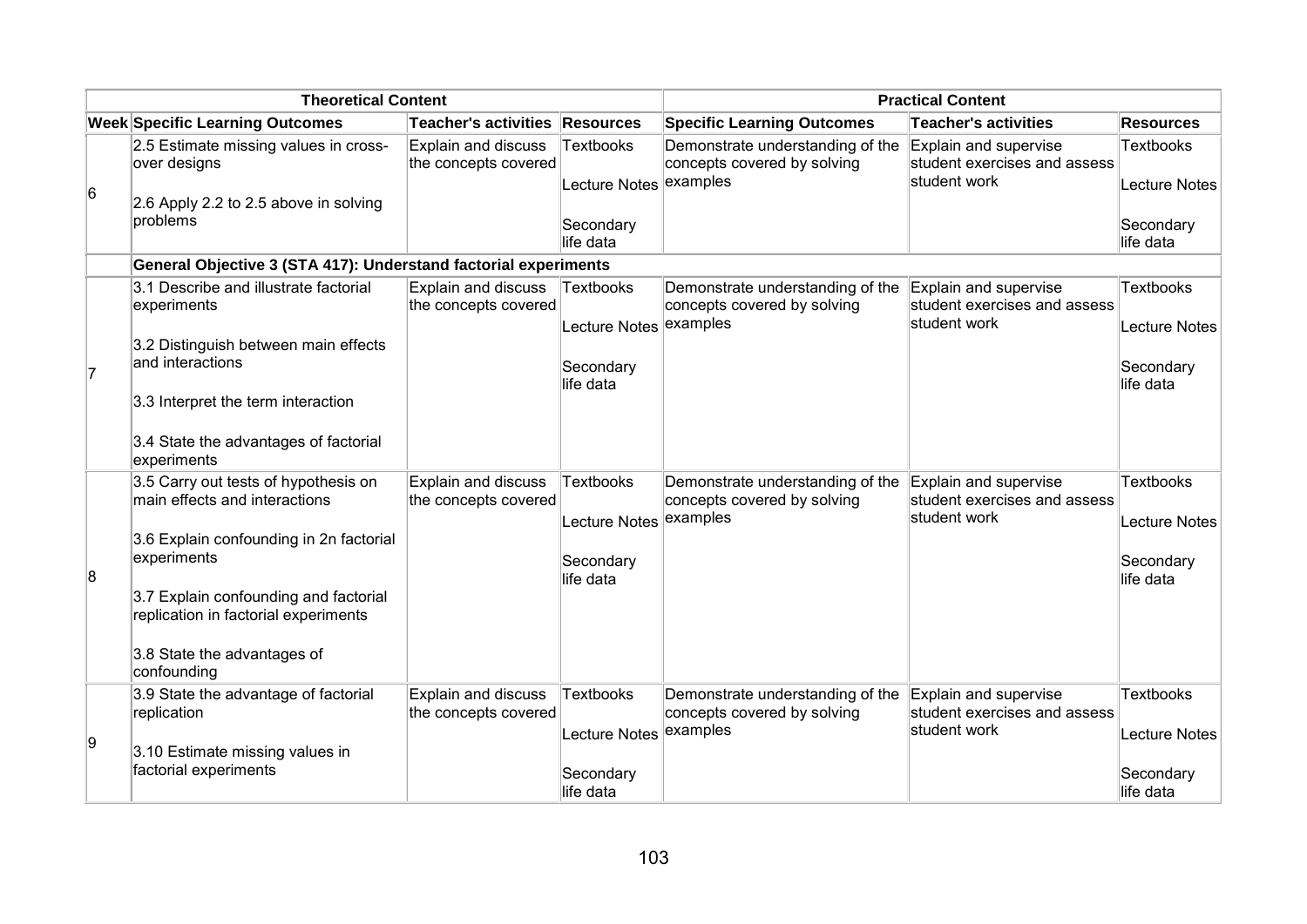| Theoretical Content | | | | Practical Content | | |
|---|---|---|---|---|---|---|
| **Week** | **Specific Learning Outcomes** | **Teacher's activities** | **Resources** | **Specific Learning Outcomes** | **Teacher's activities** | **Resources** |
| 6 | 2.5 Estimate missing values in cross-over designs<br><br>2.6 Apply 2.2 to 2.5 above in solving problems | Explain and discuss the concepts covered | Textbooks<br><br>Lecture Notes<br><br>Secondary life data | Demonstrate understanding of the concepts covered by solving examples | Explain and supervise student exercises and assess student work | Textbooks<br><br>Lecture Notes<br><br>Secondary life data |
| | **General Objective 3 (STA 417): Understand factorial experiments** | | | | | |
| 7 | 3.1 Describe and illustrate factorial experiments<br><br>3.2 Distinguish between main effects and interactions<br><br>3.3 Interpret the term interaction<br><br>3.4 State the advantages of factorial experiments | Explain and discuss the concepts covered | Textbooks<br><br>Lecture Notes<br><br>Secondary life data | Demonstrate understanding of the concepts covered by solving examples | Explain and supervise student exercises and assess student work | Textbooks<br><br>Lecture Notes<br><br>Secondary life data |
| 8 | 3.5 Carry out tests of hypothesis on main effects and interactions<br><br>3.6 Explain confounding in 2n factorial experiments<br><br>3.7 Explain confounding and factorial replication in factorial experiments<br><br>3.8 State the advantages of confounding | Explain and discuss the concepts covered | Textbooks<br><br>Lecture Notes<br><br>Secondary life data | Demonstrate understanding of the concepts covered by solving examples | Explain and supervise student exercises and assess student work | Textbooks<br><br>Lecture Notes<br><br>Secondary life data |
| 9 | 3.9 State the advantage of factorial replication<br><br>3.10 Estimate missing values in factorial experiments | Explain and discuss the concepts covered | Textbooks<br><br>Lecture Notes<br><br>Secondary life data | Demonstrate understanding of the concepts covered by solving examples | Explain and supervise student exercises and assess student work | Textbooks<br><br>Lecture Notes<br><br>Secondary life data |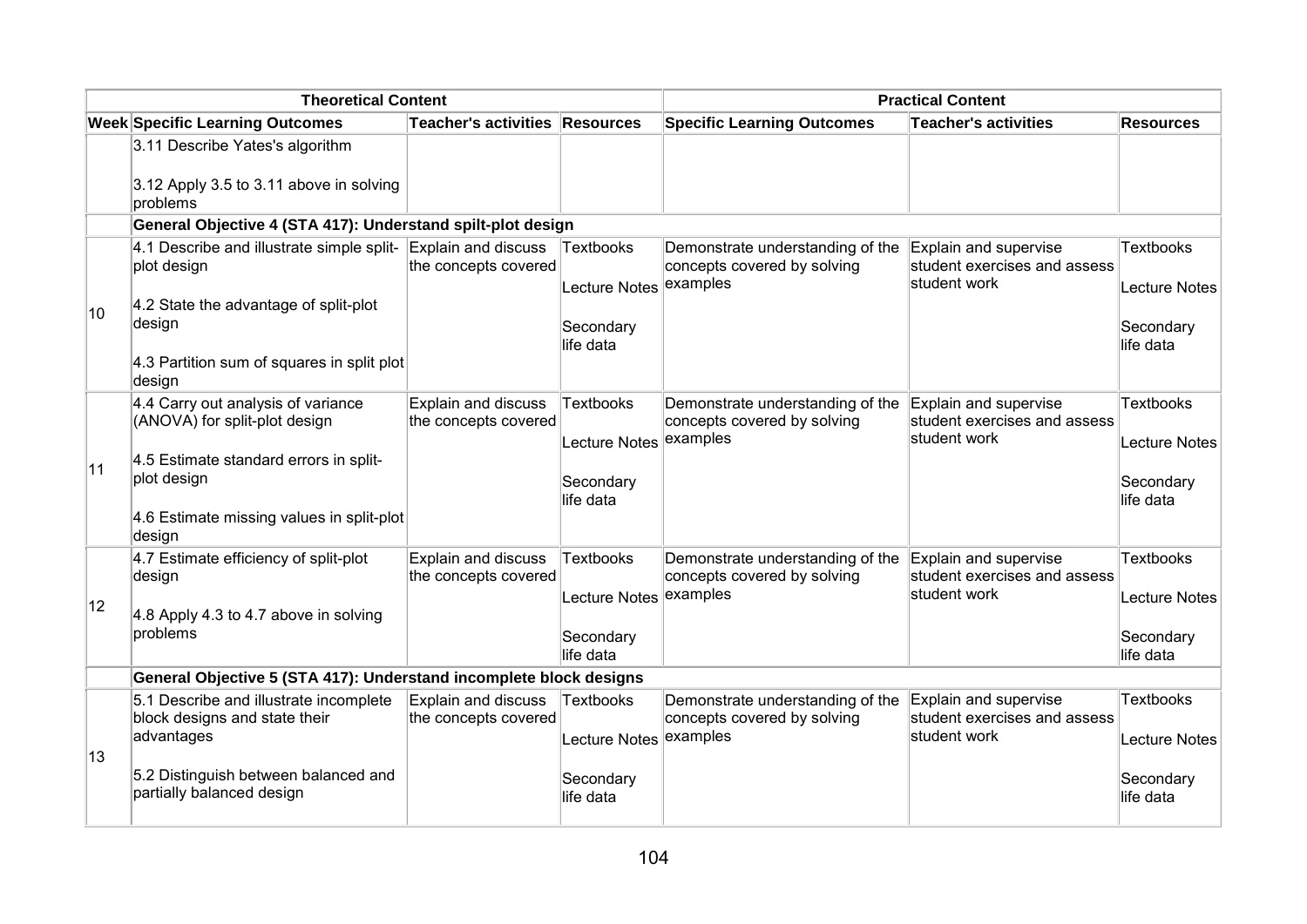| Theoretical Content | | | | Practical Content | | |
|---|---|---|---|---|---|---|
| **Week** | **Specific Learning Outcomes** | **Teacher's activities** | **Resources** | **Specific Learning Outcomes** | **Teacher's activities** | **Resources** |
| | 3.11 Describe Yates's algorithm<br><br>3.12 Apply 3.5 to 3.11 above in solving problems | | | | | |
| | **General Objective 4 (STA 417): Understand spilt-plot design** | | | | | |
| 10 | 4.1 Describe and illustrate simple split-plot design<br><br>4.2 State the advantage of split-plot design<br><br>4.3 Partition sum of squares in split plot design | Explain and discuss the concepts covered | Textbooks<br><br>Lecture Notes<br><br>Secondary life data | Demonstrate understanding of the concepts covered by solving examples | Explain and supervise student exercises and assess student work | Textbooks<br><br>Lecture Notes<br><br>Secondary life data |
| 11 | 4.4 Carry out analysis of variance (ANOVA) for split-plot design<br><br>4.5 Estimate standard errors in split-plot design<br><br>4.6 Estimate missing values in split-plot design | Explain and discuss the concepts covered | Textbooks<br><br>Lecture Notes<br><br>Secondary life data | Demonstrate understanding of the concepts covered by solving examples | Explain and supervise student exercises and assess student work | Textbooks<br><br>Lecture Notes<br><br>Secondary life data |
| 12 | 4.7 Estimate efficiency of split-plot design<br><br>4.8 Apply 4.3 to 4.7 above in solving problems | Explain and discuss the concepts covered | Textbooks<br><br>Lecture Notes<br><br>Secondary life data | Demonstrate understanding of the concepts covered by solving examples | Explain and supervise student exercises and assess student work | Textbooks<br><br>Lecture Notes<br><br>Secondary life data |
| | **General Objective 5 (STA 417): Understand incomplete block designs** | | | | | |
| 13 | 5.1 Describe and illustrate incomplete block designs and state their advantages<br><br>5.2 Distinguish between balanced and partially balanced design | Explain and discuss the concepts covered | Textbooks<br><br>Lecture Notes<br><br>Secondary life data | Demonstrate understanding of the concepts covered by solving examples | Explain and supervise student exercises and assess student work | Textbooks<br><br>Lecture Notes<br><br>Secondary life data |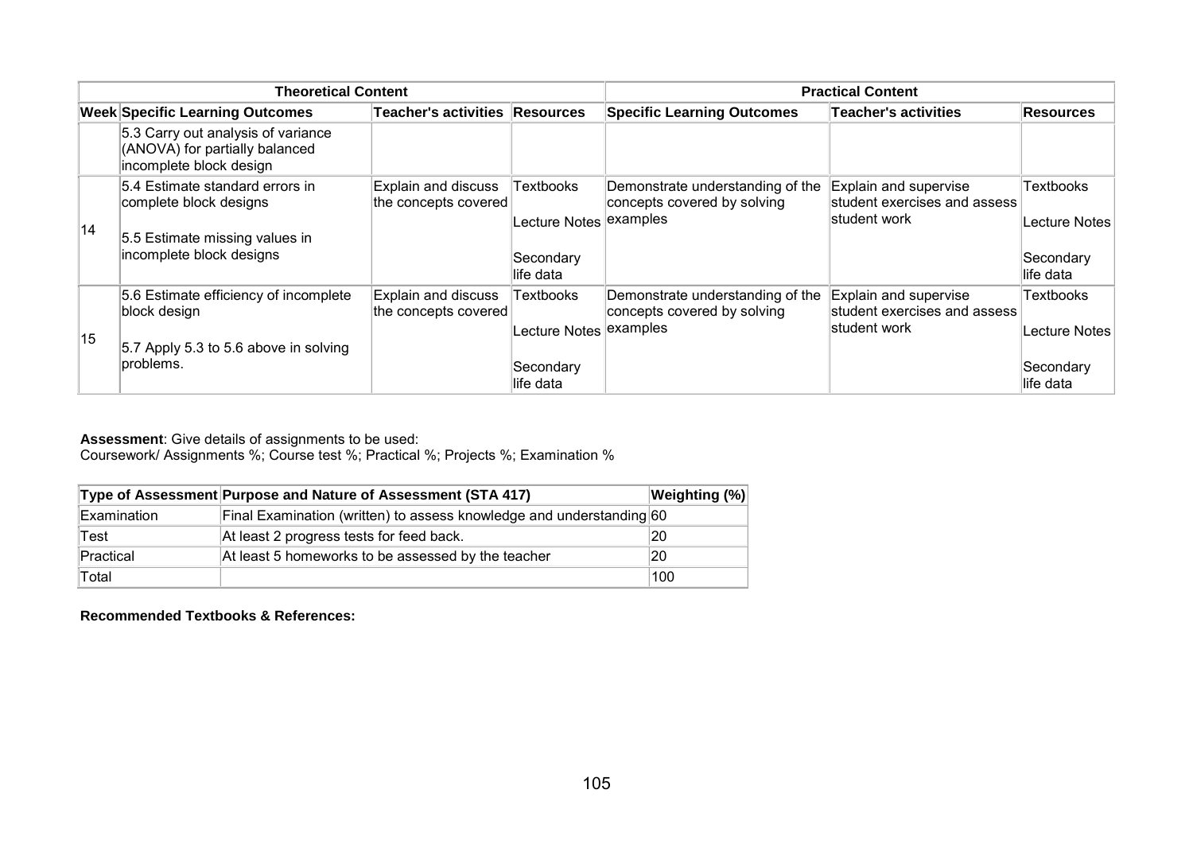| Theoretical Content | | | | Practical Content | | |
|---|---|---|---|---|---|---|
| **Week** | **Specific Learning Outcomes** | **Teacher's activities** | **Resources** | **Specific Learning Outcomes** | **Teacher's activities** | **Resources** |
| | 5.3 Carry out analysis of variance (ANOVA) for partially balanced incomplete block design | | | | | |
| 14 | 5.4 Estimate standard errors in complete block designs<br><br>5.5 Estimate missing values in incomplete block designs | Explain and discuss the concepts covered | Textbooks<br><br>Lecture Notes<br><br>Secondary life data | Demonstrate understanding of the concepts covered by solving examples | Explain and supervise student exercises and assess student work | Textbooks<br><br>Lecture Notes<br><br>Secondary life data |
| 15 | 5.6 Estimate efficiency of incomplete block design<br><br>5.7 Apply 5.3 to 5.6 above in solving problems. | Explain and discuss the concepts covered | Textbooks<br><br>Lecture Notes<br><br>Secondary life data | Demonstrate understanding of the concepts covered by solving examples | Explain and supervise student exercises and assess student work | Textbooks<br><br>Lecture Notes<br><br>Secondary life data |

**Assessment**: Give details of assignments to be used:
Coursework/ Assignments %; Course test %; Practical %; Projects %; Examination %

| Type of Assessment | Purpose and Nature of Assessment (STA 417) | Weighting (%) |
|---|---|---|
| Examination | Final Examination (written) to assess knowledge and understanding | 60 |
| Test | At least 2 progress tests for feed back. | 20 |
| Practical | At least 5 homeworks to be assessed by the teacher | 20 |
| Total | | 100 |

**Recommended Textbooks & References:**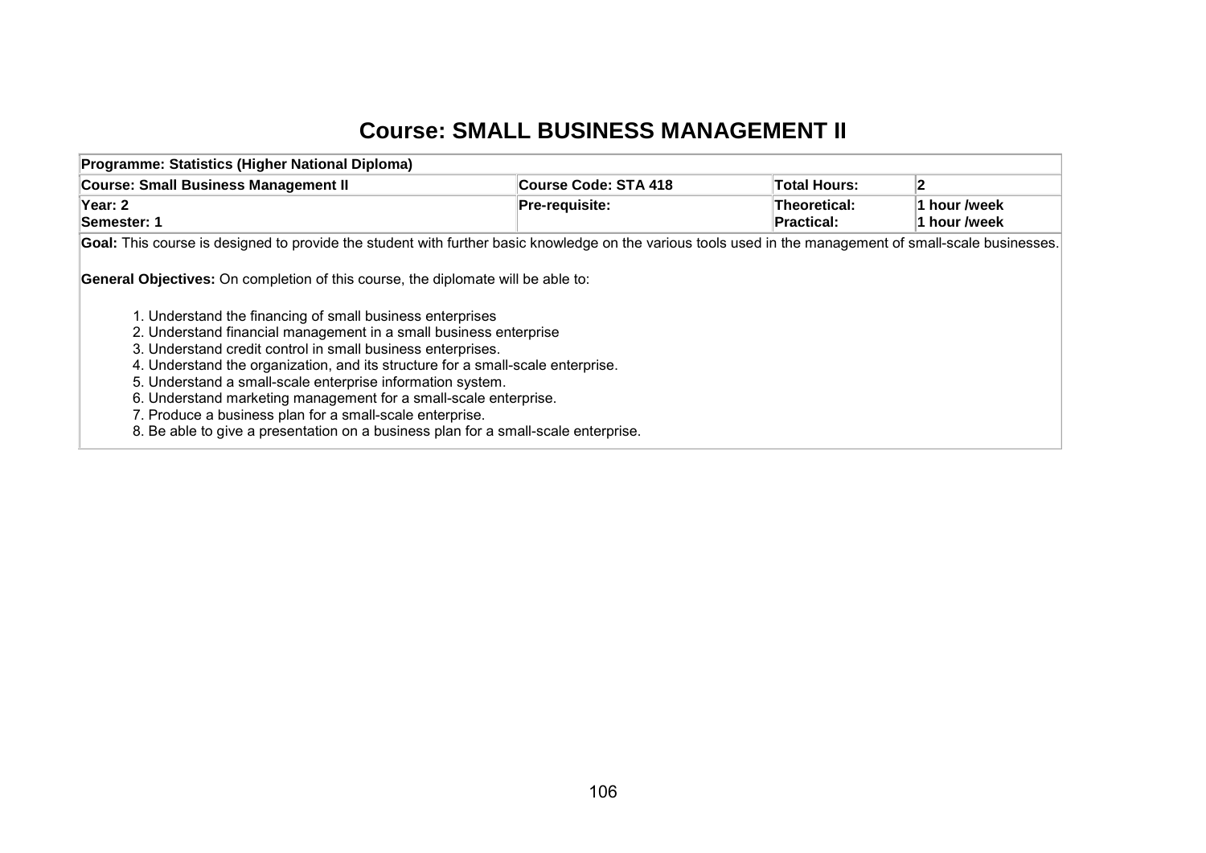# Course: SMALL BUSINESS MANAGEMENT II

| **Programme: Statistics (Higher National Diploma)** | | | |
|---|---|---|---|
| **Course: Small Business Management II** | **Course Code: STA 418** | **Total Hours:** | **2** |
| **Year: 2**<br>**Semester: 1** | **Pre-requisite:** | **Theoretical:**<br>**Practical:** | **1 hour /week**<br>**1 hour /week** |

**Goal:** This course is designed to provide the student with further basic knowledge on the various tools used in the management of small-scale businesses.

**General Objectives:** On completion of this course, the diplomate will be able to:

1. Understand the financing of small business enterprises
2. Understand financial management in a small business enterprise
3. Understand credit control in small business enterprises.
4. Understand the organization, and its structure for a small-scale enterprise.
5. Understand a small-scale enterprise information system.
6. Understand marketing management for a small-scale enterprise.
7. Produce a business plan for a small-scale enterprise.
8. Be able to give a presentation on a business plan for a small-scale enterprise.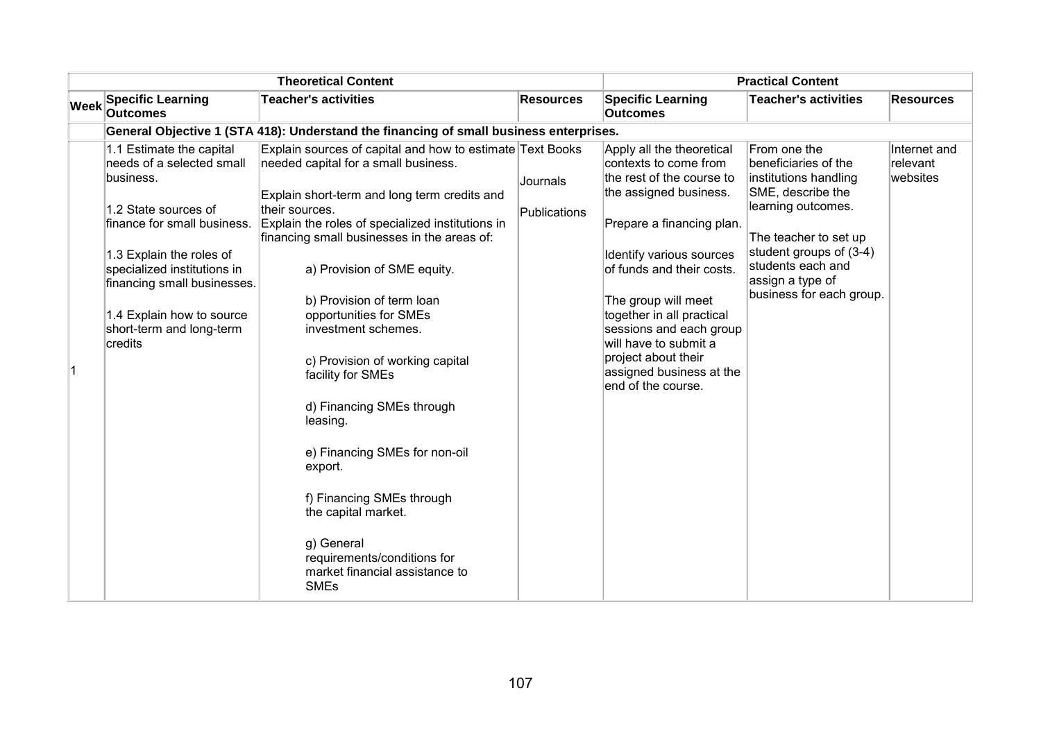| | Theoretical Content | | | Practical Content | | |
|---|---|---|---|---|---|---|
| **Week** | **Specific Learning Outcomes** | **Teacher's activities** | **Resources** | **Specific Learning Outcomes** | **Teacher's activities** | **Resources** |
| | **General Objective 1 (STA 418): Understand the financing of small business enterprises.** | | | | | |
| 1 | 1.1 Estimate the capital needs of a selected small business.<br><br>1.2 State sources of finance for small business.<br><br>1.3 Explain the roles of specialized institutions in financing small businesses.<br><br>1.4 Explain how to source short-term and long-term credits | Explain sources of capital and how to estimate needed capital for a small business.<br><br>Explain short-term and long term credits and their sources.<br>Explain the roles of specialized institutions in financing small businesses in the areas of:<br><br>a) Provision of SME equity.<br><br>b) Provision of term loan opportunities for SMEs investment schemes.<br><br>c) Provision of working capital facility for SMEs<br><br>d) Financing SMEs through leasing.<br><br>e) Financing SMEs for non-oil export.<br><br>f) Financing SMEs through the capital market.<br><br>g) General requirements/conditions for market financial assistance to SMEs | Text Books<br><br>Journals<br><br>Publications | Apply all the theoretical contexts to come from the rest of the course to the assigned business.<br><br>Prepare a financing plan.<br><br>Identify various sources of funds and their costs.<br><br>The group will meet together in all practical sessions and each group will have to submit a project about their assigned business at the end of the course. | From one the beneficiaries of the institutions handling SME, describe the learning outcomes.<br><br>The teacher to set up student groups of (3-4) students each and assign a type of business for each group. | Internet and relevant websites |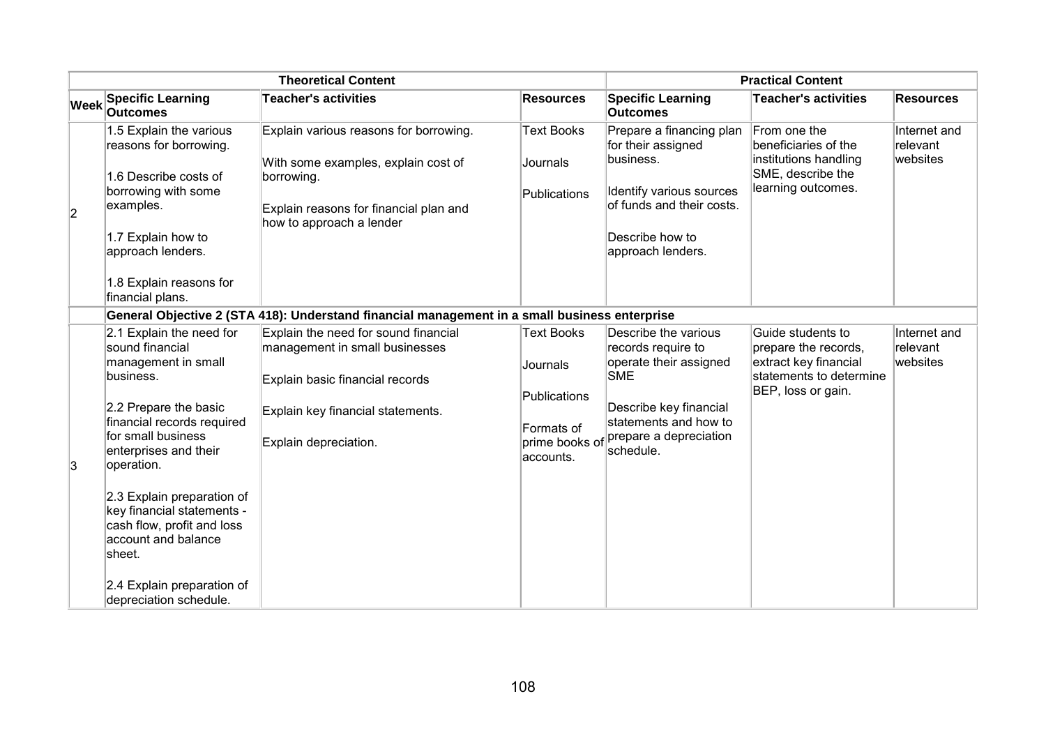| Theoretical Content | | | | Practical Content | | |
|---|---|---|---|---|---|---|
| Week | Specific Learning Outcomes | Teacher's activities | Resources | Specific Learning Outcomes | Teacher's activities | Resources |
| 2 | 1.5 Explain the various reasons for borrowing.<br><br>1.6 Describe costs of borrowing with some examples.<br><br>1.7 Explain how to approach lenders.<br><br>1.8 Explain reasons for financial plans. | Explain various reasons for borrowing.<br><br>With some examples, explain cost of borrowing.<br><br>Explain reasons for financial plan and how to approach a lender | Text Books<br><br>Journals<br><br>Publications | Prepare a financing plan for their assigned business.<br><br>Identify various sources of funds and their costs.<br><br>Describe how to approach lenders. | From one the beneficiaries of the institutions handling SME, describe the learning outcomes. | Internet and relevant websites |
| | **General Objective 2 (STA 418): Understand financial management in a small business enterprise** | | | | | |
| 3 | 2.1 Explain the need for sound financial management in small business.<br><br>2.2 Prepare the basic financial records required for small business enterprises and their operation.<br><br>2.3 Explain preparation of key financial statements - cash flow, profit and loss account and balance sheet.<br><br>2.4 Explain preparation of depreciation schedule. | Explain the need for sound financial management in small businesses<br><br>Explain basic financial records<br><br>Explain key financial statements.<br><br>Explain depreciation. | Text Books<br><br>Journals<br><br>Publications<br><br>Formats of prime books of accounts. | Describe the various records require to operate their assigned SME<br><br>Describe key financial statements and how to prepare a depreciation schedule. | Guide students to prepare the records, extract key financial statements to determine BEP, loss or gain. | Internet and relevant websites |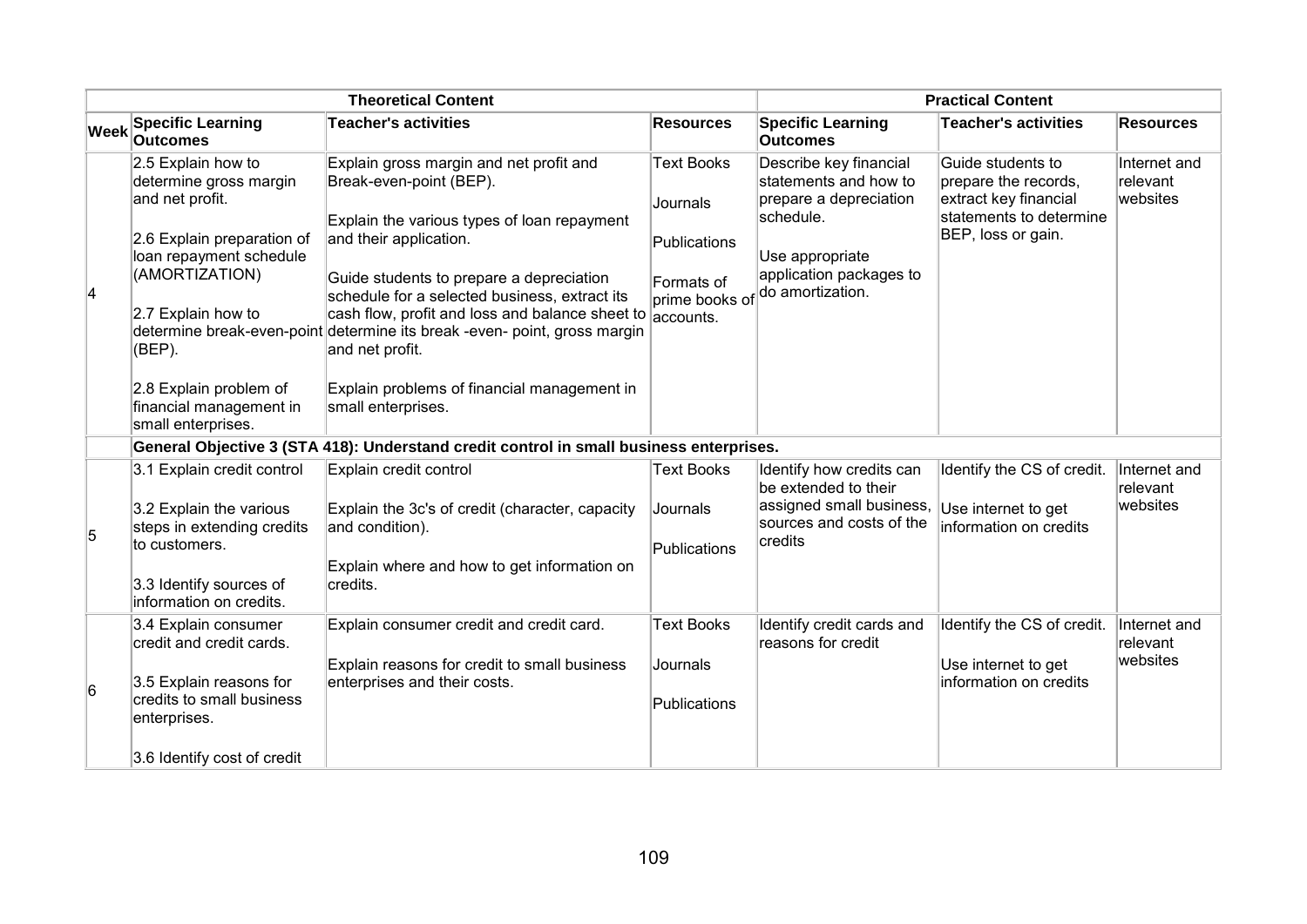| Theoretical Content | | | | Practical Content | | |
|---|---|---|---|---|---|---|
| **Week** | **Specific Learning Outcomes** | **Teacher's activities** | **Resources** | **Specific Learning Outcomes** | **Teacher's activities** | **Resources** |
| 4 | 2.5 Explain how to determine gross margin and net profit.<br><br>2.6 Explain preparation of loan repayment schedule (AMORTIZATION)<br><br>2.7 Explain how to determine break-even-point (BEP).<br><br>2.8 Explain problem of financial management in small enterprises. | Explain gross margin and net profit and Break-even-point (BEP).<br><br>Explain the various types of loan repayment and their application.<br><br>Guide students to prepare a depreciation schedule for a selected business, extract its cash flow, profit and loss and balance sheet to determine its break -even- point, gross margin and net profit.<br><br>Explain problems of financial management in small enterprises. | Text Books<br><br>Journals<br><br>Publications<br><br>Formats of prime books of accounts. | Describe key financial statements and how to prepare a depreciation schedule.<br><br>Use appropriate application packages to do amortization. | Guide students to prepare the records, extract key financial statements to determine BEP, loss or gain. | Internet and relevant websites |
| | **General Objective 3 (STA 418): Understand credit control in small business enterprises.** | | | | | |
| 5 | 3.1 Explain credit control<br><br>3.2 Explain the various steps in extending credits to customers.<br><br>3.3 Identify sources of information on credits. | Explain credit control<br><br>Explain the 3c's of credit (character, capacity and condition).<br><br>Explain where and how to get information on credits. | Text Books<br><br>Journals<br><br>Publications | Identify how credits can be extended to their assigned small business, sources and costs of the credits | Identify the CS of credit.<br><br>Use internet to get information on credits | Internet and relevant websites |
| 6 | 3.4 Explain consumer credit and credit cards.<br><br>3.5 Explain reasons for credits to small business enterprises.<br><br>3.6 Identify cost of credit | Explain consumer credit and credit card.<br><br>Explain reasons for credit to small business enterprises and their costs. | Text Books<br><br>Journals<br><br>Publications | Identify credit cards and reasons for credit | Identify the CS of credit.<br><br>Use internet to get information on credits | Internet and relevant websites |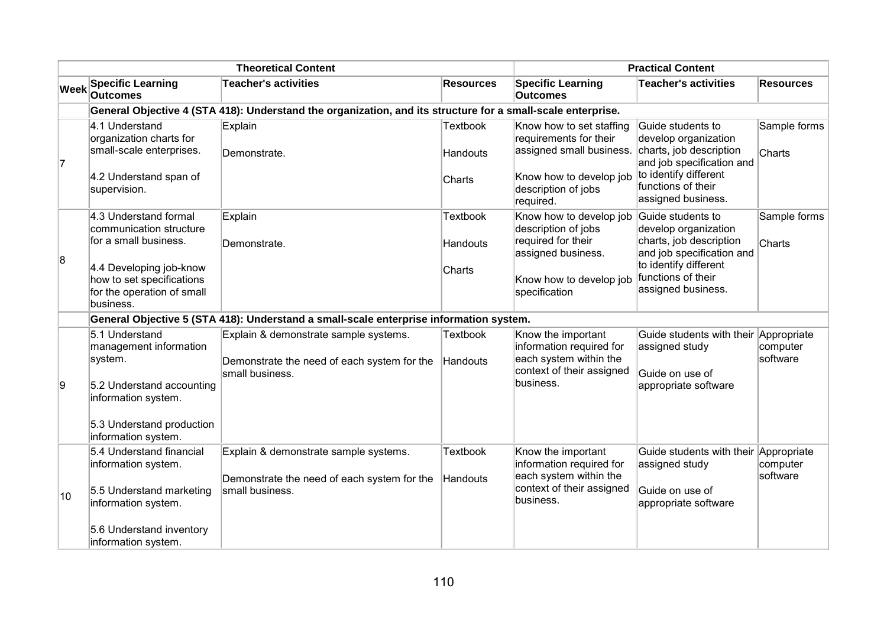| | Theoretical Content | | | Practical Content | | |
|---|---|---|---|---|---|---|
| Week | Specific Learning Outcomes | Teacher's activities | Resources | Specific Learning Outcomes | Teacher's activities | Resources |
| | **General Objective 4 (STA 418): Understand the organization, and its structure for a small-scale enterprise.** | | | | | |
| 7 | 4.1 Understand organization charts for small-scale enterprises.<br><br>4.2 Understand span of supervision. | Explain<br><br>Demonstrate. | Textbook<br><br>Handouts<br><br>Charts | Know how to set staffing requirements for their assigned small business.<br><br>Know how to develop job description of jobs required. | Guide students to develop organization charts, job description and job specification and to identify different functions of their assigned business. | Sample forms<br><br>Charts |
| 8 | 4.3 Understand formal communication structure for a small business.<br><br>4.4 Developing job-know how to set specifications for the operation of small business. | Explain<br><br>Demonstrate. | Textbook<br><br>Handouts<br><br>Charts | Know how to develop job description of jobs required for their assigned business.<br><br>Know how to develop job specification | Guide students to develop organization charts, job description and job specification and to identify different functions of their assigned business. | Sample forms<br><br>Charts |
| | **General Objective 5 (STA 418): Understand a small-scale enterprise information system.** | | | | | |
| 9 | 5.1 Understand management information system.<br><br>5.2 Understand accounting information system.<br><br>5.3 Understand production information system. | Explain & demonstrate sample systems.<br><br>Demonstrate the need of each system for the small business. | Textbook<br><br>Handouts | Know the important information required for each system within the context of their assigned business. | Guide students with their assigned study<br><br>Guide on use of appropriate software | Appropriate computer software |
| 10 | 5.4 Understand financial information system.<br><br>5.5 Understand marketing information system.<br><br>5.6 Understand inventory information system. | Explain & demonstrate sample systems.<br><br>Demonstrate the need of each system for the small business. | Textbook<br><br>Handouts | Know the important information required for each system within the context of their assigned business. | Guide students with their assigned study<br><br>Guide on use of appropriate software | Appropriate computer software |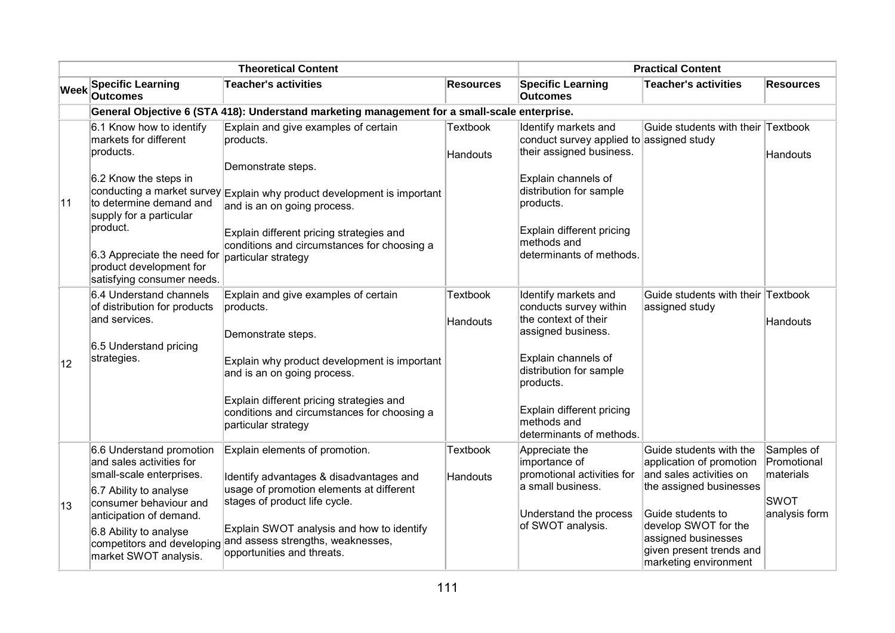| | Theoretical Content | | | Practical Content | | |
|---|---|---|---|---|---|---|
| **Week** | **Specific Learning Outcomes** | **Teacher's activities** | **Resources** | **Specific Learning Outcomes** | **Teacher's activities** | **Resources** |
| | **General Objective 6 (STA 418): Understand marketing management for a small-scale enterprise.** | | | | | |
| 11 | 6.1 Know how to identify markets for different products.<br><br>6.2 Know the steps in conducting a market survey to determine demand and supply for a particular product.<br><br>6.3 Appreciate the need for product development for satisfying consumer needs. | Explain and give examples of certain products.<br><br>Demonstrate steps.<br><br>Explain why product development is important and is an on going process.<br><br>Explain different pricing strategies and conditions and circumstances for choosing a particular strategy | Textbook<br><br>Handouts | Identify markets and conduct survey applied to their assigned business.<br><br>Explain channels of distribution for sample products.<br><br>Explain different pricing methods and determinants of methods. | Guide students with their assigned study | Textbook<br><br>Handouts |
| 12 | 6.4 Understand channels of distribution for products and services.<br><br>6.5 Understand pricing strategies. | Explain and give examples of certain products.<br><br>Demonstrate steps.<br><br>Explain why product development is important and is an on going process.<br><br>Explain different pricing strategies and conditions and circumstances for choosing a particular strategy | Textbook<br><br>Handouts | Identify markets and conducts survey within the context of their assigned business.<br><br>Explain channels of distribution for sample products.<br><br>Explain different pricing methods and determinants of methods. | Guide students with their assigned study | Textbook<br><br>Handouts |
| 13 | 6.6 Understand promotion and sales activities for small-scale enterprises.<br><br>6.7 Ability to analyse consumer behaviour and anticipation of demand.<br><br>6.8 Ability to analyse competitors and developing market SWOT analysis. | Explain elements of promotion.<br><br>Identify advantages & disadvantages and usage of promotion elements at different stages of product life cycle.<br><br>Explain SWOT analysis and how to identify and assess strengths, weaknesses, opportunities and threats. | Textbook<br><br>Handouts | Appreciate the importance of promotional activities for a small business.<br><br>Understand the process of SWOT analysis. | Guide students with the application of promotion and sales activities on the assigned businesses<br><br>Guide students to develop SWOT for the assigned businesses given present trends and marketing environment | Samples of Promotional materials<br><br>SWOT analysis form |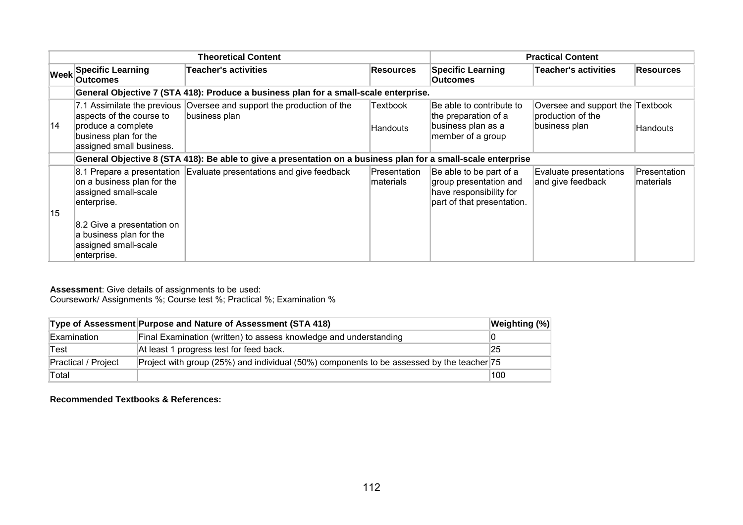| Theoretical Content | | | | Practical Content | | |
|---|---|---|---|---|---|---|
| Week | Specific Learning Outcomes | Teacher's activities | Resources | Specific Learning Outcomes | Teacher's activities | Resources |
| | **General Objective 7 (STA 418): Produce a business plan for a small-scale enterprise.** | | | | | |
| 14 | 7.1 Assimilate the previous aspects of the course to produce a complete business plan for the assigned small business. | Oversee and support the production of the business plan | Textbook<br><br>Handouts | Be able to contribute to the preparation of a business plan as a member of a group | Oversee and support the production of the business plan | Textbook<br><br>Handouts |
| | **General Objective 8 (STA 418): Be able to give a presentation on a business plan for a small-scale enterprise** | | | | | |
| 15 | 8.1 Prepare a presentation on a business plan for the assigned small-scale enterprise.<br><br>8.2 Give a presentation on a business plan for the assigned small-scale enterprise. | Evaluate presentations and give feedback | Presentation materials | Be able to be part of a group presentation and have responsibility for part of that presentation. | Evaluate presentations and give feedback | Presentation materials |

**Assessment**: Give details of assignments to be used:
Coursework/ Assignments %; Course test %; Practical %; Examination %

| Type of Assessment | Purpose and Nature of Assessment (STA 418) | Weighting (%) |
|---|---|---|
| Examination | Final Examination (written) to assess knowledge and understanding | 0 |
| Test | At least 1 progress test for feed back. | 25 |
| Practical / Project | Project with group (25%) and individual (50%) components to be assessed by the teacher | 75 |
| Total | | 100 |

**Recommended Textbooks & References:**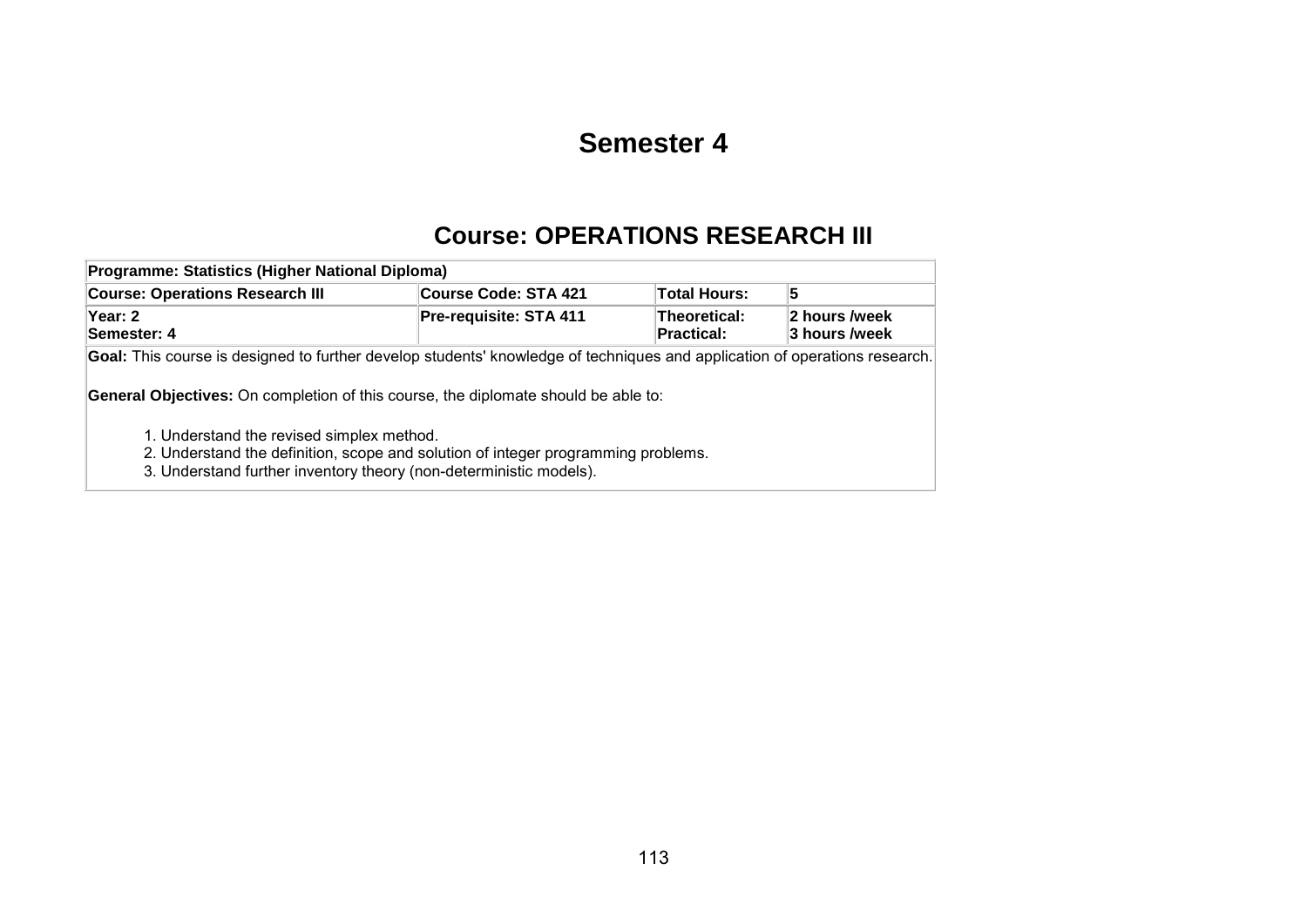# Semester 4

## Course: OPERATIONS RESEARCH III

| **Programme: Statistics (Higher National Diploma)** | | | |
|---|---|---|---|
| **Course: Operations Research III** | **Course Code: STA 421** | **Total Hours:** | **5** |
| **Year: 2**<br>**Semester: 4** | **Pre-requisite: STA 411** | **Theoretical:**<br>**Practical:** | **2 hours /week**<br>**3 hours /week** |

**Goal:** This course is designed to further develop students' knowledge of techniques and application of operations research.

**General Objectives:** On completion of this course, the diplomate should be able to:

1. Understand the revised simplex method.
2. Understand the definition, scope and solution of integer programming problems.
3. Understand further inventory theory (non-deterministic models).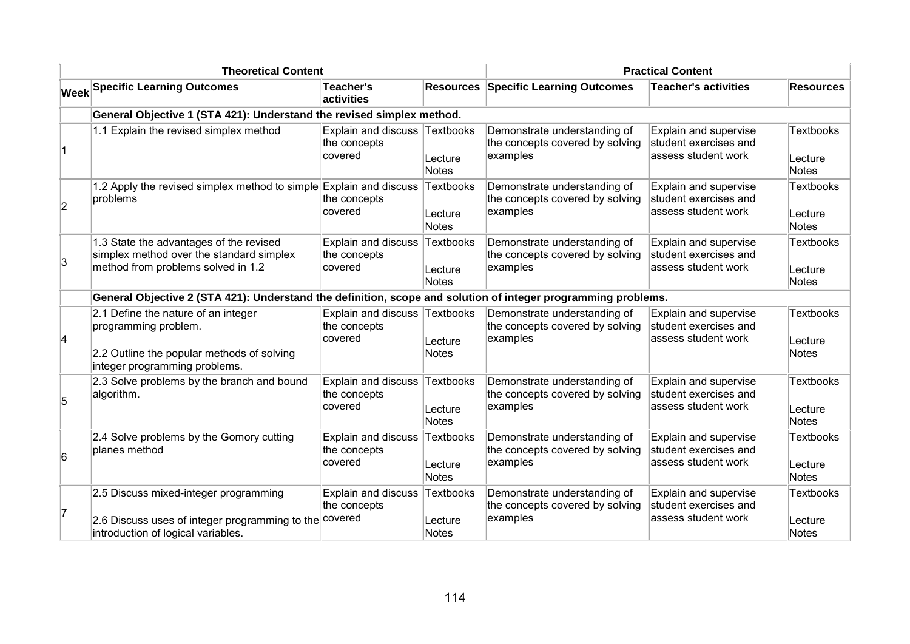| Theoretical Content | | | | Practical Content | | |
|---|---|---|---|---|---|---|
| Week | Specific Learning Outcomes | Teacher's activities | Resources | Specific Learning Outcomes | Teacher's activities | Resources |
| | **General Objective 1 (STA 421): Understand the revised simplex method.** | | | | | |
| 1 | 1.1 Explain the revised simplex method | Explain and discuss the concepts covered | Textbooks<br><br>Lecture Notes | Demonstrate understanding of the concepts covered by solving examples | Explain and supervise student exercises and assess student work | Textbooks<br><br>Lecture Notes |
| 2 | 1.2 Apply the revised simplex method to simple problems | Explain and discuss the concepts covered | Textbooks<br><br>Lecture Notes | Demonstrate understanding of the concepts covered by solving examples | Explain and supervise student exercises and assess student work | Textbooks<br><br>Lecture Notes |
| 3 | 1.3 State the advantages of the revised simplex method over the standard simplex method from problems solved in 1.2 | Explain and discuss the concepts covered | Textbooks<br><br>Lecture Notes | Demonstrate understanding of the concepts covered by solving examples | Explain and supervise student exercises and assess student work | Textbooks<br><br>Lecture Notes |
| | **General Objective 2 (STA 421): Understand the definition, scope and solution of integer programming problems.** | | | | | |
| 4 | 2.1 Define the nature of an integer programming problem.<br><br>2.2 Outline the popular methods of solving integer programming problems. | Explain and discuss the concepts covered | Textbooks<br><br>Lecture Notes | Demonstrate understanding of the concepts covered by solving examples | Explain and supervise student exercises and assess student work | Textbooks<br><br>Lecture Notes |
| 5 | 2.3 Solve problems by the branch and bound algorithm. | Explain and discuss the concepts covered | Textbooks<br><br>Lecture Notes | Demonstrate understanding of the concepts covered by solving examples | Explain and supervise student exercises and assess student work | Textbooks<br><br>Lecture Notes |
| 6 | 2.4 Solve problems by the Gomory cutting planes method | Explain and discuss the concepts covered | Textbooks<br><br>Lecture Notes | Demonstrate understanding of the concepts covered by solving examples | Explain and supervise student exercises and assess student work | Textbooks<br><br>Lecture Notes |
| 7 | 2.5 Discuss mixed-integer programming<br><br>2.6 Discuss uses of integer programming to the introduction of logical variables. | Explain and discuss the concepts covered | Textbooks<br><br>Lecture Notes | Demonstrate understanding of the concepts covered by solving examples | Explain and supervise student exercises and assess student work | Textbooks<br><br>Lecture Notes |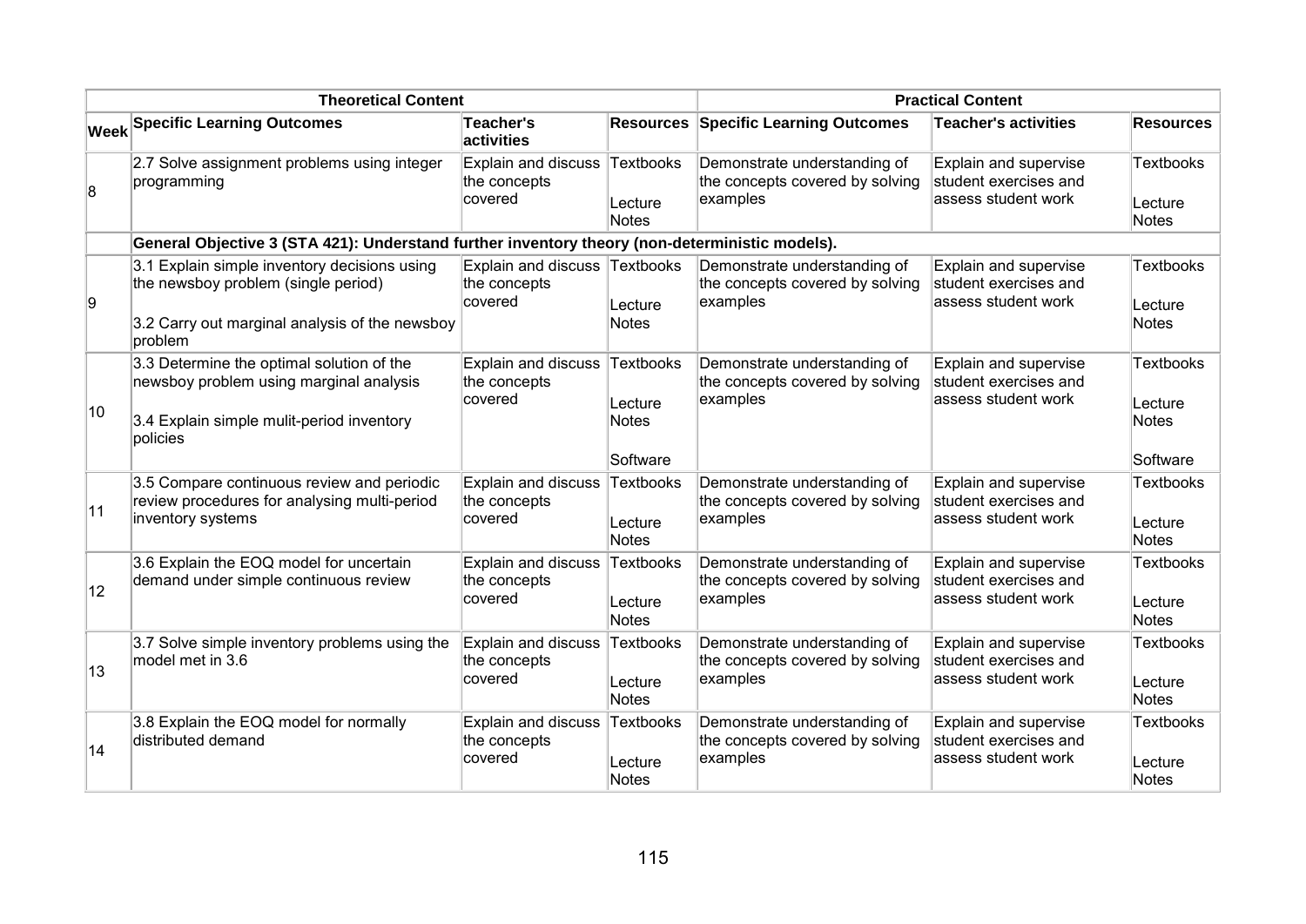| Theoretical Content | | | | Practical Content | | |
|---|---|---|---|---|---|---|
| **Week** | **Specific Learning Outcomes** | **Teacher's activities** | **Resources** | **Specific Learning Outcomes** | **Teacher's activities** | **Resources** |
| 8 | 2.7 Solve assignment problems using integer programming | Explain and discuss the concepts covered | Textbooks<br><br>Lecture Notes | Demonstrate understanding of the concepts covered by solving examples | Explain and supervise student exercises and assess student work | Textbooks<br><br>Lecture Notes |
| | **General Objective 3 (STA 421): Understand further inventory theory (non-deterministic models).** | | | | | |
| 9 | 3.1 Explain simple inventory decisions using the newsboy problem (single period)<br><br>3.2 Carry out marginal analysis of the newsboy problem | Explain and discuss the concepts covered | Textbooks<br><br>Lecture Notes | Demonstrate understanding of the concepts covered by solving examples | Explain and supervise student exercises and assess student work | Textbooks<br><br>Lecture Notes |
| 10 | 3.3 Determine the optimal solution of the newsboy problem using marginal analysis<br><br>3.4 Explain simple mulit-period inventory policies | Explain and discuss the concepts covered | Textbooks<br><br>Lecture Notes<br><br>Software | Demonstrate understanding of the concepts covered by solving examples | Explain and supervise student exercises and assess student work | Textbooks<br><br>Lecture Notes<br><br>Software |
| 11 | 3.5 Compare continuous review and periodic review procedures for analysing multi-period inventory systems | Explain and discuss the concepts covered | Textbooks<br><br>Lecture Notes | Demonstrate understanding of the concepts covered by solving examples | Explain and supervise student exercises and assess student work | Textbooks<br><br>Lecture Notes |
| 12 | 3.6 Explain the EOQ model for uncertain demand under simple continuous review | Explain and discuss the concepts covered | Textbooks<br><br>Lecture Notes | Demonstrate understanding of the concepts covered by solving examples | Explain and supervise student exercises and assess student work | Textbooks<br><br>Lecture Notes |
| 13 | 3.7 Solve simple inventory problems using the model met in 3.6 | Explain and discuss the concepts covered | Textbooks<br><br>Lecture Notes | Demonstrate understanding of the concepts covered by solving examples | Explain and supervise student exercises and assess student work | Textbooks<br><br>Lecture Notes |
| 14 | 3.8 Explain the EOQ model for normally distributed demand | Explain and discuss the concepts covered | Textbooks<br><br>Lecture Notes | Demonstrate understanding of the concepts covered by solving examples | Explain and supervise student exercises and assess student work | Textbooks<br><br>Lecture Notes |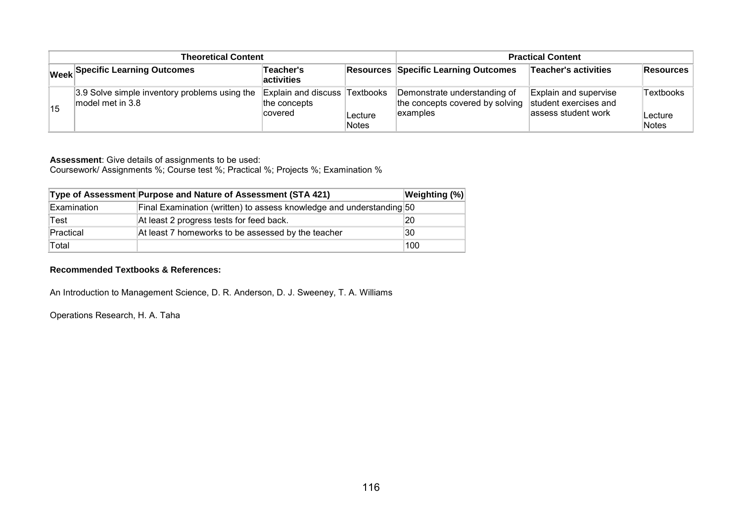| Theoretical Content | | | | Practical Content | | |
|---|---|---|---|---|---|---|
| **Week** | **Specific Learning Outcomes** | **Teacher's activities** | **Resources** | **Specific Learning Outcomes** | **Teacher's activities** | **Resources** |
| 15 | 3.9 Solve simple inventory problems using the model met in 3.8 | Explain and discuss the concepts covered | Textbooks<br><br>Lecture Notes | Demonstrate understanding of the concepts covered by solving examples | Explain and supervise student exercises and assess student work | Textbooks<br><br>Lecture Notes |

**Assessment**: Give details of assignments to be used:
Coursework/ Assignments %; Course test %; Practical %; Projects %; Examination %

| Type of Assessment | Purpose and Nature of Assessment (STA 421) | Weighting (%) |
|---|---|---|
| Examination | Final Examination (written) to assess knowledge and understanding | 50 |
| Test | At least 2 progress tests for feed back. | 20 |
| Practical | At least 7 homeworks to be assessed by the teacher | 30 |
| Total | | 100 |

**Recommended Textbooks & References:**

An Introduction to Management Science, D. R. Anderson, D. J. Sweeney, T. A. Williams

Operations Research, H. A. Taha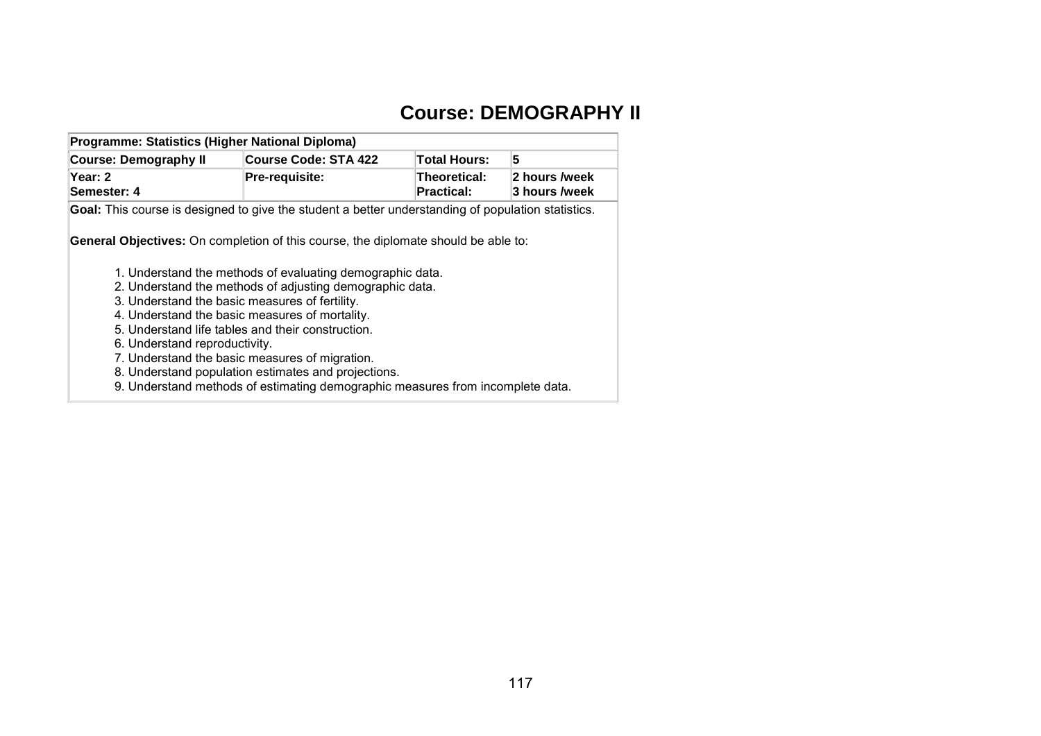# Course: DEMOGRAPHY II

| Programme: Statistics (Higher National Diploma) | | | |
|---|---|---|---|
| **Course: Demography II** | **Course Code: STA 422** | **Total Hours:** | **5** |
| **Year: 2**<br>**Semester: 4** | **Pre-requisite:** | **Theoretical:**<br>**Practical:** | **2 hours /week**<br>**3 hours /week** |

**Goal:** This course is designed to give the student a better understanding of population statistics.

**General Objectives:** On completion of this course, the diplomate should be able to:

1. Understand the methods of evaluating demographic data.
2. Understand the methods of adjusting demographic data.
3. Understand the basic measures of fertility.
4. Understand the basic measures of mortality.
5. Understand life tables and their construction.
6. Understand reproductivity.
7. Understand the basic measures of migration.
8. Understand population estimates and projections.
9. Understand methods of estimating demographic measures from incomplete data.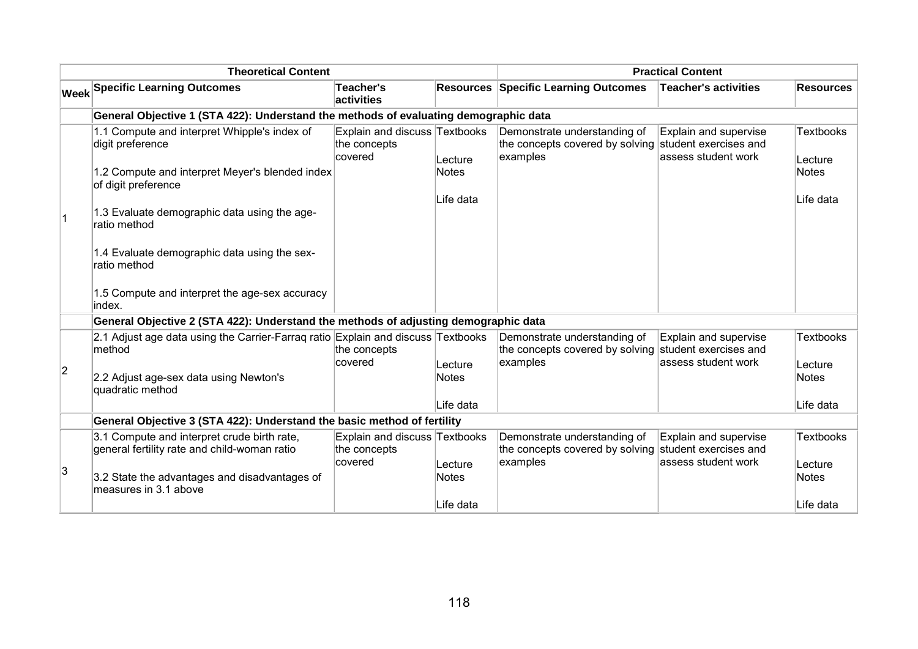| Theoretical Content | | | | Practical Content | | |
|---|---|---|---|---|---|---|
| Week | Specific Learning Outcomes | Teacher's activities | Resources | Specific Learning Outcomes | Teacher's activities | Resources |
| | **General Objective 1 (STA 422): Understand the methods of evaluating demographic data** | | | | | |
| 1 | 1.1 Compute and interpret Whipple's index of digit preference<br><br>1.2 Compute and interpret Meyer's blended index of digit preference<br><br>1.3 Evaluate demographic data using the age-ratio method<br><br>1.4 Evaluate demographic data using the sex-ratio method<br><br>1.5 Compute and interpret the age-sex accuracy index. | Explain and discuss the concepts covered | Textbooks<br><br>Lecture Notes<br><br>Life data | Demonstrate understanding of the concepts covered by solving examples | Explain and supervise student exercises and assess student work | Textbooks<br><br>Lecture Notes<br><br>Life data |
| | **General Objective 2 (STA 422): Understand the methods of adjusting demographic data** | | | | | |
| 2 | 2.1 Adjust age data using the Carrier-Farraq ratio method<br><br>2.2 Adjust age-sex data using Newton's quadratic method | Explain and discuss the concepts covered | Textbooks<br><br>Lecture Notes<br><br>Life data | Demonstrate understanding of the concepts covered by solving examples | Explain and supervise student exercises and assess student work | Textbooks<br><br>Lecture Notes<br><br>Life data |
| | **General Objective 3 (STA 422): Understand the basic method of fertility** | | | | | |
| 3 | 3.1 Compute and interpret crude birth rate, general fertility rate and child-woman ratio<br><br>3.2 State the advantages and disadvantages of measures in 3.1 above | Explain and discuss the concepts covered | Textbooks<br><br>Lecture Notes<br><br>Life data | Demonstrate understanding of the concepts covered by solving examples | Explain and supervise student exercises and assess student work | Textbooks<br><br>Lecture Notes<br><br>Life data |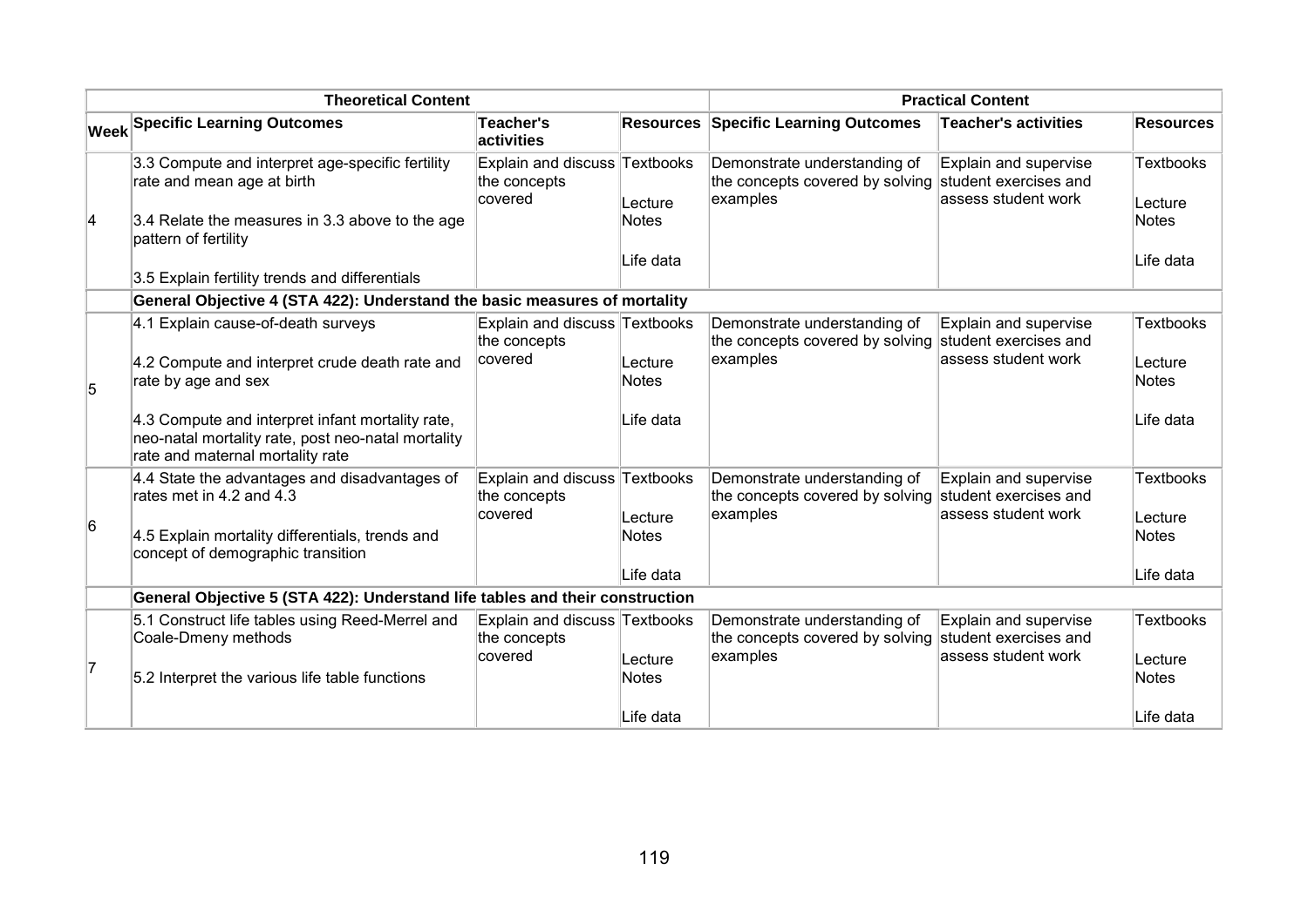| | Theoretical Content | | | Practical Content | | |
|---|---|---|---|---|---|---|
| **Week** | **Specific Learning Outcomes** | **Teacher's activities** | **Resources** | **Specific Learning Outcomes** | **Teacher's activities** | **Resources** |
| 4 | 3.3 Compute and interpret age-specific fertility rate and mean age at birth<br><br>3.4 Relate the measures in 3.3 above to the age pattern of fertility<br><br>3.5 Explain fertility trends and differentials | Explain and discuss the concepts covered | Textbooks<br><br>Lecture Notes<br><br>Life data | Demonstrate understanding of the concepts covered by solving examples | Explain and supervise student exercises and assess student work | Textbooks<br><br>Lecture Notes<br><br>Life data |
| | **General Objective 4 (STA 422): Understand the basic measures of mortality** | | | | | |
| 5 | 4.1 Explain cause-of-death surveys<br><br>4.2 Compute and interpret crude death rate and rate by age and sex<br><br>4.3 Compute and interpret infant mortality rate, neo-natal mortality rate, post neo-natal mortality rate and maternal mortality rate | Explain and discuss the concepts covered | Textbooks<br><br>Lecture Notes<br><br>Life data | Demonstrate understanding of the concepts covered by solving examples | Explain and supervise student exercises and assess student work | Textbooks<br><br>Lecture Notes<br><br>Life data |
| 6 | 4.4 State the advantages and disadvantages of rates met in 4.2 and 4.3<br><br>4.5 Explain mortality differentials, trends and concept of demographic transition | Explain and discuss the concepts covered | Textbooks<br><br>Lecture Notes<br><br>Life data | Demonstrate understanding of the concepts covered by solving examples | Explain and supervise student exercises and assess student work | Textbooks<br><br>Lecture Notes<br><br>Life data |
| | **General Objective 5 (STA 422): Understand life tables and their construction** | | | | | |
| 7 | 5.1 Construct life tables using Reed-Merrel and Coale-Dmeny methods<br><br>5.2 Interpret the various life table functions | Explain and discuss the concepts covered | Textbooks<br><br>Lecture Notes<br><br>Life data | Demonstrate understanding of the concepts covered by solving examples | Explain and supervise student exercises and assess student work | Textbooks<br><br>Lecture Notes<br><br>Life data |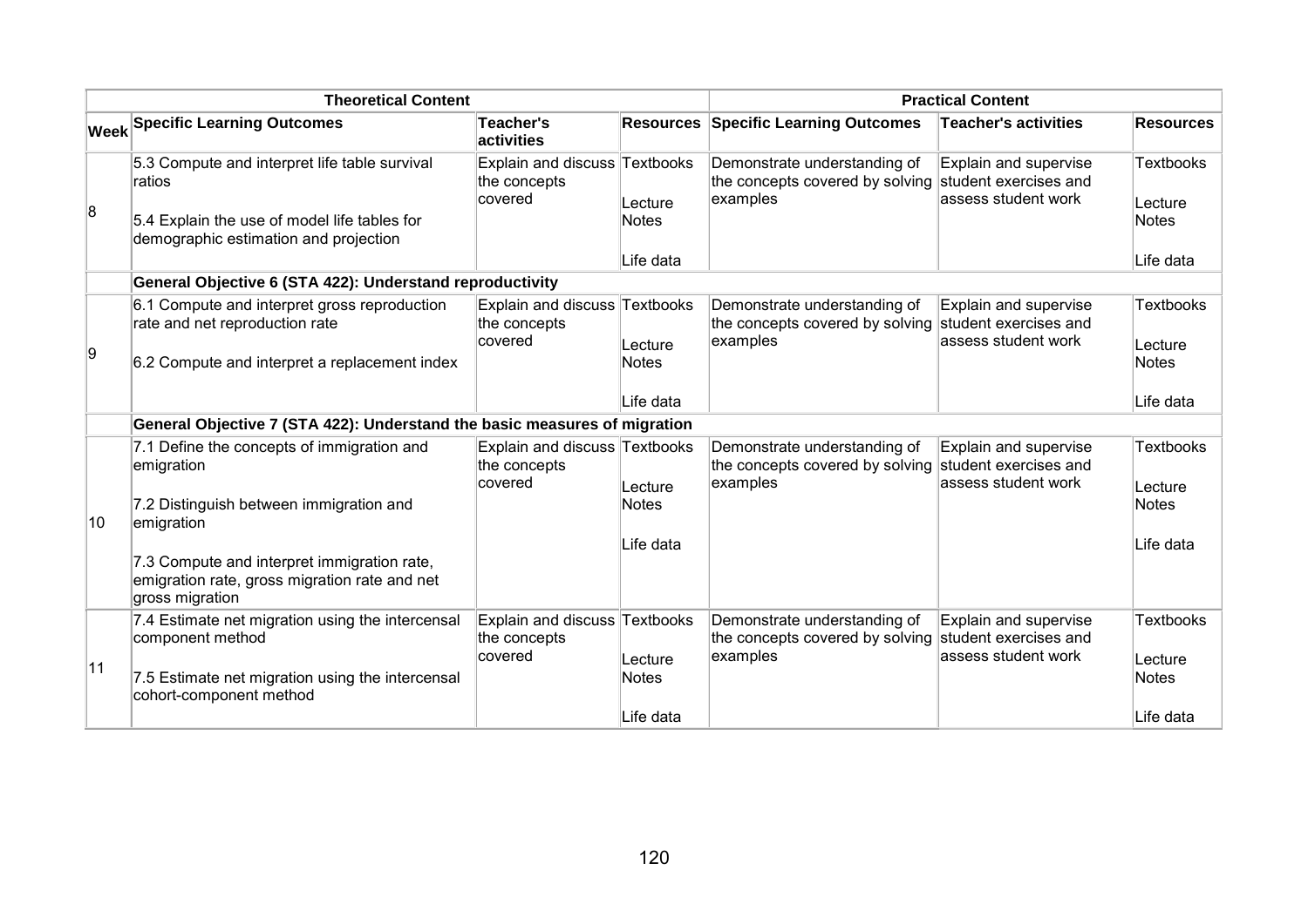| Theoretical Content | | | | Practical Content | | |
|---|---|---|---|---|---|---|
| **Week** | **Specific Learning Outcomes** | **Teacher's activities** | **Resources** | **Specific Learning Outcomes** | **Teacher's activities** | **Resources** |
| 8 | 5.3 Compute and interpret life table survival ratios<br><br>5.4 Explain the use of model life tables for demographic estimation and projection | Explain and discuss the concepts covered | Textbooks<br><br>Lecture Notes<br><br>Life data | Demonstrate understanding of the concepts covered by solving examples | Explain and supervise student exercises and assess student work | Textbooks<br><br>Lecture Notes<br><br>Life data |
| | **General Objective 6 (STA 422): Understand reproductivity** | | | | | |
| 9 | 6.1 Compute and interpret gross reproduction rate and net reproduction rate<br><br>6.2 Compute and interpret a replacement index | Explain and discuss the concepts covered | Textbooks<br><br>Lecture Notes<br><br>Life data | Demonstrate understanding of the concepts covered by solving examples | Explain and supervise student exercises and assess student work | Textbooks<br><br>Lecture Notes<br><br>Life data |
| | **General Objective 7 (STA 422): Understand the basic measures of migration** | | | | | |
| 10 | 7.1 Define the concepts of immigration and emigration<br><br>7.2 Distinguish between immigration and emigration<br><br>7.3 Compute and interpret immigration rate, emigration rate, gross migration rate and net gross migration | Explain and discuss the concepts covered | Textbooks<br><br>Lecture Notes<br><br>Life data | Demonstrate understanding of the concepts covered by solving examples | Explain and supervise student exercises and assess student work | Textbooks<br><br>Lecture Notes<br><br>Life data |
| 11 | 7.4 Estimate net migration using the intercensal component method<br><br>7.5 Estimate net migration using the intercensal cohort-component method | Explain and discuss the concepts covered | Textbooks<br><br>Lecture Notes<br><br>Life data | Demonstrate understanding of the concepts covered by solving examples | Explain and supervise student exercises and assess student work | Textbooks<br><br>Lecture Notes<br><br>Life data |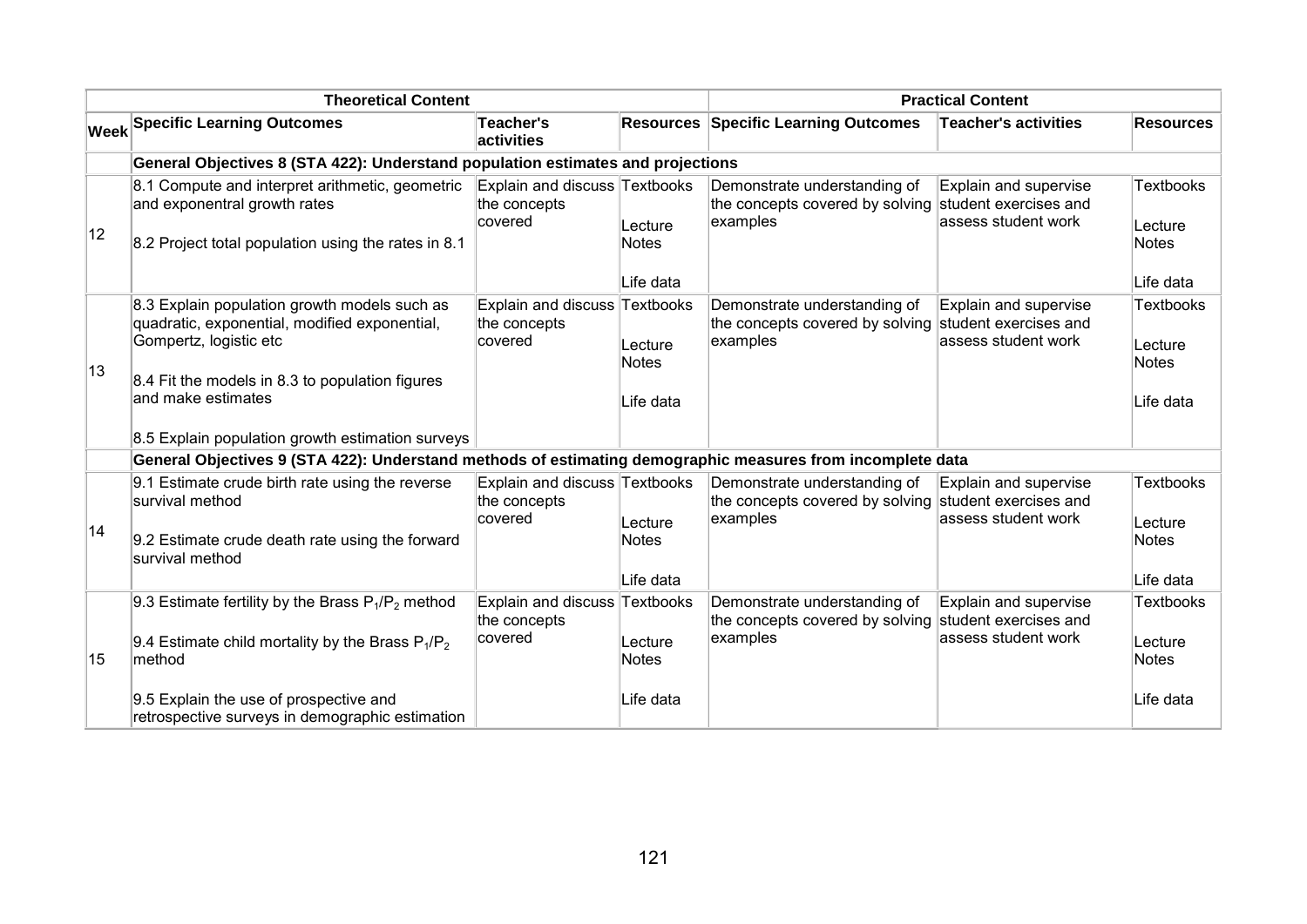| Theoretical Content | | | | Practical Content | | |
|---|---|---|---|---|---|---|
| **Week** | **Specific Learning Outcomes** | **Teacher's activities** | **Resources** | **Specific Learning Outcomes** | **Teacher's activities** | **Resources** |
| | **General Objectives 8 (STA 422): Understand population estimates and projections** | | | | | |
| 12 | 8.1 Compute and interpret arithmetic, geometric and exponentral growth rates<br><br>8.2 Project total population using the rates in 8.1 | Explain and discuss the concepts covered | Textbooks<br><br>Lecture Notes<br><br>Life data | Demonstrate understanding of the concepts covered by solving examples | Explain and supervise student exercises and assess student work | Textbooks<br><br>Lecture Notes<br><br>Life data |
| 13 | 8.3 Explain population growth models such as quadratic, exponential, modified exponential, Gompertz, logistic etc<br><br>8.4 Fit the models in 8.3 to population figures and make estimates<br><br>8.5 Explain population growth estimation surveys | Explain and discuss the concepts covered | Textbooks<br><br>Lecture Notes<br><br>Life data | Demonstrate understanding of the concepts covered by solving examples | Explain and supervise student exercises and assess student work | Textbooks<br><br>Lecture Notes<br><br>Life data |
| | **General Objectives 9 (STA 422): Understand methods of estimating demographic measures from incomplete data** | | | | | |
| 14 | 9.1 Estimate crude birth rate using the reverse survival method<br><br>9.2 Estimate crude death rate using the forward survival method | Explain and discuss the concepts covered | Textbooks<br><br>Lecture Notes<br><br>Life data | Demonstrate understanding of the concepts covered by solving examples | Explain and supervise student exercises and assess student work | Textbooks<br><br>Lecture Notes<br><br>Life data |
| 15 | 9.3 Estimate fertility by the Brass $P_1/P_2$ method<br><br>9.4 Estimate child mortality by the Brass $P_1/P_2$ method<br><br>9.5 Explain the use of prospective and retrospective surveys in demographic estimation | Explain and discuss the concepts covered | Textbooks<br><br>Lecture Notes<br><br>Life data | Demonstrate understanding of the concepts covered by solving examples | Explain and supervise student exercises and assess student work | Textbooks<br><br>Lecture Notes<br><br>Life data |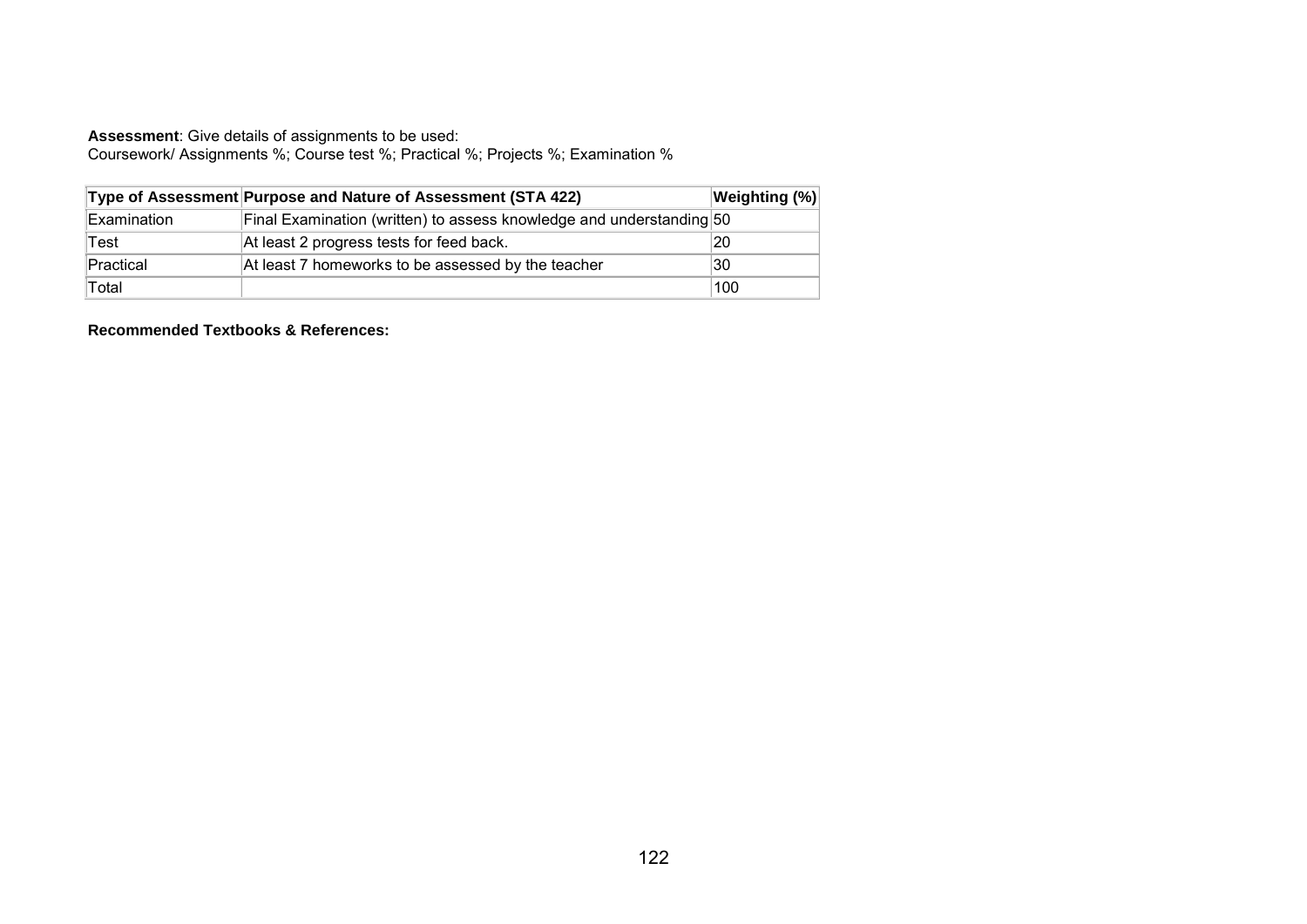**Assessment**: Give details of assignments to be used:
Coursework/ Assignments %; Course test %; Practical %; Projects %; Examination %

| Type of Assessment | Purpose and Nature of Assessment (STA 422) | Weighting (%) |
|---|---|---|
| Examination | Final Examination (written) to assess knowledge and understanding | 50 |
| Test | At least 2 progress tests for feed back. | 20 |
| Practical | At least 7 homeworks to be assessed by the teacher | 30 |
| Total | | 100 |

**Recommended Textbooks & References:**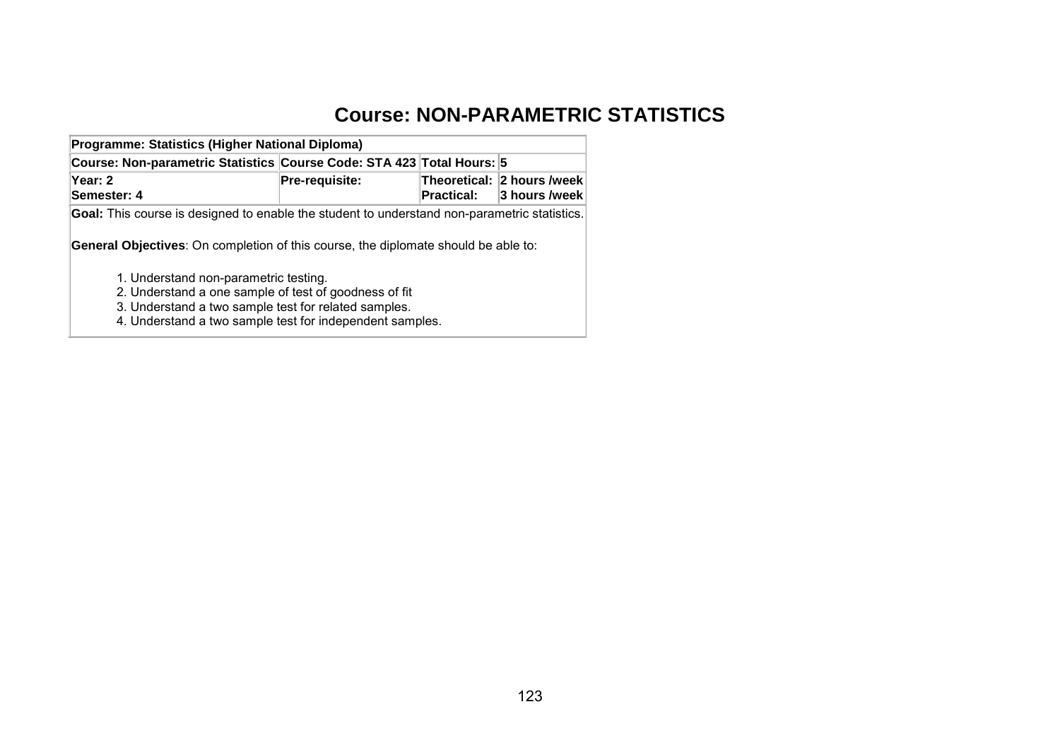# Course: NON-PARAMETRIC STATISTICS

| **Programme: Statistics (Higher National Diploma)** | | | |
|---|---|---|---|
| **Course: Non-parametric Statistics** | **Course Code: STA 423** | **Total Hours:** | **5** |
| **Year: 2**<br>**Semester: 4** | **Pre-requisite:** | **Theoretical:**<br>**Practical:** | **2 hours /week**<br>**3 hours /week** |
| **Goal:** This course is designed to enable the student to understand non-parametric statistics.<br><br>**General Objectives**: On completion of this course, the diplomate should be able to:<br><br>1. Understand non-parametric testing.<br>2. Understand a one sample of test of goodness of fit<br>3. Understand a two sample test for related samples.<br>4. Understand a two sample test for independent samples. | | | |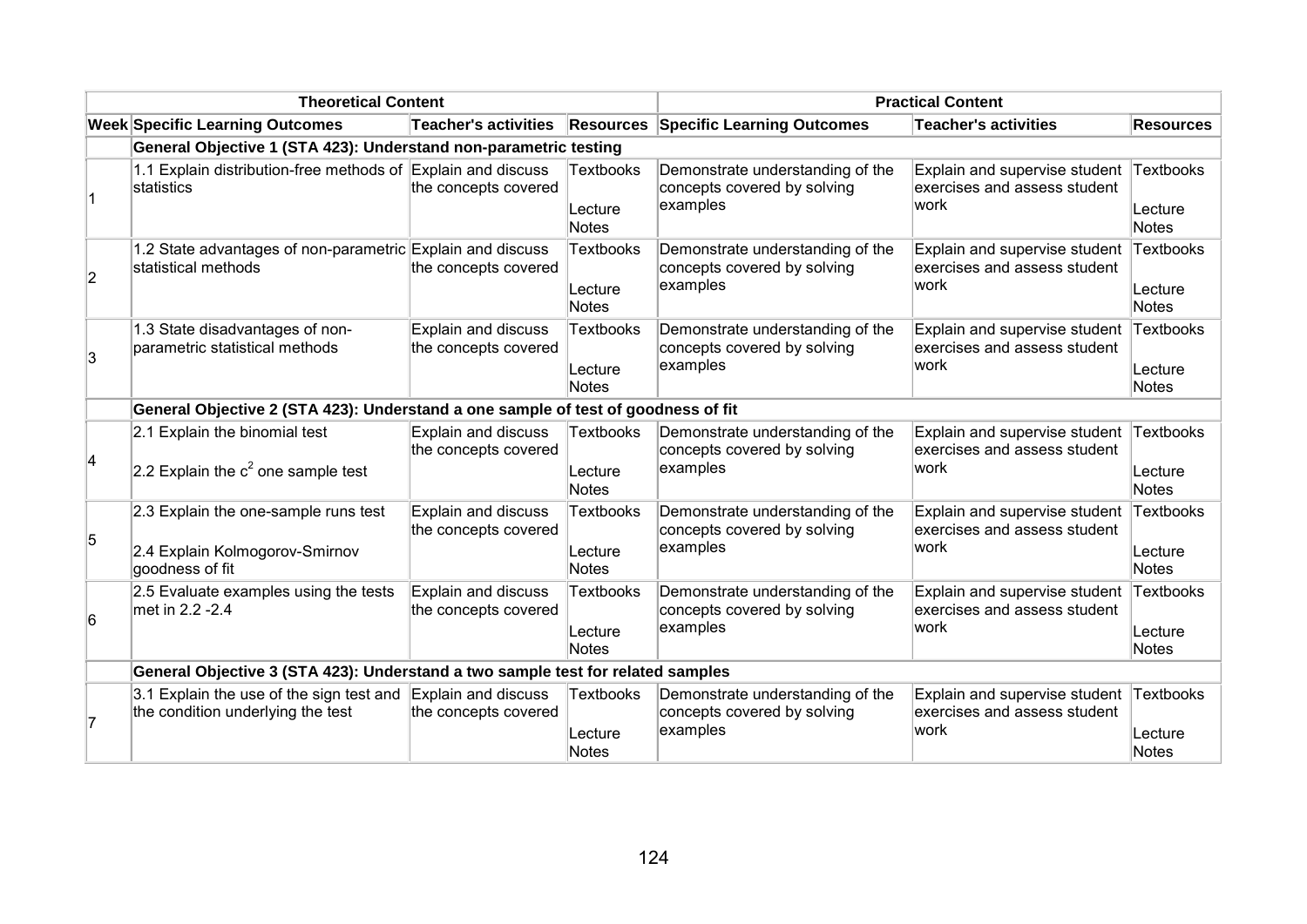| Theoretical Content | | | | Practical Content | | |
|---|---|---|---|---|---|---|
| **Week** | **Specific Learning Outcomes** | **Teacher's activities** | **Resources** | **Specific Learning Outcomes** | **Teacher's activities** | **Resources** |
| | **General Objective 1 (STA 423): Understand non-parametric testing** | | | | | |
| 1 | 1.1 Explain distribution-free methods of statistics | Explain and discuss the concepts covered | Textbooks<br><br>Lecture Notes | Demonstrate understanding of the concepts covered by solving examples | Explain and supervise student exercises and assess student work | Textbooks<br><br>Lecture Notes |
| 2 | 1.2 State advantages of non-parametric statistical methods | Explain and discuss the concepts covered | Textbooks<br><br>Lecture Notes | Demonstrate understanding of the concepts covered by solving examples | Explain and supervise student exercises and assess student work | Textbooks<br><br>Lecture Notes |
| 3 | 1.3 State disadvantages of non-parametric statistical methods | Explain and discuss the concepts covered | Textbooks<br><br>Lecture Notes | Demonstrate understanding of the concepts covered by solving examples | Explain and supervise student exercises and assess student work | Textbooks<br><br>Lecture Notes |
| | **General Objective 2 (STA 423): Understand a one sample of test of goodness of fit** | | | | | |
| 4 | 2.1 Explain the binomial test<br><br>2.2 Explain the $c^2$ one sample test | Explain and discuss the concepts covered | Textbooks<br><br>Lecture Notes | Demonstrate understanding of the concepts covered by solving examples | Explain and supervise student exercises and assess student work | Textbooks<br><br>Lecture Notes |
| 5 | 2.3 Explain the one-sample runs test<br><br>2.4 Explain Kolmogorov-Smirnov goodness of fit | Explain and discuss the concepts covered | Textbooks<br><br>Lecture Notes | Demonstrate understanding of the concepts covered by solving examples | Explain and supervise student exercises and assess student work | Textbooks<br><br>Lecture Notes |
| 6 | 2.5 Evaluate examples using the tests met in 2.2 -2.4 | Explain and discuss the concepts covered | Textbooks<br><br>Lecture Notes | Demonstrate understanding of the concepts covered by solving examples | Explain and supervise student exercises and assess student work | Textbooks<br><br>Lecture Notes |
| | **General Objective 3 (STA 423): Understand a two sample test for related samples** | | | | | |
| 7 | 3.1 Explain the use of the sign test and the condition underlying the test | Explain and discuss the concepts covered | Textbooks<br><br>Lecture Notes | Demonstrate understanding of the concepts covered by solving examples | Explain and supervise student exercises and assess student work | Textbooks<br><br>Lecture Notes |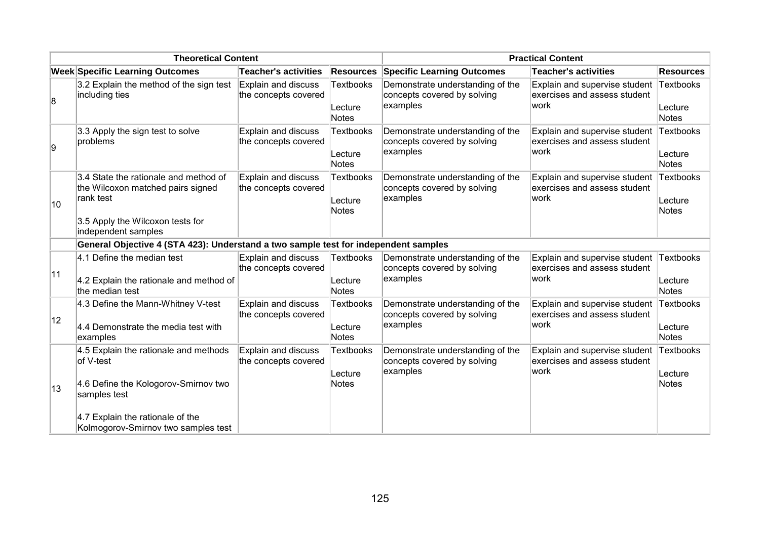| Theoretical Content | | | | Practical Content | | |
|---|---|---|---|---|---|---|
| **Week** | **Specific Learning Outcomes** | **Teacher's activities** | **Resources** | **Specific Learning Outcomes** | **Teacher's activities** | **Resources** |
| 8 | 3.2 Explain the method of the sign test including ties | Explain and discuss the concepts covered | Textbooks<br><br>Lecture Notes | Demonstrate understanding of the concepts covered by solving examples | Explain and supervise student exercises and assess student work | Textbooks<br><br>Lecture Notes |
| 9 | 3.3 Apply the sign test to solve problems | Explain and discuss the concepts covered | Textbooks<br><br>Lecture Notes | Demonstrate understanding of the concepts covered by solving examples | Explain and supervise student exercises and assess student work | Textbooks<br><br>Lecture Notes |
| 10 | 3.4 State the rationale and method of the Wilcoxon matched pairs signed rank test<br><br>3.5 Apply the Wilcoxon tests for independent samples | Explain and discuss the concepts covered | Textbooks<br><br>Lecture Notes | Demonstrate understanding of the concepts covered by solving examples | Explain and supervise student exercises and assess student work | Textbooks<br><br>Lecture Notes |
| | **General Objective 4 (STA 423): Understand a two sample test for independent samples** | | | | | |
| 11 | 4.1 Define the median test<br><br>4.2 Explain the rationale and method of the median test | Explain and discuss the concepts covered | Textbooks<br><br>Lecture Notes | Demonstrate understanding of the concepts covered by solving examples | Explain and supervise student exercises and assess student work | Textbooks<br><br>Lecture Notes |
| 12 | 4.3 Define the Mann-Whitney V-test<br><br>4.4 Demonstrate the media test with examples | Explain and discuss the concepts covered | Textbooks<br><br>Lecture Notes | Demonstrate understanding of the concepts covered by solving examples | Explain and supervise student exercises and assess student work | Textbooks<br><br>Lecture Notes |
| 13 | 4.5 Explain the rationale and methods of V-test<br><br>4.6 Define the Kologorov-Smirnov two samples test<br><br>4.7 Explain the rationale of the Kolmogorov-Smirnov two samples test | Explain and discuss the concepts covered | Textbooks<br><br>Lecture Notes | Demonstrate understanding of the concepts covered by solving examples | Explain and supervise student exercises and assess student work | Textbooks<br><br>Lecture Notes |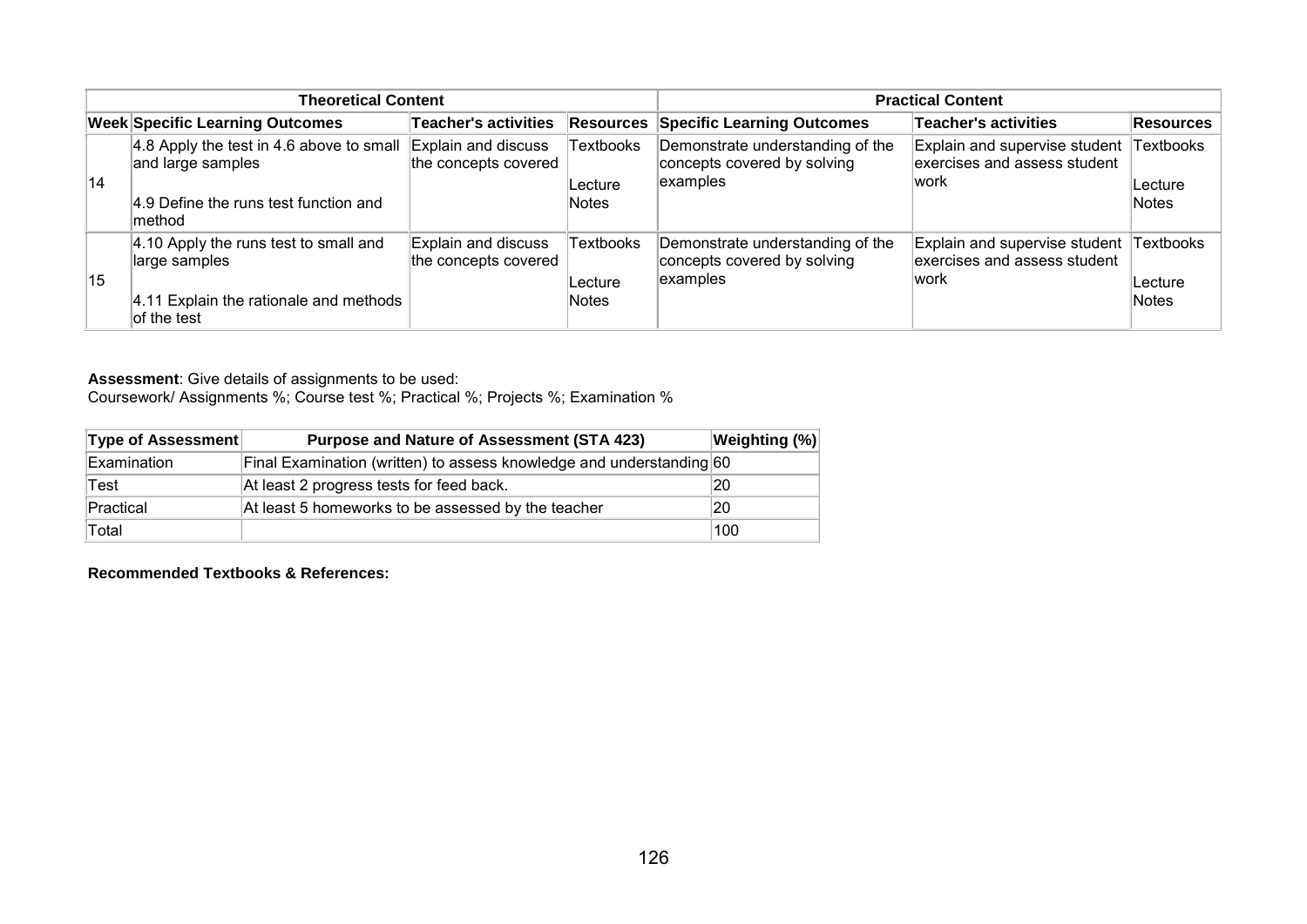| Theoretical Content | | | | Practical Content | | |
|---|---|---|---|---|---|---|
| **Week** | **Specific Learning Outcomes** | **Teacher's activities** | **Resources** | **Specific Learning Outcomes** | **Teacher's activities** | **Resources** |
| 14 | 4.8 Apply the test in 4.6 above to small and large samples<br><br>4.9 Define the runs test function and method | Explain and discuss the concepts covered | Textbooks<br><br>Lecture Notes | Demonstrate understanding of the concepts covered by solving examples | Explain and supervise student exercises and assess student work | Textbooks<br><br>Lecture Notes |
| 15 | 4.10 Apply the runs test to small and large samples<br><br>4.11 Explain the rationale and methods of the test | Explain and discuss the concepts covered | Textbooks<br><br>Lecture Notes | Demonstrate understanding of the concepts covered by solving examples | Explain and supervise student exercises and assess student work | Textbooks<br><br>Lecture Notes |

**Assessment**: Give details of assignments to be used:
Coursework/ Assignments %; Course test %; Practical %; Projects %; Examination %

| Type of Assessment | Purpose and Nature of Assessment (STA 423) | Weighting (%) |
|---|---|---|
| Examination | Final Examination (written) to assess knowledge and understanding | 60 |
| Test | At least 2 progress tests for feed back. | 20 |
| Practical | At least 5 homeworks to be assessed by the teacher | 20 |
| Total | | 100 |

**Recommended Textbooks & References:**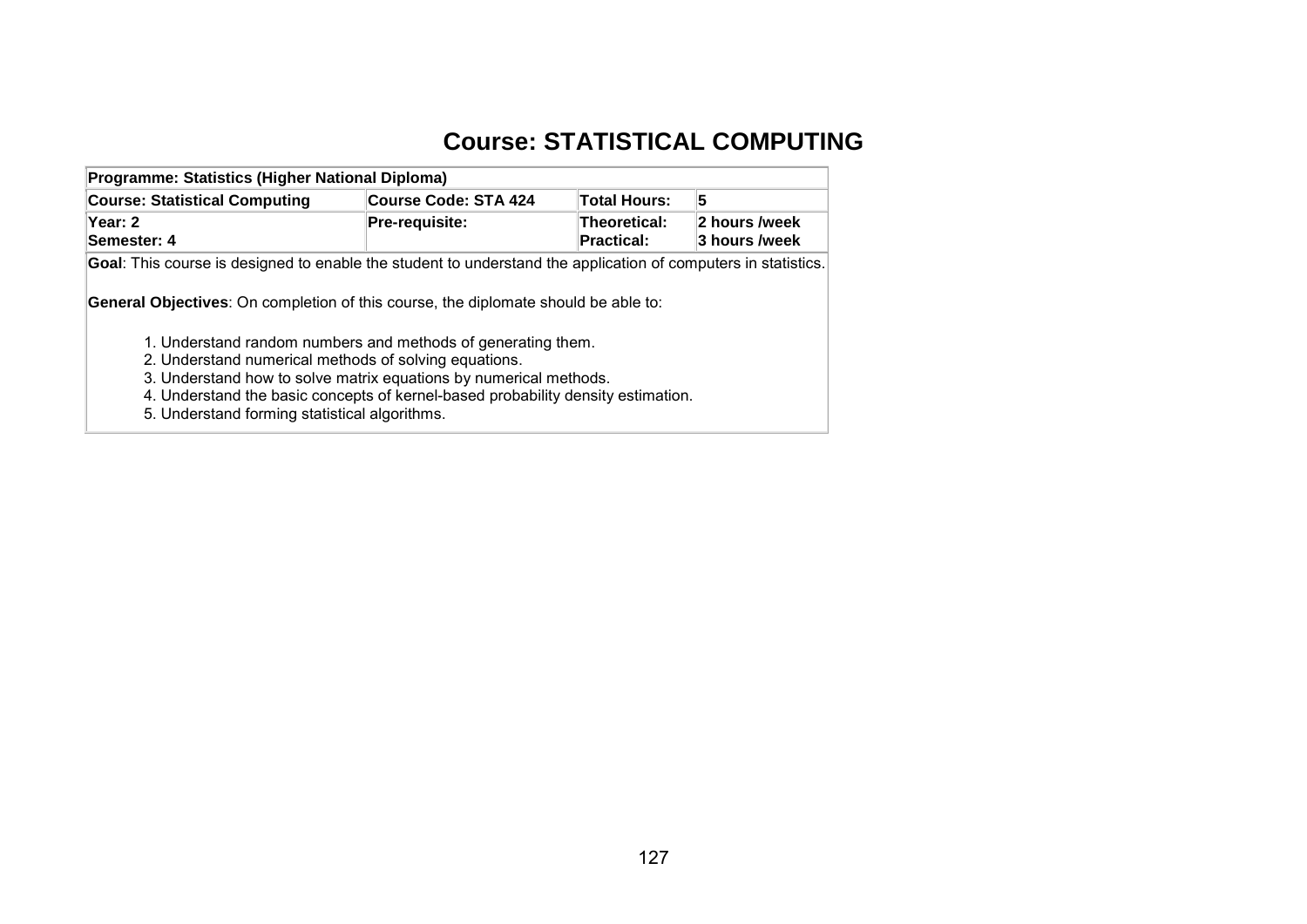# Course: STATISTICAL COMPUTING

| **Programme: Statistics (Higher National Diploma)** | | | |
|---|---|---|---|
| **Course: Statistical Computing** | **Course Code: STA 424** | **Total Hours:** | **5** |
| **Year: 2**<br>**Semester: 4** | **Pre-requisite:** | **Theoretical:**<br>**Practical:** | **2 hours /week**<br>**3 hours /week** |

**Goal**: This course is designed to enable the student to understand the application of computers in statistics.

**General Objectives**: On completion of this course, the diplomate should be able to:

1. Understand random numbers and methods of generating them.
2. Understand numerical methods of solving equations.
3. Understand how to solve matrix equations by numerical methods.
4. Understand the basic concepts of kernel-based probability density estimation.
5. Understand forming statistical algorithms.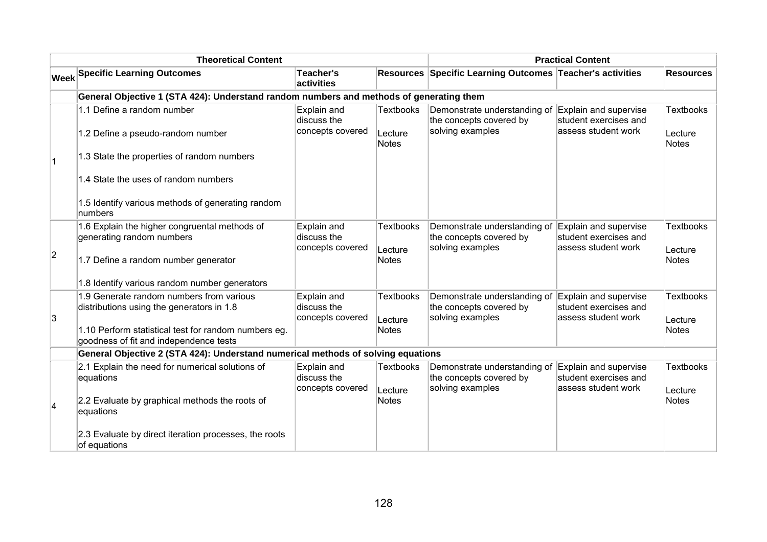| Theoretical Content | | | | Practical Content | | |
|---|---|---|---|---|---|---|
| **Week** | **Specific Learning Outcomes** | **Teacher's activities** | **Resources** | **Specific Learning Outcomes** | **Teacher's activities** | **Resources** |
| | **General Objective 1 (STA 424): Understand random numbers and methods of generating them** | | | | | |
| 1 | 1.1 Define a random number<br><br>1.2 Define a pseudo-random number<br><br>1.3 State the properties of random numbers<br><br>1.4 State the uses of random numbers<br><br>1.5 Identify various methods of generating random numbers | Explain and discuss the concepts covered | Textbooks<br><br>Lecture Notes | Demonstrate understanding of the concepts covered by solving examples | Explain and supervise student exercises and assess student work | Textbooks<br><br>Lecture Notes |
| 2 | 1.6 Explain the higher congruental methods of generating random numbers<br><br>1.7 Define a random number generator<br><br>1.8 Identify various random number generators | Explain and discuss the concepts covered | Textbooks<br><br>Lecture Notes | Demonstrate understanding of the concepts covered by solving examples | Explain and supervise student exercises and assess student work | Textbooks<br><br>Lecture Notes |
| 3 | 1.9 Generate random numbers from various distributions using the generators in 1.8<br><br>1.10 Perform statistical test for random numbers eg. goodness of fit and independence tests | Explain and discuss the concepts covered | Textbooks<br><br>Lecture Notes | Demonstrate understanding of the concepts covered by solving examples | Explain and supervise student exercises and assess student work | Textbooks<br><br>Lecture Notes |
| | **General Objective 2 (STA 424): Understand numerical methods of solving equations** | | | | | |
| 4 | 2.1 Explain the need for numerical solutions of equations<br><br>2.2 Evaluate by graphical methods the roots of equations<br><br>2.3 Evaluate by direct iteration processes, the roots of equations | Explain and discuss the concepts covered | Textbooks<br><br>Lecture Notes | Demonstrate understanding of the concepts covered by solving examples | Explain and supervise student exercises and assess student work | Textbooks<br><br>Lecture Notes |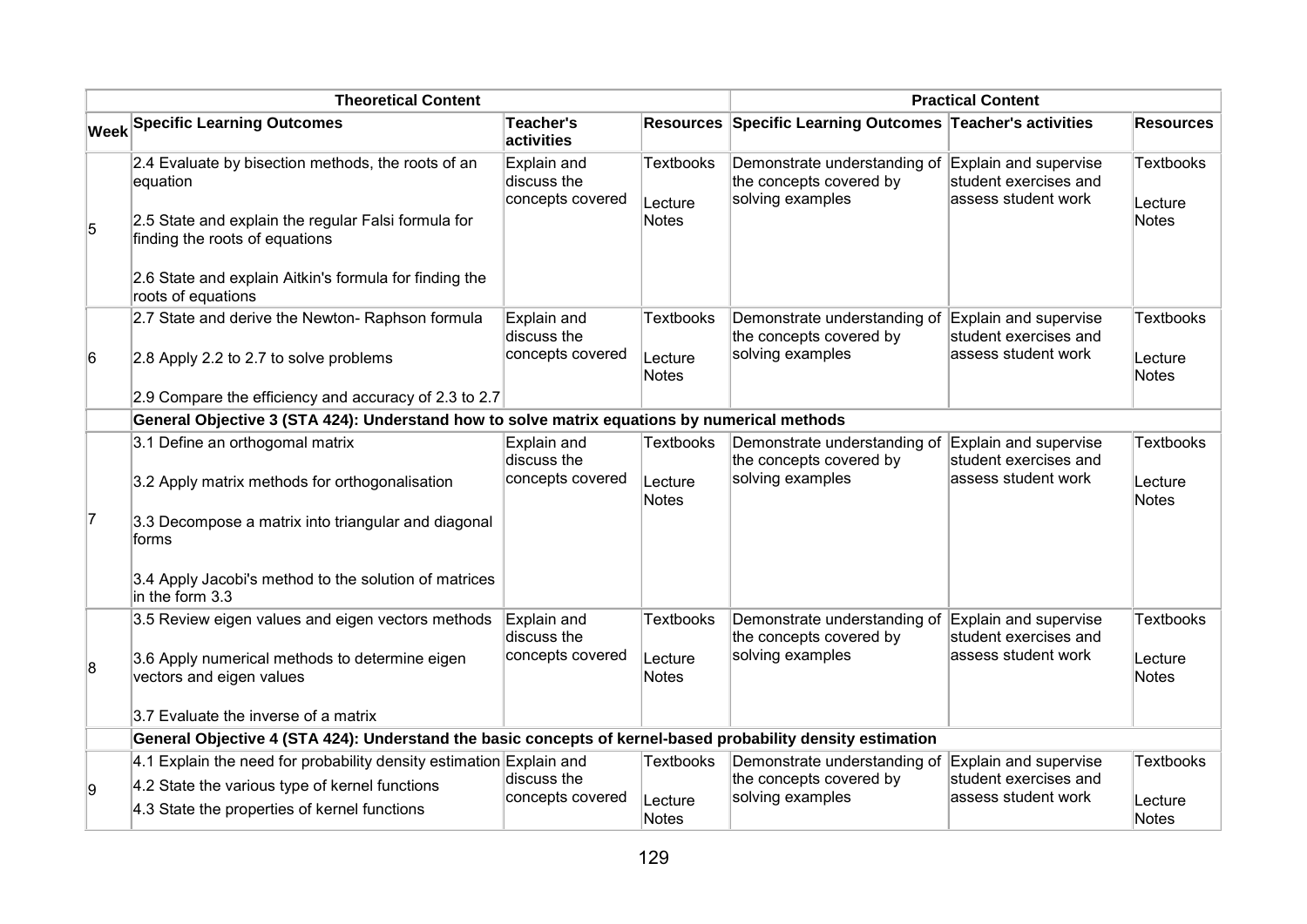| | Theoretical Content | | | Practical Content | | |
|---|---|---|---|---|---|---|
| **Week** | **Specific Learning Outcomes** | **Teacher's activities** | **Resources** | **Specific Learning Outcomes** | **Teacher's activities** | **Resources** |
| 5 | 2.4 Evaluate by bisection methods, the roots of an equation<br><br>2.5 State and explain the regular Falsi formula for finding the roots of equations<br><br>2.6 State and explain Aitkin's formula for finding the roots of equations | Explain and discuss the concepts covered | Textbooks<br><br>Lecture Notes | Demonstrate understanding of the concepts covered by solving examples | Explain and supervise student exercises and assess student work | Textbooks<br><br>Lecture Notes |
| 6 | 2.7 State and derive the Newton- Raphson formula<br><br>2.8 Apply 2.2 to 2.7 to solve problems<br><br>2.9 Compare the efficiency and accuracy of 2.3 to 2.7 | Explain and discuss the concepts covered | Textbooks<br><br>Lecture Notes | Demonstrate understanding of the concepts covered by solving examples | Explain and supervise student exercises and assess student work | Textbooks<br><br>Lecture Notes |
| | **General Objective 3 (STA 424): Understand how to solve matrix equations by numerical methods** | | | | | |
| 7 | 3.1 Define an orthogomal matrix<br><br>3.2 Apply matrix methods for orthogonalisation<br><br>3.3 Decompose a matrix into triangular and diagonal forms<br><br>3.4 Apply Jacobi's method to the solution of matrices in the form 3.3 | Explain and discuss the concepts covered | Textbooks<br><br>Lecture Notes | Demonstrate understanding of the concepts covered by solving examples | Explain and supervise student exercises and assess student work | Textbooks<br><br>Lecture Notes |
| 8 | 3.5 Review eigen values and eigen vectors methods<br><br>3.6 Apply numerical methods to determine eigen vectors and eigen values<br><br>3.7 Evaluate the inverse of a matrix | Explain and discuss the concepts covered | Textbooks<br><br>Lecture Notes | Demonstrate understanding of the concepts covered by solving examples | Explain and supervise student exercises and assess student work | Textbooks<br><br>Lecture Notes |
| | **General Objective 4 (STA 424): Understand the basic concepts of kernel-based probability density estimation** | | | | | |
| 9 | 4.1 Explain the need for probability density estimation<br>4.2 State the various type of kernel functions<br>4.3 State the properties of kernel functions | Explain and discuss the concepts covered | Textbooks<br><br>Lecture Notes | Demonstrate understanding of the concepts covered by solving examples | Explain and supervise student exercises and assess student work | Textbooks<br><br>Lecture Notes |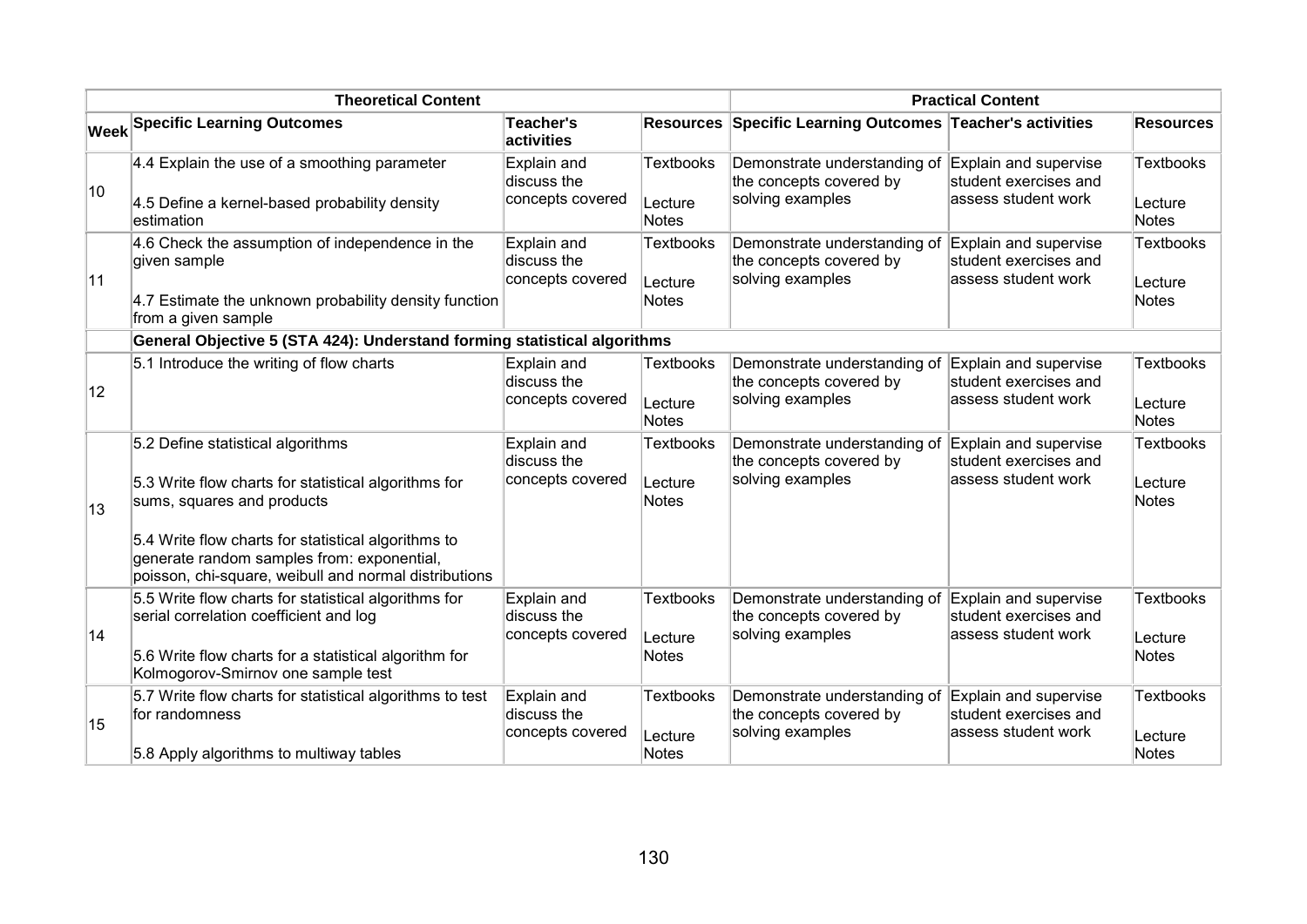| Theoretical Content | | | | Practical Content | | |
|---|---|---|---|---|---|---|
| **Week** | **Specific Learning Outcomes** | **Teacher's activities** | **Resources** | **Specific Learning Outcomes** | **Teacher's activities** | **Resources** |
| 10 | 4.4 Explain the use of a smoothing parameter<br><br>4.5 Define a kernel-based probability density estimation | Explain and discuss the concepts covered | Textbooks<br><br>Lecture Notes | Demonstrate understanding of the concepts covered by solving examples | Explain and supervise student exercises and assess student work | Textbooks<br><br>Lecture Notes |
| 11 | 4.6 Check the assumption of independence in the given sample<br><br>4.7 Estimate the unknown probability density function from a given sample | Explain and discuss the concepts covered | Textbooks<br><br>Lecture Notes | Demonstrate understanding of the concepts covered by solving examples | Explain and supervise student exercises and assess student work | Textbooks<br><br>Lecture Notes |
| | **General Objective 5 (STA 424): Understand forming statistical algorithms** | | | | | |
| 12 | 5.1 Introduce the writing of flow charts | Explain and discuss the concepts covered | Textbooks<br><br>Lecture Notes | Demonstrate understanding of the concepts covered by solving examples | Explain and supervise student exercises and assess student work | Textbooks<br><br>Lecture Notes |
| 13 | 5.2 Define statistical algorithms<br><br>5.3 Write flow charts for statistical algorithms for sums, squares and products<br><br>5.4 Write flow charts for statistical algorithms to generate random samples from: exponential, poisson, chi-square, weibull and normal distributions | Explain and discuss the concepts covered | Textbooks<br><br>Lecture Notes | Demonstrate understanding of the concepts covered by solving examples | Explain and supervise student exercises and assess student work | Textbooks<br><br>Lecture Notes |
| 14 | 5.5 Write flow charts for statistical algorithms for serial correlation coefficient and log<br><br>5.6 Write flow charts for a statistical algorithm for Kolmogorov-Smirnov one sample test | Explain and discuss the concepts covered | Textbooks<br><br>Lecture Notes | Demonstrate understanding of the concepts covered by solving examples | Explain and supervise student exercises and assess student work | Textbooks<br><br>Lecture Notes |
| 15 | 5.7 Write flow charts for statistical algorithms to test for randomness<br><br>5.8 Apply algorithms to multiway tables | Explain and discuss the concepts covered | Textbooks<br><br>Lecture Notes | Demonstrate understanding of the concepts covered by solving examples | Explain and supervise student exercises and assess student work | Textbooks<br><br>Lecture Notes |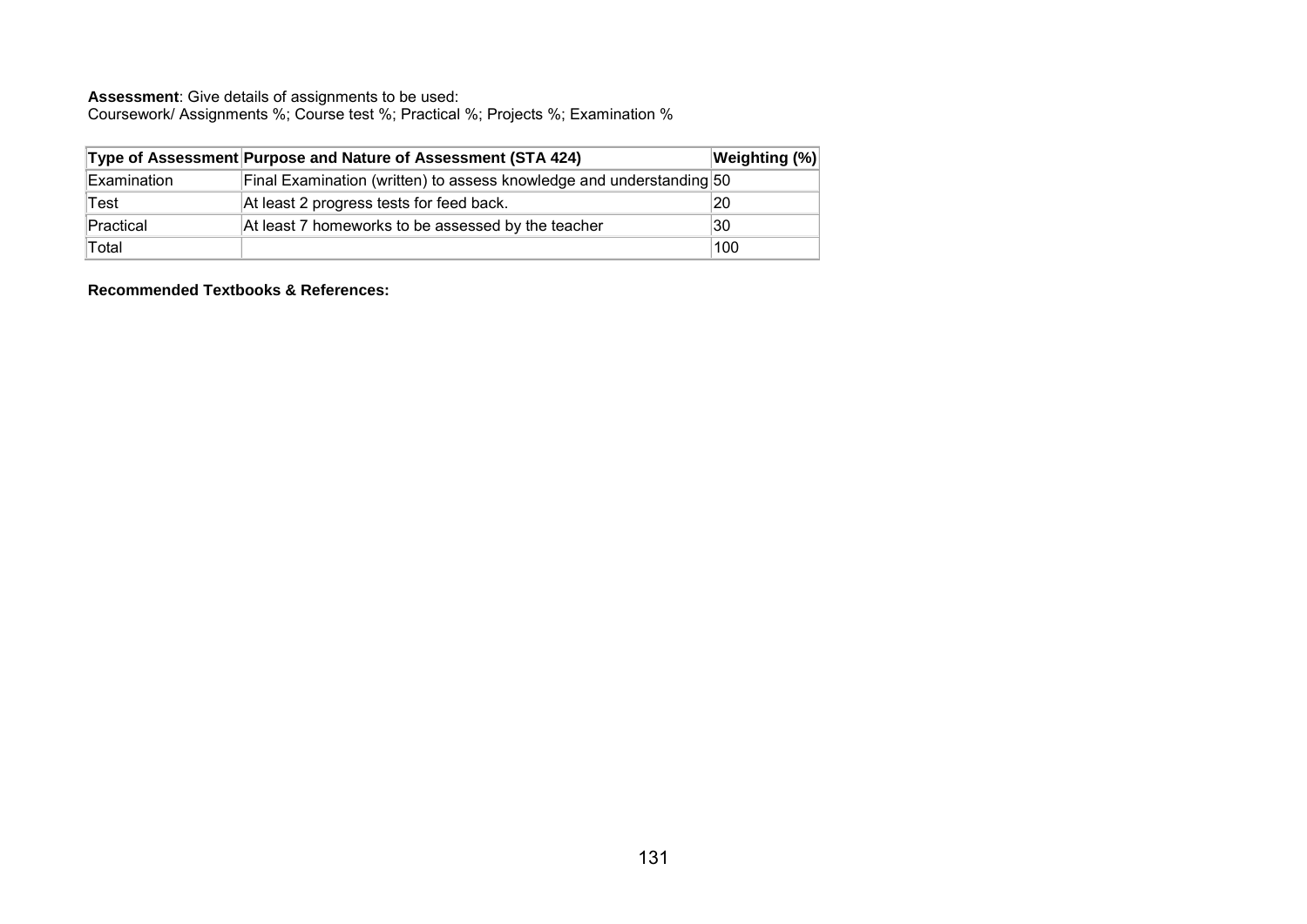**Assessment**: Give details of assignments to be used:
Coursework/ Assignments %; Course test %; Practical %; Projects %; Examination %

| Type of Assessment | Purpose and Nature of Assessment (STA 424) | Weighting (%) |
|---|---|---|
| Examination | Final Examination (written) to assess knowledge and understanding | 50 |
| Test | At least 2 progress tests for feed back. | 20 |
| Practical | At least 7 homeworks to be assessed by the teacher | 30 |
| Total | | 100 |

**Recommended Textbooks & References:**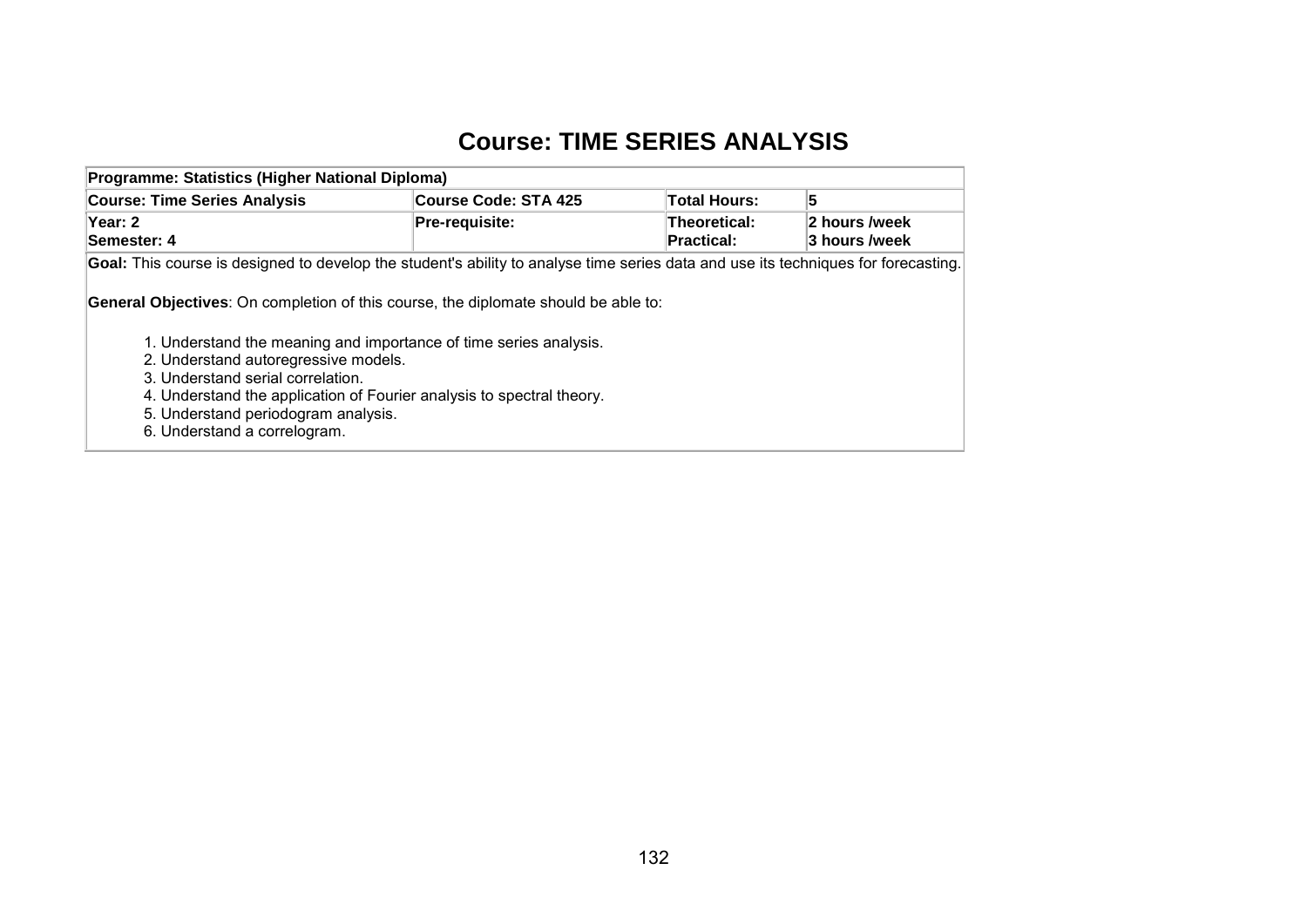# Course: TIME SERIES ANALYSIS

| Programme: Statistics (Higher National Diploma) | | | |
|---|---|---|---|
| **Course: Time Series Analysis** | **Course Code: STA 425** | **Total Hours:** | **5** |
| **Year: 2**<br>**Semester: 4** | **Pre-requisite:** | **Theoretical:**<br>**Practical:** | **2 hours /week**<br>**3 hours /week** |

**Goal:** This course is designed to develop the student's ability to analyse time series data and use its techniques for forecasting.

**General Objectives**: On completion of this course, the diplomate should be able to:

1. Understand the meaning and importance of time series analysis.
2. Understand autoregressive models.
3. Understand serial correlation.
4. Understand the application of Fourier analysis to spectral theory.
5. Understand periodogram analysis.
6. Understand a correlogram.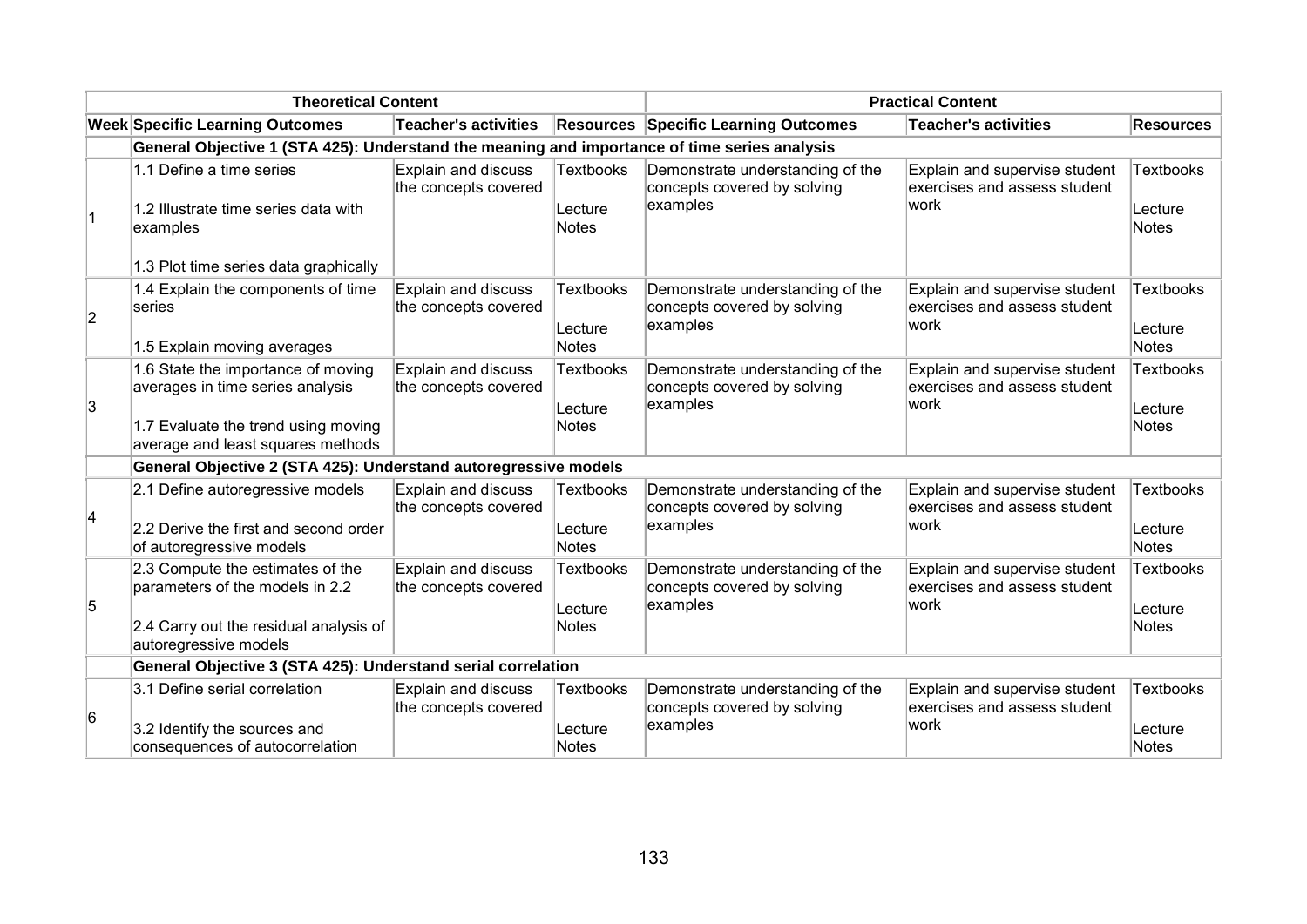| Theoretical Content | | | | Practical Content | | |
|---|---|---|---|---|---|---|
| **Week** | **Specific Learning Outcomes** | **Teacher's activities** | **Resources** | **Specific Learning Outcomes** | **Teacher's activities** | **Resources** |
| | **General Objective 1 (STA 425): Understand the meaning and importance of time series analysis** | | | | | |
| 1 | 1.1 Define a time series<br><br>1.2 Illustrate time series data with examples<br><br>1.3 Plot time series data graphically | Explain and discuss the concepts covered | Textbooks<br><br>Lecture Notes | Demonstrate understanding of the concepts covered by solving examples | Explain and supervise student exercises and assess student work | Textbooks<br><br>Lecture Notes |
| 2 | 1.4 Explain the components of time series<br><br>1.5 Explain moving averages | Explain and discuss the concepts covered | Textbooks<br><br>Lecture Notes | Demonstrate understanding of the concepts covered by solving examples | Explain and supervise student exercises and assess student work | Textbooks<br><br>Lecture Notes |
| 3 | 1.6 State the importance of moving averages in time series analysis<br><br>1.7 Evaluate the trend using moving average and least squares methods | Explain and discuss the concepts covered | Textbooks<br><br>Lecture Notes | Demonstrate understanding of the concepts covered by solving examples | Explain and supervise student exercises and assess student work | Textbooks<br><br>Lecture Notes |
| | **General Objective 2 (STA 425): Understand autoregressive models** | | | | | |
| 4 | 2.1 Define autoregressive models<br><br>2.2 Derive the first and second order of autoregressive models | Explain and discuss the concepts covered | Textbooks<br><br>Lecture Notes | Demonstrate understanding of the concepts covered by solving examples | Explain and supervise student exercises and assess student work | Textbooks<br><br>Lecture Notes |
| 5 | 2.3 Compute the estimates of the parameters of the models in 2.2<br><br>2.4 Carry out the residual analysis of autoregressive models | Explain and discuss the concepts covered | Textbooks<br><br>Lecture Notes | Demonstrate understanding of the concepts covered by solving examples | Explain and supervise student exercises and assess student work | Textbooks<br><br>Lecture Notes |
| | **General Objective 3 (STA 425): Understand serial correlation** | | | | | |
| 6 | 3.1 Define serial correlation<br><br>3.2 Identify the sources and consequences of autocorrelation | Explain and discuss the concepts covered | Textbooks<br><br>Lecture Notes | Demonstrate understanding of the concepts covered by solving examples | Explain and supervise student exercises and assess student work | Textbooks<br><br>Lecture Notes |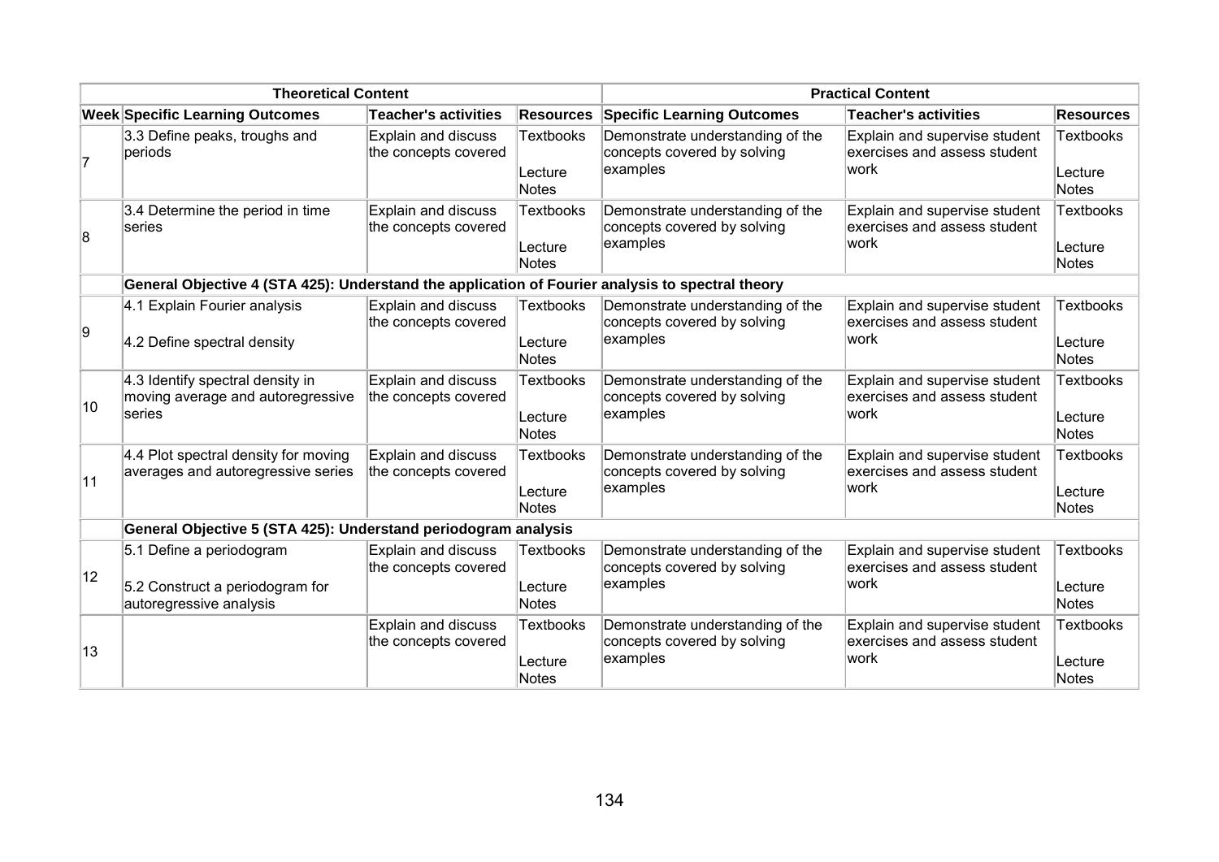| Theoretical Content | | | | Practical Content | | |
|---|---|---|---|---|---|---|
| **Week** | **Specific Learning Outcomes** | **Teacher's activities** | **Resources** | **Specific Learning Outcomes** | **Teacher's activities** | **Resources** |
| 7 | 3.3 Define peaks, troughs and periods | Explain and discuss the concepts covered | Textbooks<br><br>Lecture Notes | Demonstrate understanding of the concepts covered by solving examples | Explain and supervise student exercises and assess student work | Textbooks<br><br>Lecture Notes |
| 8 | 3.4 Determine the period in time series | Explain and discuss the concepts covered | Textbooks<br><br>Lecture Notes | Demonstrate understanding of the concepts covered by solving examples | Explain and supervise student exercises and assess student work | Textbooks<br><br>Lecture Notes |
| | **General Objective 4 (STA 425): Understand the application of Fourier analysis to spectral theory** | | | | | |
| 9 | 4.1 Explain Fourier analysis<br><br>4.2 Define spectral density | Explain and discuss the concepts covered | Textbooks<br><br>Lecture Notes | Demonstrate understanding of the concepts covered by solving examples | Explain and supervise student exercises and assess student work | Textbooks<br><br>Lecture Notes |
| 10 | 4.3 Identify spectral density in moving average and autoregressive series | Explain and discuss the concepts covered | Textbooks<br><br>Lecture Notes | Demonstrate understanding of the concepts covered by solving examples | Explain and supervise student exercises and assess student work | Textbooks<br><br>Lecture Notes |
| 11 | 4.4 Plot spectral density for moving averages and autoregressive series | Explain and discuss the concepts covered | Textbooks<br><br>Lecture Notes | Demonstrate understanding of the concepts covered by solving examples | Explain and supervise student exercises and assess student work | Textbooks<br><br>Lecture Notes |
| | **General Objective 5 (STA 425): Understand periodogram analysis** | | | | | |
| 12 | 5.1 Define a periodogram<br><br>5.2 Construct a periodogram for autoregressive analysis | Explain and discuss the concepts covered | Textbooks<br><br>Lecture Notes | Demonstrate understanding of the concepts covered by solving examples | Explain and supervise student exercises and assess student work | Textbooks<br><br>Lecture Notes |
| 13 | | Explain and discuss the concepts covered | Textbooks<br><br>Lecture Notes | Demonstrate understanding of the concepts covered by solving examples | Explain and supervise student exercises and assess student work | Textbooks<br><br>Lecture Notes |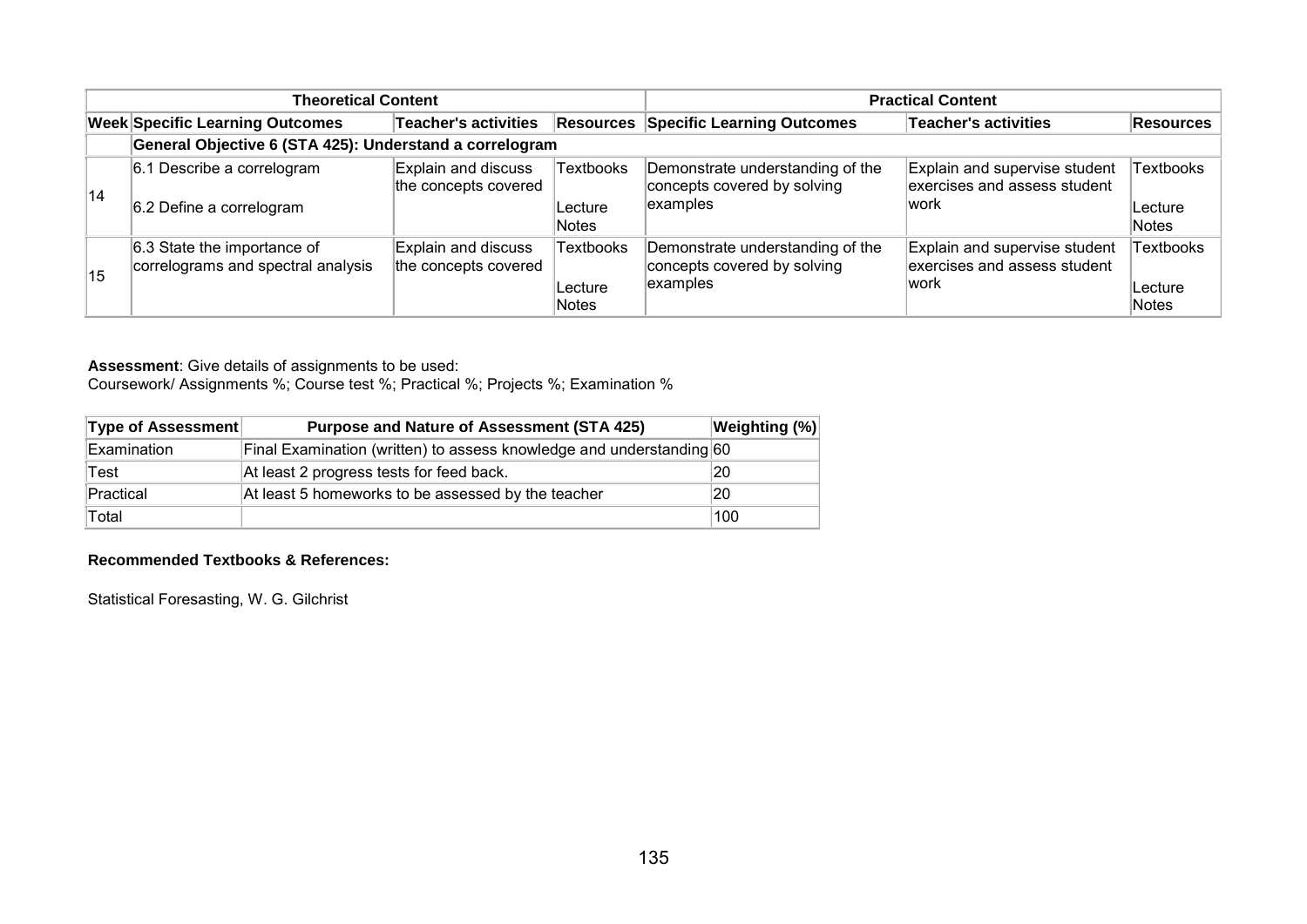| Theoretical Content | | | | Practical Content | | |
|---|---|---|---|---|---|---|
| **Week** | **Specific Learning Outcomes** | **Teacher's activities** | **Resources** | **Specific Learning Outcomes** | **Teacher's activities** | **Resources** |
| | **General Objective 6 (STA 425): Understand a correlogram** | | | | | |
| 14 | 6.1 Describe a correlogram<br><br>6.2 Define a correlogram | Explain and discuss the concepts covered | Textbooks<br><br>Lecture Notes | Demonstrate understanding of the concepts covered by solving examples | Explain and supervise student exercises and assess student work | Textbooks<br><br>Lecture Notes |
| 15 | 6.3 State the importance of correlograms and spectral analysis | Explain and discuss the concepts covered | Textbooks<br><br>Lecture Notes | Demonstrate understanding of the concepts covered by solving examples | Explain and supervise student exercises and assess student work | Textbooks<br><br>Lecture Notes |

**Assessment**: Give details of assignments to be used:
Coursework/ Assignments %; Course test %; Practical %; Projects %; Examination %

| Type of Assessment | Purpose and Nature of Assessment (STA 425) | Weighting (%) |
|---|---|---|
| Examination | Final Examination (written) to assess knowledge and understanding | 60 |
| Test | At least 2 progress tests for feed back. | 20 |
| Practical | At least 5 homeworks to be assessed by the teacher | 20 |
| Total | | 100 |

**Recommended Textbooks & References:**

Statistical Foresasting, W. G. Gilchrist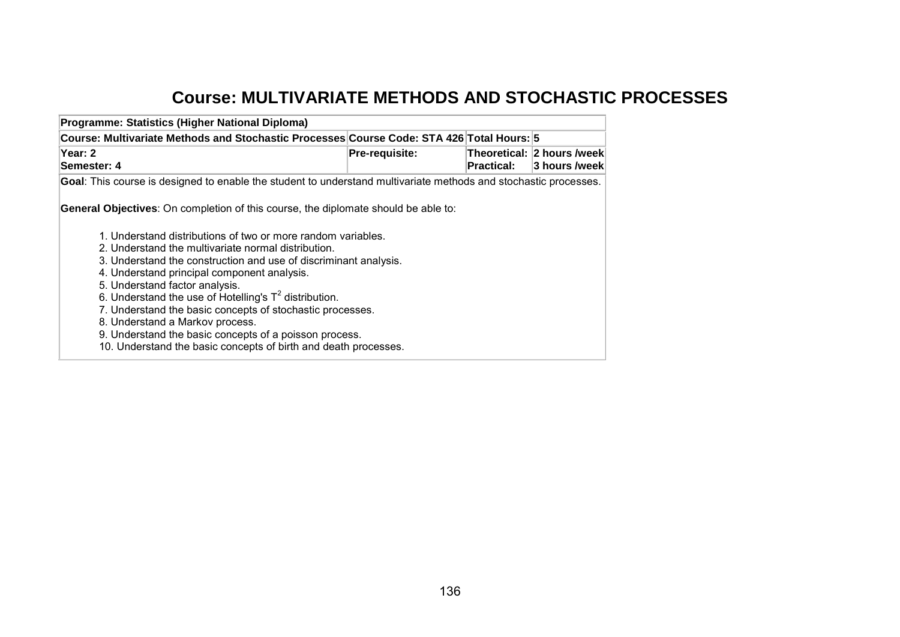# Course: MULTIVARIATE METHODS AND STOCHASTIC PROCESSES

| **Programme: Statistics (Higher National Diploma)** | | | |
|---|---|---|---|
| **Course: Multivariate Methods and Stochastic Processes** | **Course Code: STA 426** | **Total Hours:** | **5** |
| **Year: 2**<br>**Semester: 4** | **Pre-requisite:** | **Theoretical:**<br>**Practical:** | **2 hours /week**<br>**3 hours /week** |

**Goal**: This course is designed to enable the student to understand multivariate methods and stochastic processes.

**General Objectives**: On completion of this course, the diplomate should be able to:

1. Understand distributions of two or more random variables.
2. Understand the multivariate normal distribution.
3. Understand the construction and use of discriminant analysis.
4. Understand principal component analysis.
5. Understand factor analysis.
6. Understand the use of Hotelling's $T^2$ distribution.
7. Understand the basic concepts of stochastic processes.
8. Understand a Markov process.
9. Understand the basic concepts of a poisson process.
10. Understand the basic concepts of birth and death processes.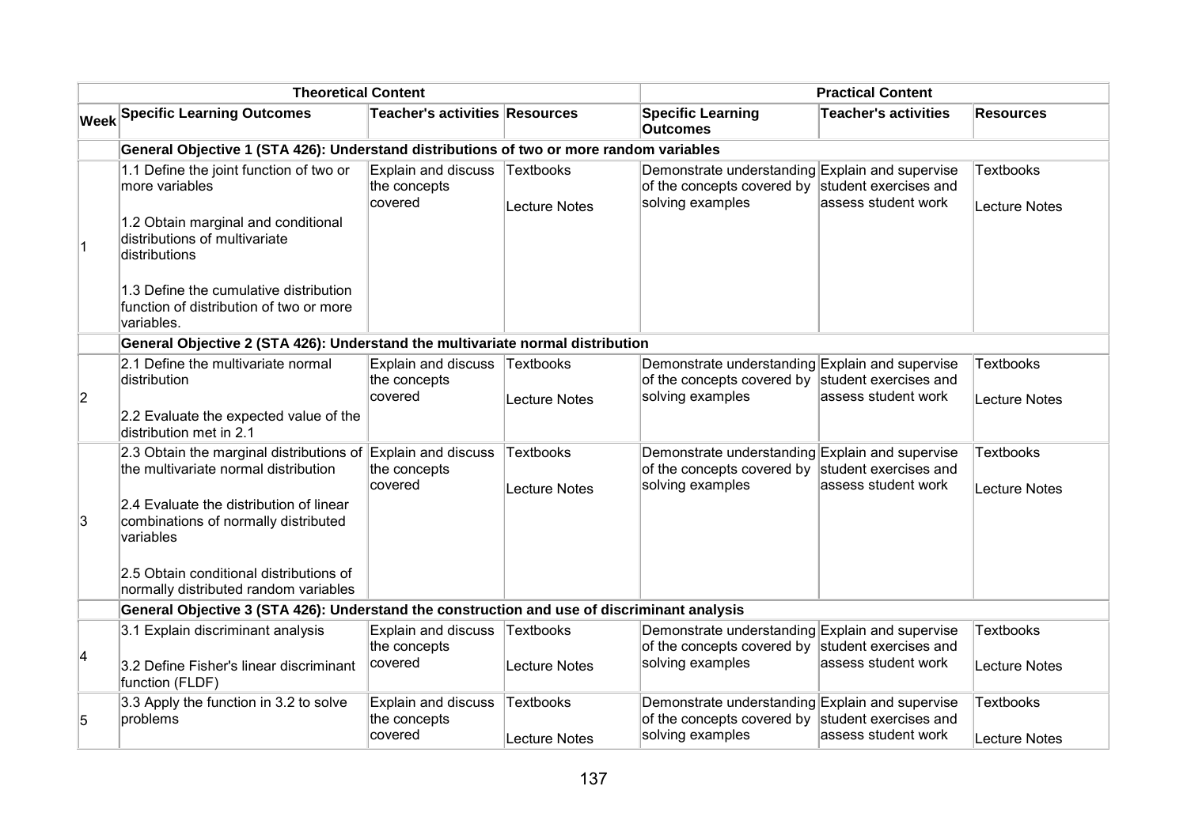| | Theoretical Content | | | Practical Content | | |
|---|---|---|---|---|---|---|
| Week | Specific Learning Outcomes | Teacher's activities | Resources | Specific Learning Outcomes | Teacher's activities | Resources |
| | **General Objective 1 (STA 426): Understand distributions of two or more random variables** | | | | | |
| 1 | 1.1 Define the joint function of two or more variables<br><br>1.2 Obtain marginal and conditional distributions of multivariate distributions<br><br>1.3 Define the cumulative distribution function of distribution of two or more variables. | Explain and discuss the concepts covered | Textbooks<br><br>Lecture Notes | Demonstrate understanding of the concepts covered by solving examples | Explain and supervise student exercises and assess student work | Textbooks<br><br>Lecture Notes |
| | **General Objective 2 (STA 426): Understand the multivariate normal distribution** | | | | | |
| 2 | 2.1 Define the multivariate normal distribution<br><br>2.2 Evaluate the expected value of the distribution met in 2.1 | Explain and discuss the concepts covered | Textbooks<br><br>Lecture Notes | Demonstrate understanding of the concepts covered by solving examples | Explain and supervise student exercises and assess student work | Textbooks<br><br>Lecture Notes |
| 3 | 2.3 Obtain the marginal distributions of the multivariate normal distribution<br><br>2.4 Evaluate the distribution of linear combinations of normally distributed variables<br><br>2.5 Obtain conditional distributions of normally distributed random variables | Explain and discuss the concepts covered | Textbooks<br><br>Lecture Notes | Demonstrate understanding of the concepts covered by solving examples | Explain and supervise student exercises and assess student work | Textbooks<br><br>Lecture Notes |
| | **General Objective 3 (STA 426): Understand the construction and use of discriminant analysis** | | | | | |
| 4 | 3.1 Explain discriminant analysis<br><br>3.2 Define Fisher's linear discriminant function (FLDF) | Explain and discuss the concepts covered | Textbooks<br><br>Lecture Notes | Demonstrate understanding of the concepts covered by solving examples | Explain and supervise student exercises and assess student work | Textbooks<br><br>Lecture Notes |
| 5 | 3.3 Apply the function in 3.2 to solve problems | Explain and discuss the concepts covered | Textbooks<br><br>Lecture Notes | Demonstrate understanding of the concepts covered by solving examples | Explain and supervise student exercises and assess student work | Textbooks<br><br>Lecture Notes |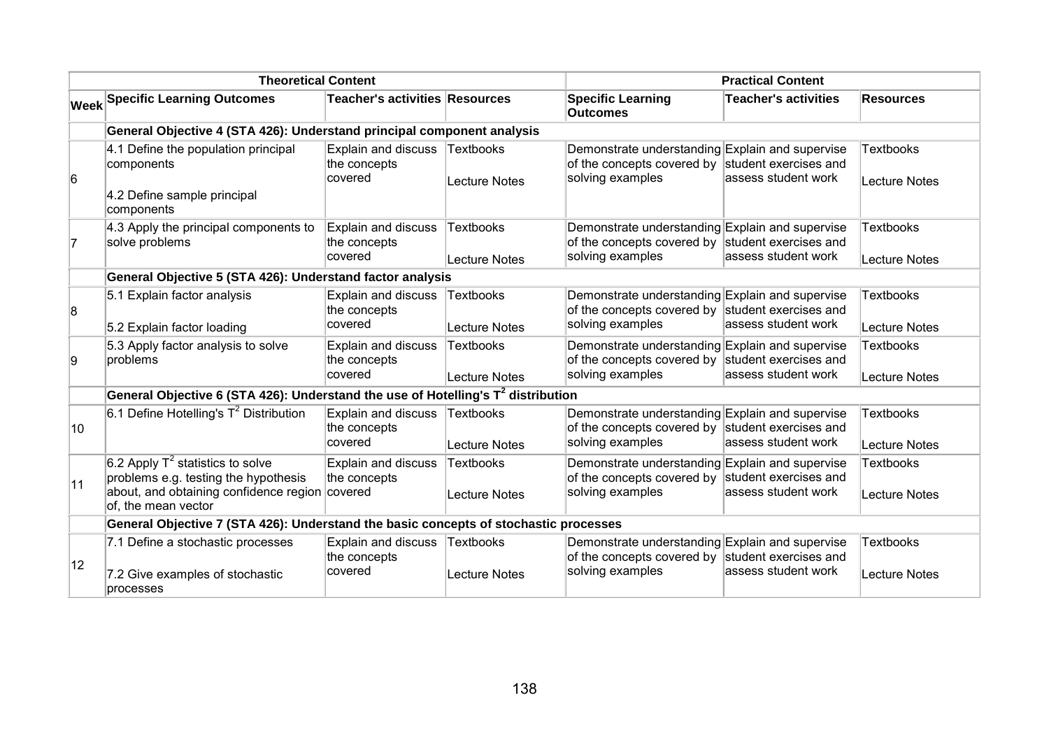| Theoretical Content | | | | Practical Content | | |
|---|---|---|---|---|---|---|
| **Week** | **Specific Learning Outcomes** | **Teacher's activities** | **Resources** | **Specific Learning Outcomes** | **Teacher's activities** | **Resources** |
| | **General Objective 4 (STA 426): Understand principal component analysis** | | | | | |
| 6 | 4.1 Define the population principal components<br><br>4.2 Define sample principal components | Explain and discuss the concepts covered | Textbooks<br><br>Lecture Notes | Demonstrate understanding of the concepts covered by solving examples | Explain and supervise student exercises and assess student work | Textbooks<br><br>Lecture Notes |
| 7 | 4.3 Apply the principal components to solve problems | Explain and discuss the concepts covered | Textbooks<br><br>Lecture Notes | Demonstrate understanding of the concepts covered by solving examples | Explain and supervise student exercises and assess student work | Textbooks<br><br>Lecture Notes |
| | **General Objective 5 (STA 426): Understand factor analysis** | | | | | |
| 8 | 5.1 Explain factor analysis<br><br>5.2 Explain factor loading | Explain and discuss the concepts covered | Textbooks<br><br>Lecture Notes | Demonstrate understanding of the concepts covered by solving examples | Explain and supervise student exercises and assess student work | Textbooks<br><br>Lecture Notes |
| 9 | 5.3 Apply factor analysis to solve problems | Explain and discuss the concepts covered | Textbooks<br><br>Lecture Notes | Demonstrate understanding of the concepts covered by solving examples | Explain and supervise student exercises and assess student work | Textbooks<br><br>Lecture Notes |
| | **General Objective 6 (STA 426): Understand the use of Hotelling's $T^2$ distribution** | | | | | |
| 10 | 6.1 Define Hotelling's $T^2$ Distribution | Explain and discuss the concepts covered | Textbooks<br><br>Lecture Notes | Demonstrate understanding of the concepts covered by solving examples | Explain and supervise student exercises and assess student work | Textbooks<br><br>Lecture Notes |
| 11 | 6.2 Apply $T^2$ statistics to solve problems e.g. testing the hypothesis about, and obtaining confidence region of, the mean vector | Explain and discuss the concepts covered | Textbooks<br><br>Lecture Notes | Demonstrate understanding of the concepts covered by solving examples | Explain and supervise student exercises and assess student work | Textbooks<br><br>Lecture Notes |
| | **General Objective 7 (STA 426): Understand the basic concepts of stochastic processes** | | | | | |
| 12 | 7.1 Define a stochastic processes<br><br>7.2 Give examples of stochastic processes | Explain and discuss the concepts covered | Textbooks<br><br>Lecture Notes | Demonstrate understanding of the concepts covered by solving examples | Explain and supervise student exercises and assess student work | Textbooks<br><br>Lecture Notes |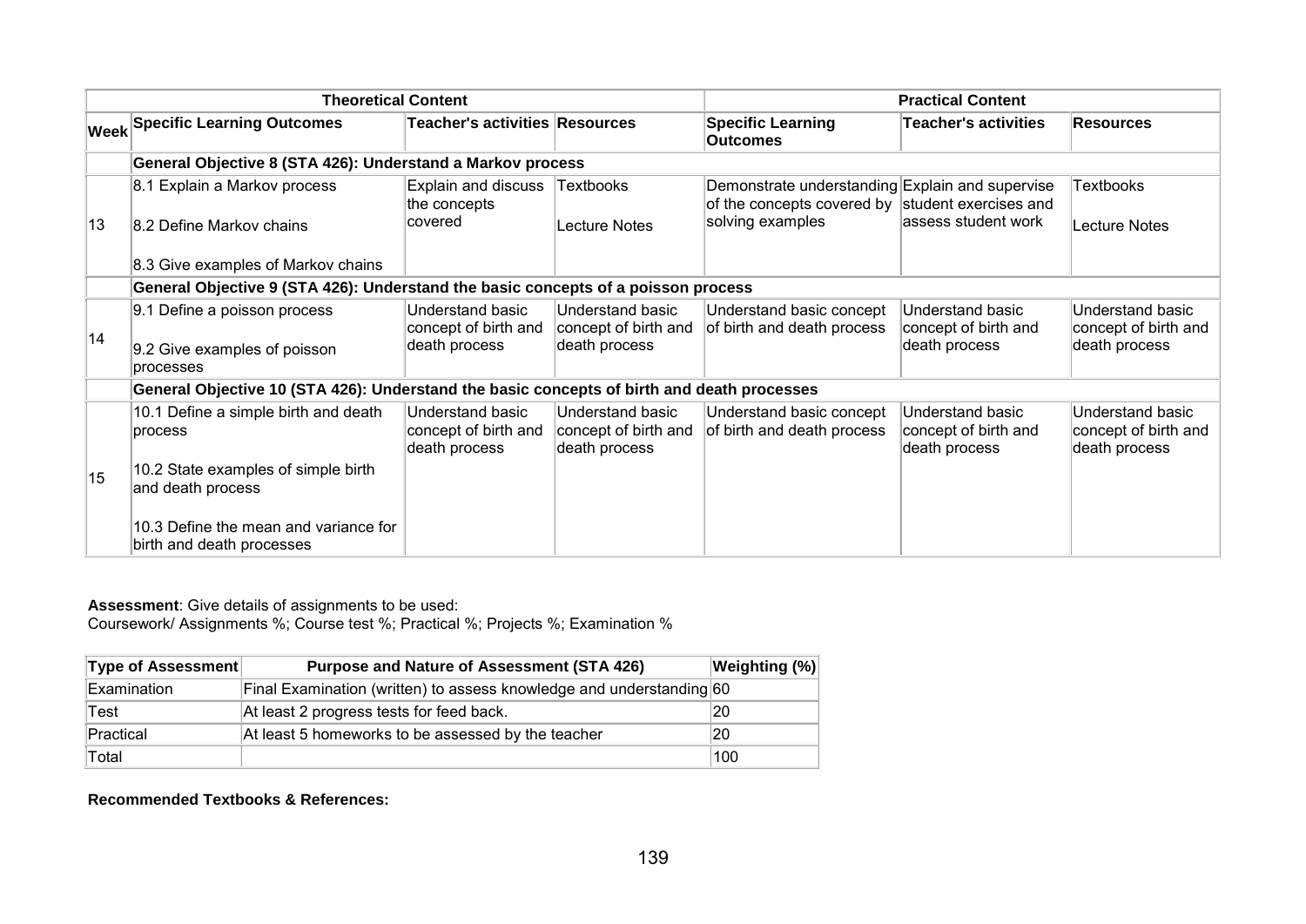| | Theoretical Content | | | Practical Content | | |
|---|---|---|---|---|---|---|
| Week | Specific Learning Outcomes | Teacher's activities | Resources | Specific Learning Outcomes | Teacher's activities | Resources |
| | **General Objective 8 (STA 426): Understand a Markov process** | | | | | |
| 13 | 8.1 Explain a Markov process<br><br>8.2 Define Markov chains<br><br>8.3 Give examples of Markov chains | Explain and discuss the concepts covered | Textbooks<br><br>Lecture Notes | Demonstrate understanding of the concepts covered by solving examples | Explain and supervise student exercises and assess student work | Textbooks<br><br>Lecture Notes |
| | **General Objective 9 (STA 426): Understand the basic concepts of a poisson process** | | | | | |
| 14 | 9.1 Define a poisson process<br><br>9.2 Give examples of poisson processes | Understand basic concept of birth and death process | Understand basic concept of birth and death process | Understand basic concept of birth and death process | Understand basic concept of birth and death process | Understand basic concept of birth and death process |
| | **General Objective 10 (STA 426): Understand the basic concepts of birth and death processes** | | | | | |
| 15 | 10.1 Define a simple birth and death process<br><br>10.2 State examples of simple birth and death process<br><br>10.3 Define the mean and variance for birth and death processes | Understand basic concept of birth and death process | Understand basic concept of birth and death process | Understand basic concept of birth and death process | Understand basic concept of birth and death process | Understand basic concept of birth and death process |

**Assessment**: Give details of assignments to be used:
Coursework/ Assignments %; Course test %; Practical %; Projects %; Examination %

| Type of Assessment | Purpose and Nature of Assessment (STA 426) | Weighting (%) |
|---|---|---|
| Examination | Final Examination (written) to assess knowledge and understanding | 60 |
| Test | At least 2 progress tests for feed back. | 20 |
| Practical | At least 5 homeworks to be assessed by the teacher | 20 |
| Total | | 100 |

**Recommended Textbooks & References:**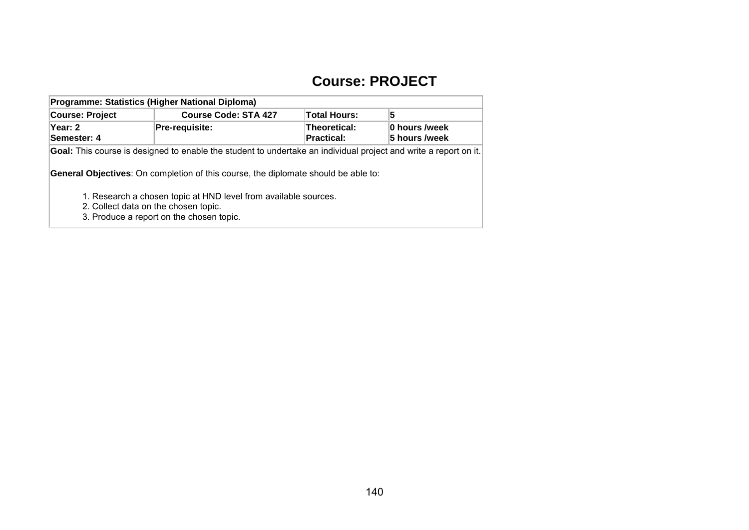# Course: PROJECT

| Programme: Statistics (Higher National Diploma) | | | |
|---|---|---|---|
| **Course: Project** | **Course Code: STA 427** | **Total Hours:** | **5** |
| **Year: 2**<br>**Semester: 4** | **Pre-requisite:** | **Theoretical:**<br>**Practical:** | **0 hours /week**<br>**5 hours /week** |

**Goal:** This course is designed to enable the student to undertake an individual project and write a report on it.

**General Objectives**: On completion of this course, the diplomate should be able to:

1. Research a chosen topic at HND level from available sources.
2. Collect data on the chosen topic.
3. Produce a report on the chosen topic.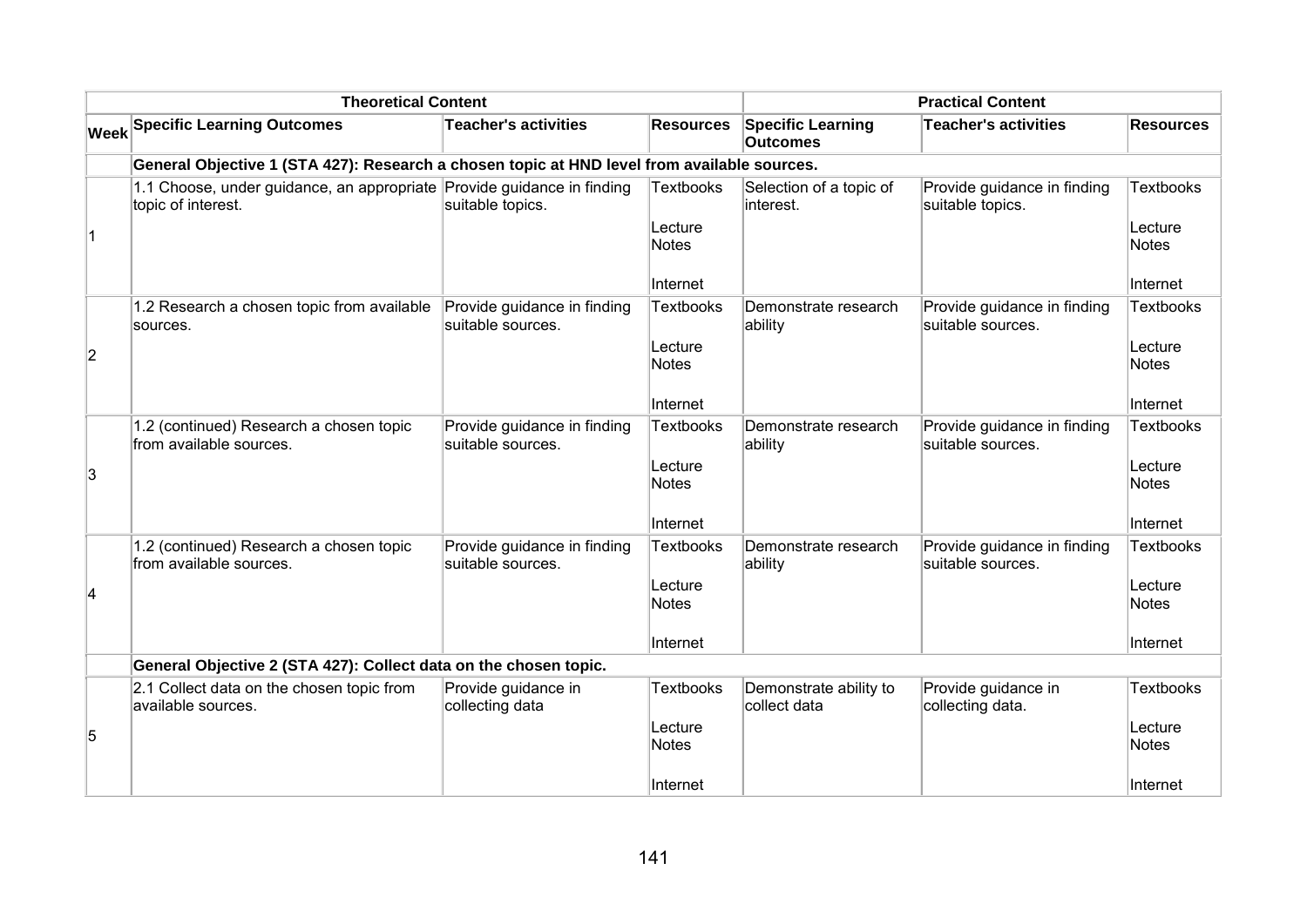| | Theoretical Content | | | Practical Content | | |
|---|---|---|---|---|---|---|
| Week | Specific Learning Outcomes | Teacher's activities | Resources | Specific Learning Outcomes | Teacher's activities | Resources |
| | **General Objective 1 (STA 427): Research a chosen topic at HND level from available sources.** | | | | | |
| 1 | 1.1 Choose, under guidance, an appropriate topic of interest. | Provide guidance in finding suitable topics. | Textbooks<br><br>Lecture Notes<br><br>Internet | Selection of a topic of interest. | Provide guidance in finding suitable topics. | Textbooks<br><br>Lecture Notes<br><br>Internet |
| 2 | 1.2 Research a chosen topic from available sources. | Provide guidance in finding suitable sources. | Textbooks<br><br>Lecture Notes<br><br>Internet | Demonstrate research ability | Provide guidance in finding suitable sources. | Textbooks<br><br>Lecture Notes<br><br>Internet |
| 3 | 1.2 (continued) Research a chosen topic from available sources. | Provide guidance in finding suitable sources. | Textbooks<br><br>Lecture Notes<br><br>Internet | Demonstrate research ability | Provide guidance in finding suitable sources. | Textbooks<br><br>Lecture Notes<br><br>Internet |
| 4 | 1.2 (continued) Research a chosen topic from available sources. | Provide guidance in finding suitable sources. | Textbooks<br><br>Lecture Notes<br><br>Internet | Demonstrate research ability | Provide guidance in finding suitable sources. | Textbooks<br><br>Lecture Notes<br><br>Internet |
| | **General Objective 2 (STA 427): Collect data on the chosen topic.** | | | | | |
| 5 | 2.1 Collect data on the chosen topic from available sources. | Provide guidance in collecting data | Textbooks<br><br>Lecture Notes<br><br>Internet | Demonstrate ability to collect data | Provide guidance in collecting data. | Textbooks<br><br>Lecture Notes<br><br>Internet |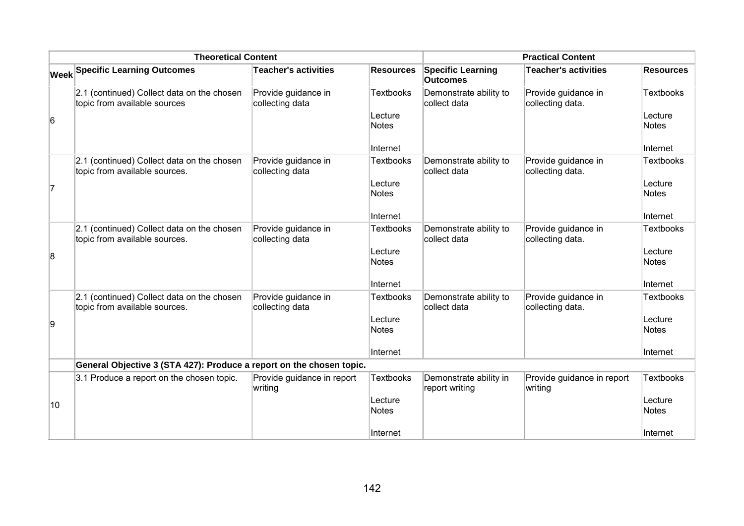| | Theoretical Content | | | Practical Content | | |
|---|---|---|---|---|---|---|
| **Week** | **Specific Learning Outcomes** | **Teacher's activities** | **Resources** | **Specific Learning Outcomes** | **Teacher's activities** | **Resources** |
| 6 | 2.1 (continued) Collect data on the chosen topic from available sources | Provide guidance in collecting data | Textbooks<br><br>Lecture Notes<br><br>Internet | Demonstrate ability to collect data | Provide guidance in collecting data. | Textbooks<br><br>Lecture Notes<br><br>Internet |
| 7 | 2.1 (continued) Collect data on the chosen topic from available sources. | Provide guidance in collecting data | Textbooks<br><br>Lecture Notes<br><br>Internet | Demonstrate ability to collect data | Provide guidance in collecting data. | Textbooks<br><br>Lecture Notes<br><br>Internet |
| 8 | 2.1 (continued) Collect data on the chosen topic from available sources. | Provide guidance in collecting data | Textbooks<br><br>Lecture Notes<br><br>Internet | Demonstrate ability to collect data | Provide guidance in collecting data. | Textbooks<br><br>Lecture Notes<br><br>Internet |
| 9 | 2.1 (continued) Collect data on the chosen topic from available sources. | Provide guidance in collecting data | Textbooks<br><br>Lecture Notes<br><br>Internet | Demonstrate ability to collect data | Provide guidance in collecting data. | Textbooks<br><br>Lecture Notes<br><br>Internet |
| | **General Objective 3 (STA 427): Produce a report on the chosen topic.** | | | | | |
| 10 | 3.1 Produce a report on the chosen topic. | Provide guidance in report writing | Textbooks<br><br>Lecture Notes<br><br>Internet | Demonstrate ability in report writing | Provide guidance in report writing | Textbooks<br><br>Lecture Notes<br><br>Internet |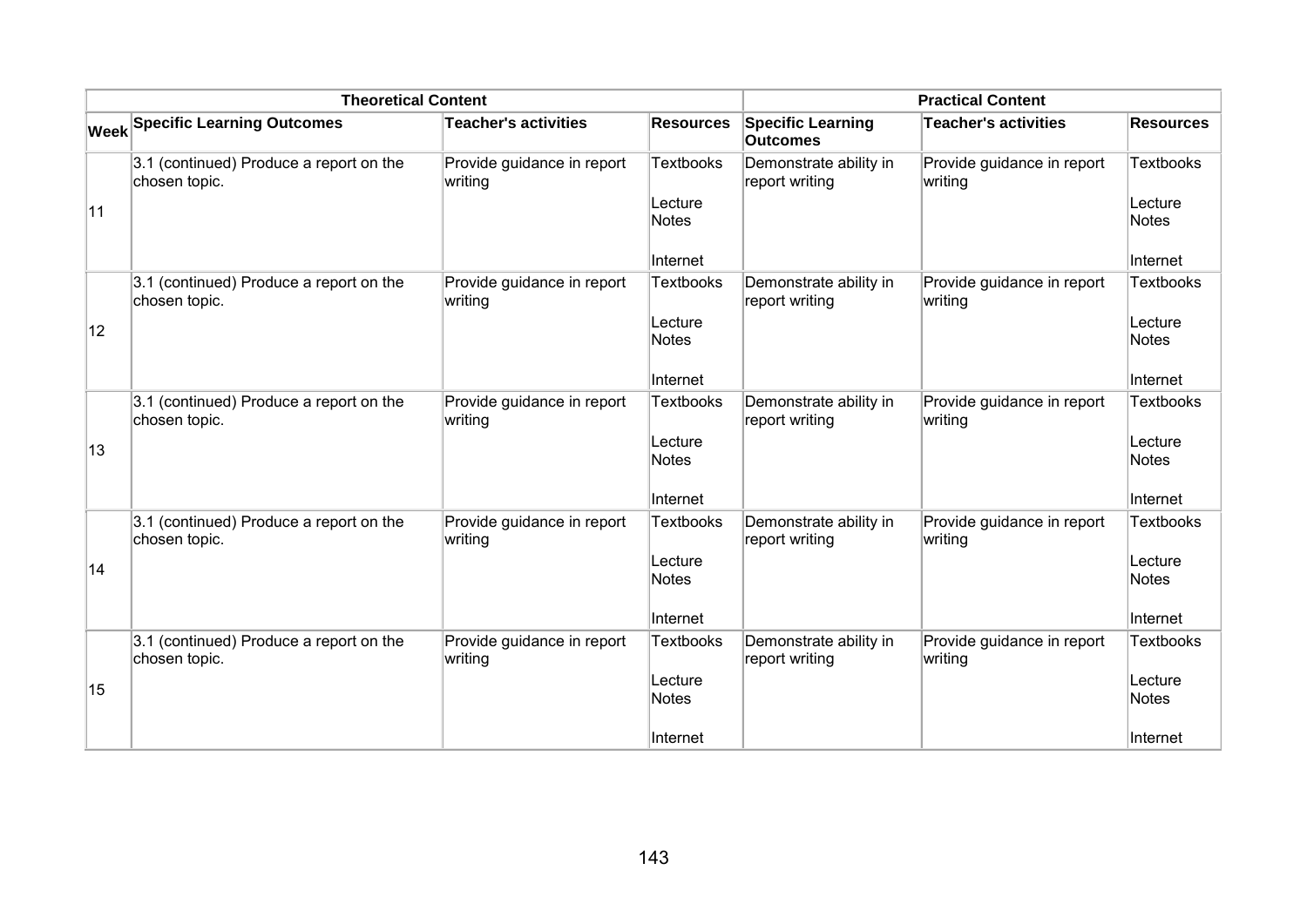| Theoretical Content | | | | Practical Content | | |
|---|---|---|---|---|---|---|
| Week | Specific Learning Outcomes | Teacher's activities | Resources | Specific Learning Outcomes | Teacher's activities | Resources |
| 11 | 3.1 (continued) Produce a report on the chosen topic. | Provide guidance in report writing | Textbooks<br><br>Lecture Notes<br><br>Internet | Demonstrate ability in report writing | Provide guidance in report writing | Textbooks<br><br>Lecture Notes<br><br>Internet |
| 12 | 3.1 (continued) Produce a report on the chosen topic. | Provide guidance in report writing | Textbooks<br><br>Lecture Notes<br><br>Internet | Demonstrate ability in report writing | Provide guidance in report writing | Textbooks<br><br>Lecture Notes<br><br>Internet |
| 13 | 3.1 (continued) Produce a report on the chosen topic. | Provide guidance in report writing | Textbooks<br><br>Lecture Notes<br><br>Internet | Demonstrate ability in report writing | Provide guidance in report writing | Textbooks<br><br>Lecture Notes<br><br>Internet |
| 14 | 3.1 (continued) Produce a report on the chosen topic. | Provide guidance in report writing | Textbooks<br><br>Lecture Notes<br><br>Internet | Demonstrate ability in report writing | Provide guidance in report writing | Textbooks<br><br>Lecture Notes<br><br>Internet |
| 15 | 3.1 (continued) Produce a report on the chosen topic. | Provide guidance in report writing | Textbooks<br><br>Lecture Notes<br><br>Internet | Demonstrate ability in report writing | Provide guidance in report writing | Textbooks<br><br>Lecture Notes<br><br>Internet |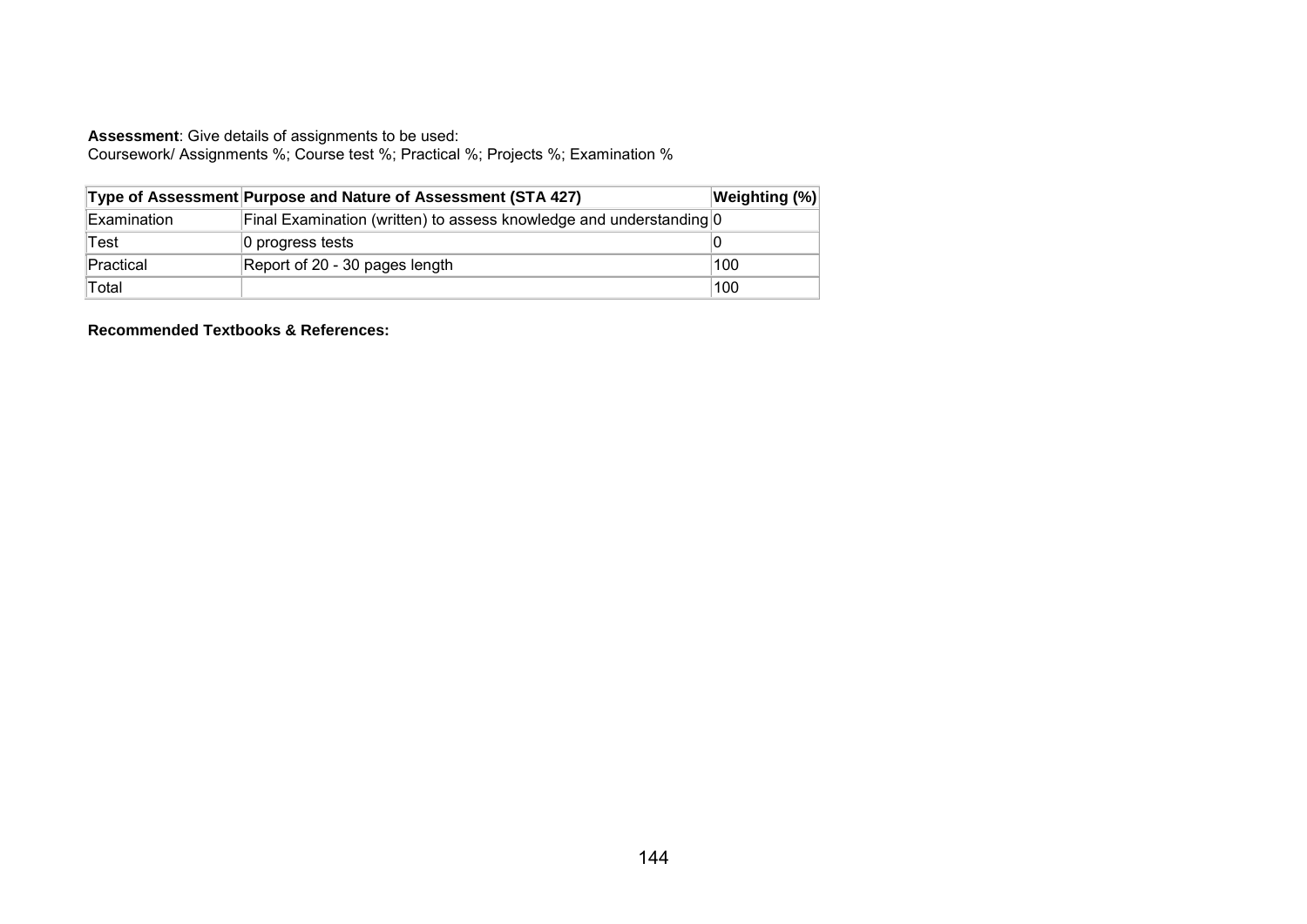**Assessment**: Give details of assignments to be used:
Coursework/ Assignments %; Course test %; Practical %; Projects %; Examination %

| Type of Assessment | Purpose and Nature of Assessment (STA 427) | Weighting (%) |
|---|---|---|
| Examination | Final Examination (written) to assess knowledge and understanding | 0 |
| Test | 0 progress tests | 0 |
| Practical | Report of 20 - 30 pages length | 100 |
| Total | | 100 |

**Recommended Textbooks & References:**